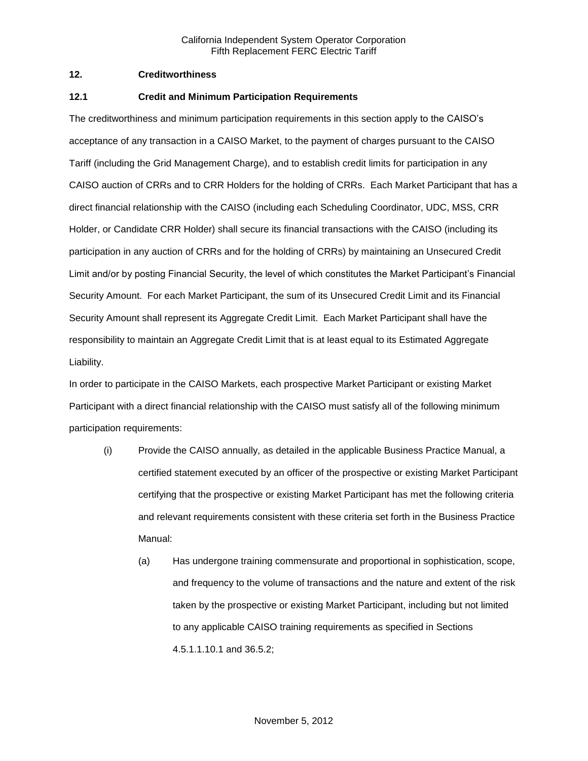## 12. Creditworthiness

### 12.1 Credit and Minimum Participation Requirements

The creditworthiness and minimum participation requirements in this section apply to the CAISO's acceptance of any transaction in a CAISO Market, to the payment of charges pursuant to the CAISO Tariff (including the Grid Management Charge), and to establish credit limits for participation in any CAISO auction of CRRs and to CRR Holders for the holding of CRRs. Each Market Participant that has a direct financial relationship with the CAISO (including each Scheduling Coordinator, UDC, MSS, CRR Holder, or Candidate CRR Holder) shall secure its financial transactions with the CAISO (including its participation in any auction of CRRs and for the holding of CRRs) by maintaining an Unsecured Credit Limit and/or by posting Financial Security, the level of which constitutes the Market Participant's Financial Security Amount. For each Market Participant, the sum of its Unsecured Credit Limit and its Financial Security Amount shall represent its Aggregate Credit Limit. Each Market Participant shall have the responsibility to maintain an Aggregate Credit Limit that is at least equal to its Estimated Aggregate Liability.

In order to participate in the CAISO Markets, each prospective Market Participant or existing Market Participant with a direct financial relationship with the CAISO must satisfy all of the following minimum participation requirements:

(i) Provide the CAISO annually, as detailed in the applicable Business Practice Manual, a certified statement executed by an officer of the prospective or existing Market Participant certifying that the prospective or existing Market Participant has met the following criteria and relevant requirements consistent with these criteria set forth in the Business Practice Manual:

  (a) Has undergone training commensurate and proportional in sophistication, scope, and frequency to the volume of transactions and the nature and extent of the risk taken by the prospective or existing Market Participant, including but not limited to any applicable CAISO training requirements as specified in Sections 4.5.1.1.10.1 and 36.5.2;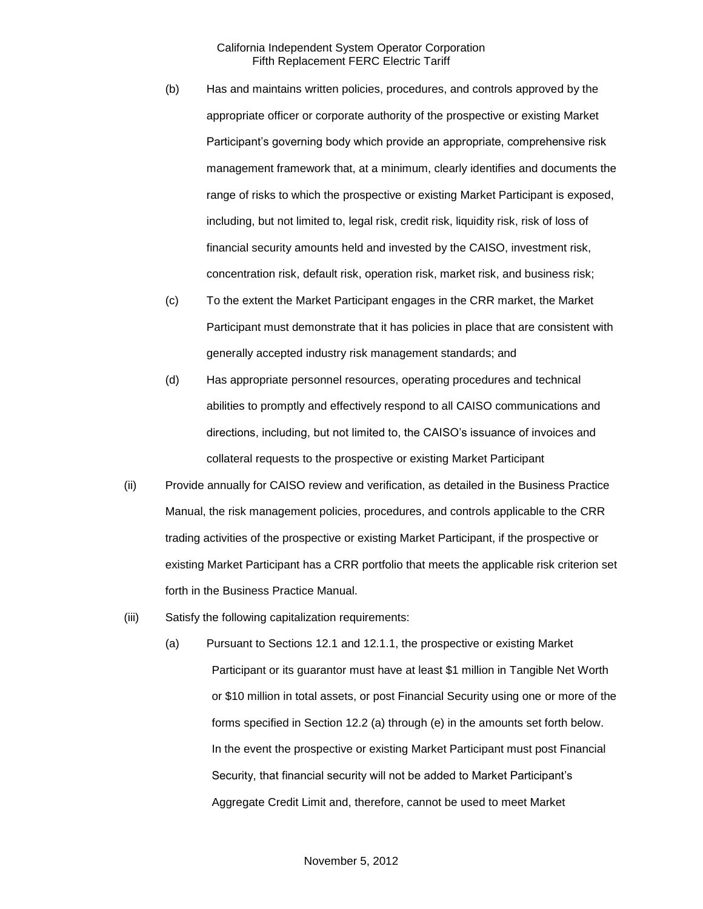(b) Has and maintains written policies, procedures, and controls approved by the appropriate officer or corporate authority of the prospective or existing Market Participant's governing body which provide an appropriate, comprehensive risk management framework that, at a minimum, clearly identifies and documents the range of risks to which the prospective or existing Market Participant is exposed, including, but not limited to, legal risk, credit risk, liquidity risk, risk of loss of financial security amounts held and invested by the CAISO, investment risk, concentration risk, default risk, operation risk, market risk, and business risk;

(c) To the extent the Market Participant engages in the CRR market, the Market Participant must demonstrate that it has policies in place that are consistent with generally accepted industry risk management standards; and

(d) Has appropriate personnel resources, operating procedures and technical abilities to promptly and effectively respond to all CAISO communications and directions, including, but not limited to, the CAISO's issuance of invoices and collateral requests to the prospective or existing Market Participant

(ii) Provide annually for CAISO review and verification, as detailed in the Business Practice Manual, the risk management policies, procedures, and controls applicable to the CRR trading activities of the prospective or existing Market Participant, if the prospective or existing Market Participant has a CRR portfolio that meets the applicable risk criterion set forth in the Business Practice Manual.

(iii) Satisfy the following capitalization requirements:

(a) Pursuant to Sections 12.1 and 12.1.1, the prospective or existing Market Participant or its guarantor must have at least $1 million in Tangible Net Worth or $10 million in total assets, or post Financial Security using one or more of the forms specified in Section 12.2 (a) through (e) in the amounts set forth below. In the event the prospective or existing Market Participant must post Financial Security, that financial security will not be added to Market Participant's Aggregate Credit Limit and, therefore, cannot be used to meet Market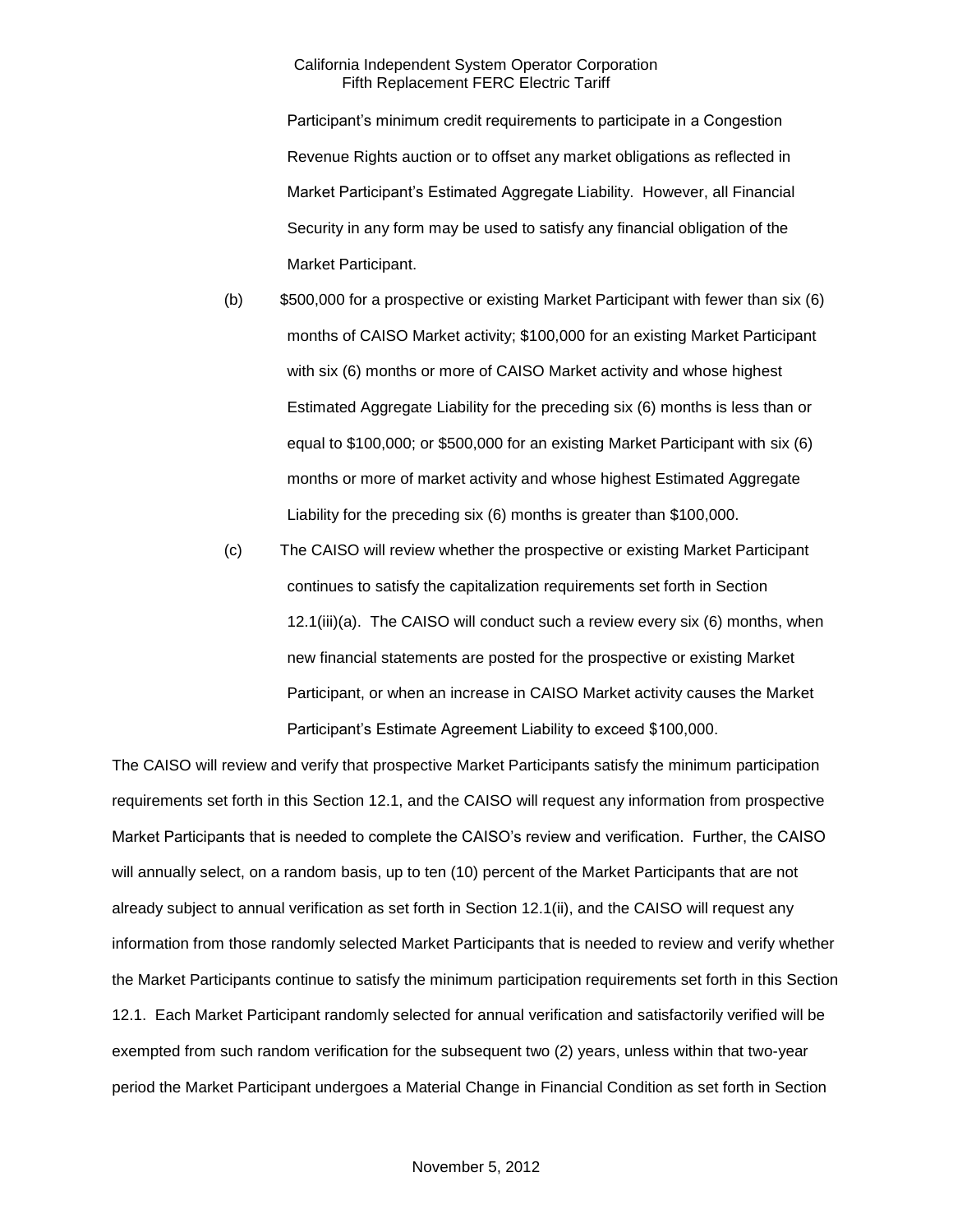Participant's minimum credit requirements to participate in a Congestion Revenue Rights auction or to offset any market obligations as reflected in Market Participant's Estimated Aggregate Liability. However, all Financial Security in any form may be used to satisfy any financial obligation of the Market Participant.

(b) $500,000 for a prospective or existing Market Participant with fewer than six (6) months of CAISO Market activity; $100,000 for an existing Market Participant with six (6) months or more of CAISO Market activity and whose highest Estimated Aggregate Liability for the preceding six (6) months is less than or equal to $100,000; or $500,000 for an existing Market Participant with six (6) months or more of market activity and whose highest Estimated Aggregate Liability for the preceding six (6) months is greater than $100,000.

(c) The CAISO will review whether the prospective or existing Market Participant continues to satisfy the capitalization requirements set forth in Section 12.1(iii)(a). The CAISO will conduct such a review every six (6) months, when new financial statements are posted for the prospective or existing Market Participant, or when an increase in CAISO Market activity causes the Market Participant's Estimate Agreement Liability to exceed $100,000.

The CAISO will review and verify that prospective Market Participants satisfy the minimum participation requirements set forth in this Section 12.1, and the CAISO will request any information from prospective Market Participants that is needed to complete the CAISO's review and verification. Further, the CAISO will annually select, on a random basis, up to ten (10) percent of the Market Participants that are not already subject to annual verification as set forth in Section 12.1(ii), and the CAISO will request any information from those randomly selected Market Participants that is needed to review and verify whether the Market Participants continue to satisfy the minimum participation requirements set forth in this Section 12.1. Each Market Participant randomly selected for annual verification and satisfactorily verified will be exempted from such random verification for the subsequent two (2) years, unless within that two-year period the Market Participant undergoes a Material Change in Financial Condition as set forth in Section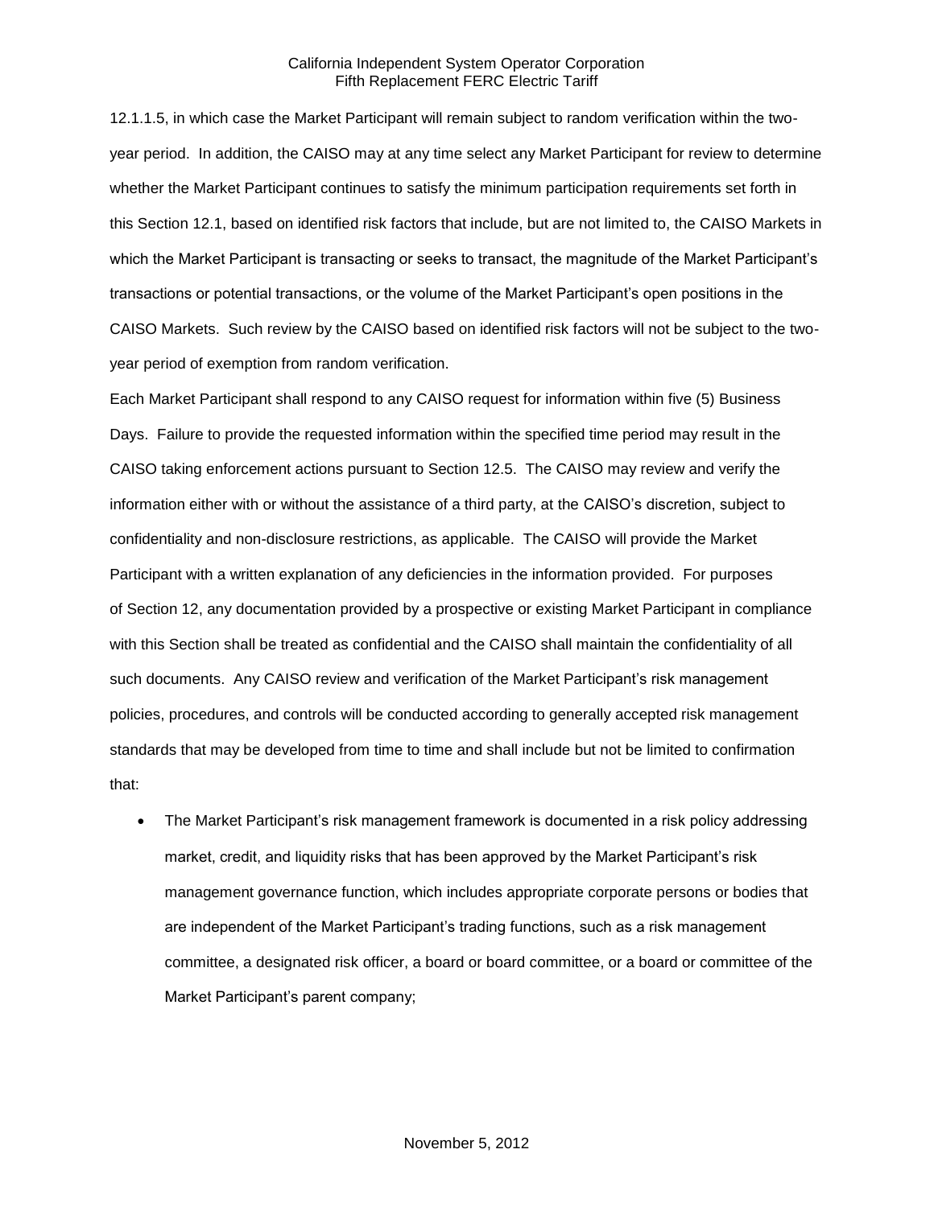12.1.1.5, in which case the Market Participant will remain subject to random verification within the two-year period. In addition, the CAISO may at any time select any Market Participant for review to determine whether the Market Participant continues to satisfy the minimum participation requirements set forth in this Section 12.1, based on identified risk factors that include, but are not limited to, the CAISO Markets in which the Market Participant is transacting or seeks to transact, the magnitude of the Market Participant's transactions or potential transactions, or the volume of the Market Participant's open positions in the CAISO Markets. Such review by the CAISO based on identified risk factors will not be subject to the two-year period of exemption from random verification.

Each Market Participant shall respond to any CAISO request for information within five (5) Business Days. Failure to provide the requested information within the specified time period may result in the CAISO taking enforcement actions pursuant to Section 12.5. The CAISO may review and verify the information either with or without the assistance of a third party, at the CAISO's discretion, subject to confidentiality and non-disclosure restrictions, as applicable. The CAISO will provide the Market Participant with a written explanation of any deficiencies in the information provided. For purposes of Section 12, any documentation provided by a prospective or existing Market Participant in compliance with this Section shall be treated as confidential and the CAISO shall maintain the confidentiality of all such documents. Any CAISO review and verification of the Market Participant's risk management policies, procedures, and controls will be conducted according to generally accepted risk management standards that may be developed from time to time and shall include but not be limited to confirmation that:

- The Market Participant's risk management framework is documented in a risk policy addressing market, credit, and liquidity risks that has been approved by the Market Participant's risk management governance function, which includes appropriate corporate persons or bodies that are independent of the Market Participant's trading functions, such as a risk management committee, a designated risk officer, a board or board committee, or a board or committee of the Market Participant's parent company;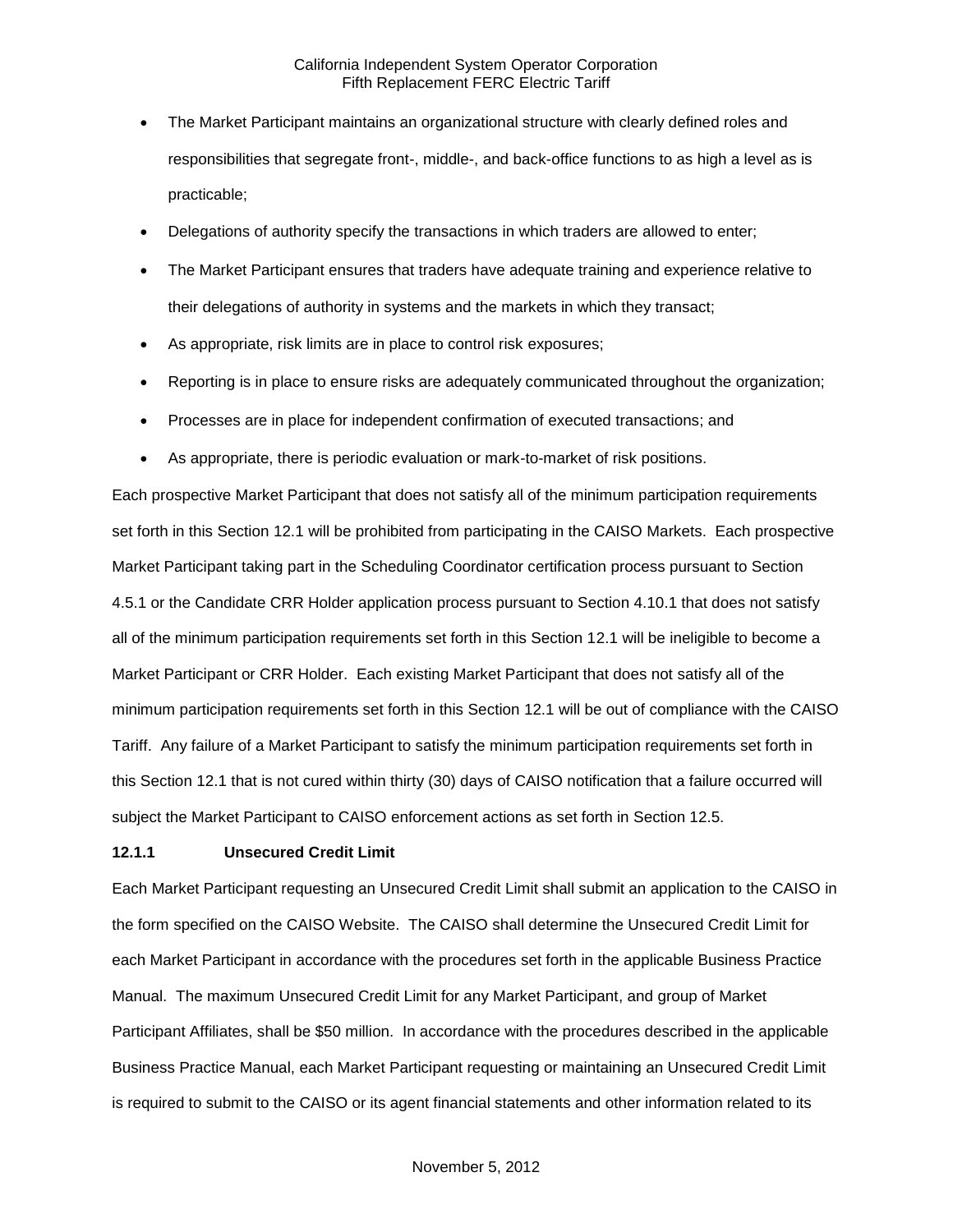- The Market Participant maintains an organizational structure with clearly defined roles and responsibilities that segregate front-, middle-, and back-office functions to as high a level as is practicable;
- Delegations of authority specify the transactions in which traders are allowed to enter;
- The Market Participant ensures that traders have adequate training and experience relative to their delegations of authority in systems and the markets in which they transact;
- As appropriate, risk limits are in place to control risk exposures;
- Reporting is in place to ensure risks are adequately communicated throughout the organization;
- Processes are in place for independent confirmation of executed transactions; and
- As appropriate, there is periodic evaluation or mark-to-market of risk positions.

Each prospective Market Participant that does not satisfy all of the minimum participation requirements set forth in this Section 12.1 will be prohibited from participating in the CAISO Markets. Each prospective Market Participant taking part in the Scheduling Coordinator certification process pursuant to Section 4.5.1 or the Candidate CRR Holder application process pursuant to Section 4.10.1 that does not satisfy all of the minimum participation requirements set forth in this Section 12.1 will be ineligible to become a Market Participant or CRR Holder. Each existing Market Participant that does not satisfy all of the minimum participation requirements set forth in this Section 12.1 will be out of compliance with the CAISO Tariff. Any failure of a Market Participant to satisfy the minimum participation requirements set forth in this Section 12.1 that is not cured within thirty (30) days of CAISO notification that a failure occurred will subject the Market Participant to CAISO enforcement actions as set forth in Section 12.5.

**12.1.1 Unsecured Credit Limit**

Each Market Participant requesting an Unsecured Credit Limit shall submit an application to the CAISO in the form specified on the CAISO Website. The CAISO shall determine the Unsecured Credit Limit for each Market Participant in accordance with the procedures set forth in the applicable Business Practice Manual. The maximum Unsecured Credit Limit for any Market Participant, and group of Market Participant Affiliates, shall be $50 million. In accordance with the procedures described in the applicable Business Practice Manual, each Market Participant requesting or maintaining an Unsecured Credit Limit is required to submit to the CAISO or its agent financial statements and other information related to its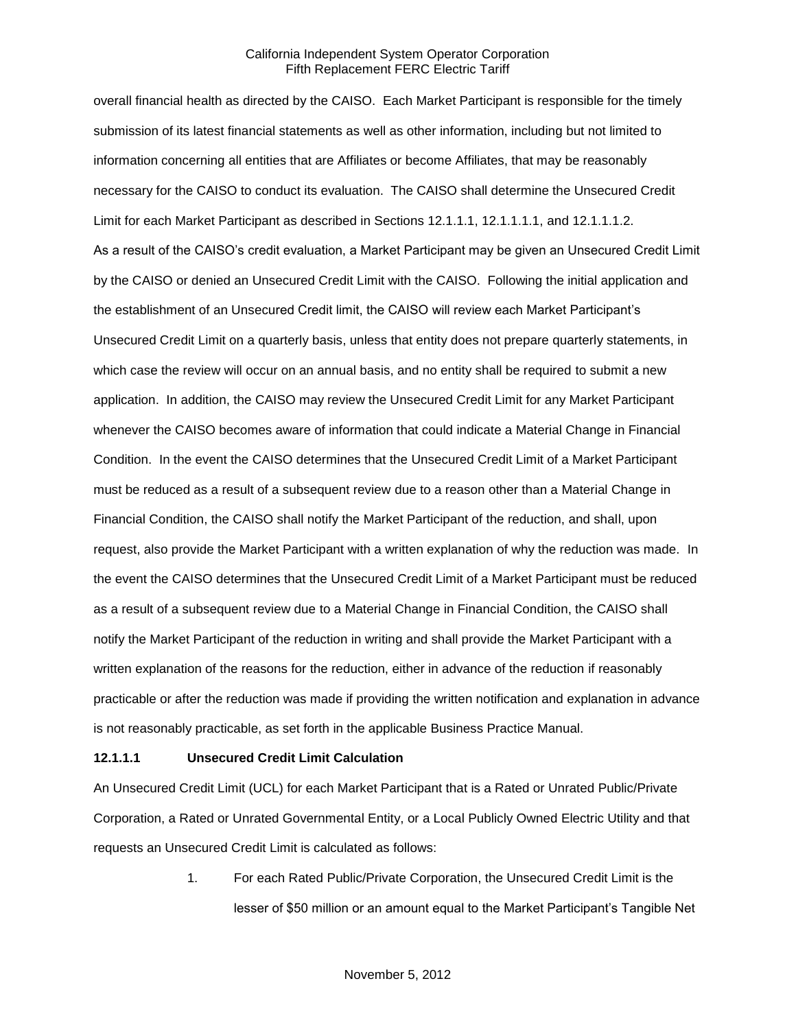overall financial health as directed by the CAISO. Each Market Participant is responsible for the timely submission of its latest financial statements as well as other information, including but not limited to information concerning all entities that are Affiliates or become Affiliates, that may be reasonably necessary for the CAISO to conduct its evaluation. The CAISO shall determine the Unsecured Credit Limit for each Market Participant as described in Sections 12.1.1.1, 12.1.1.1.1, and 12.1.1.1.2.

As a result of the CAISO's credit evaluation, a Market Participant may be given an Unsecured Credit Limit by the CAISO or denied an Unsecured Credit Limit with the CAISO. Following the initial application and the establishment of an Unsecured Credit limit, the CAISO will review each Market Participant's Unsecured Credit Limit on a quarterly basis, unless that entity does not prepare quarterly statements, in which case the review will occur on an annual basis, and no entity shall be required to submit a new application. In addition, the CAISO may review the Unsecured Credit Limit for any Market Participant whenever the CAISO becomes aware of information that could indicate a Material Change in Financial Condition. In the event the CAISO determines that the Unsecured Credit Limit of a Market Participant must be reduced as a result of a subsequent review due to a reason other than a Material Change in Financial Condition, the CAISO shall notify the Market Participant of the reduction, and shall, upon request, also provide the Market Participant with a written explanation of why the reduction was made. In the event the CAISO determines that the Unsecured Credit Limit of a Market Participant must be reduced as a result of a subsequent review due to a Material Change in Financial Condition, the CAISO shall notify the Market Participant of the reduction in writing and shall provide the Market Participant with a written explanation of the reasons for the reduction, either in advance of the reduction if reasonably practicable or after the reduction was made if providing the written notification and explanation in advance is not reasonably practicable, as set forth in the applicable Business Practice Manual.

**12.1.1.1 Unsecured Credit Limit Calculation**

An Unsecured Credit Limit (UCL) for each Market Participant that is a Rated or Unrated Public/Private Corporation, a Rated or Unrated Governmental Entity, or a Local Publicly Owned Electric Utility and that requests an Unsecured Credit Limit is calculated as follows:

1. For each Rated Public/Private Corporation, the Unsecured Credit Limit is the lesser of $50 million or an amount equal to the Market Participant's Tangible Net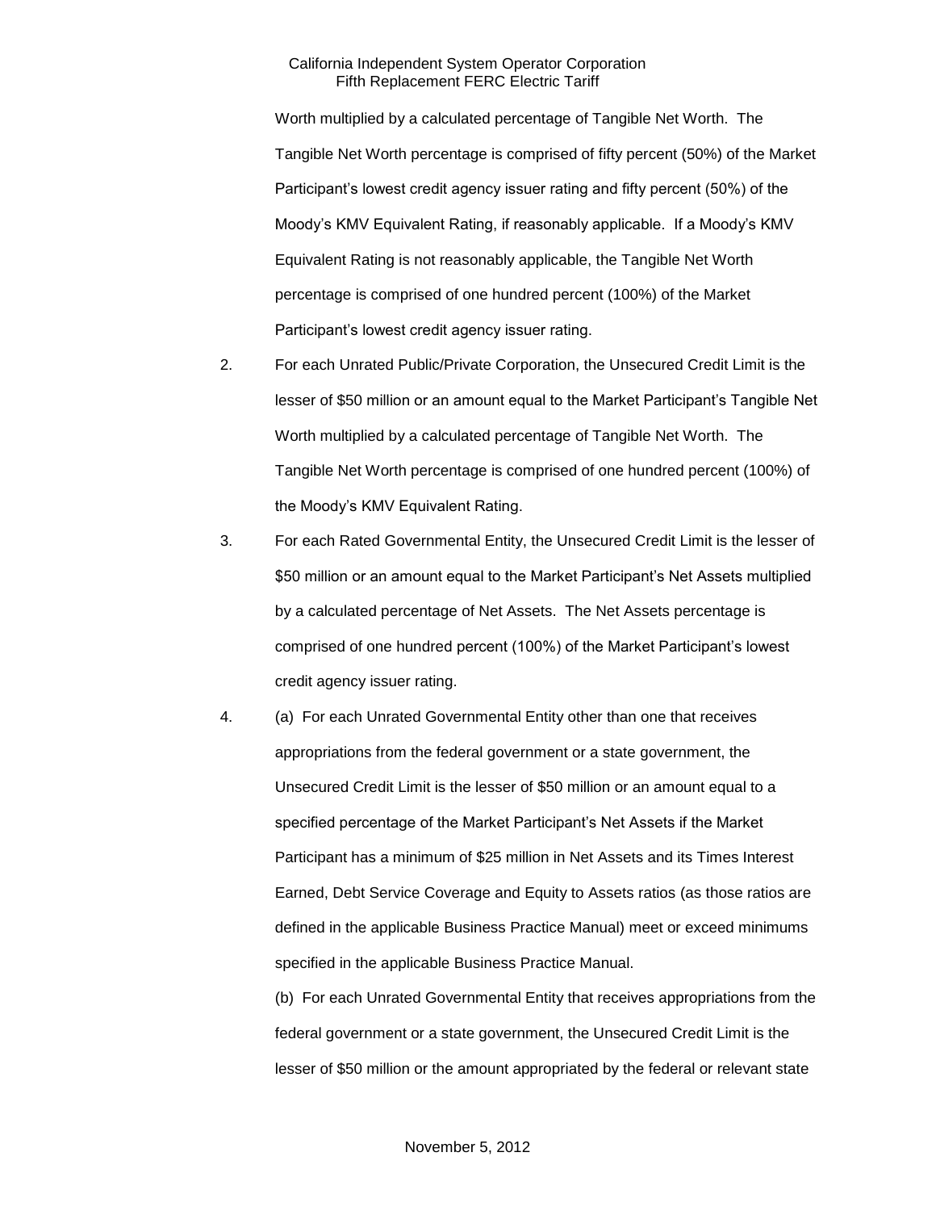Worth multiplied by a calculated percentage of Tangible Net Worth. The Tangible Net Worth percentage is comprised of fifty percent (50%) of the Market Participant's lowest credit agency issuer rating and fifty percent (50%) of the Moody's KMV Equivalent Rating, if reasonably applicable. If a Moody's KMV Equivalent Rating is not reasonably applicable, the Tangible Net Worth percentage is comprised of one hundred percent (100%) of the Market Participant's lowest credit agency issuer rating.

2. For each Unrated Public/Private Corporation, the Unsecured Credit Limit is the lesser of $50 million or an amount equal to the Market Participant's Tangible Net Worth multiplied by a calculated percentage of Tangible Net Worth. The Tangible Net Worth percentage is comprised of one hundred percent (100%) of the Moody's KMV Equivalent Rating.

3. For each Rated Governmental Entity, the Unsecured Credit Limit is the lesser of $50 million or an amount equal to the Market Participant's Net Assets multiplied by a calculated percentage of Net Assets. The Net Assets percentage is comprised of one hundred percent (100%) of the Market Participant's lowest credit agency issuer rating.

4. (a) For each Unrated Governmental Entity other than one that receives appropriations from the federal government or a state government, the Unsecured Credit Limit is the lesser of $50 million or an amount equal to a specified percentage of the Market Participant's Net Assets if the Market Participant has a minimum of $25 million in Net Assets and its Times Interest Earned, Debt Service Coverage and Equity to Assets ratios (as those ratios are defined in the applicable Business Practice Manual) meet or exceed minimums specified in the applicable Business Practice Manual.

   (b) For each Unrated Governmental Entity that receives appropriations from the federal government or a state government, the Unsecured Credit Limit is the lesser of $50 million or the amount appropriated by the federal or relevant state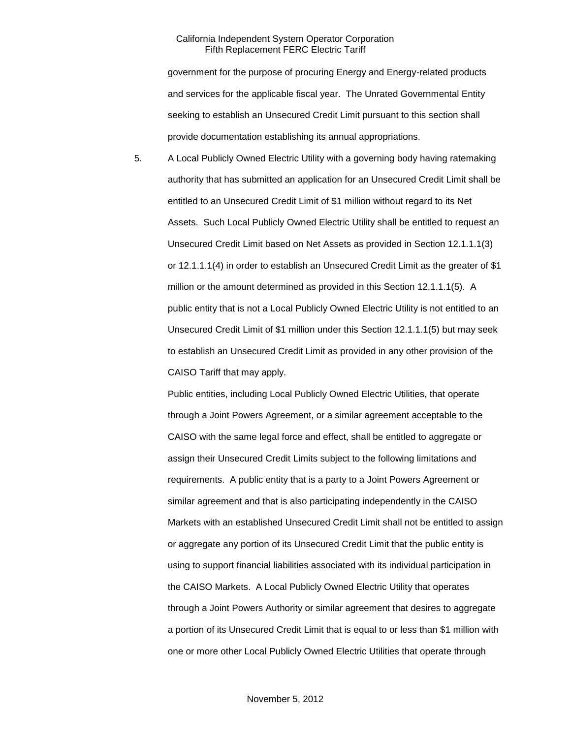government for the purpose of procuring Energy and Energy-related products and services for the applicable fiscal year. The Unrated Governmental Entity seeking to establish an Unsecured Credit Limit pursuant to this section shall provide documentation establishing its annual appropriations.

5. A Local Publicly Owned Electric Utility with a governing body having ratemaking authority that has submitted an application for an Unsecured Credit Limit shall be entitled to an Unsecured Credit Limit of $1 million without regard to its Net Assets. Such Local Publicly Owned Electric Utility shall be entitled to request an Unsecured Credit Limit based on Net Assets as provided in Section 12.1.1.1(3) or 12.1.1.1(4) in order to establish an Unsecured Credit Limit as the greater of $1 million or the amount determined as provided in this Section 12.1.1.1(5). A public entity that is not a Local Publicly Owned Electric Utility is not entitled to an Unsecured Credit Limit of $1 million under this Section 12.1.1.1(5) but may seek to establish an Unsecured Credit Limit as provided in any other provision of the CAISO Tariff that may apply.

   Public entities, including Local Publicly Owned Electric Utilities, that operate through a Joint Powers Agreement, or a similar agreement acceptable to the CAISO with the same legal force and effect, shall be entitled to aggregate or assign their Unsecured Credit Limits subject to the following limitations and requirements. A public entity that is a party to a Joint Powers Agreement or similar agreement and that is also participating independently in the CAISO Markets with an established Unsecured Credit Limit shall not be entitled to assign or aggregate any portion of its Unsecured Credit Limit that the public entity is using to support financial liabilities associated with its individual participation in the CAISO Markets. A Local Publicly Owned Electric Utility that operates through a Joint Powers Authority or similar agreement that desires to aggregate a portion of its Unsecured Credit Limit that is equal to or less than $1 million with one or more other Local Publicly Owned Electric Utilities that operate through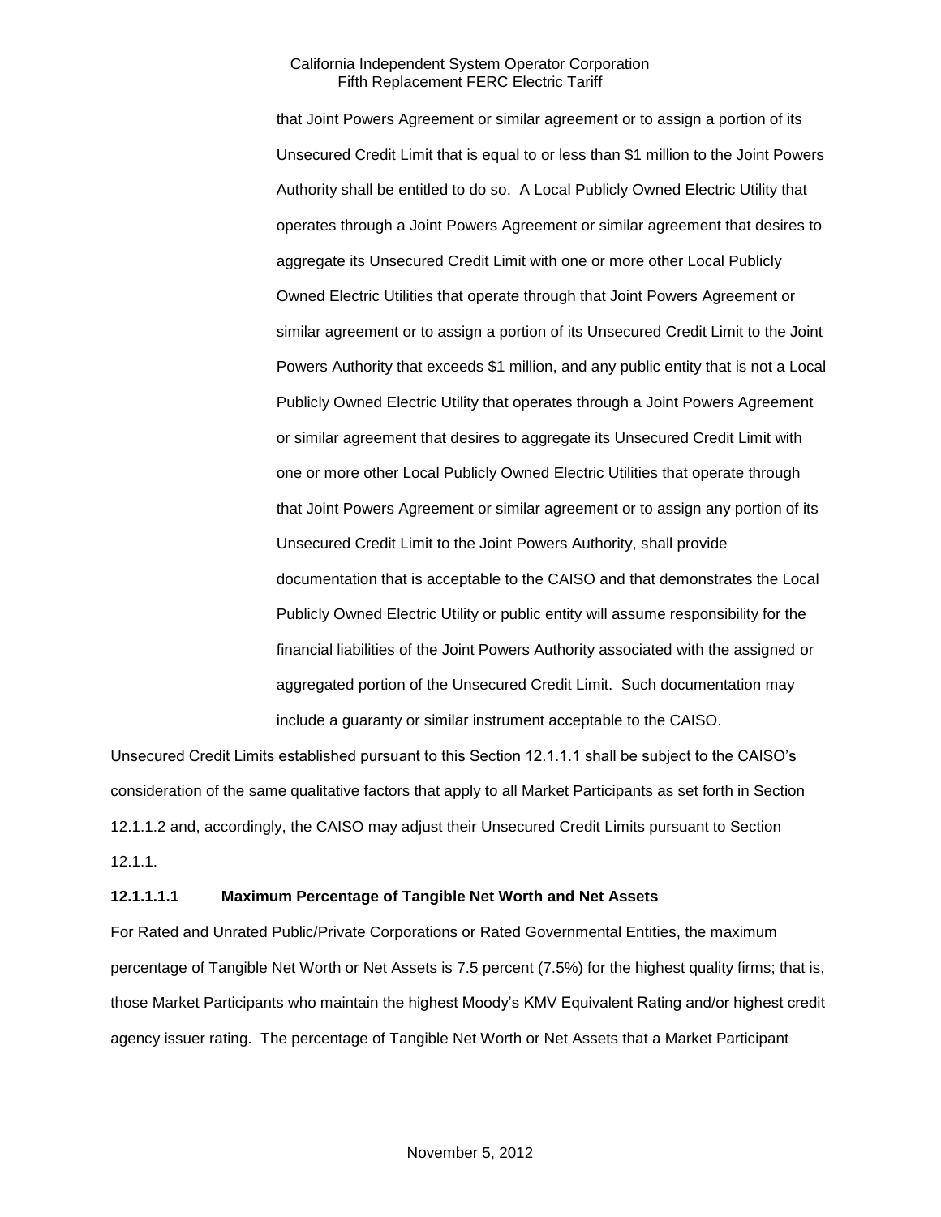that Joint Powers Agreement or similar agreement or to assign a portion of its Unsecured Credit Limit that is equal to or less than $1 million to the Joint Powers Authority shall be entitled to do so. A Local Publicly Owned Electric Utility that operates through a Joint Powers Agreement or similar agreement that desires to aggregate its Unsecured Credit Limit with one or more other Local Publicly Owned Electric Utilities that operate through that Joint Powers Agreement or similar agreement or to assign a portion of its Unsecured Credit Limit to the Joint Powers Authority that exceeds $1 million, and any public entity that is not a Local Publicly Owned Electric Utility that operates through a Joint Powers Agreement or similar agreement that desires to aggregate its Unsecured Credit Limit with one or more other Local Publicly Owned Electric Utilities that operate through that Joint Powers Agreement or similar agreement or to assign any portion of its Unsecured Credit Limit to the Joint Powers Authority, shall provide documentation that is acceptable to the CAISO and that demonstrates the Local Publicly Owned Electric Utility or public entity will assume responsibility for the financial liabilities of the Joint Powers Authority associated with the assigned or aggregated portion of the Unsecured Credit Limit. Such documentation may include a guaranty or similar instrument acceptable to the CAISO.

Unsecured Credit Limits established pursuant to this Section 12.1.1.1 shall be subject to the CAISO's consideration of the same qualitative factors that apply to all Market Participants as set forth in Section 12.1.1.2 and, accordingly, the CAISO may adjust their Unsecured Credit Limits pursuant to Section 12.1.1.

**12.1.1.1.1 Maximum Percentage of Tangible Net Worth and Net Assets**

For Rated and Unrated Public/Private Corporations or Rated Governmental Entities, the maximum percentage of Tangible Net Worth or Net Assets is 7.5 percent (7.5%) for the highest quality firms; that is, those Market Participants who maintain the highest Moody's KMV Equivalent Rating and/or highest credit agency issuer rating. The percentage of Tangible Net Worth or Net Assets that a Market Participant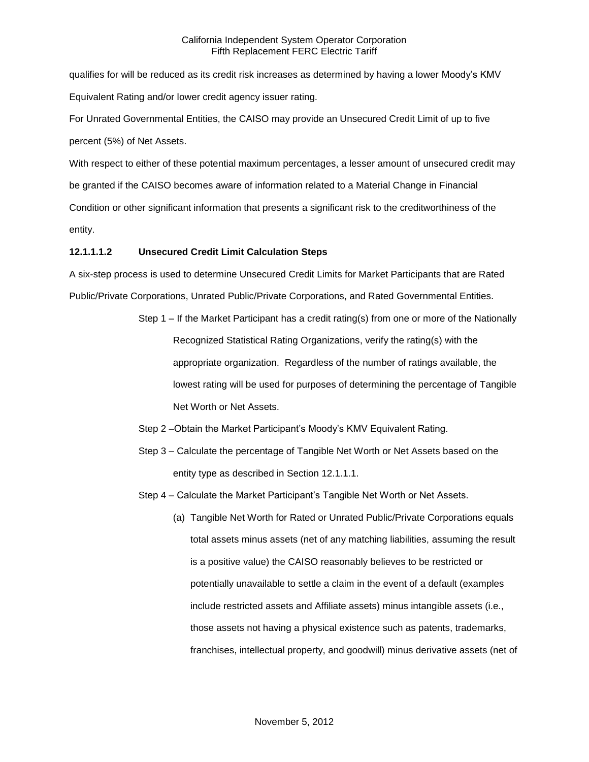qualifies for will be reduced as its credit risk increases as determined by having a lower Moody's KMV Equivalent Rating and/or lower credit agency issuer rating.

For Unrated Governmental Entities, the CAISO may provide an Unsecured Credit Limit of up to five percent (5%) of Net Assets.

With respect to either of these potential maximum percentages, a lesser amount of unsecured credit may be granted if the CAISO becomes aware of information related to a Material Change in Financial Condition or other significant information that presents a significant risk to the creditworthiness of the entity.

**12.1.1.1.2 Unsecured Credit Limit Calculation Steps**

A six-step process is used to determine Unsecured Credit Limits for Market Participants that are Rated Public/Private Corporations, Unrated Public/Private Corporations, and Rated Governmental Entities.

Step 1 – If the Market Participant has a credit rating(s) from one or more of the Nationally Recognized Statistical Rating Organizations, verify the rating(s) with the appropriate organization. Regardless of the number of ratings available, the lowest rating will be used for purposes of determining the percentage of Tangible Net Worth or Net Assets.

Step 2 –Obtain the Market Participant's Moody's KMV Equivalent Rating.

Step 3 – Calculate the percentage of Tangible Net Worth or Net Assets based on the entity type as described in Section 12.1.1.1.

Step 4 – Calculate the Market Participant's Tangible Net Worth or Net Assets.

(a) Tangible Net Worth for Rated or Unrated Public/Private Corporations equals total assets minus assets (net of any matching liabilities, assuming the result is a positive value) the CAISO reasonably believes to be restricted or potentially unavailable to settle a claim in the event of a default (examples include restricted assets and Affiliate assets) minus intangible assets (i.e., those assets not having a physical existence such as patents, trademarks, franchises, intellectual property, and goodwill) minus derivative assets (net of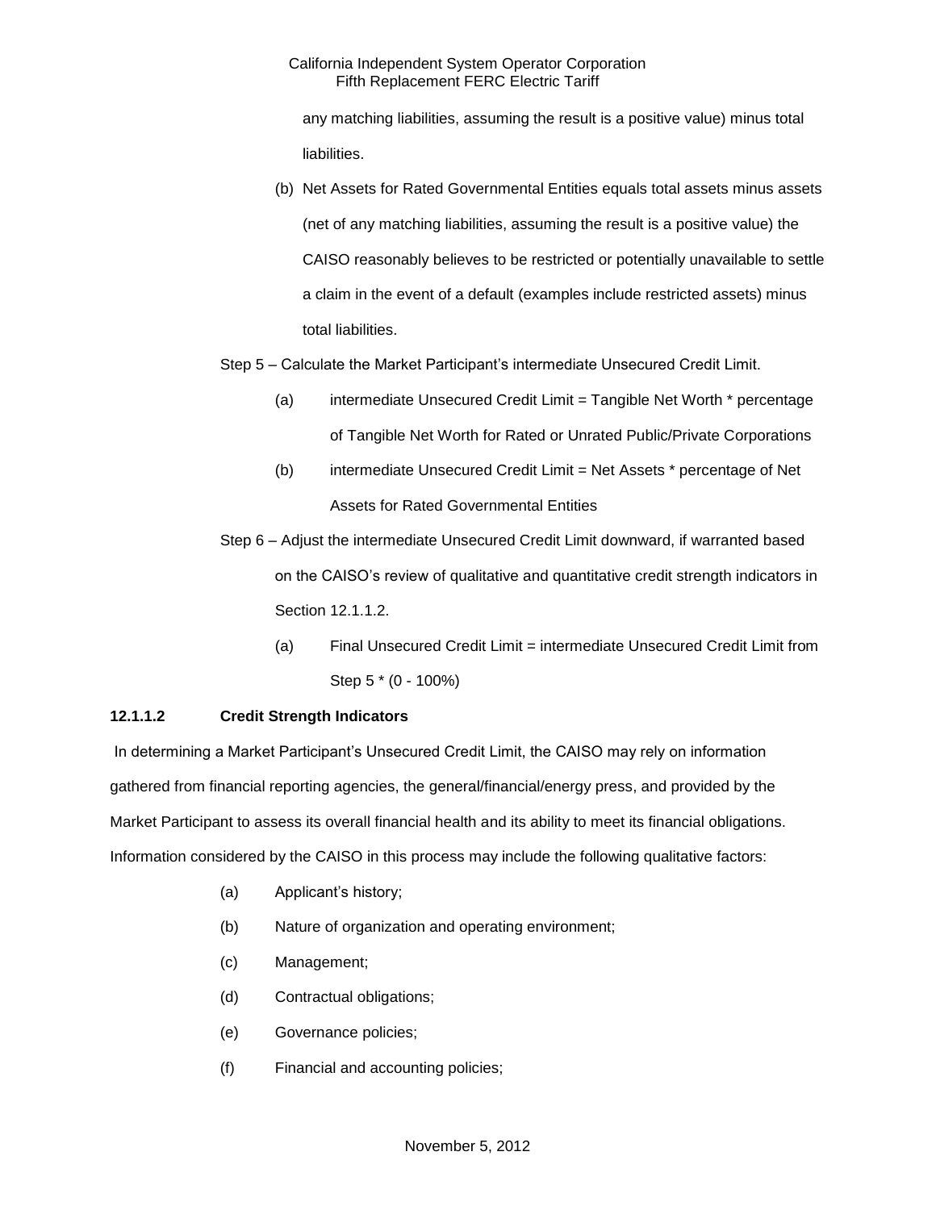any matching liabilities, assuming the result is a positive value) minus total liabilities.

(b) Net Assets for Rated Governmental Entities equals total assets minus assets (net of any matching liabilities, assuming the result is a positive value) the CAISO reasonably believes to be restricted or potentially unavailable to settle a claim in the event of a default (examples include restricted assets) minus total liabilities.

Step 5 – Calculate the Market Participant's intermediate Unsecured Credit Limit.

(a) intermediate Unsecured Credit Limit = Tangible Net Worth * percentage of Tangible Net Worth for Rated or Unrated Public/Private Corporations

(b) intermediate Unsecured Credit Limit = Net Assets * percentage of Net Assets for Rated Governmental Entities

Step 6 – Adjust the intermediate Unsecured Credit Limit downward, if warranted based on the CAISO's review of qualitative and quantitative credit strength indicators in Section 12.1.1.2.

(a) Final Unsecured Credit Limit = intermediate Unsecured Credit Limit from Step 5 * (0 - 100%)

**12.1.1.2 Credit Strength Indicators**

In determining a Market Participant's Unsecured Credit Limit, the CAISO may rely on information gathered from financial reporting agencies, the general/financial/energy press, and provided by the Market Participant to assess its overall financial health and its ability to meet its financial obligations. Information considered by the CAISO in this process may include the following qualitative factors:

(a) Applicant's history;

(b) Nature of organization and operating environment;

(c) Management;

(d) Contractual obligations;

(e) Governance policies;

(f) Financial and accounting policies;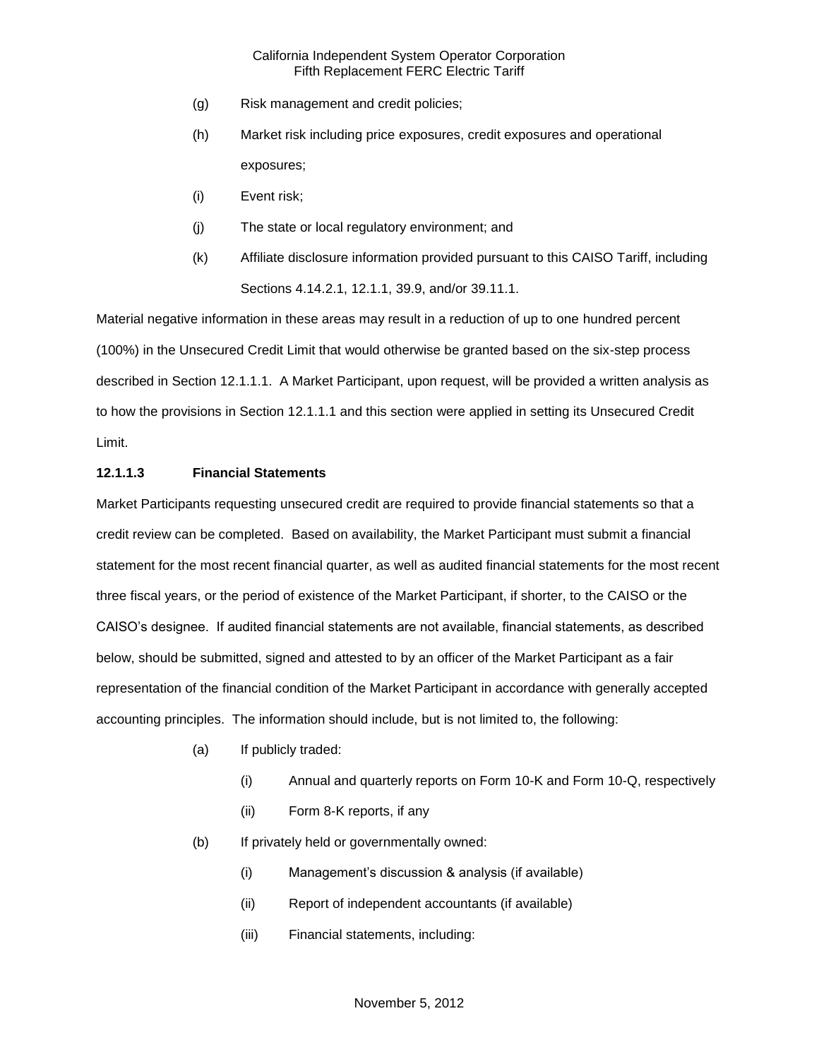(g) Risk management and credit policies;

(h) Market risk including price exposures, credit exposures and operational exposures;

(i) Event risk;

(j) The state or local regulatory environment; and

(k) Affiliate disclosure information provided pursuant to this CAISO Tariff, including Sections 4.14.2.1, 12.1.1, 39.9, and/or 39.11.1.

Material negative information in these areas may result in a reduction of up to one hundred percent (100%) in the Unsecured Credit Limit that would otherwise be granted based on the six-step process described in Section 12.1.1.1. A Market Participant, upon request, will be provided a written analysis as to how the provisions in Section 12.1.1.1 and this section were applied in setting its Unsecured Credit Limit.

**12.1.1.3 Financial Statements**

Market Participants requesting unsecured credit are required to provide financial statements so that a credit review can be completed. Based on availability, the Market Participant must submit a financial statement for the most recent financial quarter, as well as audited financial statements for the most recent three fiscal years, or the period of existence of the Market Participant, if shorter, to the CAISO or the CAISO's designee. If audited financial statements are not available, financial statements, as described below, should be submitted, signed and attested to by an officer of the Market Participant as a fair representation of the financial condition of the Market Participant in accordance with generally accepted accounting principles. The information should include, but is not limited to, the following:

(a) If publicly traded:

(i) Annual and quarterly reports on Form 10-K and Form 10-Q, respectively

(ii) Form 8-K reports, if any

(b) If privately held or governmentally owned:

(i) Management's discussion & analysis (if available)

(ii) Report of independent accountants (if available)

(iii) Financial statements, including: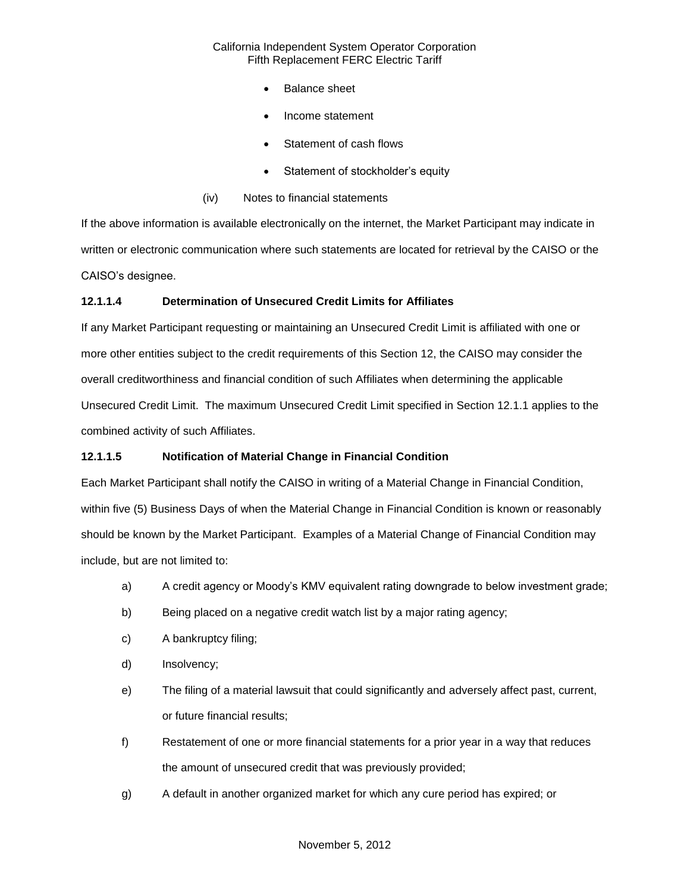- Balance sheet
- Income statement
- Statement of cash flows
- Statement of stockholder's equity

(iv) Notes to financial statements

If the above information is available electronically on the internet, the Market Participant may indicate in written or electronic communication where such statements are located for retrieval by the CAISO or the CAISO's designee.

**12.1.1.4 Determination of Unsecured Credit Limits for Affiliates**

If any Market Participant requesting or maintaining an Unsecured Credit Limit is affiliated with one or more other entities subject to the credit requirements of this Section 12, the CAISO may consider the overall creditworthiness and financial condition of such Affiliates when determining the applicable Unsecured Credit Limit. The maximum Unsecured Credit Limit specified in Section 12.1.1 applies to the combined activity of such Affiliates.

**12.1.1.5 Notification of Material Change in Financial Condition**

Each Market Participant shall notify the CAISO in writing of a Material Change in Financial Condition, within five (5) Business Days of when the Material Change in Financial Condition is known or reasonably should be known by the Market Participant. Examples of a Material Change of Financial Condition may include, but are not limited to:

a) A credit agency or Moody's KMV equivalent rating downgrade to below investment grade;

b) Being placed on a negative credit watch list by a major rating agency;

c) A bankruptcy filing;

d) Insolvency;

e) The filing of a material lawsuit that could significantly and adversely affect past, current, or future financial results;

f) Restatement of one or more financial statements for a prior year in a way that reduces the amount of unsecured credit that was previously provided;

g) A default in another organized market for which any cure period has expired; or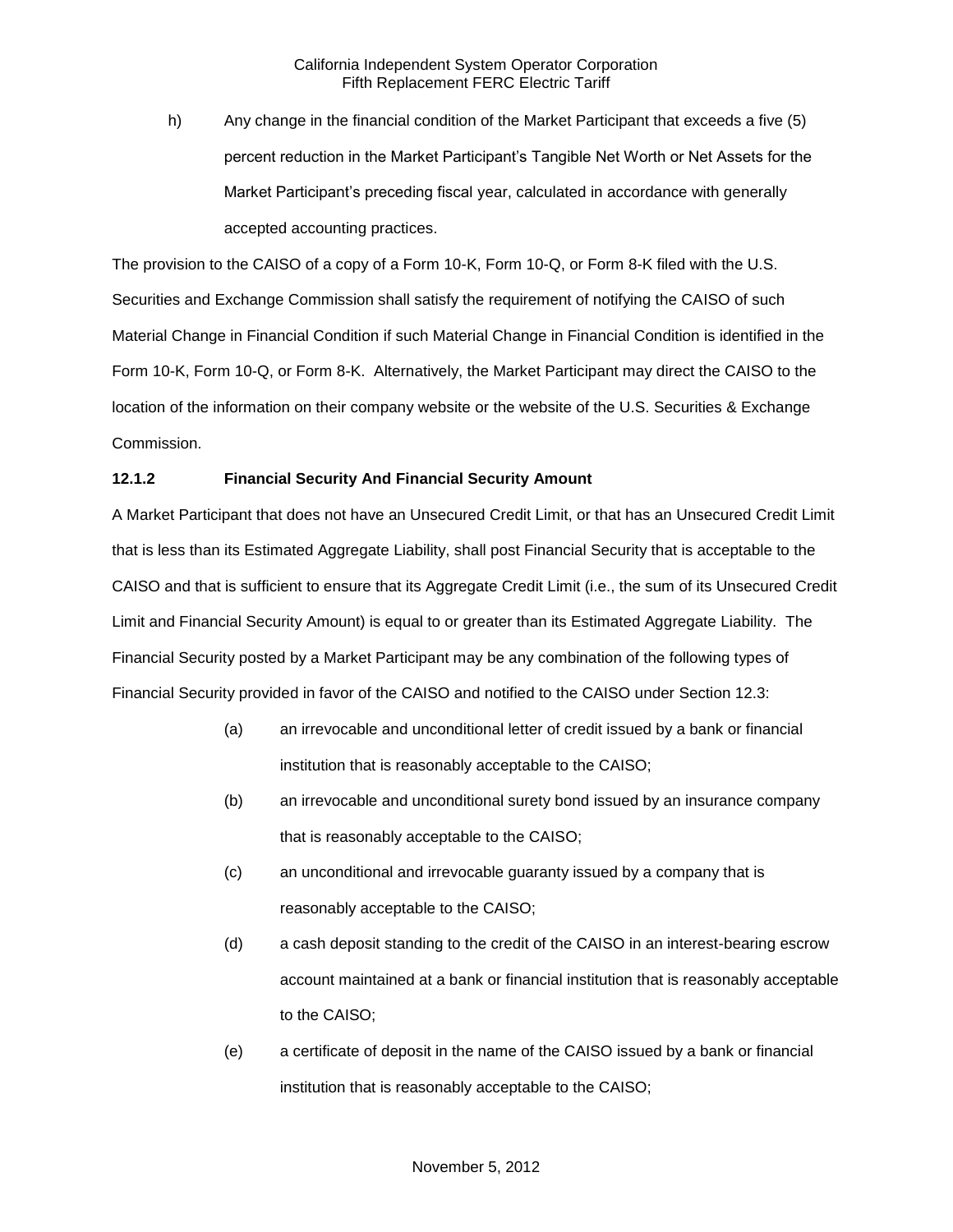h) Any change in the financial condition of the Market Participant that exceeds a five (5) percent reduction in the Market Participant's Tangible Net Worth or Net Assets for the Market Participant's preceding fiscal year, calculated in accordance with generally accepted accounting practices.

The provision to the CAISO of a copy of a Form 10-K, Form 10-Q, or Form 8-K filed with the U.S. Securities and Exchange Commission shall satisfy the requirement of notifying the CAISO of such Material Change in Financial Condition if such Material Change in Financial Condition is identified in the Form 10-K, Form 10-Q, or Form 8-K. Alternatively, the Market Participant may direct the CAISO to the location of the information on their company website or the website of the U.S. Securities & Exchange Commission.

### 12.1.2 Financial Security And Financial Security Amount

A Market Participant that does not have an Unsecured Credit Limit, or that has an Unsecured Credit Limit that is less than its Estimated Aggregate Liability, shall post Financial Security that is acceptable to the CAISO and that is sufficient to ensure that its Aggregate Credit Limit (i.e., the sum of its Unsecured Credit Limit and Financial Security Amount) is equal to or greater than its Estimated Aggregate Liability. The Financial Security posted by a Market Participant may be any combination of the following types of Financial Security provided in favor of the CAISO and notified to the CAISO under Section 12.3:

(a) an irrevocable and unconditional letter of credit issued by a bank or financial institution that is reasonably acceptable to the CAISO;

(b) an irrevocable and unconditional surety bond issued by an insurance company that is reasonably acceptable to the CAISO;

(c) an unconditional and irrevocable guaranty issued by a company that is reasonably acceptable to the CAISO;

(d) a cash deposit standing to the credit of the CAISO in an interest-bearing escrow account maintained at a bank or financial institution that is reasonably acceptable to the CAISO;

(e) a certificate of deposit in the name of the CAISO issued by a bank or financial institution that is reasonably acceptable to the CAISO;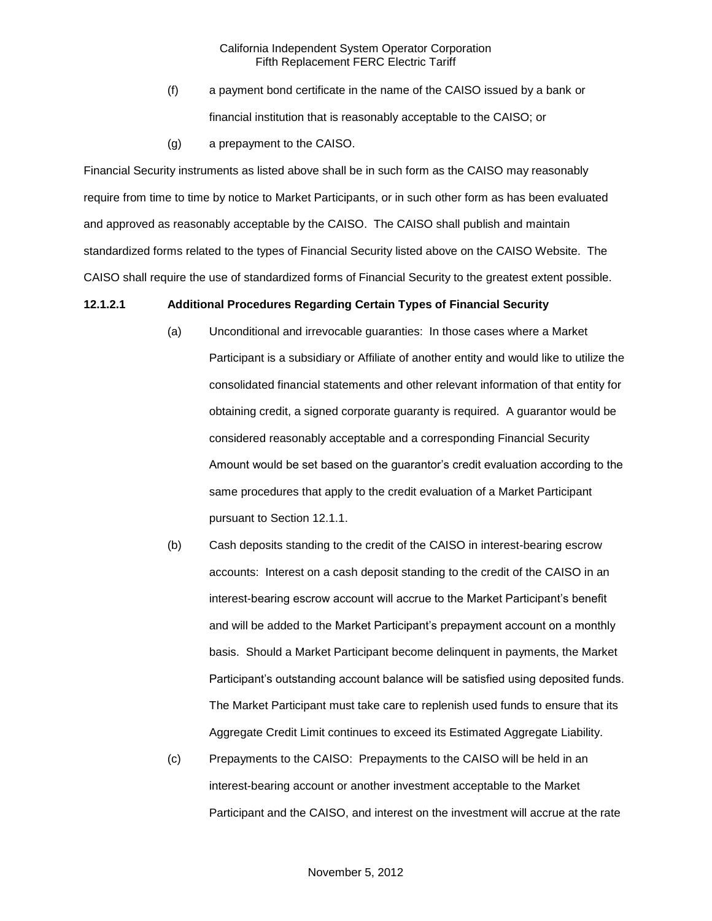(f) a payment bond certificate in the name of the CAISO issued by a bank or financial institution that is reasonably acceptable to the CAISO; or

(g) a prepayment to the CAISO.

Financial Security instruments as listed above shall be in such form as the CAISO may reasonably require from time to time by notice to Market Participants, or in such other form as has been evaluated and approved as reasonably acceptable by the CAISO. The CAISO shall publish and maintain standardized forms related to the types of Financial Security listed above on the CAISO Website. The CAISO shall require the use of standardized forms of Financial Security to the greatest extent possible.

**12.1.2.1 Additional Procedures Regarding Certain Types of Financial Security**

(a) Unconditional and irrevocable guaranties: In those cases where a Market Participant is a subsidiary or Affiliate of another entity and would like to utilize the consolidated financial statements and other relevant information of that entity for obtaining credit, a signed corporate guaranty is required. A guarantor would be considered reasonably acceptable and a corresponding Financial Security Amount would be set based on the guarantor's credit evaluation according to the same procedures that apply to the credit evaluation of a Market Participant pursuant to Section 12.1.1.

(b) Cash deposits standing to the credit of the CAISO in interest-bearing escrow accounts: Interest on a cash deposit standing to the credit of the CAISO in an interest-bearing escrow account will accrue to the Market Participant's benefit and will be added to the Market Participant's prepayment account on a monthly basis. Should a Market Participant become delinquent in payments, the Market Participant's outstanding account balance will be satisfied using deposited funds. The Market Participant must take care to replenish used funds to ensure that its Aggregate Credit Limit continues to exceed its Estimated Aggregate Liability.

(c) Prepayments to the CAISO: Prepayments to the CAISO will be held in an interest-bearing account or another investment acceptable to the Market Participant and the CAISO, and interest on the investment will accrue at the rate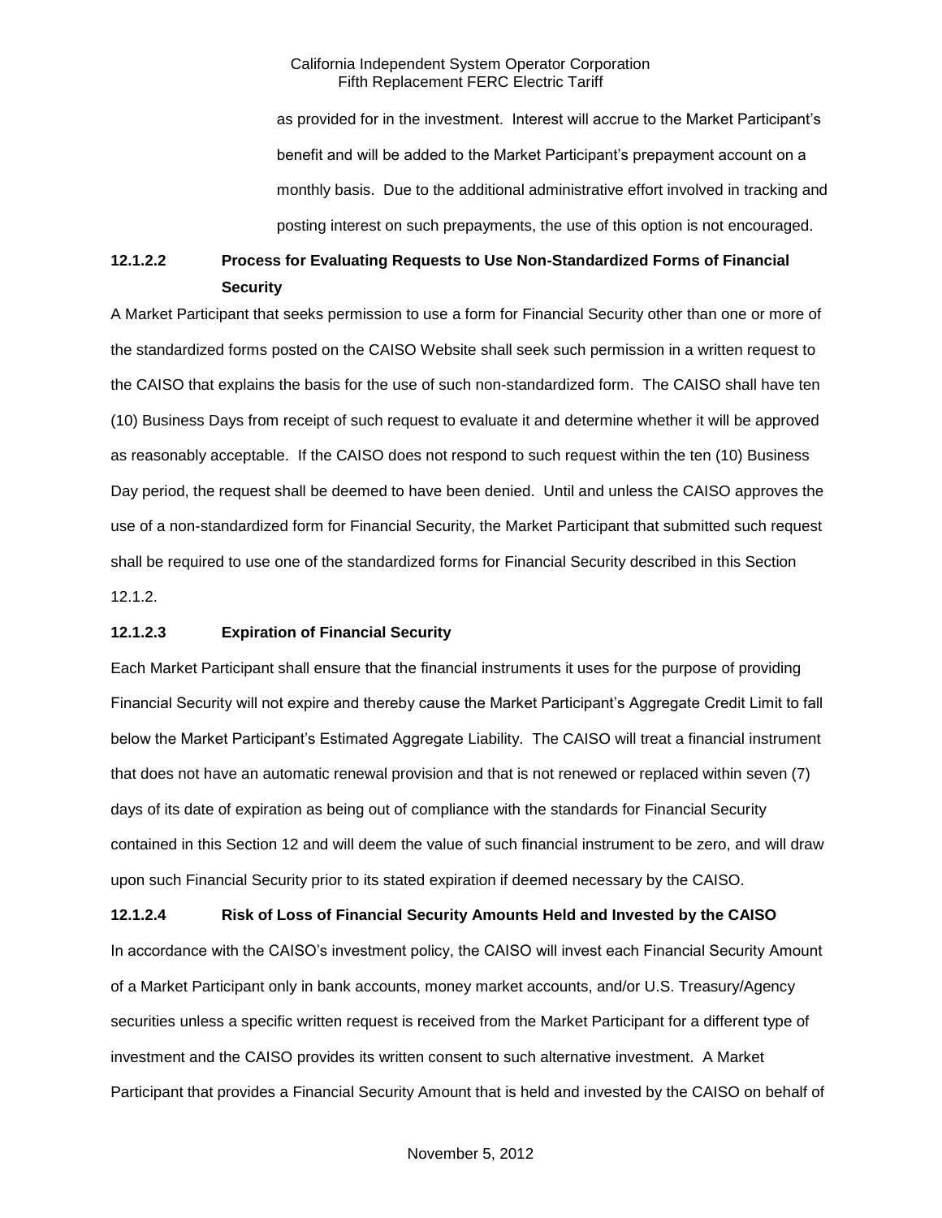as provided for in the investment. Interest will accrue to the Market Participant's benefit and will be added to the Market Participant's prepayment account on a monthly basis. Due to the additional administrative effort involved in tracking and posting interest on such prepayments, the use of this option is not encouraged.

**12.1.2.2 Process for Evaluating Requests to Use Non-Standardized Forms of Financial Security**

A Market Participant that seeks permission to use a form for Financial Security other than one or more of the standardized forms posted on the CAISO Website shall seek such permission in a written request to the CAISO that explains the basis for the use of such non-standardized form. The CAISO shall have ten (10) Business Days from receipt of such request to evaluate it and determine whether it will be approved as reasonably acceptable. If the CAISO does not respond to such request within the ten (10) Business Day period, the request shall be deemed to have been denied. Until and unless the CAISO approves the use of a non-standardized form for Financial Security, the Market Participant that submitted such request shall be required to use one of the standardized forms for Financial Security described in this Section 12.1.2.

**12.1.2.3 Expiration of Financial Security**

Each Market Participant shall ensure that the financial instruments it uses for the purpose of providing Financial Security will not expire and thereby cause the Market Participant's Aggregate Credit Limit to fall below the Market Participant's Estimated Aggregate Liability. The CAISO will treat a financial instrument that does not have an automatic renewal provision and that is not renewed or replaced within seven (7) days of its date of expiration as being out of compliance with the standards for Financial Security contained in this Section 12 and will deem the value of such financial instrument to be zero, and will draw upon such Financial Security prior to its stated expiration if deemed necessary by the CAISO.

**12.1.2.4 Risk of Loss of Financial Security Amounts Held and Invested by the CAISO**

In accordance with the CAISO's investment policy, the CAISO will invest each Financial Security Amount of a Market Participant only in bank accounts, money market accounts, and/or U.S. Treasury/Agency securities unless a specific written request is received from the Market Participant for a different type of investment and the CAISO provides its written consent to such alternative investment. A Market Participant that provides a Financial Security Amount that is held and invested by the CAISO on behalf of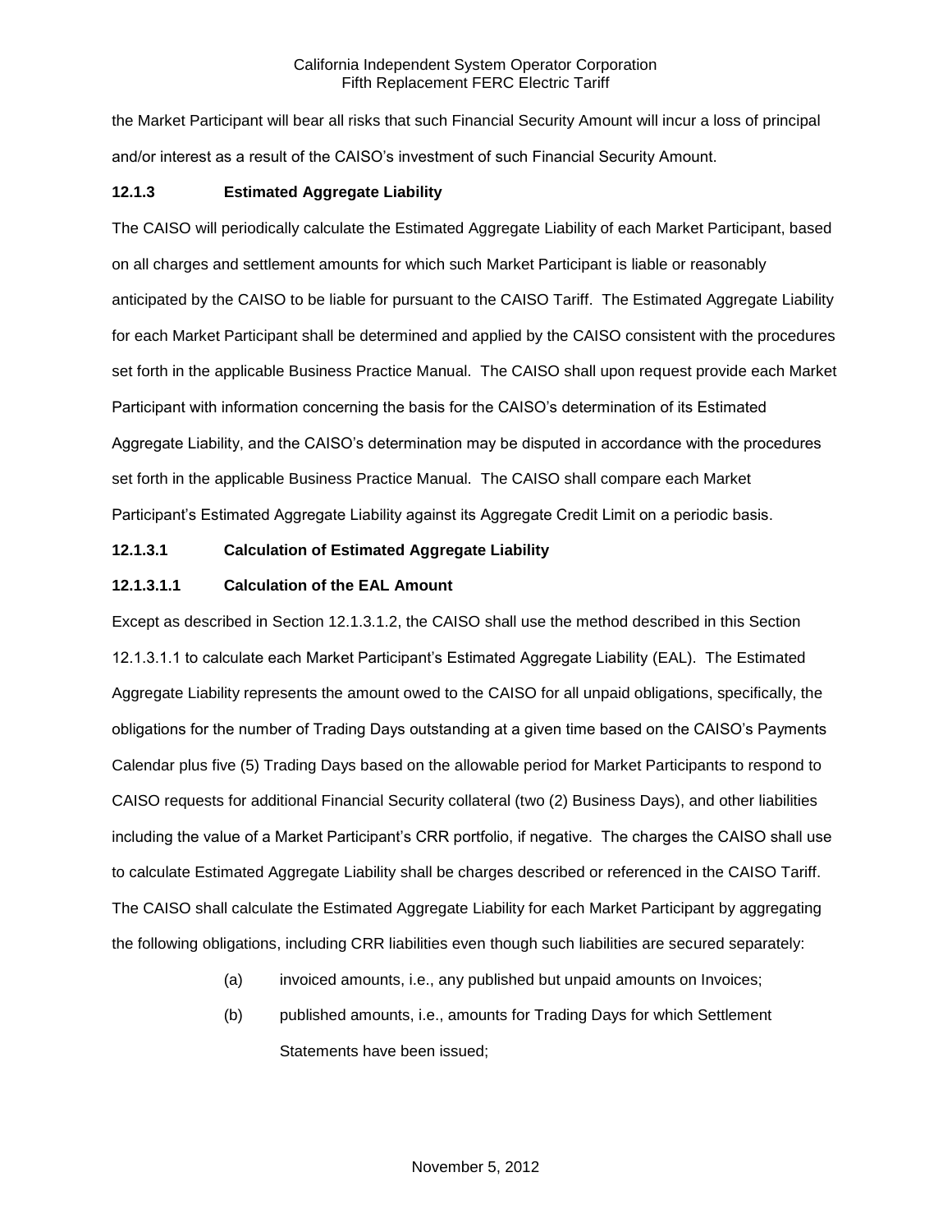the Market Participant will bear all risks that such Financial Security Amount will incur a loss of principal and/or interest as a result of the CAISO's investment of such Financial Security Amount.

**12.1.3 Estimated Aggregate Liability**

The CAISO will periodically calculate the Estimated Aggregate Liability of each Market Participant, based on all charges and settlement amounts for which such Market Participant is liable or reasonably anticipated by the CAISO to be liable for pursuant to the CAISO Tariff. The Estimated Aggregate Liability for each Market Participant shall be determined and applied by the CAISO consistent with the procedures set forth in the applicable Business Practice Manual. The CAISO shall upon request provide each Market Participant with information concerning the basis for the CAISO's determination of its Estimated Aggregate Liability, and the CAISO's determination may be disputed in accordance with the procedures set forth in the applicable Business Practice Manual. The CAISO shall compare each Market Participant's Estimated Aggregate Liability against its Aggregate Credit Limit on a periodic basis.

**12.1.3.1 Calculation of Estimated Aggregate Liability**

**12.1.3.1.1 Calculation of the EAL Amount**

Except as described in Section 12.1.3.1.2, the CAISO shall use the method described in this Section 12.1.3.1.1 to calculate each Market Participant's Estimated Aggregate Liability (EAL). The Estimated Aggregate Liability represents the amount owed to the CAISO for all unpaid obligations, specifically, the obligations for the number of Trading Days outstanding at a given time based on the CAISO's Payments Calendar plus five (5) Trading Days based on the allowable period for Market Participants to respond to CAISO requests for additional Financial Security collateral (two (2) Business Days), and other liabilities including the value of a Market Participant's CRR portfolio, if negative. The charges the CAISO shall use to calculate Estimated Aggregate Liability shall be charges described or referenced in the CAISO Tariff. The CAISO shall calculate the Estimated Aggregate Liability for each Market Participant by aggregating the following obligations, including CRR liabilities even though such liabilities are secured separately:

(a) invoiced amounts, i.e., any published but unpaid amounts on Invoices;

(b) published amounts, i.e., amounts for Trading Days for which Settlement Statements have been issued;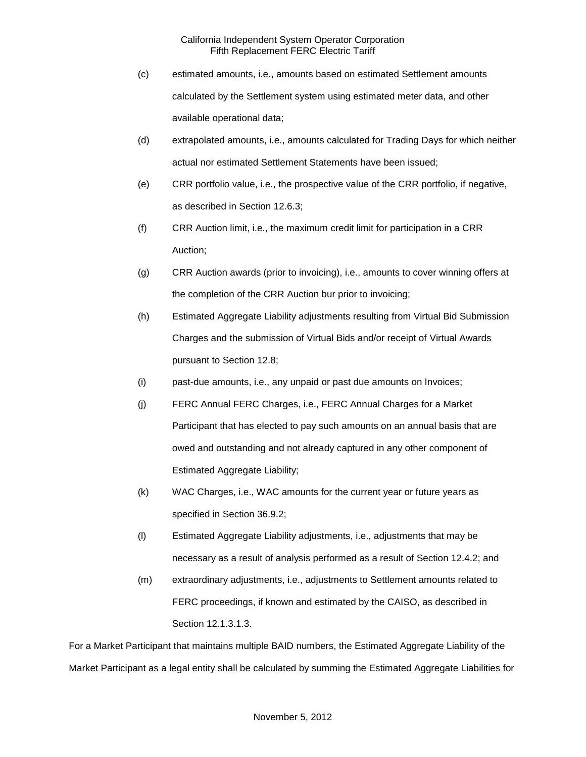(c) estimated amounts, i.e., amounts based on estimated Settlement amounts calculated by the Settlement system using estimated meter data, and other available operational data;

(d) extrapolated amounts, i.e., amounts calculated for Trading Days for which neither actual nor estimated Settlement Statements have been issued;

(e) CRR portfolio value, i.e., the prospective value of the CRR portfolio, if negative, as described in Section 12.6.3;

(f) CRR Auction limit, i.e., the maximum credit limit for participation in a CRR Auction;

(g) CRR Auction awards (prior to invoicing), i.e., amounts to cover winning offers at the completion of the CRR Auction bur prior to invoicing;

(h) Estimated Aggregate Liability adjustments resulting from Virtual Bid Submission Charges and the submission of Virtual Bids and/or receipt of Virtual Awards pursuant to Section 12.8;

(i) past-due amounts, i.e., any unpaid or past due amounts on Invoices;

(j) FERC Annual FERC Charges, i.e., FERC Annual Charges for a Market Participant that has elected to pay such amounts on an annual basis that are owed and outstanding and not already captured in any other component of Estimated Aggregate Liability;

(k) WAC Charges, i.e., WAC amounts for the current year or future years as specified in Section 36.9.2;

(l) Estimated Aggregate Liability adjustments, i.e., adjustments that may be necessary as a result of analysis performed as a result of Section 12.4.2; and

(m) extraordinary adjustments, i.e., adjustments to Settlement amounts related to FERC proceedings, if known and estimated by the CAISO, as described in Section 12.1.3.1.3.

For a Market Participant that maintains multiple BAID numbers, the Estimated Aggregate Liability of the Market Participant as a legal entity shall be calculated by summing the Estimated Aggregate Liabilities for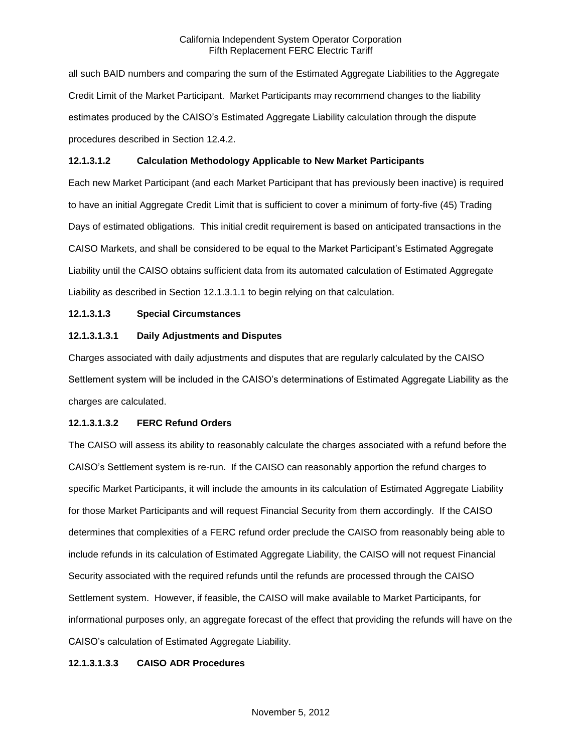all such BAID numbers and comparing the sum of the Estimated Aggregate Liabilities to the Aggregate Credit Limit of the Market Participant. Market Participants may recommend changes to the liability estimates produced by the CAISO's Estimated Aggregate Liability calculation through the dispute procedures described in Section 12.4.2.

**12.1.3.1.2 Calculation Methodology Applicable to New Market Participants**

Each new Market Participant (and each Market Participant that has previously been inactive) is required to have an initial Aggregate Credit Limit that is sufficient to cover a minimum of forty-five (45) Trading Days of estimated obligations. This initial credit requirement is based on anticipated transactions in the CAISO Markets, and shall be considered to be equal to the Market Participant's Estimated Aggregate Liability until the CAISO obtains sufficient data from its automated calculation of Estimated Aggregate Liability as described in Section 12.1.3.1.1 to begin relying on that calculation.

**12.1.3.1.3 Special Circumstances**

**12.1.3.1.3.1 Daily Adjustments and Disputes**

Charges associated with daily adjustments and disputes that are regularly calculated by the CAISO Settlement system will be included in the CAISO's determinations of Estimated Aggregate Liability as the charges are calculated.

**12.1.3.1.3.2 FERC Refund Orders**

The CAISO will assess its ability to reasonably calculate the charges associated with a refund before the CAISO's Settlement system is re-run. If the CAISO can reasonably apportion the refund charges to specific Market Participants, it will include the amounts in its calculation of Estimated Aggregate Liability for those Market Participants and will request Financial Security from them accordingly. If the CAISO determines that complexities of a FERC refund order preclude the CAISO from reasonably being able to include refunds in its calculation of Estimated Aggregate Liability, the CAISO will not request Financial Security associated with the required refunds until the refunds are processed through the CAISO Settlement system. However, if feasible, the CAISO will make available to Market Participants, for informational purposes only, an aggregate forecast of the effect that providing the refunds will have on the CAISO's calculation of Estimated Aggregate Liability.

**12.1.3.1.3.3 CAISO ADR Procedures**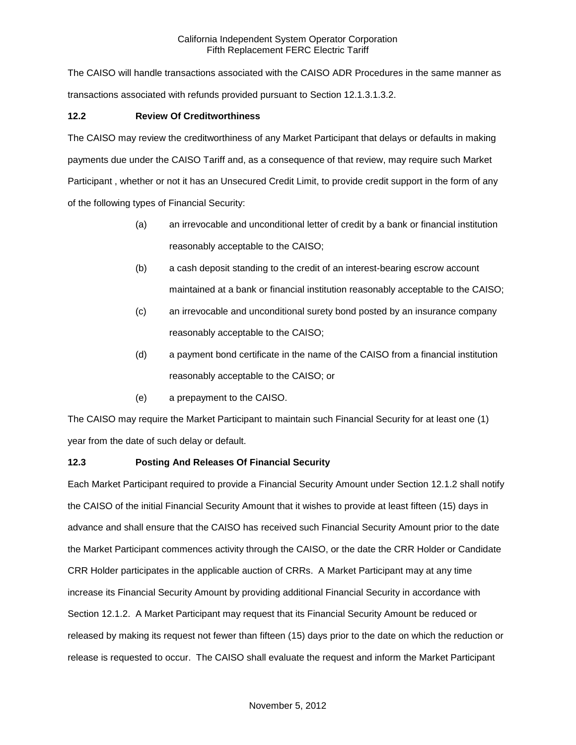The CAISO will handle transactions associated with the CAISO ADR Procedures in the same manner as transactions associated with refunds provided pursuant to Section 12.1.3.1.3.2.

### 12.2 Review Of Creditworthiness

The CAISO may review the creditworthiness of any Market Participant that delays or defaults in making payments due under the CAISO Tariff and, as a consequence of that review, may require such Market Participant , whether or not it has an Unsecured Credit Limit, to provide credit support in the form of any of the following types of Financial Security:

(a) an irrevocable and unconditional letter of credit by a bank or financial institution reasonably acceptable to the CAISO;

(b) a cash deposit standing to the credit of an interest-bearing escrow account maintained at a bank or financial institution reasonably acceptable to the CAISO;

(c) an irrevocable and unconditional surety bond posted by an insurance company reasonably acceptable to the CAISO;

(d) a payment bond certificate in the name of the CAISO from a financial institution reasonably acceptable to the CAISO; or

(e) a prepayment to the CAISO.

The CAISO may require the Market Participant to maintain such Financial Security for at least one (1) year from the date of such delay or default.

### 12.3 Posting And Releases Of Financial Security

Each Market Participant required to provide a Financial Security Amount under Section 12.1.2 shall notify the CAISO of the initial Financial Security Amount that it wishes to provide at least fifteen (15) days in advance and shall ensure that the CAISO has received such Financial Security Amount prior to the date the Market Participant commences activity through the CAISO, or the date the CRR Holder or Candidate CRR Holder participates in the applicable auction of CRRs. A Market Participant may at any time increase its Financial Security Amount by providing additional Financial Security in accordance with Section 12.1.2. A Market Participant may request that its Financial Security Amount be reduced or released by making its request not fewer than fifteen (15) days prior to the date on which the reduction or release is requested to occur. The CAISO shall evaluate the request and inform the Market Participant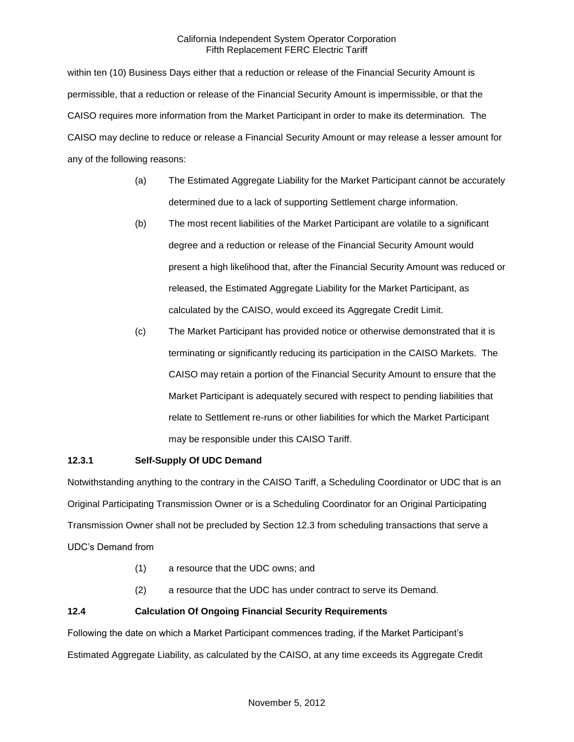within ten (10) Business Days either that a reduction or release of the Financial Security Amount is permissible, that a reduction or release of the Financial Security Amount is impermissible, or that the CAISO requires more information from the Market Participant in order to make its determination. The CAISO may decline to reduce or release a Financial Security Amount or may release a lesser amount for any of the following reasons:

(a) The Estimated Aggregate Liability for the Market Participant cannot be accurately determined due to a lack of supporting Settlement charge information.

(b) The most recent liabilities of the Market Participant are volatile to a significant degree and a reduction or release of the Financial Security Amount would present a high likelihood that, after the Financial Security Amount was reduced or released, the Estimated Aggregate Liability for the Market Participant, as calculated by the CAISO, would exceed its Aggregate Credit Limit.

(c) The Market Participant has provided notice or otherwise demonstrated that it is terminating or significantly reducing its participation in the CAISO Markets. The CAISO may retain a portion of the Financial Security Amount to ensure that the Market Participant is adequately secured with respect to pending liabilities that relate to Settlement re-runs or other liabilities for which the Market Participant may be responsible under this CAISO Tariff.

### 12.3.1 Self-Supply Of UDC Demand

Notwithstanding anything to the contrary in the CAISO Tariff, a Scheduling Coordinator or UDC that is an Original Participating Transmission Owner or is a Scheduling Coordinator for an Original Participating Transmission Owner shall not be precluded by Section 12.3 from scheduling transactions that serve a UDC's Demand from

(1) a resource that the UDC owns; and

(2) a resource that the UDC has under contract to serve its Demand.

## 12.4 Calculation Of Ongoing Financial Security Requirements

Following the date on which a Market Participant commences trading, if the Market Participant's Estimated Aggregate Liability, as calculated by the CAISO, at any time exceeds its Aggregate Credit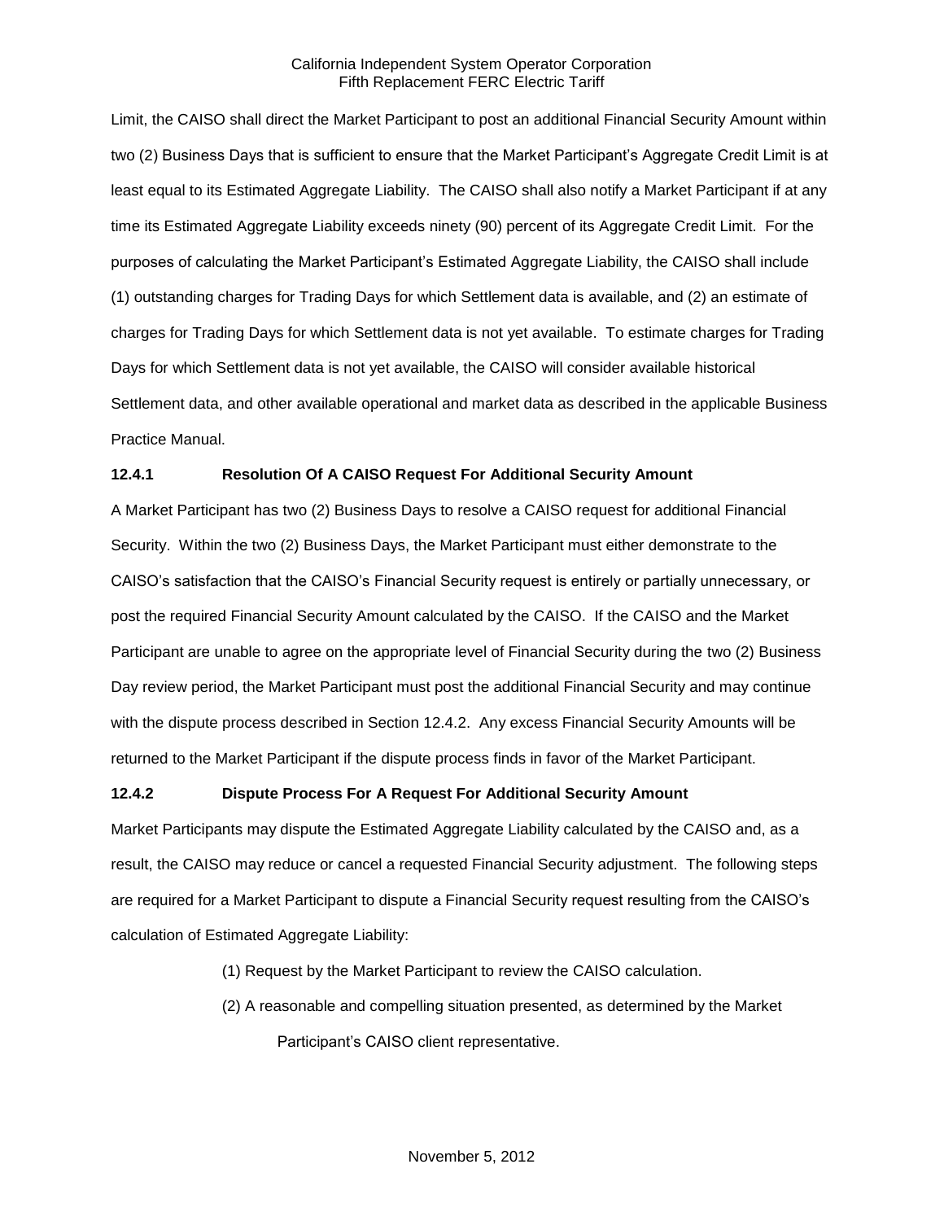Limit, the CAISO shall direct the Market Participant to post an additional Financial Security Amount within two (2) Business Days that is sufficient to ensure that the Market Participant's Aggregate Credit Limit is at least equal to its Estimated Aggregate Liability. The CAISO shall also notify a Market Participant if at any time its Estimated Aggregate Liability exceeds ninety (90) percent of its Aggregate Credit Limit. For the purposes of calculating the Market Participant's Estimated Aggregate Liability, the CAISO shall include (1) outstanding charges for Trading Days for which Settlement data is available, and (2) an estimate of charges for Trading Days for which Settlement data is not yet available. To estimate charges for Trading Days for which Settlement data is not yet available, the CAISO will consider available historical Settlement data, and other available operational and market data as described in the applicable Business Practice Manual.

### 12.4.1 Resolution Of A CAISO Request For Additional Security Amount

A Market Participant has two (2) Business Days to resolve a CAISO request for additional Financial Security. Within the two (2) Business Days, the Market Participant must either demonstrate to the CAISO's satisfaction that the CAISO's Financial Security request is entirely or partially unnecessary, or post the required Financial Security Amount calculated by the CAISO. If the CAISO and the Market Participant are unable to agree on the appropriate level of Financial Security during the two (2) Business Day review period, the Market Participant must post the additional Financial Security and may continue with the dispute process described in Section 12.4.2. Any excess Financial Security Amounts will be returned to the Market Participant if the dispute process finds in favor of the Market Participant.

### 12.4.2 Dispute Process For A Request For Additional Security Amount

Market Participants may dispute the Estimated Aggregate Liability calculated by the CAISO and, as a result, the CAISO may reduce or cancel a requested Financial Security adjustment. The following steps are required for a Market Participant to dispute a Financial Security request resulting from the CAISO's calculation of Estimated Aggregate Liability:

(1) Request by the Market Participant to review the CAISO calculation.

(2) A reasonable and compelling situation presented, as determined by the Market Participant's CAISO client representative.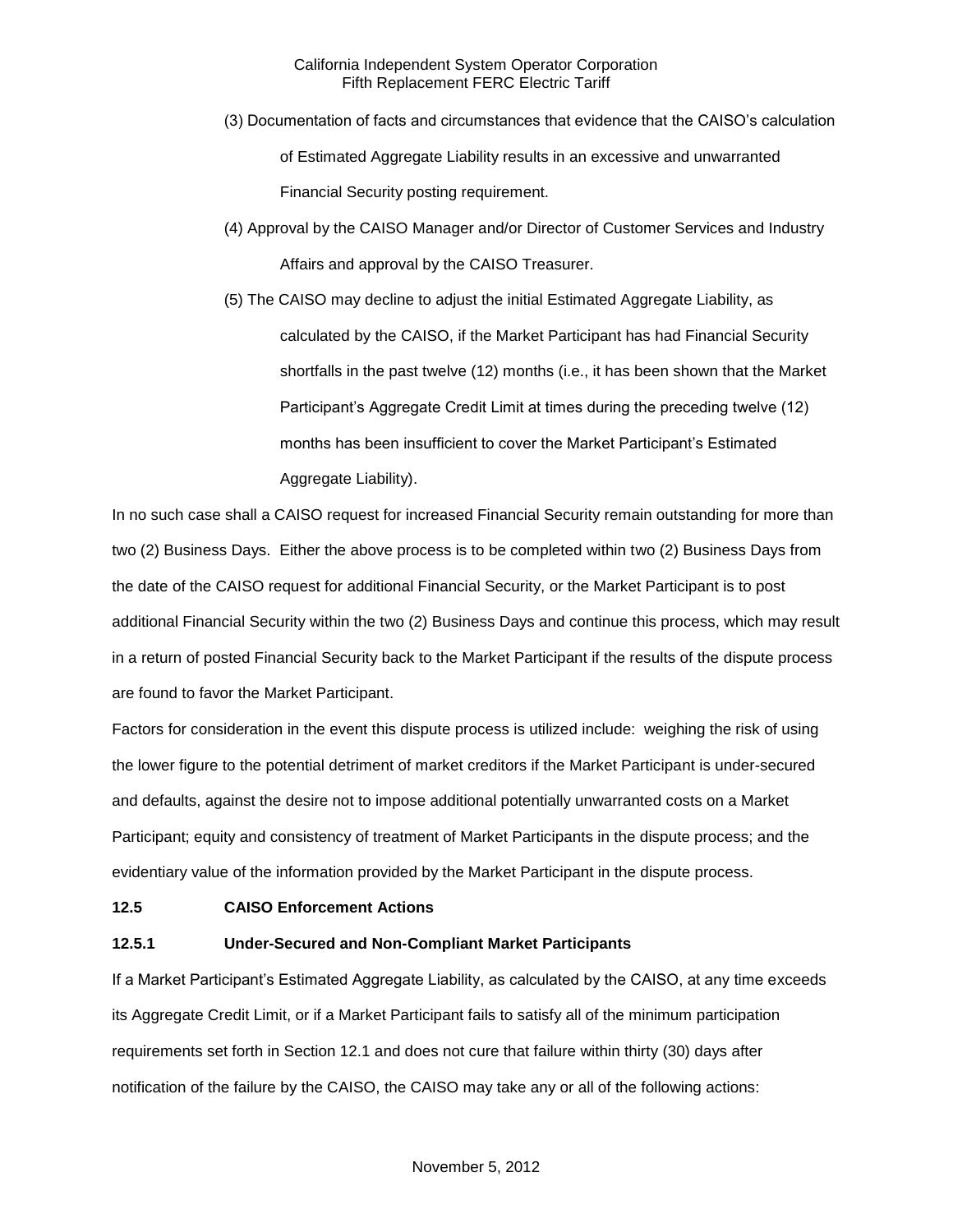(3) Documentation of facts and circumstances that evidence that the CAISO's calculation of Estimated Aggregate Liability results in an excessive and unwarranted Financial Security posting requirement.

(4) Approval by the CAISO Manager and/or Director of Customer Services and Industry Affairs and approval by the CAISO Treasurer.

(5) The CAISO may decline to adjust the initial Estimated Aggregate Liability, as calculated by the CAISO, if the Market Participant has had Financial Security shortfalls in the past twelve (12) months (i.e., it has been shown that the Market Participant's Aggregate Credit Limit at times during the preceding twelve (12) months has been insufficient to cover the Market Participant's Estimated Aggregate Liability).

In no such case shall a CAISO request for increased Financial Security remain outstanding for more than two (2) Business Days. Either the above process is to be completed within two (2) Business Days from the date of the CAISO request for additional Financial Security, or the Market Participant is to post additional Financial Security within the two (2) Business Days and continue this process, which may result in a return of posted Financial Security back to the Market Participant if the results of the dispute process are found to favor the Market Participant.

Factors for consideration in the event this dispute process is utilized include: weighing the risk of using the lower figure to the potential detriment of market creditors if the Market Participant is under-secured and defaults, against the desire not to impose additional potentially unwarranted costs on a Market Participant; equity and consistency of treatment of Market Participants in the dispute process; and the evidentiary value of the information provided by the Market Participant in the dispute process.

**12.5 CAISO Enforcement Actions**

**12.5.1 Under-Secured and Non-Compliant Market Participants**

If a Market Participant's Estimated Aggregate Liability, as calculated by the CAISO, at any time exceeds its Aggregate Credit Limit, or if a Market Participant fails to satisfy all of the minimum participation requirements set forth in Section 12.1 and does not cure that failure within thirty (30) days after notification of the failure by the CAISO, the CAISO may take any or all of the following actions: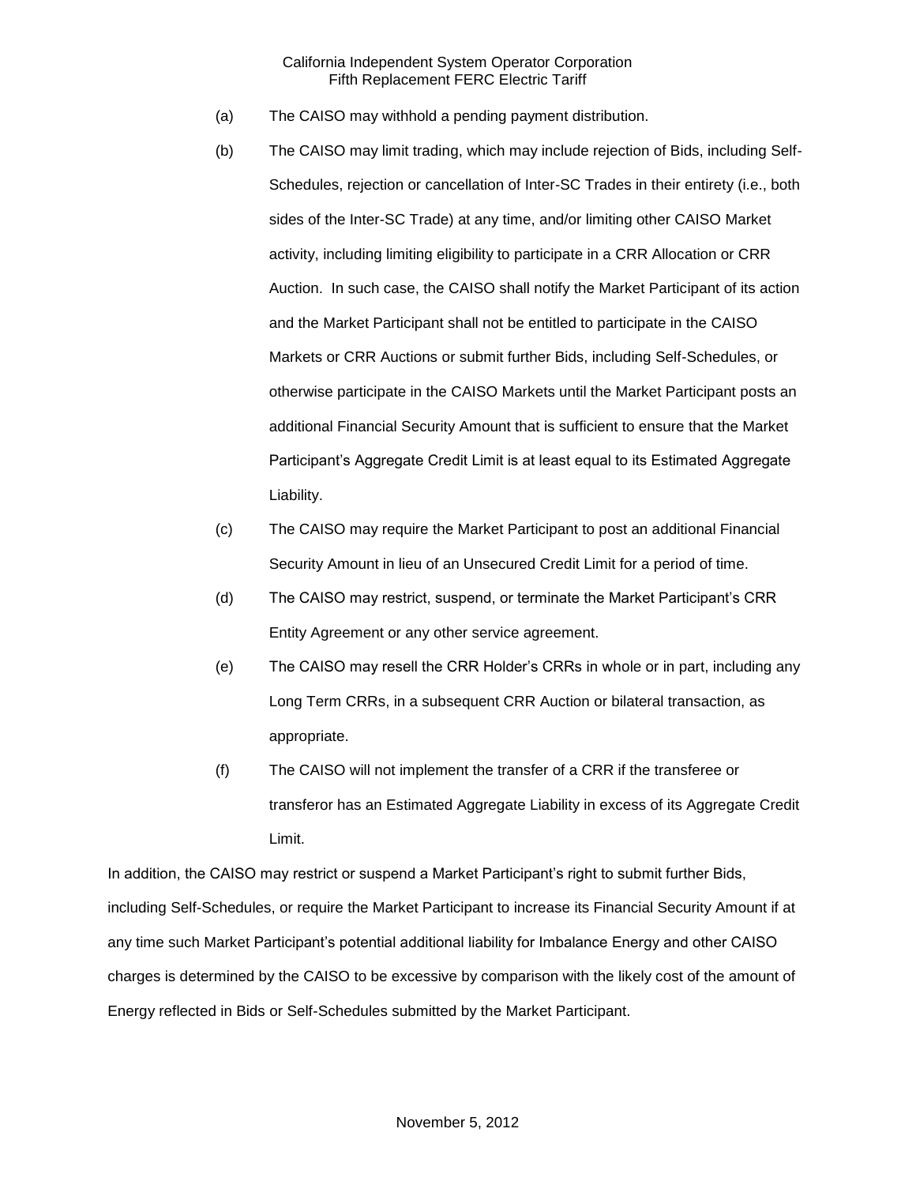(a) The CAISO may withhold a pending payment distribution.

(b) The CAISO may limit trading, which may include rejection of Bids, including Self-Schedules, rejection or cancellation of Inter-SC Trades in their entirety (i.e., both sides of the Inter-SC Trade) at any time, and/or limiting other CAISO Market activity, including limiting eligibility to participate in a CRR Allocation or CRR Auction. In such case, the CAISO shall notify the Market Participant of its action and the Market Participant shall not be entitled to participate in the CAISO Markets or CRR Auctions or submit further Bids, including Self-Schedules, or otherwise participate in the CAISO Markets until the Market Participant posts an additional Financial Security Amount that is sufficient to ensure that the Market Participant's Aggregate Credit Limit is at least equal to its Estimated Aggregate Liability.

(c) The CAISO may require the Market Participant to post an additional Financial Security Amount in lieu of an Unsecured Credit Limit for a period of time.

(d) The CAISO may restrict, suspend, or terminate the Market Participant's CRR Entity Agreement or any other service agreement.

(e) The CAISO may resell the CRR Holder's CRRs in whole or in part, including any Long Term CRRs, in a subsequent CRR Auction or bilateral transaction, as appropriate.

(f) The CAISO will not implement the transfer of a CRR if the transferee or transferor has an Estimated Aggregate Liability in excess of its Aggregate Credit Limit.

In addition, the CAISO may restrict or suspend a Market Participant's right to submit further Bids, including Self-Schedules, or require the Market Participant to increase its Financial Security Amount if at any time such Market Participant's potential additional liability for Imbalance Energy and other CAISO charges is determined by the CAISO to be excessive by comparison with the likely cost of the amount of Energy reflected in Bids or Self-Schedules submitted by the Market Participant.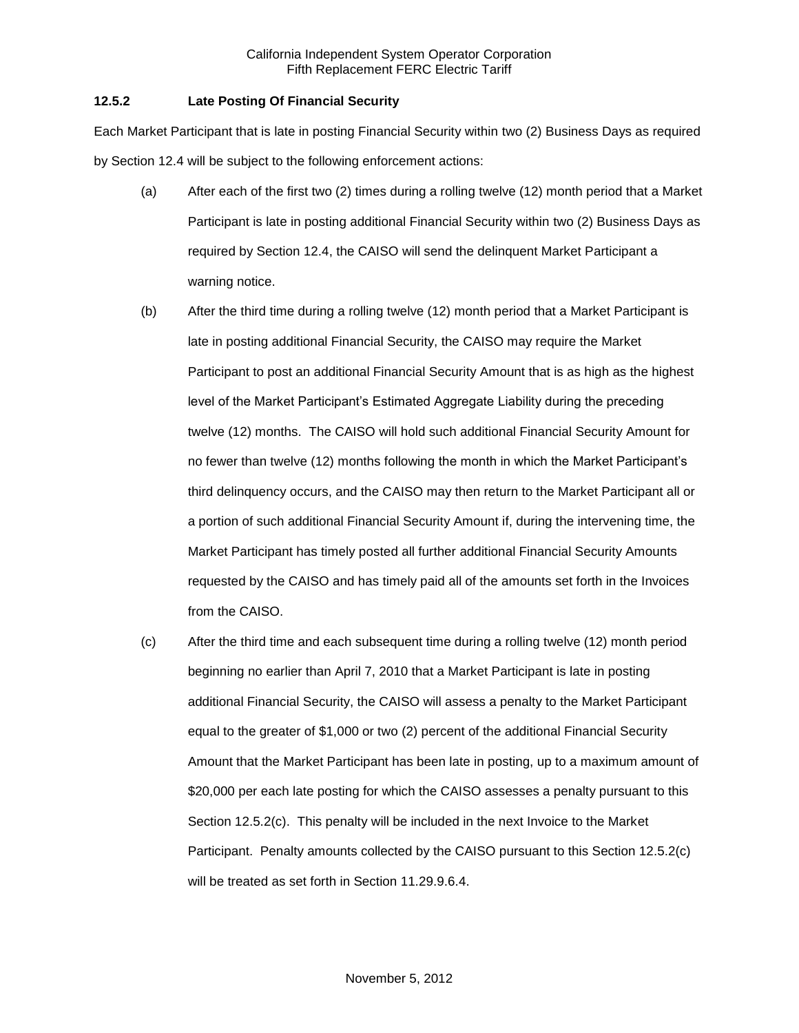### 12.5.2 Late Posting Of Financial Security

Each Market Participant that is late in posting Financial Security within two (2) Business Days as required by Section 12.4 will be subject to the following enforcement actions:

(a) After each of the first two (2) times during a rolling twelve (12) month period that a Market Participant is late in posting additional Financial Security within two (2) Business Days as required by Section 12.4, the CAISO will send the delinquent Market Participant a warning notice.

(b) After the third time during a rolling twelve (12) month period that a Market Participant is late in posting additional Financial Security, the CAISO may require the Market Participant to post an additional Financial Security Amount that is as high as the highest level of the Market Participant's Estimated Aggregate Liability during the preceding twelve (12) months. The CAISO will hold such additional Financial Security Amount for no fewer than twelve (12) months following the month in which the Market Participant's third delinquency occurs, and the CAISO may then return to the Market Participant all or a portion of such additional Financial Security Amount if, during the intervening time, the Market Participant has timely posted all further additional Financial Security Amounts requested by the CAISO and has timely paid all of the amounts set forth in the Invoices from the CAISO.

(c) After the third time and each subsequent time during a rolling twelve (12) month period beginning no earlier than April 7, 2010 that a Market Participant is late in posting additional Financial Security, the CAISO will assess a penalty to the Market Participant equal to the greater of $1,000 or two (2) percent of the additional Financial Security Amount that the Market Participant has been late in posting, up to a maximum amount of $20,000 per each late posting for which the CAISO assesses a penalty pursuant to this Section 12.5.2(c). This penalty will be included in the next Invoice to the Market Participant. Penalty amounts collected by the CAISO pursuant to this Section 12.5.2(c) will be treated as set forth in Section 11.29.9.6.4.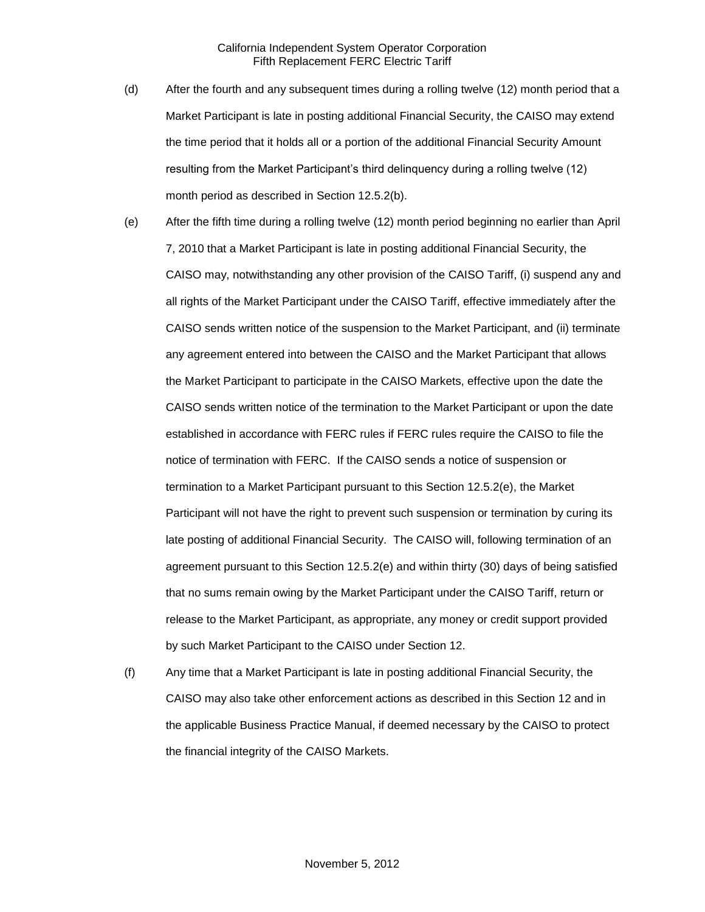(d) After the fourth and any subsequent times during a rolling twelve (12) month period that a Market Participant is late in posting additional Financial Security, the CAISO may extend the time period that it holds all or a portion of the additional Financial Security Amount resulting from the Market Participant's third delinquency during a rolling twelve (12) month period as described in Section 12.5.2(b).

(e) After the fifth time during a rolling twelve (12) month period beginning no earlier than April 7, 2010 that a Market Participant is late in posting additional Financial Security, the CAISO may, notwithstanding any other provision of the CAISO Tariff, (i) suspend any and all rights of the Market Participant under the CAISO Tariff, effective immediately after the CAISO sends written notice of the suspension to the Market Participant, and (ii) terminate any agreement entered into between the CAISO and the Market Participant that allows the Market Participant to participate in the CAISO Markets, effective upon the date the CAISO sends written notice of the termination to the Market Participant or upon the date established in accordance with FERC rules if FERC rules require the CAISO to file the notice of termination with FERC. If the CAISO sends a notice of suspension or termination to a Market Participant pursuant to this Section 12.5.2(e), the Market Participant will not have the right to prevent such suspension or termination by curing its late posting of additional Financial Security. The CAISO will, following termination of an agreement pursuant to this Section 12.5.2(e) and within thirty (30) days of being satisfied that no sums remain owing by the Market Participant under the CAISO Tariff, return or release to the Market Participant, as appropriate, any money or credit support provided by such Market Participant to the CAISO under Section 12.

(f) Any time that a Market Participant is late in posting additional Financial Security, the CAISO may also take other enforcement actions as described in this Section 12 and in the applicable Business Practice Manual, if deemed necessary by the CAISO to protect the financial integrity of the CAISO Markets.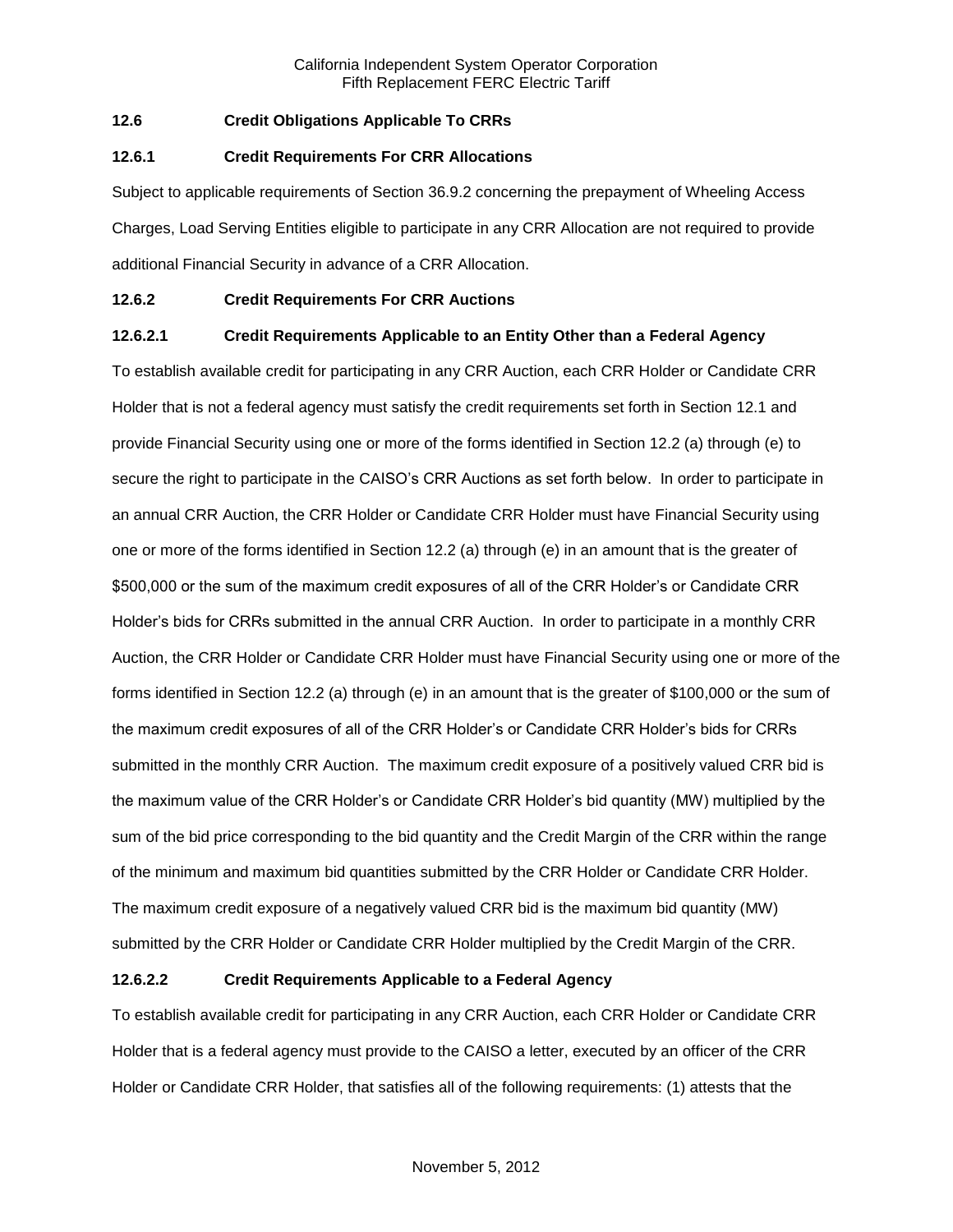**12.6 Credit Obligations Applicable To CRRs**

**12.6.1 Credit Requirements For CRR Allocations**

Subject to applicable requirements of Section 36.9.2 concerning the prepayment of Wheeling Access Charges, Load Serving Entities eligible to participate in any CRR Allocation are not required to provide additional Financial Security in advance of a CRR Allocation.

**12.6.2 Credit Requirements For CRR Auctions**

**12.6.2.1 Credit Requirements Applicable to an Entity Other than a Federal Agency**

To establish available credit for participating in any CRR Auction, each CRR Holder or Candidate CRR Holder that is not a federal agency must satisfy the credit requirements set forth in Section 12.1 and provide Financial Security using one or more of the forms identified in Section 12.2 (a) through (e) to secure the right to participate in the CAISO's CRR Auctions as set forth below. In order to participate in an annual CRR Auction, the CRR Holder or Candidate CRR Holder must have Financial Security using one or more of the forms identified in Section 12.2 (a) through (e) in an amount that is the greater of $500,000 or the sum of the maximum credit exposures of all of the CRR Holder's or Candidate CRR Holder's bids for CRRs submitted in the annual CRR Auction. In order to participate in a monthly CRR Auction, the CRR Holder or Candidate CRR Holder must have Financial Security using one or more of the forms identified in Section 12.2 (a) through (e) in an amount that is the greater of $100,000 or the sum of the maximum credit exposures of all of the CRR Holder's or Candidate CRR Holder's bids for CRRs submitted in the monthly CRR Auction. The maximum credit exposure of a positively valued CRR bid is the maximum value of the CRR Holder's or Candidate CRR Holder's bid quantity (MW) multiplied by the sum of the bid price corresponding to the bid quantity and the Credit Margin of the CRR within the range of the minimum and maximum bid quantities submitted by the CRR Holder or Candidate CRR Holder. The maximum credit exposure of a negatively valued CRR bid is the maximum bid quantity (MW) submitted by the CRR Holder or Candidate CRR Holder multiplied by the Credit Margin of the CRR.

**12.6.2.2 Credit Requirements Applicable to a Federal Agency**

To establish available credit for participating in any CRR Auction, each CRR Holder or Candidate CRR Holder that is a federal agency must provide to the CAISO a letter, executed by an officer of the CRR Holder or Candidate CRR Holder, that satisfies all of the following requirements: (1) attests that the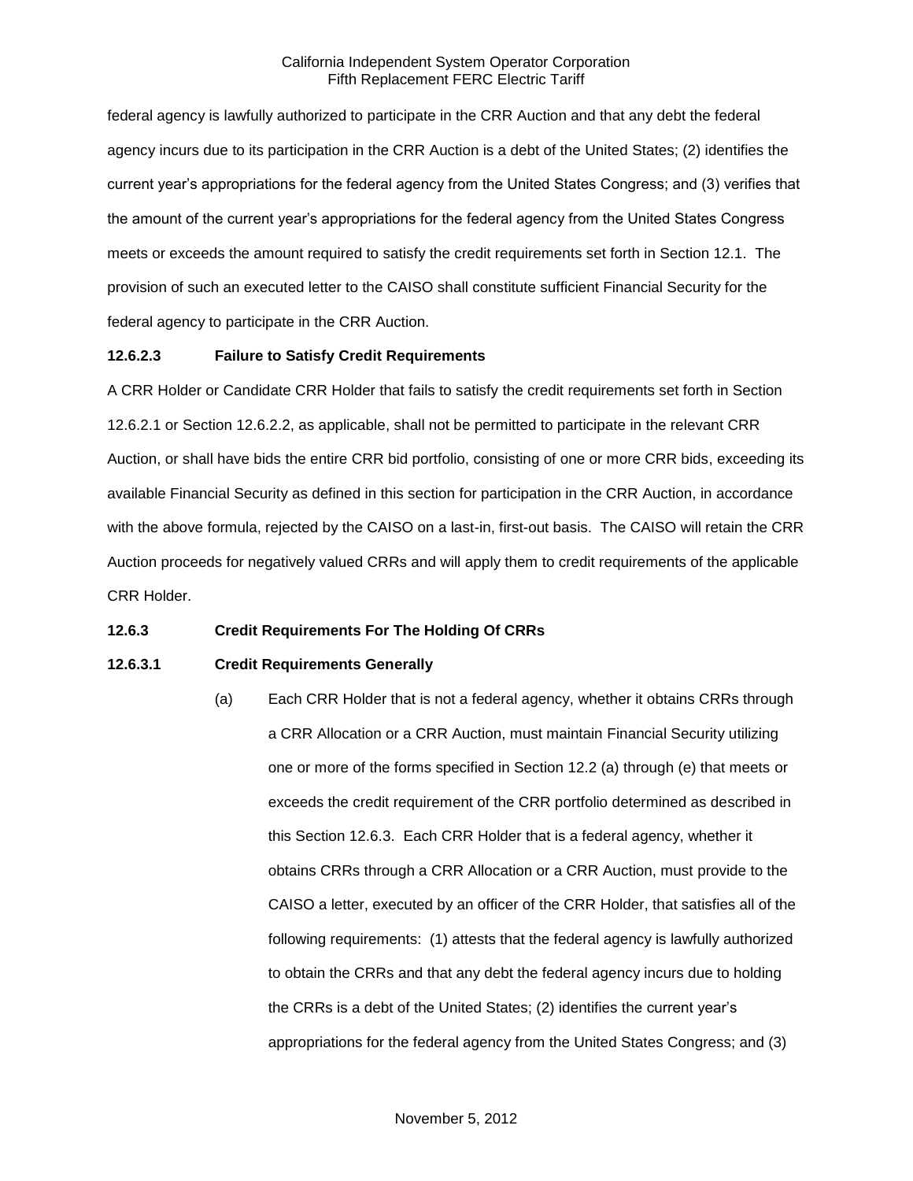federal agency is lawfully authorized to participate in the CRR Auction and that any debt the federal agency incurs due to its participation in the CRR Auction is a debt of the United States; (2) identifies the current year's appropriations for the federal agency from the United States Congress; and (3) verifies that the amount of the current year's appropriations for the federal agency from the United States Congress meets or exceeds the amount required to satisfy the credit requirements set forth in Section 12.1. The provision of such an executed letter to the CAISO shall constitute sufficient Financial Security for the federal agency to participate in the CRR Auction.

**12.6.2.3 Failure to Satisfy Credit Requirements**

A CRR Holder or Candidate CRR Holder that fails to satisfy the credit requirements set forth in Section 12.6.2.1 or Section 12.6.2.2, as applicable, shall not be permitted to participate in the relevant CRR Auction, or shall have bids the entire CRR bid portfolio, consisting of one or more CRR bids, exceeding its available Financial Security as defined in this section for participation in the CRR Auction, in accordance with the above formula, rejected by the CAISO on a last-in, first-out basis. The CAISO will retain the CRR Auction proceeds for negatively valued CRRs and will apply them to credit requirements of the applicable CRR Holder.

**12.6.3 Credit Requirements For The Holding Of CRRs**

**12.6.3.1 Credit Requirements Generally**

(a) Each CRR Holder that is not a federal agency, whether it obtains CRRs through a CRR Allocation or a CRR Auction, must maintain Financial Security utilizing one or more of the forms specified in Section 12.2 (a) through (e) that meets or exceeds the credit requirement of the CRR portfolio determined as described in this Section 12.6.3. Each CRR Holder that is a federal agency, whether it obtains CRRs through a CRR Allocation or a CRR Auction, must provide to the CAISO a letter, executed by an officer of the CRR Holder, that satisfies all of the following requirements: (1) attests that the federal agency is lawfully authorized to obtain the CRRs and that any debt the federal agency incurs due to holding the CRRs is a debt of the United States; (2) identifies the current year's appropriations for the federal agency from the United States Congress; and (3)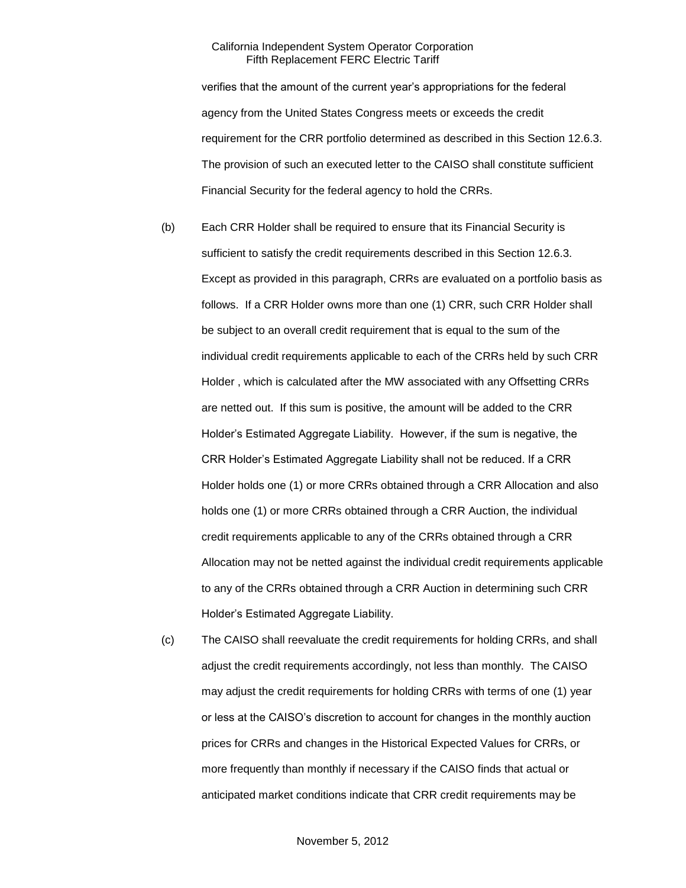verifies that the amount of the current year's appropriations for the federal agency from the United States Congress meets or exceeds the credit requirement for the CRR portfolio determined as described in this Section 12.6.3. The provision of such an executed letter to the CAISO shall constitute sufficient Financial Security for the federal agency to hold the CRRs.

(b) Each CRR Holder shall be required to ensure that its Financial Security is sufficient to satisfy the credit requirements described in this Section 12.6.3. Except as provided in this paragraph, CRRs are evaluated on a portfolio basis as follows. If a CRR Holder owns more than one (1) CRR, such CRR Holder shall be subject to an overall credit requirement that is equal to the sum of the individual credit requirements applicable to each of the CRRs held by such CRR Holder , which is calculated after the MW associated with any Offsetting CRRs are netted out. If this sum is positive, the amount will be added to the CRR Holder's Estimated Aggregate Liability. However, if the sum is negative, the CRR Holder's Estimated Aggregate Liability shall not be reduced. If a CRR Holder holds one (1) or more CRRs obtained through a CRR Allocation and also holds one (1) or more CRRs obtained through a CRR Auction, the individual credit requirements applicable to any of the CRRs obtained through a CRR Allocation may not be netted against the individual credit requirements applicable to any of the CRRs obtained through a CRR Auction in determining such CRR Holder's Estimated Aggregate Liability.

(c) The CAISO shall reevaluate the credit requirements for holding CRRs, and shall adjust the credit requirements accordingly, not less than monthly. The CAISO may adjust the credit requirements for holding CRRs with terms of one (1) year or less at the CAISO's discretion to account for changes in the monthly auction prices for CRRs and changes in the Historical Expected Values for CRRs, or more frequently than monthly if necessary if the CAISO finds that actual or anticipated market conditions indicate that CRR credit requirements may be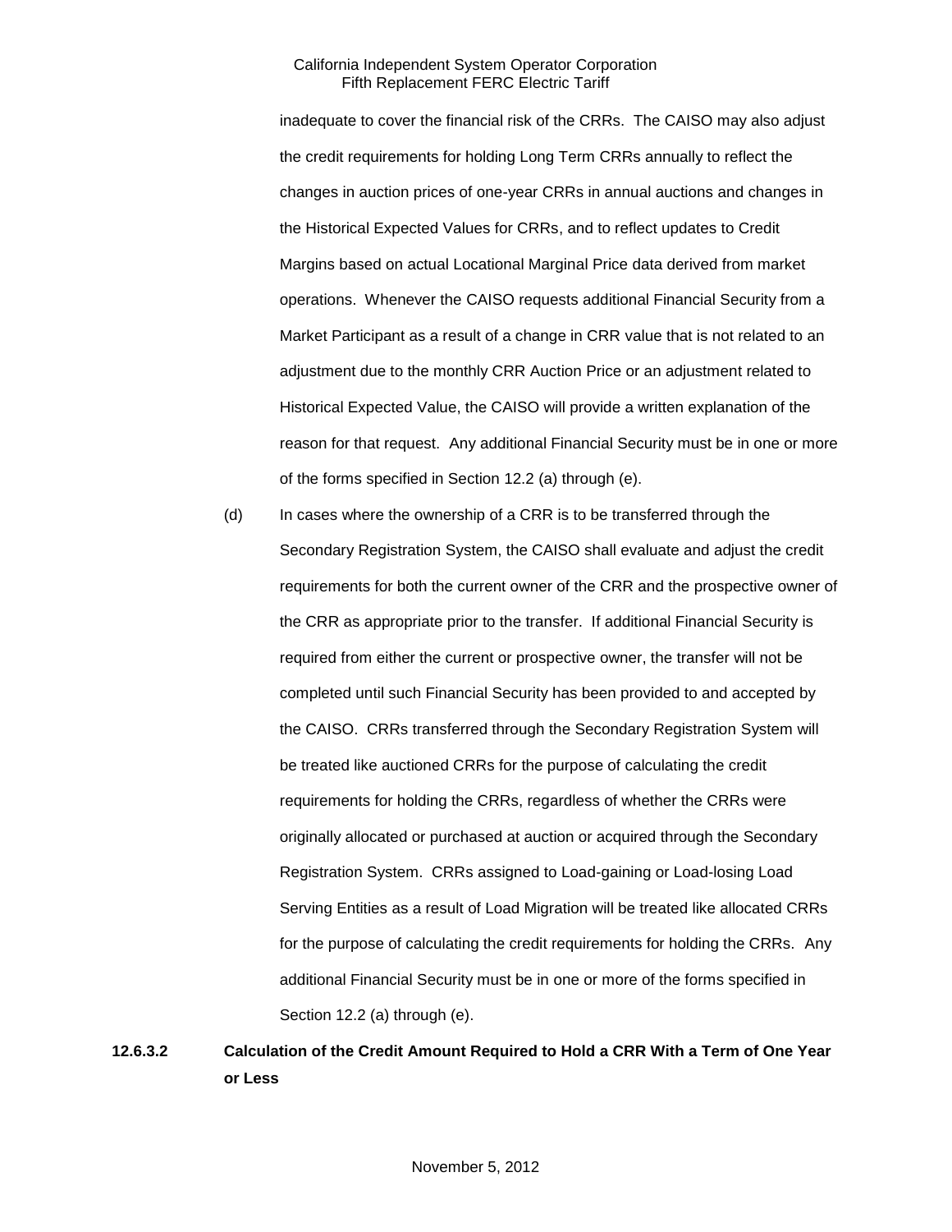inadequate to cover the financial risk of the CRRs. The CAISO may also adjust the credit requirements for holding Long Term CRRs annually to reflect the changes in auction prices of one-year CRRs in annual auctions and changes in the Historical Expected Values for CRRs, and to reflect updates to Credit Margins based on actual Locational Marginal Price data derived from market operations. Whenever the CAISO requests additional Financial Security from a Market Participant as a result of a change in CRR value that is not related to an adjustment due to the monthly CRR Auction Price or an adjustment related to Historical Expected Value, the CAISO will provide a written explanation of the reason for that request. Any additional Financial Security must be in one or more of the forms specified in Section 12.2 (a) through (e).

(d) In cases where the ownership of a CRR is to be transferred through the Secondary Registration System, the CAISO shall evaluate and adjust the credit requirements for both the current owner of the CRR and the prospective owner of the CRR as appropriate prior to the transfer. If additional Financial Security is required from either the current or prospective owner, the transfer will not be completed until such Financial Security has been provided to and accepted by the CAISO. CRRs transferred through the Secondary Registration System will be treated like auctioned CRRs for the purpose of calculating the credit requirements for holding the CRRs, regardless of whether the CRRs were originally allocated or purchased at auction or acquired through the Secondary Registration System. CRRs assigned to Load-gaining or Load-losing Load Serving Entities as a result of Load Migration will be treated like allocated CRRs for the purpose of calculating the credit requirements for holding the CRRs. Any additional Financial Security must be in one or more of the forms specified in Section 12.2 (a) through (e).

**12.6.3.2 Calculation of the Credit Amount Required to Hold a CRR With a Term of One Year or Less**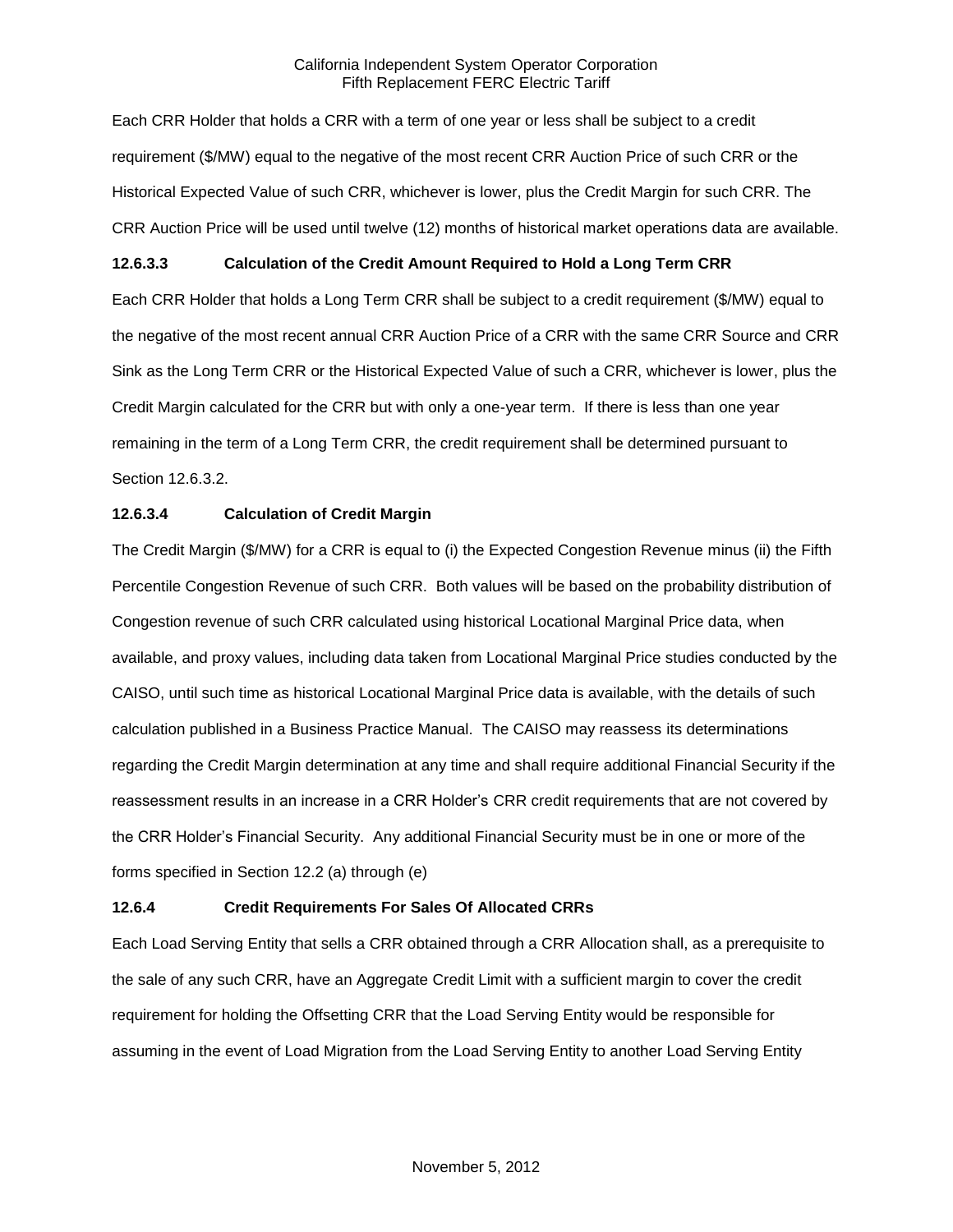Each CRR Holder that holds a CRR with a term of one year or less shall be subject to a credit requirement ($/MW) equal to the negative of the most recent CRR Auction Price of such CRR or the Historical Expected Value of such CRR, whichever is lower, plus the Credit Margin for such CRR. The CRR Auction Price will be used until twelve (12) months of historical market operations data are available.

### 12.6.3.3 Calculation of the Credit Amount Required to Hold a Long Term CRR

Each CRR Holder that holds a Long Term CRR shall be subject to a credit requirement ($/MW) equal to the negative of the most recent annual CRR Auction Price of a CRR with the same CRR Source and CRR Sink as the Long Term CRR or the Historical Expected Value of such a CRR, whichever is lower, plus the Credit Margin calculated for the CRR but with only a one-year term. If there is less than one year remaining in the term of a Long Term CRR, the credit requirement shall be determined pursuant to Section 12.6.3.2.

### 12.6.3.4 Calculation of Credit Margin

The Credit Margin ($/MW) for a CRR is equal to (i) the Expected Congestion Revenue minus (ii) the Fifth Percentile Congestion Revenue of such CRR. Both values will be based on the probability distribution of Congestion revenue of such CRR calculated using historical Locational Marginal Price data, when available, and proxy values, including data taken from Locational Marginal Price studies conducted by the CAISO, until such time as historical Locational Marginal Price data is available, with the details of such calculation published in a Business Practice Manual. The CAISO may reassess its determinations regarding the Credit Margin determination at any time and shall require additional Financial Security if the reassessment results in an increase in a CRR Holder's CRR credit requirements that are not covered by the CRR Holder's Financial Security. Any additional Financial Security must be in one or more of the forms specified in Section 12.2 (a) through (e)

### 12.6.4 Credit Requirements For Sales Of Allocated CRRs

Each Load Serving Entity that sells a CRR obtained through a CRR Allocation shall, as a prerequisite to the sale of any such CRR, have an Aggregate Credit Limit with a sufficient margin to cover the credit requirement for holding the Offsetting CRR that the Load Serving Entity would be responsible for assuming in the event of Load Migration from the Load Serving Entity to another Load Serving Entity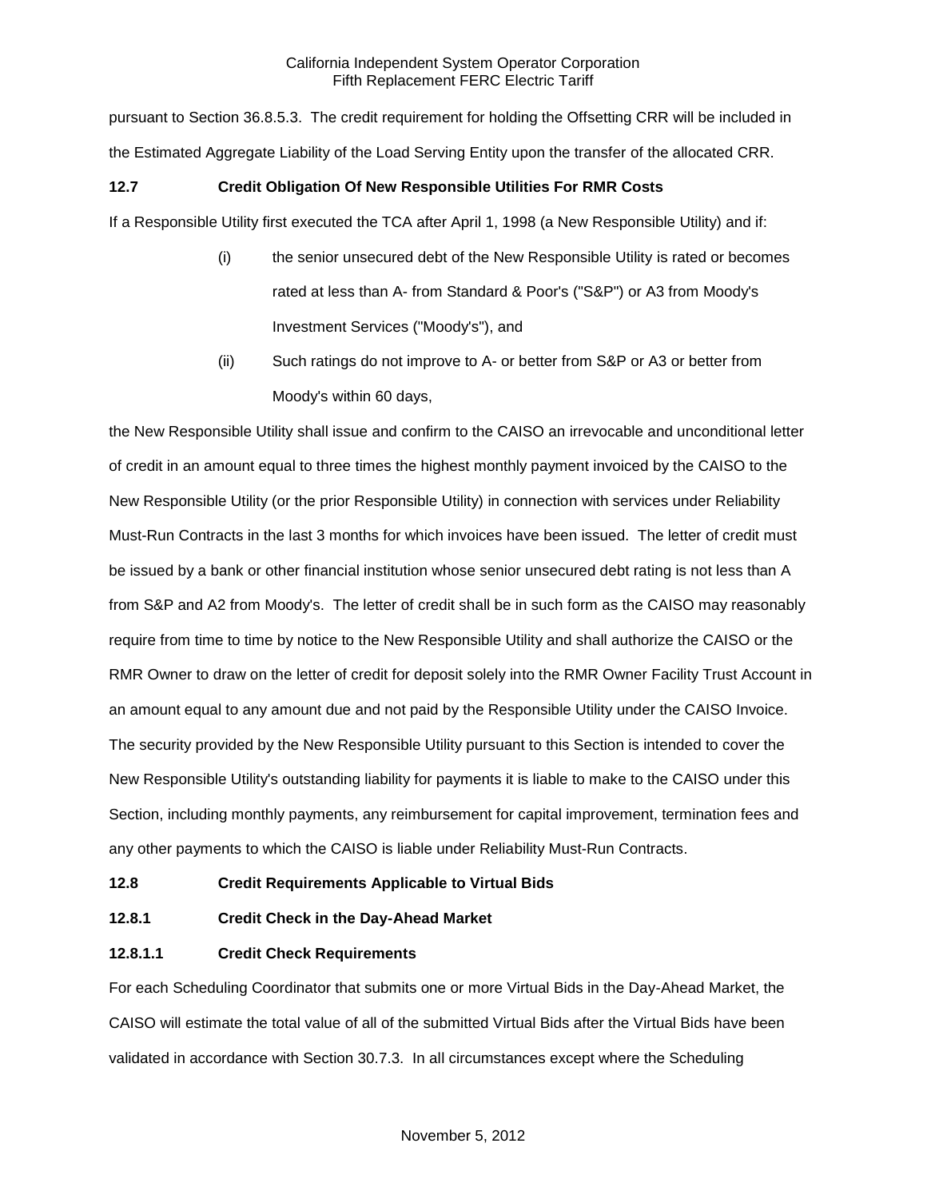pursuant to Section 36.8.5.3. The credit requirement for holding the Offsetting CRR will be included in the Estimated Aggregate Liability of the Load Serving Entity upon the transfer of the allocated CRR.

**12.7 Credit Obligation Of New Responsible Utilities For RMR Costs**

If a Responsible Utility first executed the TCA after April 1, 1998 (a New Responsible Utility) and if:

(i) the senior unsecured debt of the New Responsible Utility is rated or becomes rated at less than A- from Standard & Poor's ("S&P") or A3 from Moody's Investment Services ("Moody's"), and

(ii) Such ratings do not improve to A- or better from S&P or A3 or better from Moody's within 60 days,

the New Responsible Utility shall issue and confirm to the CAISO an irrevocable and unconditional letter of credit in an amount equal to three times the highest monthly payment invoiced by the CAISO to the New Responsible Utility (or the prior Responsible Utility) in connection with services under Reliability Must-Run Contracts in the last 3 months for which invoices have been issued. The letter of credit must be issued by a bank or other financial institution whose senior unsecured debt rating is not less than A from S&P and A2 from Moody's. The letter of credit shall be in such form as the CAISO may reasonably require from time to time by notice to the New Responsible Utility and shall authorize the CAISO or the RMR Owner to draw on the letter of credit for deposit solely into the RMR Owner Facility Trust Account in an amount equal to any amount due and not paid by the Responsible Utility under the CAISO Invoice. The security provided by the New Responsible Utility pursuant to this Section is intended to cover the New Responsible Utility's outstanding liability for payments it is liable to make to the CAISO under this Section, including monthly payments, any reimbursement for capital improvement, termination fees and any other payments to which the CAISO is liable under Reliability Must-Run Contracts.

**12.8 Credit Requirements Applicable to Virtual Bids**

**12.8.1 Credit Check in the Day-Ahead Market**

**12.8.1.1 Credit Check Requirements**

For each Scheduling Coordinator that submits one or more Virtual Bids in the Day-Ahead Market, the CAISO will estimate the total value of all of the submitted Virtual Bids after the Virtual Bids have been validated in accordance with Section 30.7.3. In all circumstances except where the Scheduling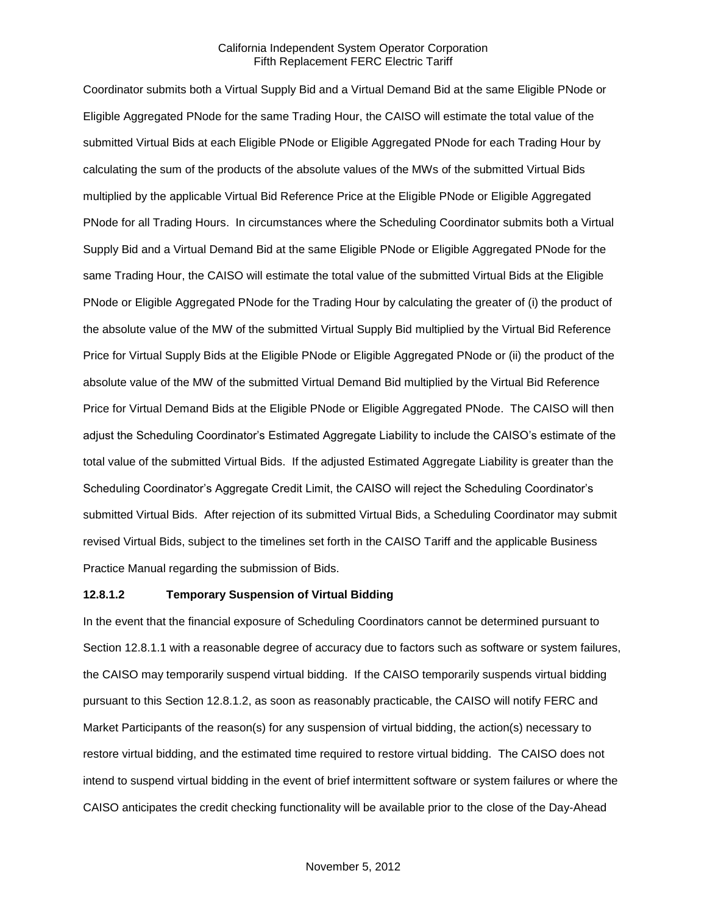Coordinator submits both a Virtual Supply Bid and a Virtual Demand Bid at the same Eligible PNode or Eligible Aggregated PNode for the same Trading Hour, the CAISO will estimate the total value of the submitted Virtual Bids at each Eligible PNode or Eligible Aggregated PNode for each Trading Hour by calculating the sum of the products of the absolute values of the MWs of the submitted Virtual Bids multiplied by the applicable Virtual Bid Reference Price at the Eligible PNode or Eligible Aggregated PNode for all Trading Hours. In circumstances where the Scheduling Coordinator submits both a Virtual Supply Bid and a Virtual Demand Bid at the same Eligible PNode or Eligible Aggregated PNode for the same Trading Hour, the CAISO will estimate the total value of the submitted Virtual Bids at the Eligible PNode or Eligible Aggregated PNode for the Trading Hour by calculating the greater of (i) the product of the absolute value of the MW of the submitted Virtual Supply Bid multiplied by the Virtual Bid Reference Price for Virtual Supply Bids at the Eligible PNode or Eligible Aggregated PNode or (ii) the product of the absolute value of the MW of the submitted Virtual Demand Bid multiplied by the Virtual Bid Reference Price for Virtual Demand Bids at the Eligible PNode or Eligible Aggregated PNode. The CAISO will then adjust the Scheduling Coordinator's Estimated Aggregate Liability to include the CAISO's estimate of the total value of the submitted Virtual Bids. If the adjusted Estimated Aggregate Liability is greater than the Scheduling Coordinator's Aggregate Credit Limit, the CAISO will reject the Scheduling Coordinator's submitted Virtual Bids. After rejection of its submitted Virtual Bids, a Scheduling Coordinator may submit revised Virtual Bids, subject to the timelines set forth in the CAISO Tariff and the applicable Business Practice Manual regarding the submission of Bids.

**12.8.1.2 Temporary Suspension of Virtual Bidding**

In the event that the financial exposure of Scheduling Coordinators cannot be determined pursuant to Section 12.8.1.1 with a reasonable degree of accuracy due to factors such as software or system failures, the CAISO may temporarily suspend virtual bidding. If the CAISO temporarily suspends virtual bidding pursuant to this Section 12.8.1.2, as soon as reasonably practicable, the CAISO will notify FERC and Market Participants of the reason(s) for any suspension of virtual bidding, the action(s) necessary to restore virtual bidding, and the estimated time required to restore virtual bidding. The CAISO does not intend to suspend virtual bidding in the event of brief intermittent software or system failures or where the CAISO anticipates the credit checking functionality will be available prior to the close of the Day-Ahead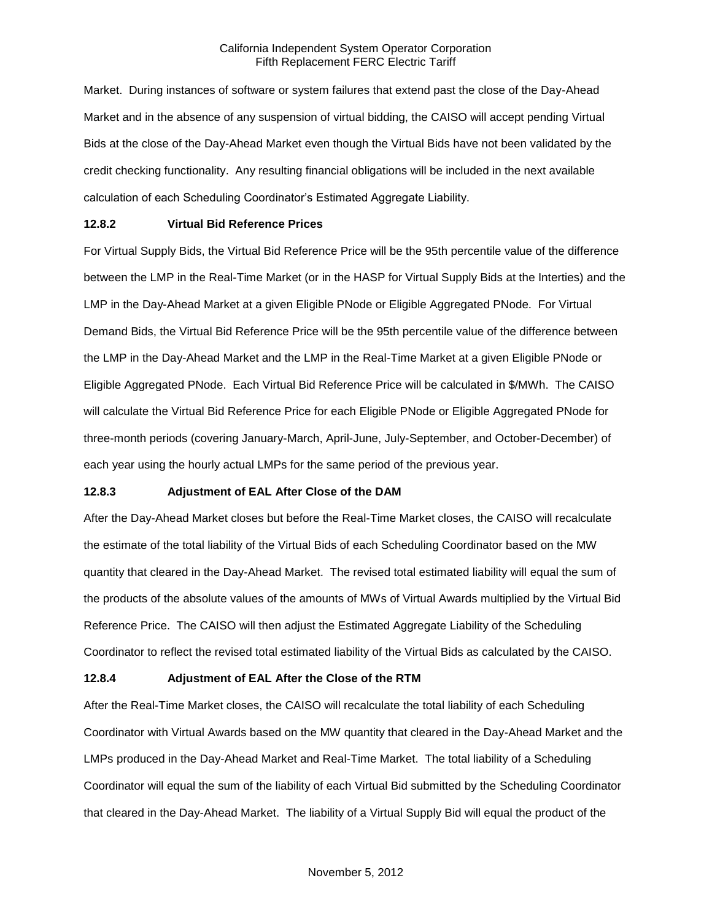Market. During instances of software or system failures that extend past the close of the Day-Ahead Market and in the absence of any suspension of virtual bidding, the CAISO will accept pending Virtual Bids at the close of the Day-Ahead Market even though the Virtual Bids have not been validated by the credit checking functionality. Any resulting financial obligations will be included in the next available calculation of each Scheduling Coordinator's Estimated Aggregate Liability.

**12.8.2 Virtual Bid Reference Prices**

For Virtual Supply Bids, the Virtual Bid Reference Price will be the 95th percentile value of the difference between the LMP in the Real-Time Market (or in the HASP for Virtual Supply Bids at the Interties) and the LMP in the Day-Ahead Market at a given Eligible PNode or Eligible Aggregated PNode. For Virtual Demand Bids, the Virtual Bid Reference Price will be the 95th percentile value of the difference between the LMP in the Day-Ahead Market and the LMP in the Real-Time Market at a given Eligible PNode or Eligible Aggregated PNode. Each Virtual Bid Reference Price will be calculated in $/MWh. The CAISO will calculate the Virtual Bid Reference Price for each Eligible PNode or Eligible Aggregated PNode for three-month periods (covering January-March, April-June, July-September, and October-December) of each year using the hourly actual LMPs for the same period of the previous year.

**12.8.3 Adjustment of EAL After Close of the DAM**

After the Day-Ahead Market closes but before the Real-Time Market closes, the CAISO will recalculate the estimate of the total liability of the Virtual Bids of each Scheduling Coordinator based on the MW quantity that cleared in the Day-Ahead Market. The revised total estimated liability will equal the sum of the products of the absolute values of the amounts of MWs of Virtual Awards multiplied by the Virtual Bid Reference Price. The CAISO will then adjust the Estimated Aggregate Liability of the Scheduling Coordinator to reflect the revised total estimated liability of the Virtual Bids as calculated by the CAISO.

**12.8.4 Adjustment of EAL After the Close of the RTM**

After the Real-Time Market closes, the CAISO will recalculate the total liability of each Scheduling Coordinator with Virtual Awards based on the MW quantity that cleared in the Day-Ahead Market and the LMPs produced in the Day-Ahead Market and Real-Time Market. The total liability of a Scheduling Coordinator will equal the sum of the liability of each Virtual Bid submitted by the Scheduling Coordinator that cleared in the Day-Ahead Market. The liability of a Virtual Supply Bid will equal the product of the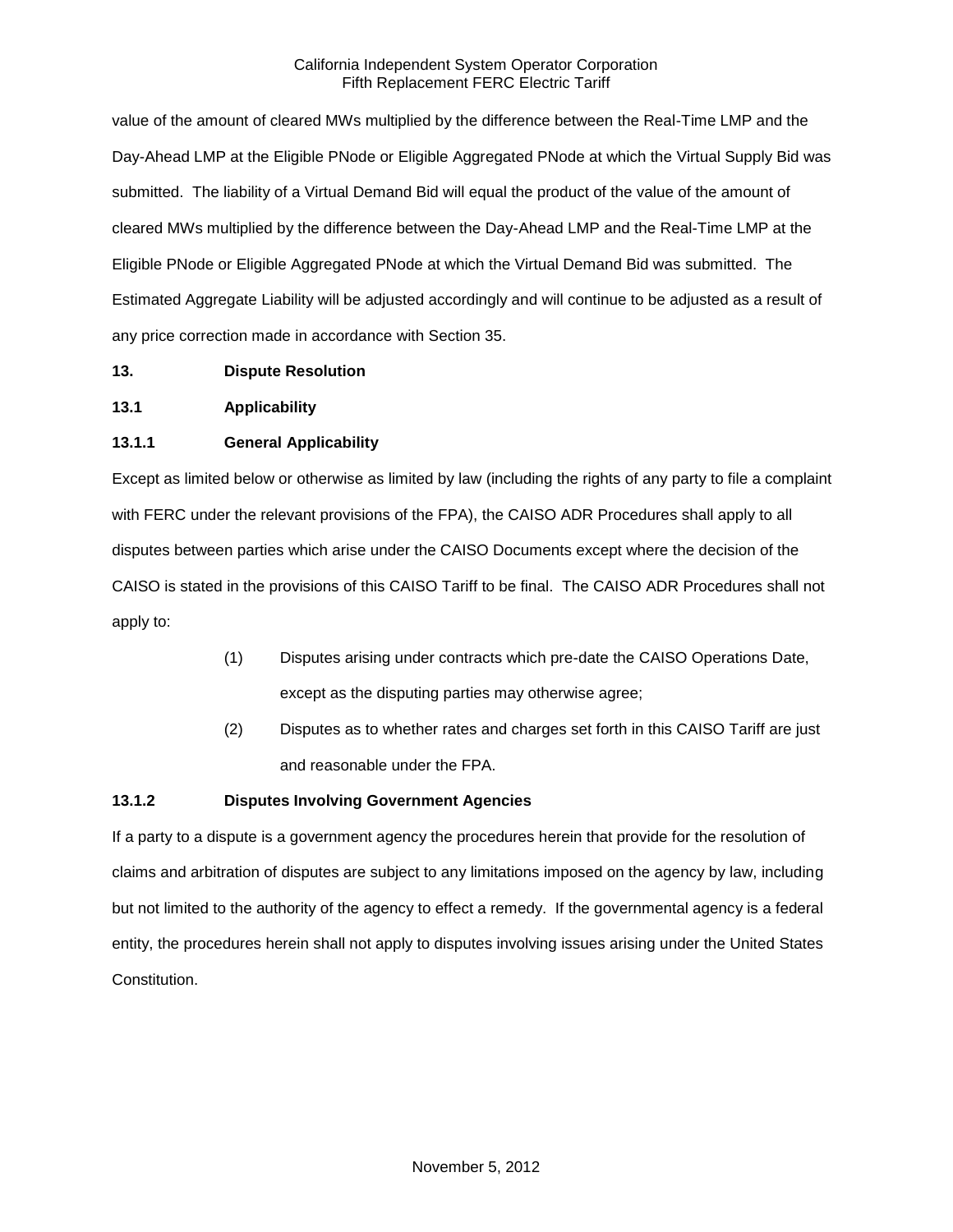value of the amount of cleared MWs multiplied by the difference between the Real-Time LMP and the Day-Ahead LMP at the Eligible PNode or Eligible Aggregated PNode at which the Virtual Supply Bid was submitted. The liability of a Virtual Demand Bid will equal the product of the value of the amount of cleared MWs multiplied by the difference between the Day-Ahead LMP and the Real-Time LMP at the Eligible PNode or Eligible Aggregated PNode at which the Virtual Demand Bid was submitted. The Estimated Aggregate Liability will be adjusted accordingly and will continue to be adjusted as a result of any price correction made in accordance with Section 35.

# 13. Dispute Resolution

## 13.1 Applicability

### 13.1.1 General Applicability

Except as limited below or otherwise as limited by law (including the rights of any party to file a complaint with FERC under the relevant provisions of the FPA), the CAISO ADR Procedures shall apply to all disputes between parties which arise under the CAISO Documents except where the decision of the CAISO is stated in the provisions of this CAISO Tariff to be final. The CAISO ADR Procedures shall not apply to:

(1) Disputes arising under contracts which pre-date the CAISO Operations Date, except as the disputing parties may otherwise agree;

(2) Disputes as to whether rates and charges set forth in this CAISO Tariff are just and reasonable under the FPA.

### 13.1.2 Disputes Involving Government Agencies

If a party to a dispute is a government agency the procedures herein that provide for the resolution of claims and arbitration of disputes are subject to any limitations imposed on the agency by law, including but not limited to the authority of the agency to effect a remedy. If the governmental agency is a federal entity, the procedures herein shall not apply to disputes involving issues arising under the United States Constitution.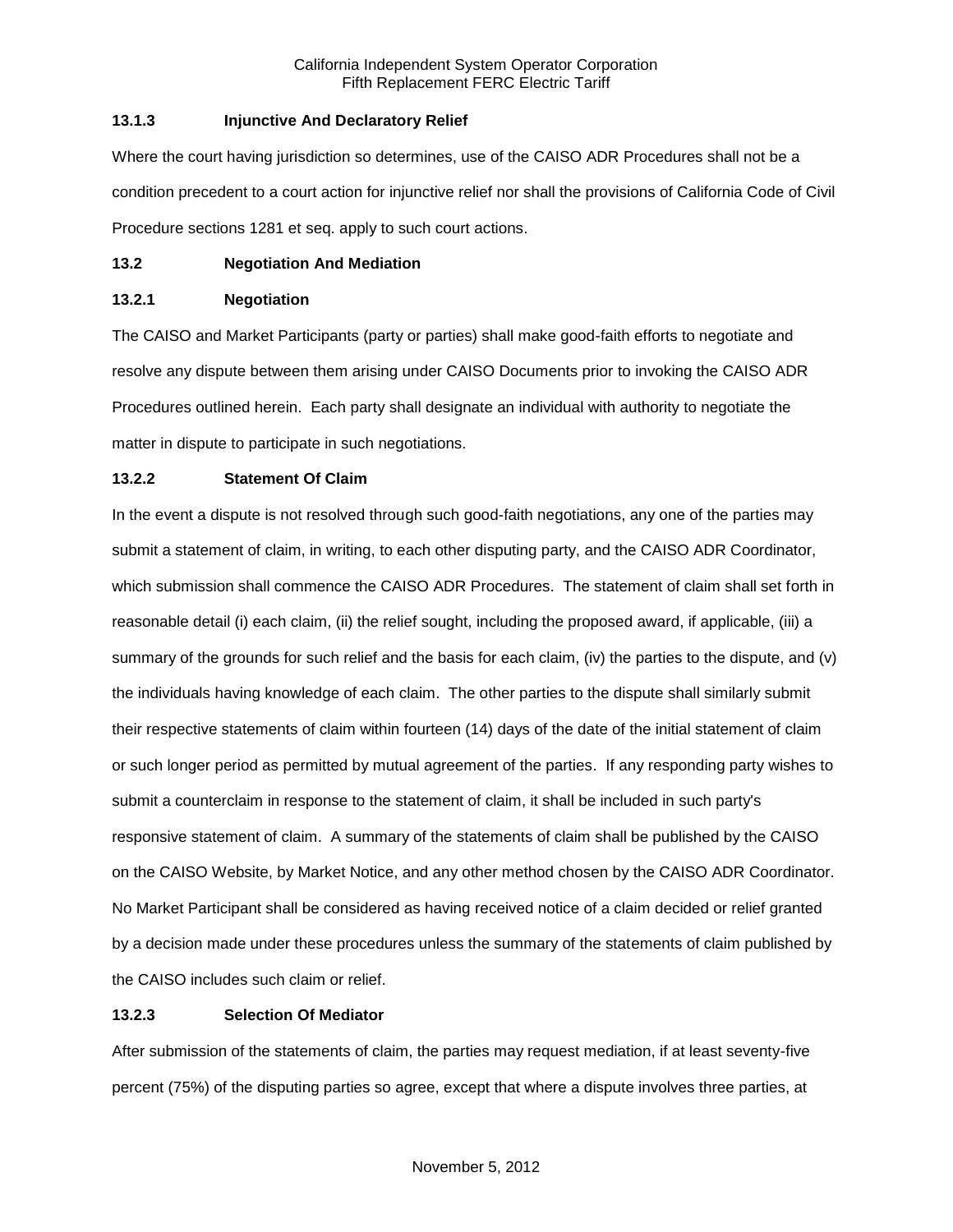### 13.1.3 Injunctive And Declaratory Relief

Where the court having jurisdiction so determines, use of the CAISO ADR Procedures shall not be a condition precedent to a court action for injunctive relief nor shall the provisions of California Code of Civil Procedure sections 1281 et seq. apply to such court actions.

## 13.2 Negotiation And Mediation

### 13.2.1 Negotiation

The CAISO and Market Participants (party or parties) shall make good-faith efforts to negotiate and resolve any dispute between them arising under CAISO Documents prior to invoking the CAISO ADR Procedures outlined herein. Each party shall designate an individual with authority to negotiate the matter in dispute to participate in such negotiations.

### 13.2.2 Statement Of Claim

In the event a dispute is not resolved through such good-faith negotiations, any one of the parties may submit a statement of claim, in writing, to each other disputing party, and the CAISO ADR Coordinator, which submission shall commence the CAISO ADR Procedures. The statement of claim shall set forth in reasonable detail (i) each claim, (ii) the relief sought, including the proposed award, if applicable, (iii) a summary of the grounds for such relief and the basis for each claim, (iv) the parties to the dispute, and (v) the individuals having knowledge of each claim. The other parties to the dispute shall similarly submit their respective statements of claim within fourteen (14) days of the date of the initial statement of claim or such longer period as permitted by mutual agreement of the parties. If any responding party wishes to submit a counterclaim in response to the statement of claim, it shall be included in such party's responsive statement of claim. A summary of the statements of claim shall be published by the CAISO on the CAISO Website, by Market Notice, and any other method chosen by the CAISO ADR Coordinator. No Market Participant shall be considered as having received notice of a claim decided or relief granted by a decision made under these procedures unless the summary of the statements of claim published by the CAISO includes such claim or relief.

### 13.2.3 Selection Of Mediator

After submission of the statements of claim, the parties may request mediation, if at least seventy-five percent (75%) of the disputing parties so agree, except that where a dispute involves three parties, at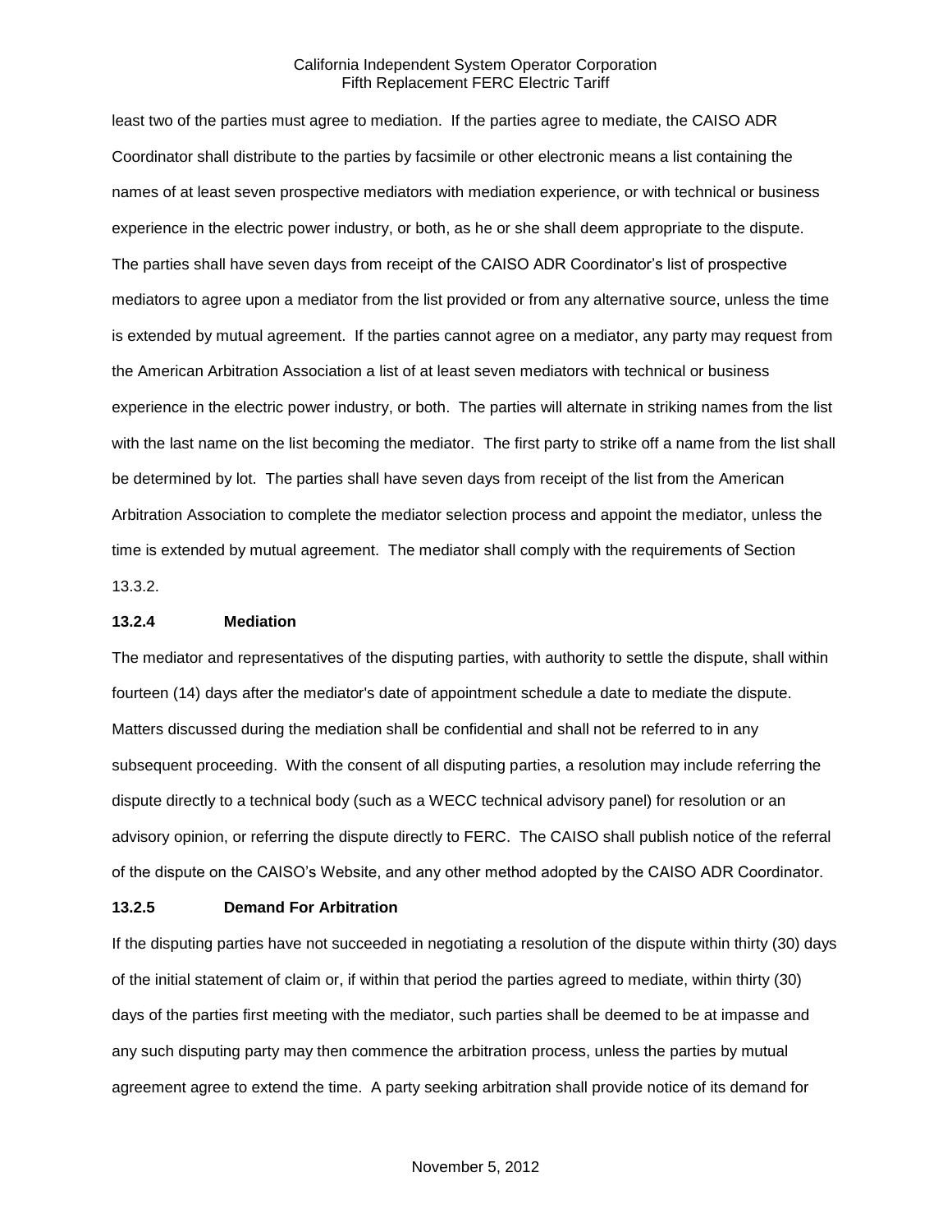least two of the parties must agree to mediation. If the parties agree to mediate, the CAISO ADR Coordinator shall distribute to the parties by facsimile or other electronic means a list containing the names of at least seven prospective mediators with mediation experience, or with technical or business experience in the electric power industry, or both, as he or she shall deem appropriate to the dispute. The parties shall have seven days from receipt of the CAISO ADR Coordinator's list of prospective mediators to agree upon a mediator from the list provided or from any alternative source, unless the time is extended by mutual agreement. If the parties cannot agree on a mediator, any party may request from the American Arbitration Association a list of at least seven mediators with technical or business experience in the electric power industry, or both. The parties will alternate in striking names from the list with the last name on the list becoming the mediator. The first party to strike off a name from the list shall be determined by lot. The parties shall have seven days from receipt of the list from the American Arbitration Association to complete the mediator selection process and appoint the mediator, unless the time is extended by mutual agreement. The mediator shall comply with the requirements of Section 13.3.2.

**13.2.4 Mediation**

The mediator and representatives of the disputing parties, with authority to settle the dispute, shall within fourteen (14) days after the mediator's date of appointment schedule a date to mediate the dispute. Matters discussed during the mediation shall be confidential and shall not be referred to in any subsequent proceeding. With the consent of all disputing parties, a resolution may include referring the dispute directly to a technical body (such as a WECC technical advisory panel) for resolution or an advisory opinion, or referring the dispute directly to FERC. The CAISO shall publish notice of the referral of the dispute on the CAISO's Website, and any other method adopted by the CAISO ADR Coordinator.

**13.2.5 Demand For Arbitration**

If the disputing parties have not succeeded in negotiating a resolution of the dispute within thirty (30) days of the initial statement of claim or, if within that period the parties agreed to mediate, within thirty (30) days of the parties first meeting with the mediator, such parties shall be deemed to be at impasse and any such disputing party may then commence the arbitration process, unless the parties by mutual agreement agree to extend the time. A party seeking arbitration shall provide notice of its demand for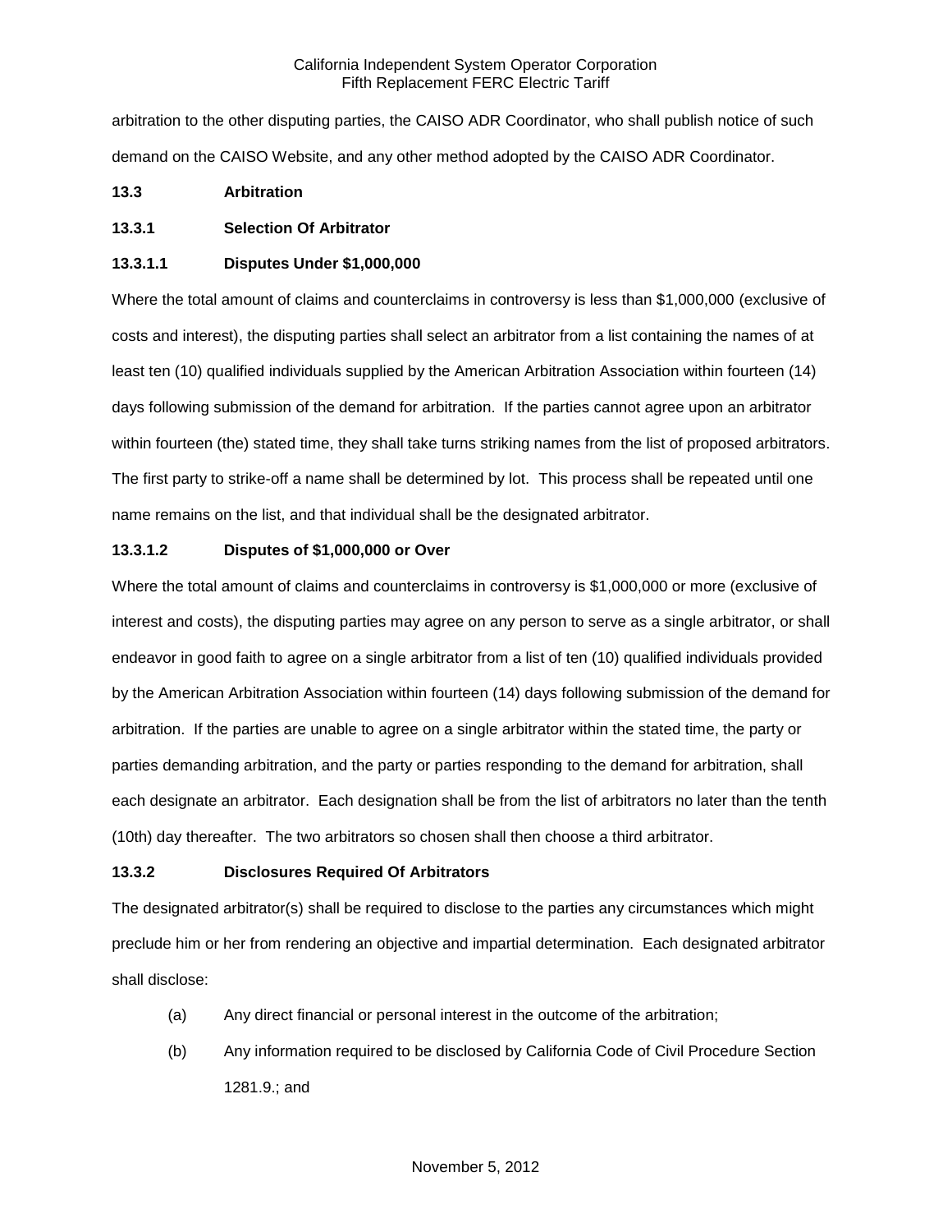arbitration to the other disputing parties, the CAISO ADR Coordinator, who shall publish notice of such demand on the CAISO Website, and any other method adopted by the CAISO ADR Coordinator.

**13.3 Arbitration**

**13.3.1 Selection Of Arbitrator**

**13.3.1.1 Disputes Under $1,000,000**

Where the total amount of claims and counterclaims in controversy is less than $1,000,000 (exclusive of costs and interest), the disputing parties shall select an arbitrator from a list containing the names of at least ten (10) qualified individuals supplied by the American Arbitration Association within fourteen (14) days following submission of the demand for arbitration. If the parties cannot agree upon an arbitrator within fourteen (the) stated time, they shall take turns striking names from the list of proposed arbitrators. The first party to strike-off a name shall be determined by lot. This process shall be repeated until one name remains on the list, and that individual shall be the designated arbitrator.

**13.3.1.2 Disputes of $1,000,000 or Over**

Where the total amount of claims and counterclaims in controversy is $1,000,000 or more (exclusive of interest and costs), the disputing parties may agree on any person to serve as a single arbitrator, or shall endeavor in good faith to agree on a single arbitrator from a list of ten (10) qualified individuals provided by the American Arbitration Association within fourteen (14) days following submission of the demand for arbitration. If the parties are unable to agree on a single arbitrator within the stated time, the party or parties demanding arbitration, and the party or parties responding to the demand for arbitration, shall each designate an arbitrator. Each designation shall be from the list of arbitrators no later than the tenth (10th) day thereafter. The two arbitrators so chosen shall then choose a third arbitrator.

**13.3.2 Disclosures Required Of Arbitrators**

The designated arbitrator(s) shall be required to disclose to the parties any circumstances which might preclude him or her from rendering an objective and impartial determination. Each designated arbitrator shall disclose:

(a) Any direct financial or personal interest in the outcome of the arbitration;

(b) Any information required to be disclosed by California Code of Civil Procedure Section 1281.9.; and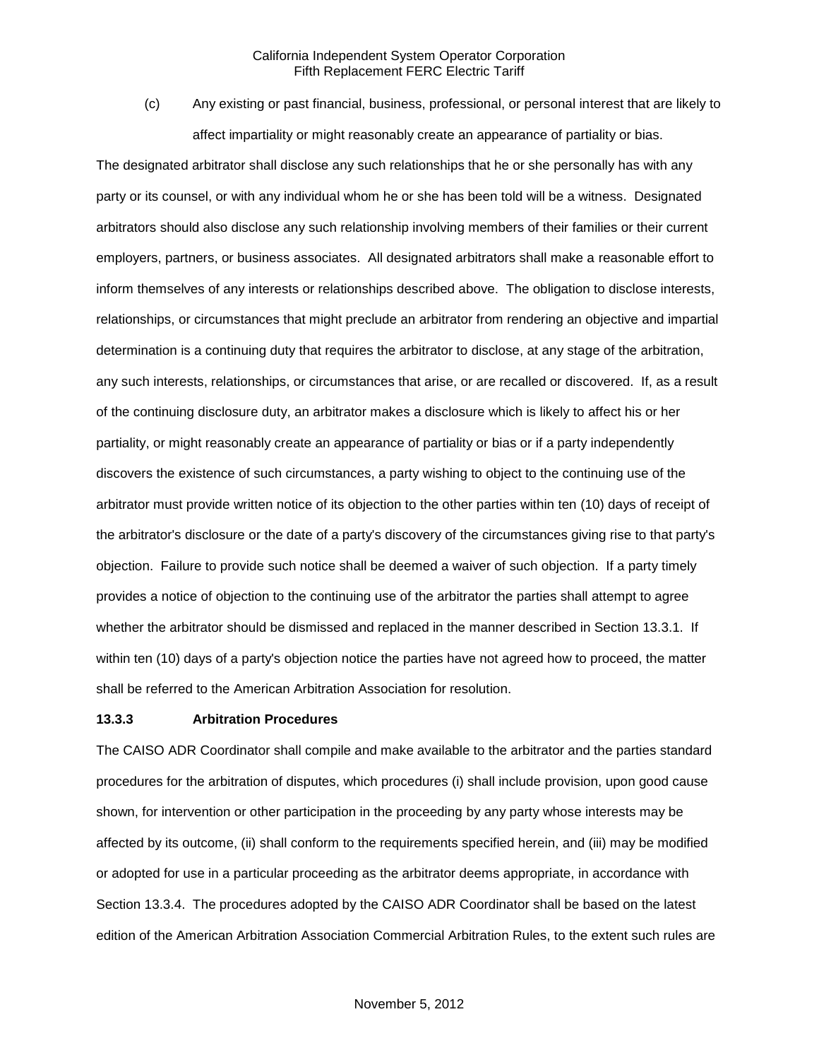(c) Any existing or past financial, business, professional, or personal interest that are likely to affect impartiality or might reasonably create an appearance of partiality or bias.

The designated arbitrator shall disclose any such relationships that he or she personally has with any party or its counsel, or with any individual whom he or she has been told will be a witness. Designated arbitrators should also disclose any such relationship involving members of their families or their current employers, partners, or business associates. All designated arbitrators shall make a reasonable effort to inform themselves of any interests or relationships described above. The obligation to disclose interests, relationships, or circumstances that might preclude an arbitrator from rendering an objective and impartial determination is a continuing duty that requires the arbitrator to disclose, at any stage of the arbitration, any such interests, relationships, or circumstances that arise, or are recalled or discovered. If, as a result of the continuing disclosure duty, an arbitrator makes a disclosure which is likely to affect his or her partiality, or might reasonably create an appearance of partiality or bias or if a party independently discovers the existence of such circumstances, a party wishing to object to the continuing use of the arbitrator must provide written notice of its objection to the other parties within ten (10) days of receipt of the arbitrator's disclosure or the date of a party's discovery of the circumstances giving rise to that party's objection. Failure to provide such notice shall be deemed a waiver of such objection. If a party timely provides a notice of objection to the continuing use of the arbitrator the parties shall attempt to agree whether the arbitrator should be dismissed and replaced in the manner described in Section 13.3.1. If within ten (10) days of a party's objection notice the parties have not agreed how to proceed, the matter shall be referred to the American Arbitration Association for resolution.

### 13.3.3 Arbitration Procedures

The CAISO ADR Coordinator shall compile and make available to the arbitrator and the parties standard procedures for the arbitration of disputes, which procedures (i) shall include provision, upon good cause shown, for intervention or other participation in the proceeding by any party whose interests may be affected by its outcome, (ii) shall conform to the requirements specified herein, and (iii) may be modified or adopted for use in a particular proceeding as the arbitrator deems appropriate, in accordance with Section 13.3.4. The procedures adopted by the CAISO ADR Coordinator shall be based on the latest edition of the American Arbitration Association Commercial Arbitration Rules, to the extent such rules are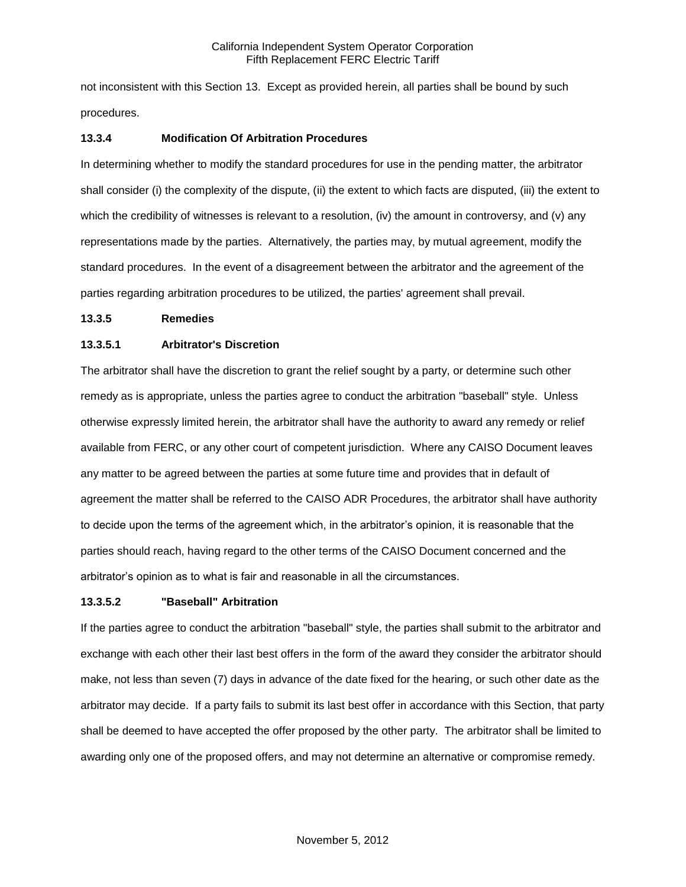not inconsistent with this Section 13. Except as provided herein, all parties shall be bound by such procedures.

### 13.3.4 Modification Of Arbitration Procedures

In determining whether to modify the standard procedures for use in the pending matter, the arbitrator shall consider (i) the complexity of the dispute, (ii) the extent to which facts are disputed, (iii) the extent to which the credibility of witnesses is relevant to a resolution, (iv) the amount in controversy, and (v) any representations made by the parties. Alternatively, the parties may, by mutual agreement, modify the standard procedures. In the event of a disagreement between the arbitrator and the agreement of the parties regarding arbitration procedures to be utilized, the parties' agreement shall prevail.

### 13.3.5 Remedies

#### 13.3.5.1 Arbitrator's Discretion

The arbitrator shall have the discretion to grant the relief sought by a party, or determine such other remedy as is appropriate, unless the parties agree to conduct the arbitration "baseball" style. Unless otherwise expressly limited herein, the arbitrator shall have the authority to award any remedy or relief available from FERC, or any other court of competent jurisdiction. Where any CAISO Document leaves any matter to be agreed between the parties at some future time and provides that in default of agreement the matter shall be referred to the CAISO ADR Procedures, the arbitrator shall have authority to decide upon the terms of the agreement which, in the arbitrator's opinion, it is reasonable that the parties should reach, having regard to the other terms of the CAISO Document concerned and the arbitrator's opinion as to what is fair and reasonable in all the circumstances.

#### 13.3.5.2 "Baseball" Arbitration

If the parties agree to conduct the arbitration "baseball" style, the parties shall submit to the arbitrator and exchange with each other their last best offers in the form of the award they consider the arbitrator should make, not less than seven (7) days in advance of the date fixed for the hearing, or such other date as the arbitrator may decide. If a party fails to submit its last best offer in accordance with this Section, that party shall be deemed to have accepted the offer proposed by the other party. The arbitrator shall be limited to awarding only one of the proposed offers, and may not determine an alternative or compromise remedy.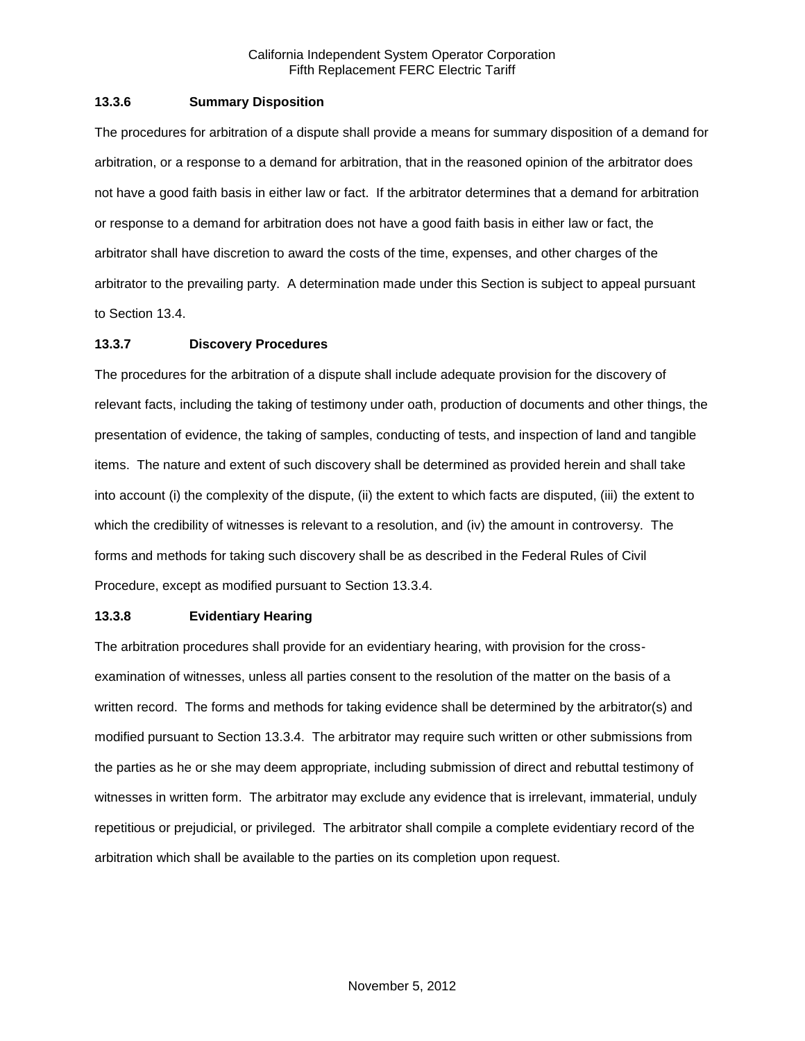### 13.3.6 Summary Disposition

The procedures for arbitration of a dispute shall provide a means for summary disposition of a demand for arbitration, or a response to a demand for arbitration, that in the reasoned opinion of the arbitrator does not have a good faith basis in either law or fact. If the arbitrator determines that a demand for arbitration or response to a demand for arbitration does not have a good faith basis in either law or fact, the arbitrator shall have discretion to award the costs of the time, expenses, and other charges of the arbitrator to the prevailing party. A determination made under this Section is subject to appeal pursuant to Section 13.4.

### 13.3.7 Discovery Procedures

The procedures for the arbitration of a dispute shall include adequate provision for the discovery of relevant facts, including the taking of testimony under oath, production of documents and other things, the presentation of evidence, the taking of samples, conducting of tests, and inspection of land and tangible items. The nature and extent of such discovery shall be determined as provided herein and shall take into account (i) the complexity of the dispute, (ii) the extent to which facts are disputed, (iii) the extent to which the credibility of witnesses is relevant to a resolution, and (iv) the amount in controversy. The forms and methods for taking such discovery shall be as described in the Federal Rules of Civil Procedure, except as modified pursuant to Section 13.3.4.

### 13.3.8 Evidentiary Hearing

The arbitration procedures shall provide for an evidentiary hearing, with provision for the cross-examination of witnesses, unless all parties consent to the resolution of the matter on the basis of a written record. The forms and methods for taking evidence shall be determined by the arbitrator(s) and modified pursuant to Section 13.3.4. The arbitrator may require such written or other submissions from the parties as he or she may deem appropriate, including submission of direct and rebuttal testimony of witnesses in written form. The arbitrator may exclude any evidence that is irrelevant, immaterial, unduly repetitious or prejudicial, or privileged. The arbitrator shall compile a complete evidentiary record of the arbitration which shall be available to the parties on its completion upon request.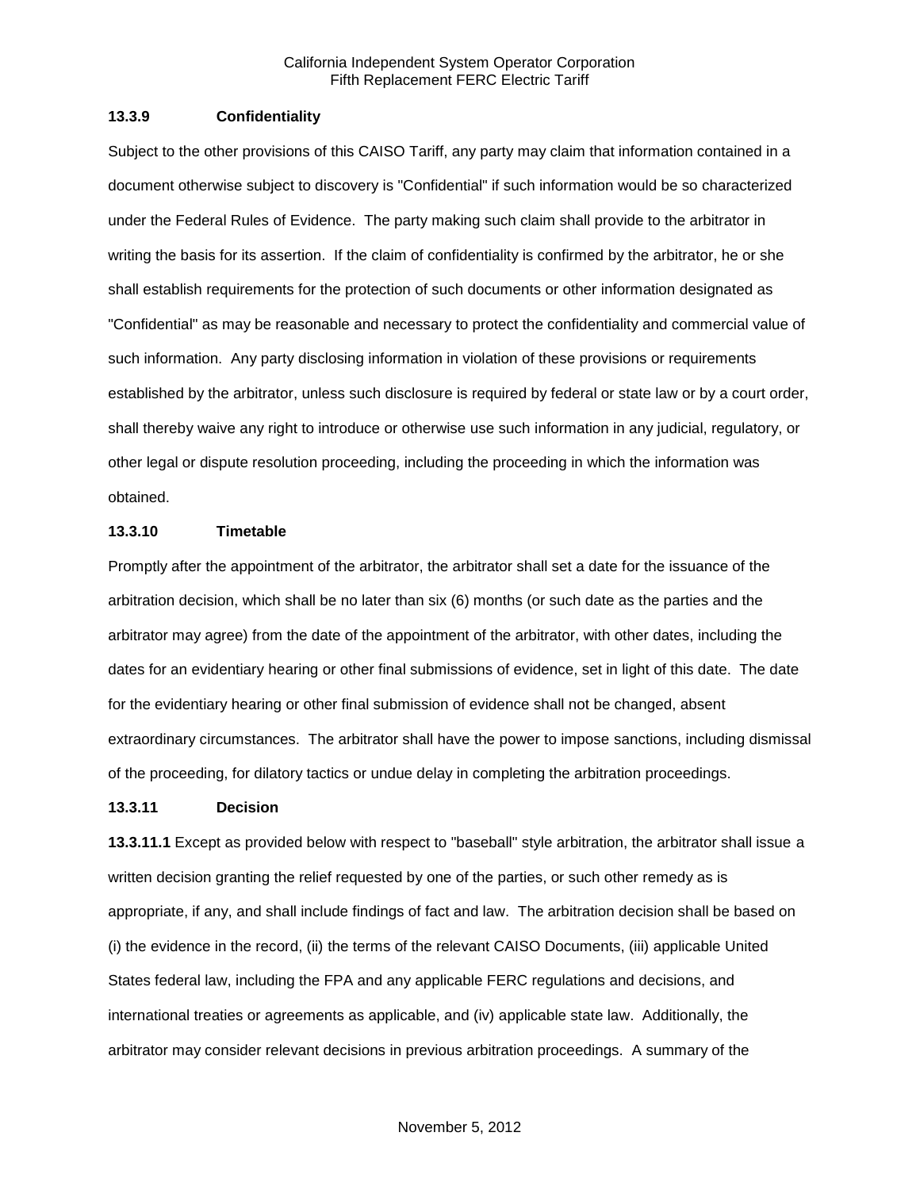### 13.3.9 Confidentiality

Subject to the other provisions of this CAISO Tariff, any party may claim that information contained in a document otherwise subject to discovery is "Confidential" if such information would be so characterized under the Federal Rules of Evidence. The party making such claim shall provide to the arbitrator in writing the basis for its assertion. If the claim of confidentiality is confirmed by the arbitrator, he or she shall establish requirements for the protection of such documents or other information designated as "Confidential" as may be reasonable and necessary to protect the confidentiality and commercial value of such information. Any party disclosing information in violation of these provisions or requirements established by the arbitrator, unless such disclosure is required by federal or state law or by a court order, shall thereby waive any right to introduce or otherwise use such information in any judicial, regulatory, or other legal or dispute resolution proceeding, including the proceeding in which the information was obtained.

### 13.3.10 Timetable

Promptly after the appointment of the arbitrator, the arbitrator shall set a date for the issuance of the arbitration decision, which shall be no later than six (6) months (or such date as the parties and the arbitrator may agree) from the date of the appointment of the arbitrator, with other dates, including the dates for an evidentiary hearing or other final submissions of evidence, set in light of this date. The date for the evidentiary hearing or other final submission of evidence shall not be changed, absent extraordinary circumstances. The arbitrator shall have the power to impose sanctions, including dismissal of the proceeding, for dilatory tactics or undue delay in completing the arbitration proceedings.

### 13.3.11 Decision

**13.3.11.1** Except as provided below with respect to "baseball" style arbitration, the arbitrator shall issue a written decision granting the relief requested by one of the parties, or such other remedy as is appropriate, if any, and shall include findings of fact and law. The arbitration decision shall be based on (i) the evidence in the record, (ii) the terms of the relevant CAISO Documents, (iii) applicable United States federal law, including the FPA and any applicable FERC regulations and decisions, and international treaties or agreements as applicable, and (iv) applicable state law. Additionally, the arbitrator may consider relevant decisions in previous arbitration proceedings. A summary of the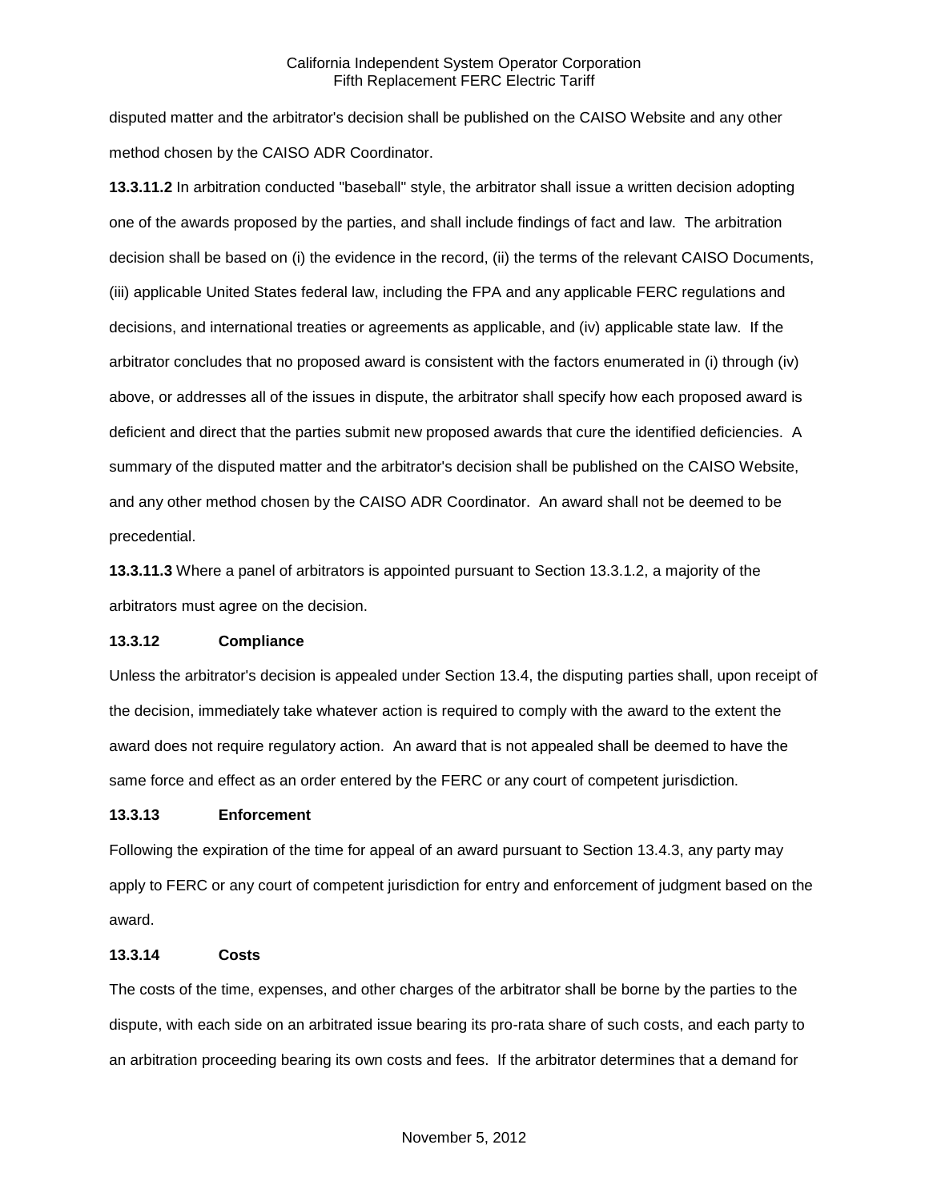disputed matter and the arbitrator's decision shall be published on the CAISO Website and any other method chosen by the CAISO ADR Coordinator.

**13.3.11.2** In arbitration conducted "baseball" style, the arbitrator shall issue a written decision adopting one of the awards proposed by the parties, and shall include findings of fact and law. The arbitration decision shall be based on (i) the evidence in the record, (ii) the terms of the relevant CAISO Documents, (iii) applicable United States federal law, including the FPA and any applicable FERC regulations and decisions, and international treaties or agreements as applicable, and (iv) applicable state law. If the arbitrator concludes that no proposed award is consistent with the factors enumerated in (i) through (iv) above, or addresses all of the issues in dispute, the arbitrator shall specify how each proposed award is deficient and direct that the parties submit new proposed awards that cure the identified deficiencies. A summary of the disputed matter and the arbitrator's decision shall be published on the CAISO Website, and any other method chosen by the CAISO ADR Coordinator. An award shall not be deemed to be precedential.

**13.3.11.3** Where a panel of arbitrators is appointed pursuant to Section 13.3.1.2, a majority of the arbitrators must agree on the decision.

### 13.3.12 Compliance

Unless the arbitrator's decision is appealed under Section 13.4, the disputing parties shall, upon receipt of the decision, immediately take whatever action is required to comply with the award to the extent the award does not require regulatory action. An award that is not appealed shall be deemed to have the same force and effect as an order entered by the FERC or any court of competent jurisdiction.

### 13.3.13 Enforcement

Following the expiration of the time for appeal of an award pursuant to Section 13.4.3, any party may apply to FERC or any court of competent jurisdiction for entry and enforcement of judgment based on the award.

### 13.3.14 Costs

The costs of the time, expenses, and other charges of the arbitrator shall be borne by the parties to the dispute, with each side on an arbitrated issue bearing its pro-rata share of such costs, and each party to an arbitration proceeding bearing its own costs and fees. If the arbitrator determines that a demand for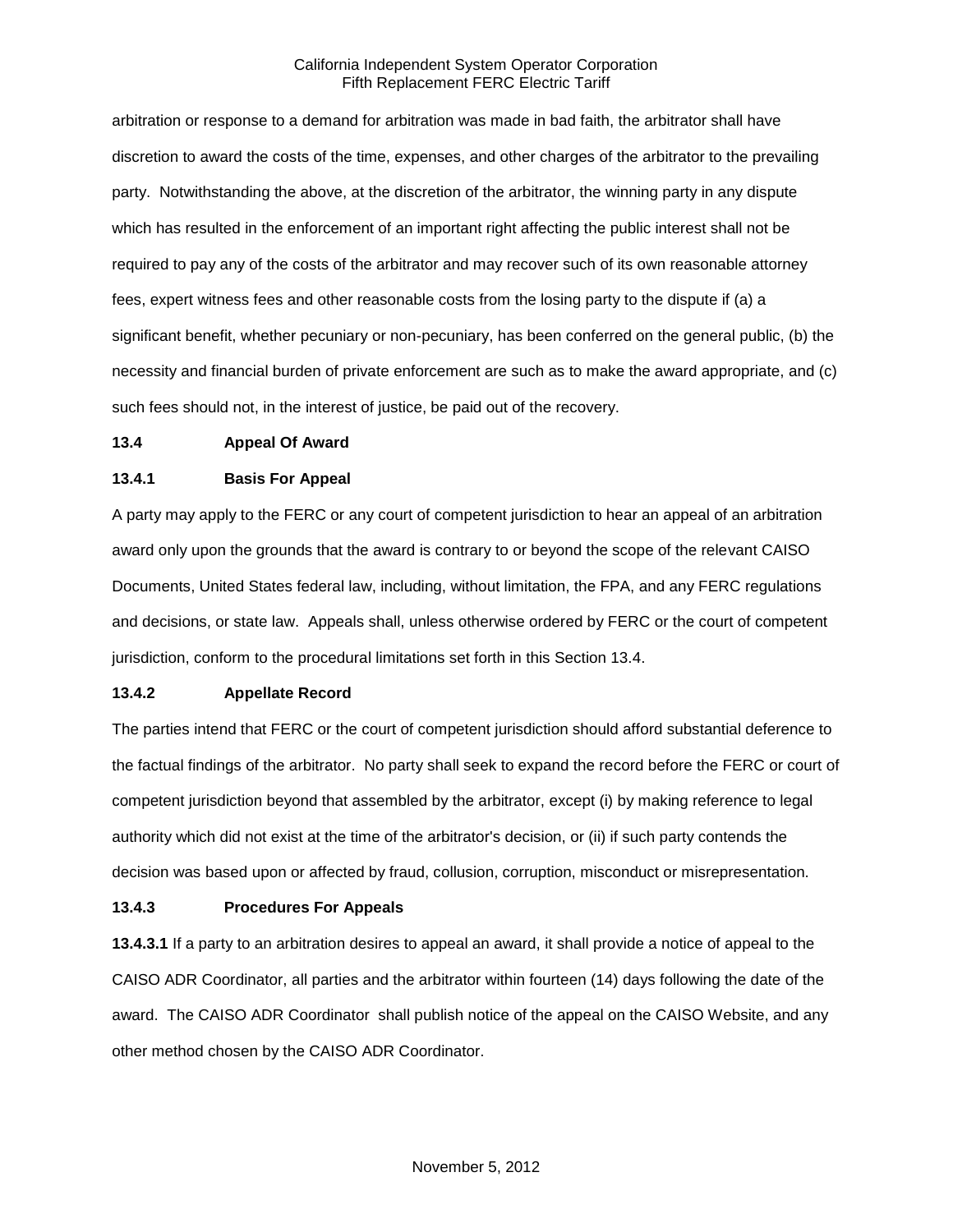arbitration or response to a demand for arbitration was made in bad faith, the arbitrator shall have discretion to award the costs of the time, expenses, and other charges of the arbitrator to the prevailing party. Notwithstanding the above, at the discretion of the arbitrator, the winning party in any dispute which has resulted in the enforcement of an important right affecting the public interest shall not be required to pay any of the costs of the arbitrator and may recover such of its own reasonable attorney fees, expert witness fees and other reasonable costs from the losing party to the dispute if (a) a significant benefit, whether pecuniary or non-pecuniary, has been conferred on the general public, (b) the necessity and financial burden of private enforcement are such as to make the award appropriate, and (c) such fees should not, in the interest of justice, be paid out of the recovery.

**13.4 Appeal Of Award**

**13.4.1 Basis For Appeal**

A party may apply to the FERC or any court of competent jurisdiction to hear an appeal of an arbitration award only upon the grounds that the award is contrary to or beyond the scope of the relevant CAISO Documents, United States federal law, including, without limitation, the FPA, and any FERC regulations and decisions, or state law. Appeals shall, unless otherwise ordered by FERC or the court of competent jurisdiction, conform to the procedural limitations set forth in this Section 13.4.

**13.4.2 Appellate Record**

The parties intend that FERC or the court of competent jurisdiction should afford substantial deference to the factual findings of the arbitrator. No party shall seek to expand the record before the FERC or court of competent jurisdiction beyond that assembled by the arbitrator, except (i) by making reference to legal authority which did not exist at the time of the arbitrator's decision, or (ii) if such party contends the decision was based upon or affected by fraud, collusion, corruption, misconduct or misrepresentation.

**13.4.3 Procedures For Appeals**

**13.4.3.1** If a party to an arbitration desires to appeal an award, it shall provide a notice of appeal to the CAISO ADR Coordinator, all parties and the arbitrator within fourteen (14) days following the date of the award. The CAISO ADR Coordinator shall publish notice of the appeal on the CAISO Website, and any other method chosen by the CAISO ADR Coordinator.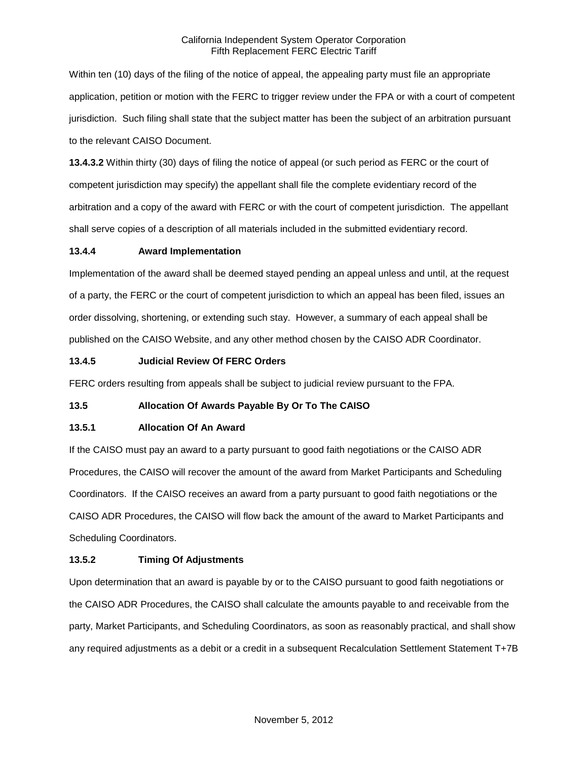Within ten (10) days of the filing of the notice of appeal, the appealing party must file an appropriate application, petition or motion with the FERC to trigger review under the FPA or with a court of competent jurisdiction. Such filing shall state that the subject matter has been the subject of an arbitration pursuant to the relevant CAISO Document.

**13.4.3.2** Within thirty (30) days of filing the notice of appeal (or such period as FERC or the court of competent jurisdiction may specify) the appellant shall file the complete evidentiary record of the arbitration and a copy of the award with FERC or with the court of competent jurisdiction. The appellant shall serve copies of a description of all materials included in the submitted evidentiary record.

**13.4.4 Award Implementation**

Implementation of the award shall be deemed stayed pending an appeal unless and until, at the request of a party, the FERC or the court of competent jurisdiction to which an appeal has been filed, issues an order dissolving, shortening, or extending such stay. However, a summary of each appeal shall be published on the CAISO Website, and any other method chosen by the CAISO ADR Coordinator.

**13.4.5 Judicial Review Of FERC Orders**

FERC orders resulting from appeals shall be subject to judicial review pursuant to the FPA.

**13.5 Allocation Of Awards Payable By Or To The CAISO**

**13.5.1 Allocation Of An Award**

If the CAISO must pay an award to a party pursuant to good faith negotiations or the CAISO ADR Procedures, the CAISO will recover the amount of the award from Market Participants and Scheduling Coordinators. If the CAISO receives an award from a party pursuant to good faith negotiations or the CAISO ADR Procedures, the CAISO will flow back the amount of the award to Market Participants and Scheduling Coordinators.

**13.5.2 Timing Of Adjustments**

Upon determination that an award is payable by or to the CAISO pursuant to good faith negotiations or the CAISO ADR Procedures, the CAISO shall calculate the amounts payable to and receivable from the party, Market Participants, and Scheduling Coordinators, as soon as reasonably practical, and shall show any required adjustments as a debit or a credit in a subsequent Recalculation Settlement Statement T+7B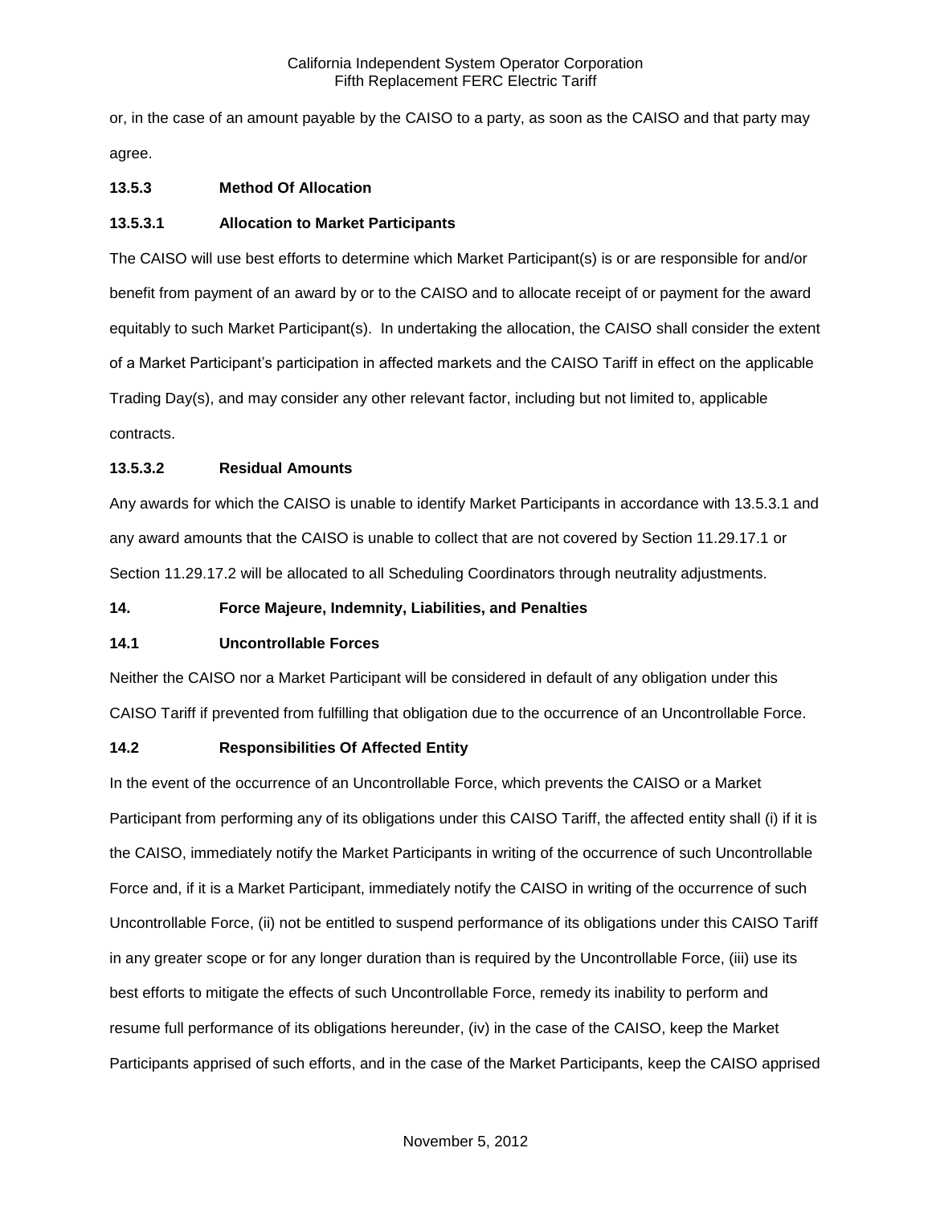or, in the case of an amount payable by the CAISO to a party, as soon as the CAISO and that party may agree.

**13.5.3 Method Of Allocation**

**13.5.3.1 Allocation to Market Participants**

The CAISO will use best efforts to determine which Market Participant(s) is or are responsible for and/or benefit from payment of an award by or to the CAISO and to allocate receipt of or payment for the award equitably to such Market Participant(s). In undertaking the allocation, the CAISO shall consider the extent of a Market Participant's participation in affected markets and the CAISO Tariff in effect on the applicable Trading Day(s), and may consider any other relevant factor, including but not limited to, applicable contracts.

**13.5.3.2 Residual Amounts**

Any awards for which the CAISO is unable to identify Market Participants in accordance with 13.5.3.1 and any award amounts that the CAISO is unable to collect that are not covered by Section 11.29.17.1 or Section 11.29.17.2 will be allocated to all Scheduling Coordinators through neutrality adjustments.

**14. Force Majeure, Indemnity, Liabilities, and Penalties**

**14.1 Uncontrollable Forces**

Neither the CAISO nor a Market Participant will be considered in default of any obligation under this CAISO Tariff if prevented from fulfilling that obligation due to the occurrence of an Uncontrollable Force.

**14.2 Responsibilities Of Affected Entity**

In the event of the occurrence of an Uncontrollable Force, which prevents the CAISO or a Market Participant from performing any of its obligations under this CAISO Tariff, the affected entity shall (i) if it is the CAISO, immediately notify the Market Participants in writing of the occurrence of such Uncontrollable Force and, if it is a Market Participant, immediately notify the CAISO in writing of the occurrence of such Uncontrollable Force, (ii) not be entitled to suspend performance of its obligations under this CAISO Tariff in any greater scope or for any longer duration than is required by the Uncontrollable Force, (iii) use its best efforts to mitigate the effects of such Uncontrollable Force, remedy its inability to perform and resume full performance of its obligations hereunder, (iv) in the case of the CAISO, keep the Market Participants apprised of such efforts, and in the case of the Market Participants, keep the CAISO apprised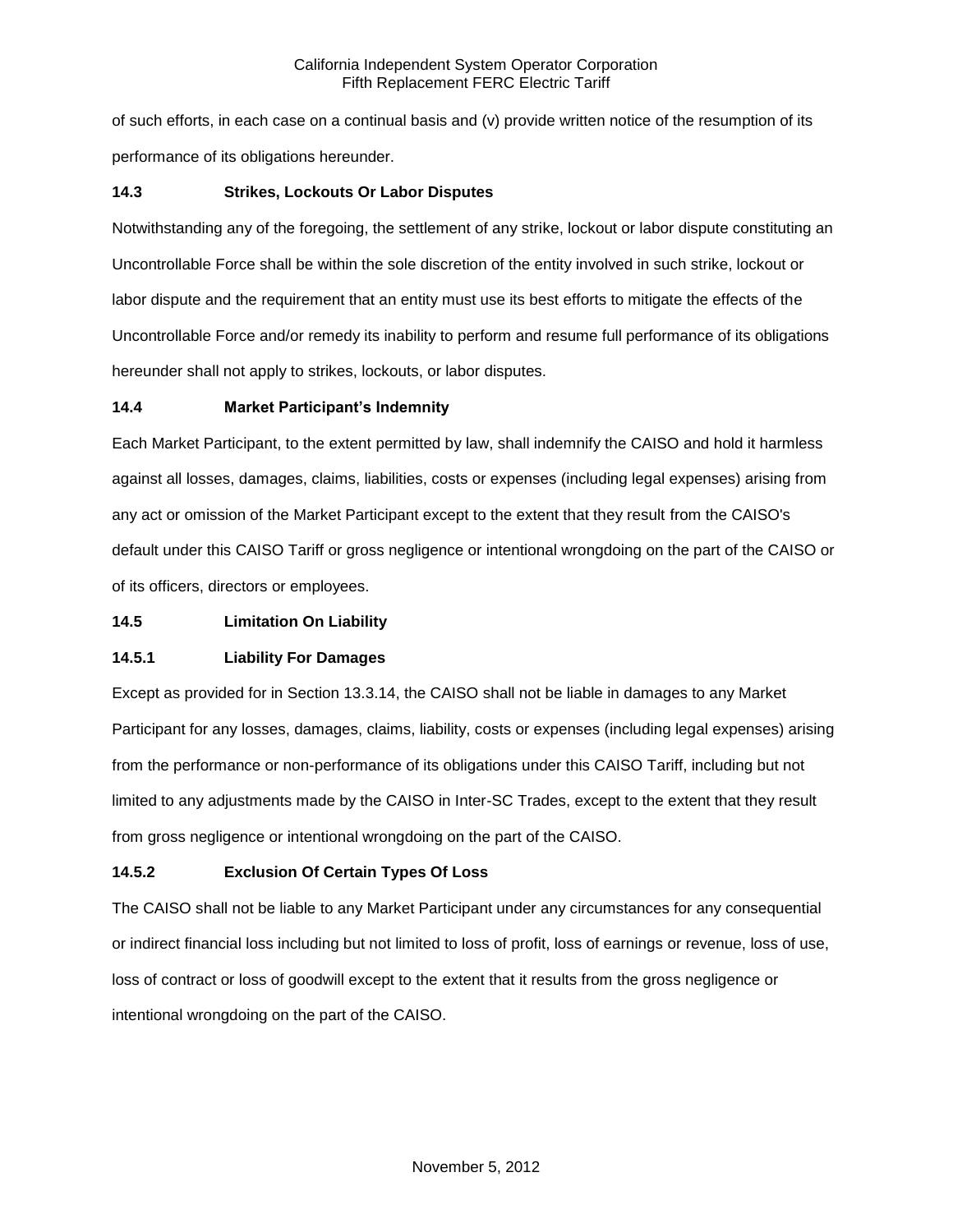of such efforts, in each case on a continual basis and (v) provide written notice of the resumption of its performance of its obligations hereunder.

### 14.3 Strikes, Lockouts Or Labor Disputes

Notwithstanding any of the foregoing, the settlement of any strike, lockout or labor dispute constituting an Uncontrollable Force shall be within the sole discretion of the entity involved in such strike, lockout or labor dispute and the requirement that an entity must use its best efforts to mitigate the effects of the Uncontrollable Force and/or remedy its inability to perform and resume full performance of its obligations hereunder shall not apply to strikes, lockouts, or labor disputes.

### 14.4 Market Participant's Indemnity

Each Market Participant, to the extent permitted by law, shall indemnify the CAISO and hold it harmless against all losses, damages, claims, liabilities, costs or expenses (including legal expenses) arising from any act or omission of the Market Participant except to the extent that they result from the CAISO's default under this CAISO Tariff or gross negligence or intentional wrongdoing on the part of the CAISO or of its officers, directors or employees.

### 14.5 Limitation On Liability

#### 14.5.1 Liability For Damages

Except as provided for in Section 13.3.14, the CAISO shall not be liable in damages to any Market Participant for any losses, damages, claims, liability, costs or expenses (including legal expenses) arising from the performance or non-performance of its obligations under this CAISO Tariff, including but not limited to any adjustments made by the CAISO in Inter-SC Trades, except to the extent that they result from gross negligence or intentional wrongdoing on the part of the CAISO.

#### 14.5.2 Exclusion Of Certain Types Of Loss

The CAISO shall not be liable to any Market Participant under any circumstances for any consequential or indirect financial loss including but not limited to loss of profit, loss of earnings or revenue, loss of use, loss of contract or loss of goodwill except to the extent that it results from the gross negligence or intentional wrongdoing on the part of the CAISO.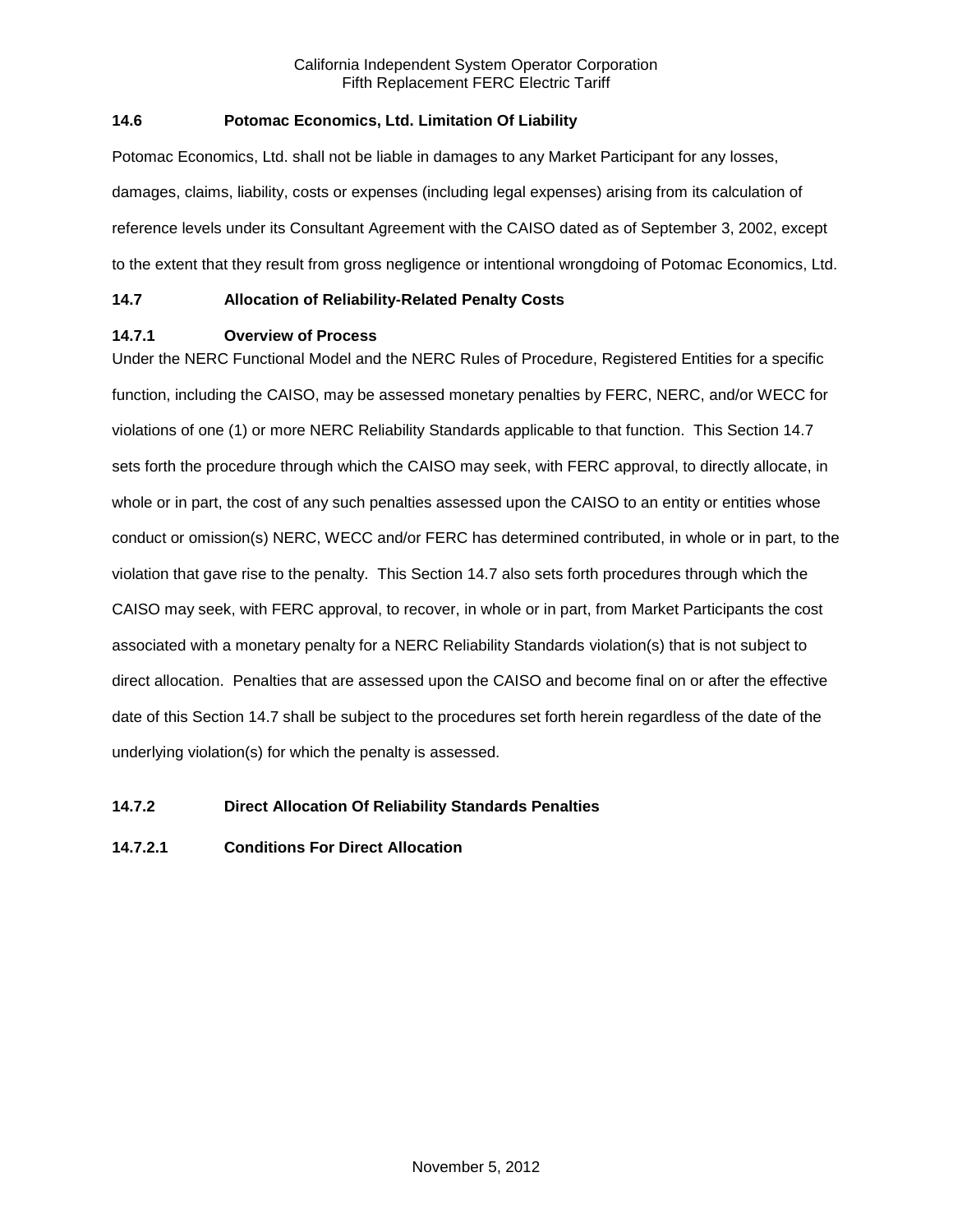### 14.6 Potomac Economics, Ltd. Limitation Of Liability

Potomac Economics, Ltd. shall not be liable in damages to any Market Participant for any losses, damages, claims, liability, costs or expenses (including legal expenses) arising from its calculation of reference levels under its Consultant Agreement with the CAISO dated as of September 3, 2002, except to the extent that they result from gross negligence or intentional wrongdoing of Potomac Economics, Ltd.

### 14.7 Allocation of Reliability-Related Penalty Costs

#### 14.7.1 Overview of Process

Under the NERC Functional Model and the NERC Rules of Procedure, Registered Entities for a specific function, including the CAISO, may be assessed monetary penalties by FERC, NERC, and/or WECC for violations of one (1) or more NERC Reliability Standards applicable to that function. This Section 14.7 sets forth the procedure through which the CAISO may seek, with FERC approval, to directly allocate, in whole or in part, the cost of any such penalties assessed upon the CAISO to an entity or entities whose conduct or omission(s) NERC, WECC and/or FERC has determined contributed, in whole or in part, to the violation that gave rise to the penalty. This Section 14.7 also sets forth procedures through which the CAISO may seek, with FERC approval, to recover, in whole or in part, from Market Participants the cost associated with a monetary penalty for a NERC Reliability Standards violation(s) that is not subject to direct allocation. Penalties that are assessed upon the CAISO and become final on or after the effective date of this Section 14.7 shall be subject to the procedures set forth herein regardless of the date of the underlying violation(s) for which the penalty is assessed.

#### 14.7.2 Direct Allocation Of Reliability Standards Penalties

##### 14.7.2.1 Conditions For Direct Allocation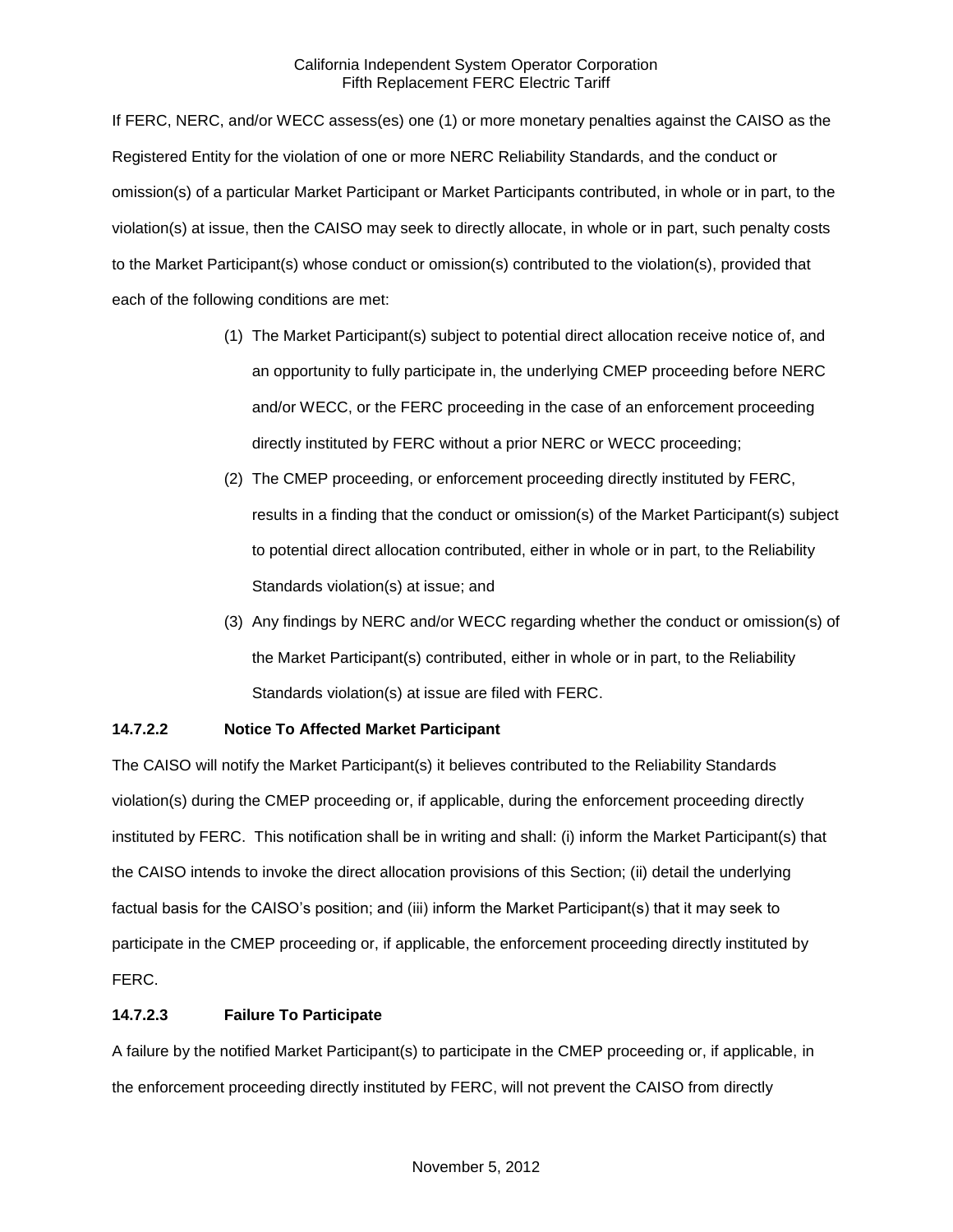If FERC, NERC, and/or WECC assess(es) one (1) or more monetary penalties against the CAISO as the Registered Entity for the violation of one or more NERC Reliability Standards, and the conduct or omission(s) of a particular Market Participant or Market Participants contributed, in whole or in part, to the violation(s) at issue, then the CAISO may seek to directly allocate, in whole or in part, such penalty costs to the Market Participant(s) whose conduct or omission(s) contributed to the violation(s), provided that each of the following conditions are met:

(1) The Market Participant(s) subject to potential direct allocation receive notice of, and an opportunity to fully participate in, the underlying CMEP proceeding before NERC and/or WECC, or the FERC proceeding in the case of an enforcement proceeding directly instituted by FERC without a prior NERC or WECC proceeding;

(2) The CMEP proceeding, or enforcement proceeding directly instituted by FERC, results in a finding that the conduct or omission(s) of the Market Participant(s) subject to potential direct allocation contributed, either in whole or in part, to the Reliability Standards violation(s) at issue; and

(3) Any findings by NERC and/or WECC regarding whether the conduct or omission(s) of the Market Participant(s) contributed, either in whole or in part, to the Reliability Standards violation(s) at issue are filed with FERC.

**14.7.2.2 Notice To Affected Market Participant**

The CAISO will notify the Market Participant(s) it believes contributed to the Reliability Standards violation(s) during the CMEP proceeding or, if applicable, during the enforcement proceeding directly instituted by FERC. This notification shall be in writing and shall: (i) inform the Market Participant(s) that the CAISO intends to invoke the direct allocation provisions of this Section; (ii) detail the underlying factual basis for the CAISO's position; and (iii) inform the Market Participant(s) that it may seek to participate in the CMEP proceeding or, if applicable, the enforcement proceeding directly instituted by FERC.

**14.7.2.3 Failure To Participate**

A failure by the notified Market Participant(s) to participate in the CMEP proceeding or, if applicable, in the enforcement proceeding directly instituted by FERC, will not prevent the CAISO from directly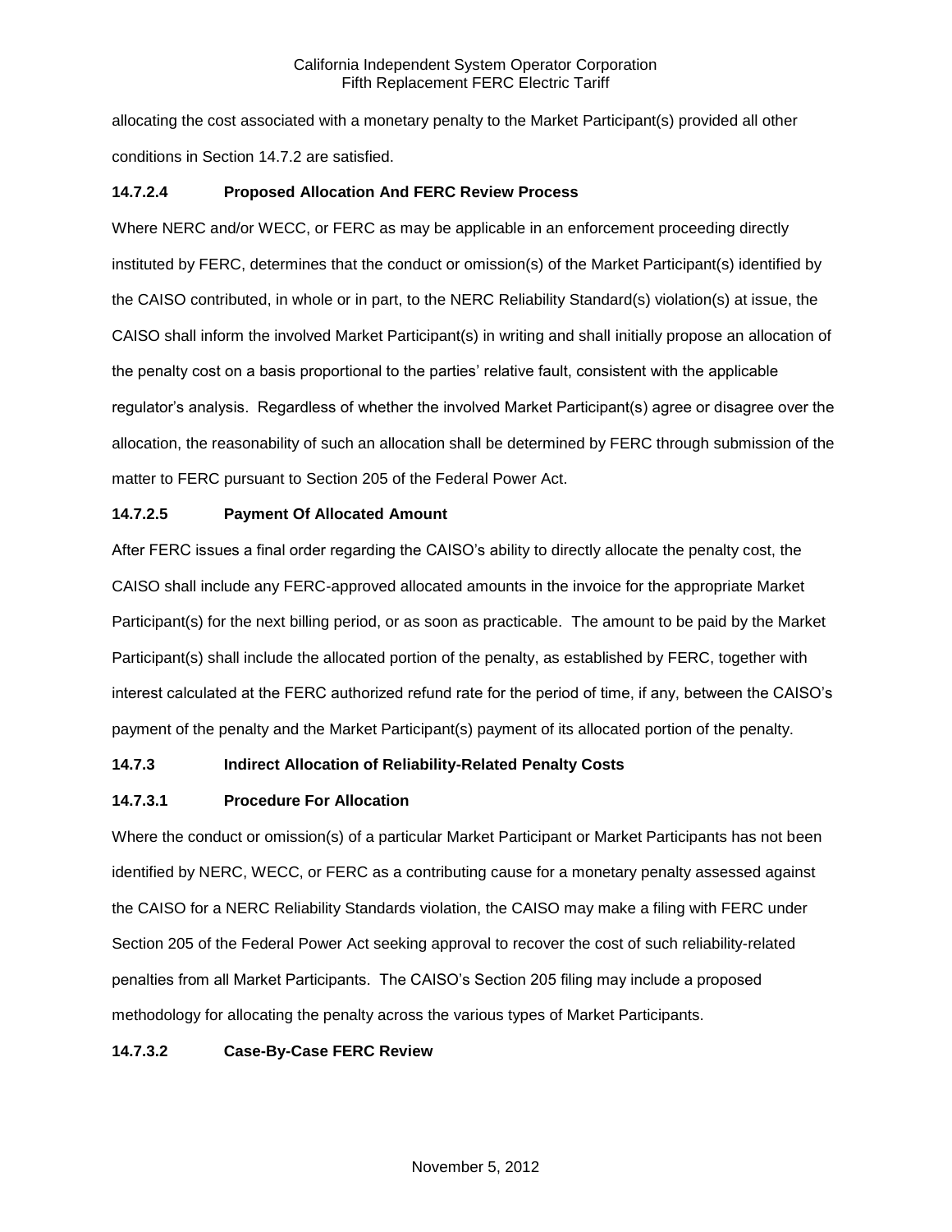allocating the cost associated with a monetary penalty to the Market Participant(s) provided all other conditions in Section 14.7.2 are satisfied.

### 14.7.2.4 Proposed Allocation And FERC Review Process

Where NERC and/or WECC, or FERC as may be applicable in an enforcement proceeding directly instituted by FERC, determines that the conduct or omission(s) of the Market Participant(s) identified by the CAISO contributed, in whole or in part, to the NERC Reliability Standard(s) violation(s) at issue, the CAISO shall inform the involved Market Participant(s) in writing and shall initially propose an allocation of the penalty cost on a basis proportional to the parties' relative fault, consistent with the applicable regulator's analysis. Regardless of whether the involved Market Participant(s) agree or disagree over the allocation, the reasonability of such an allocation shall be determined by FERC through submission of the matter to FERC pursuant to Section 205 of the Federal Power Act.

### 14.7.2.5 Payment Of Allocated Amount

After FERC issues a final order regarding the CAISO's ability to directly allocate the penalty cost, the CAISO shall include any FERC-approved allocated amounts in the invoice for the appropriate Market Participant(s) for the next billing period, or as soon as practicable. The amount to be paid by the Market Participant(s) shall include the allocated portion of the penalty, as established by FERC, together with interest calculated at the FERC authorized refund rate for the period of time, if any, between the CAISO's payment of the penalty and the Market Participant(s) payment of its allocated portion of the penalty.

## 14.7.3 Indirect Allocation of Reliability-Related Penalty Costs

### 14.7.3.1 Procedure For Allocation

Where the conduct or omission(s) of a particular Market Participant or Market Participants has not been identified by NERC, WECC, or FERC as a contributing cause for a monetary penalty assessed against the CAISO for a NERC Reliability Standards violation, the CAISO may make a filing with FERC under Section 205 of the Federal Power Act seeking approval to recover the cost of such reliability-related penalties from all Market Participants. The CAISO's Section 205 filing may include a proposed methodology for allocating the penalty across the various types of Market Participants.

### 14.7.3.2 Case-By-Case FERC Review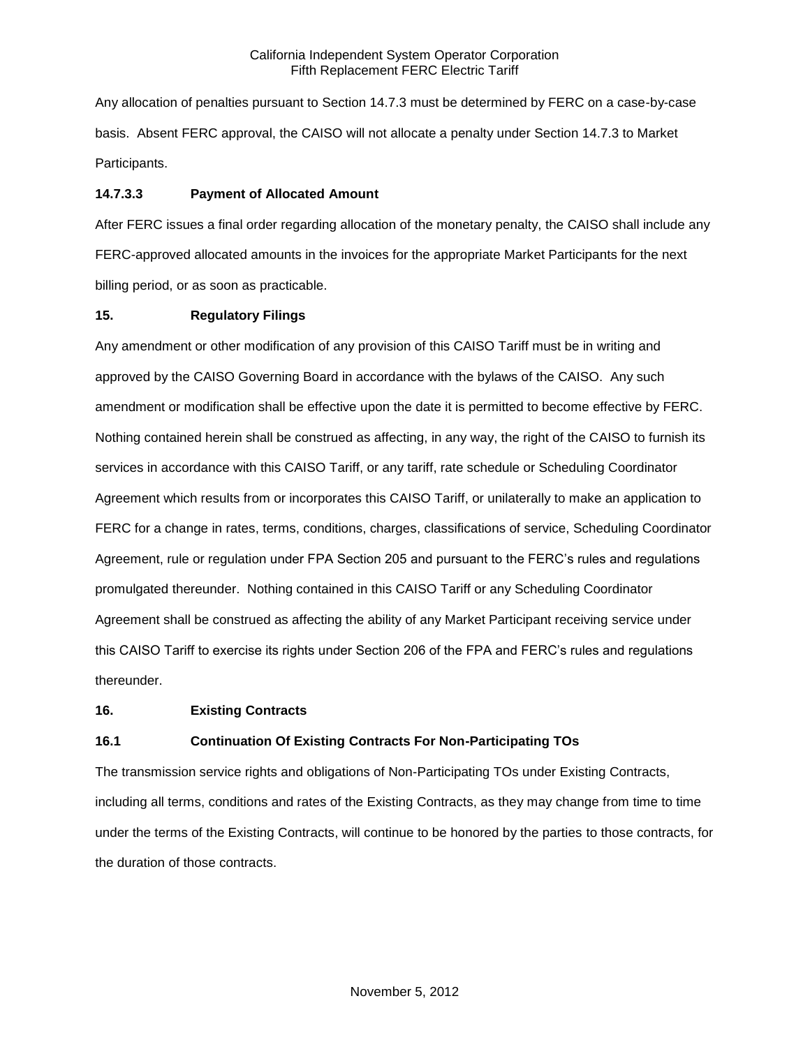Any allocation of penalties pursuant to Section 14.7.3 must be determined by FERC on a case-by-case basis. Absent FERC approval, the CAISO will not allocate a penalty under Section 14.7.3 to Market Participants.

**14.7.3.3 Payment of Allocated Amount**

After FERC issues a final order regarding allocation of the monetary penalty, the CAISO shall include any FERC-approved allocated amounts in the invoices for the appropriate Market Participants for the next billing period, or as soon as practicable.

**15. Regulatory Filings**

Any amendment or other modification of any provision of this CAISO Tariff must be in writing and approved by the CAISO Governing Board in accordance with the bylaws of the CAISO. Any such amendment or modification shall be effective upon the date it is permitted to become effective by FERC. Nothing contained herein shall be construed as affecting, in any way, the right of the CAISO to furnish its services in accordance with this CAISO Tariff, or any tariff, rate schedule or Scheduling Coordinator Agreement which results from or incorporates this CAISO Tariff, or unilaterally to make an application to FERC for a change in rates, terms, conditions, charges, classifications of service, Scheduling Coordinator Agreement, rule or regulation under FPA Section 205 and pursuant to the FERC's rules and regulations promulgated thereunder. Nothing contained in this CAISO Tariff or any Scheduling Coordinator Agreement shall be construed as affecting the ability of any Market Participant receiving service under this CAISO Tariff to exercise its rights under Section 206 of the FPA and FERC's rules and regulations thereunder.

**16. Existing Contracts**

**16.1 Continuation Of Existing Contracts For Non-Participating TOs**

The transmission service rights and obligations of Non-Participating TOs under Existing Contracts, including all terms, conditions and rates of the Existing Contracts, as they may change from time to time under the terms of the Existing Contracts, will continue to be honored by the parties to those contracts, for the duration of those contracts.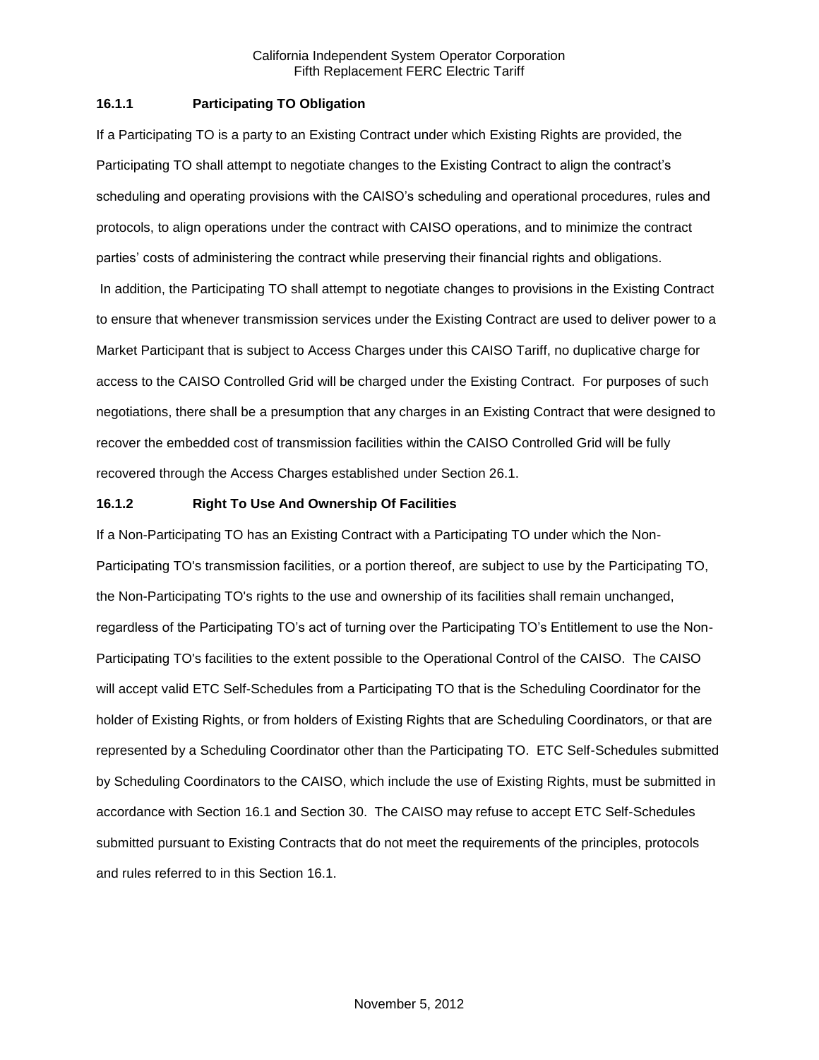### 16.1.1 Participating TO Obligation

If a Participating TO is a party to an Existing Contract under which Existing Rights are provided, the Participating TO shall attempt to negotiate changes to the Existing Contract to align the contract's scheduling and operating provisions with the CAISO's scheduling and operational procedures, rules and protocols, to align operations under the contract with CAISO operations, and to minimize the contract parties' costs of administering the contract while preserving their financial rights and obligations.

In addition, the Participating TO shall attempt to negotiate changes to provisions in the Existing Contract to ensure that whenever transmission services under the Existing Contract are used to deliver power to a Market Participant that is subject to Access Charges under this CAISO Tariff, no duplicative charge for access to the CAISO Controlled Grid will be charged under the Existing Contract. For purposes of such negotiations, there shall be a presumption that any charges in an Existing Contract that were designed to recover the embedded cost of transmission facilities within the CAISO Controlled Grid will be fully recovered through the Access Charges established under Section 26.1.

### 16.1.2 Right To Use And Ownership Of Facilities

If a Non-Participating TO has an Existing Contract with a Participating TO under which the Non-Participating TO's transmission facilities, or a portion thereof, are subject to use by the Participating TO, the Non-Participating TO's rights to the use and ownership of its facilities shall remain unchanged, regardless of the Participating TO's act of turning over the Participating TO's Entitlement to use the Non-Participating TO's facilities to the extent possible to the Operational Control of the CAISO. The CAISO will accept valid ETC Self-Schedules from a Participating TO that is the Scheduling Coordinator for the holder of Existing Rights, or from holders of Existing Rights that are Scheduling Coordinators, or that are represented by a Scheduling Coordinator other than the Participating TO. ETC Self-Schedules submitted by Scheduling Coordinators to the CAISO, which include the use of Existing Rights, must be submitted in accordance with Section 16.1 and Section 30. The CAISO may refuse to accept ETC Self-Schedules submitted pursuant to Existing Contracts that do not meet the requirements of the principles, protocols and rules referred to in this Section 16.1.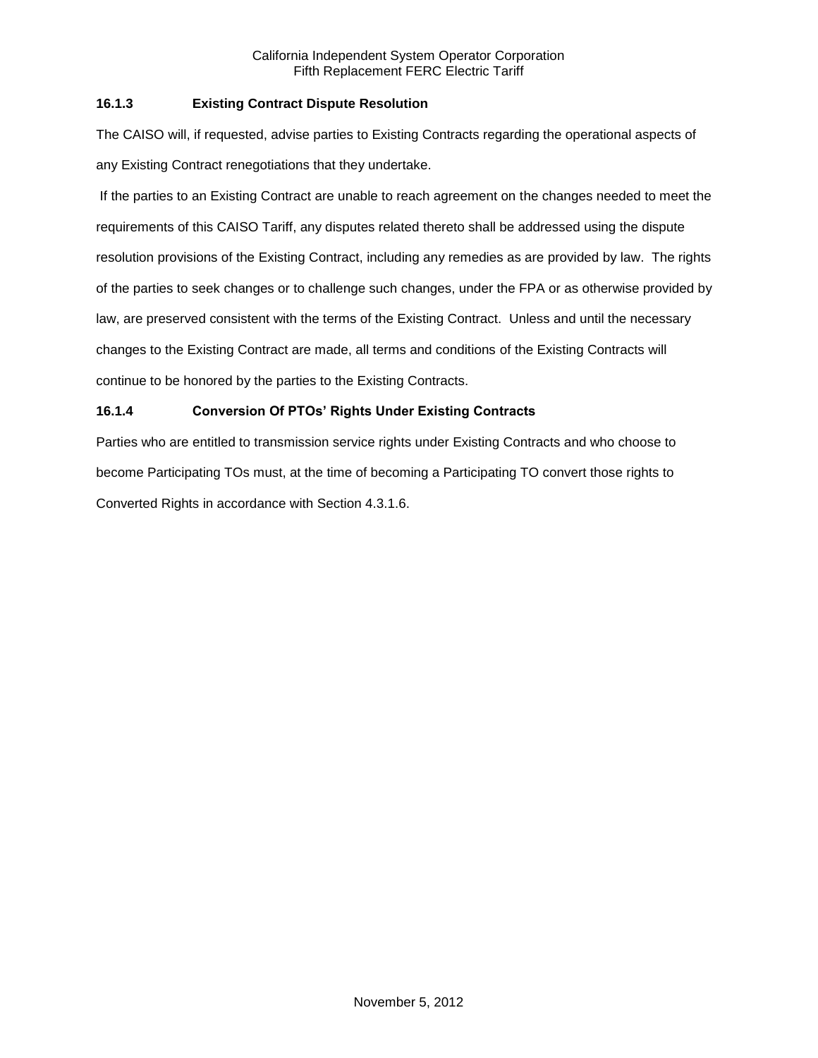### 16.1.3 Existing Contract Dispute Resolution

The CAISO will, if requested, advise parties to Existing Contracts regarding the operational aspects of any Existing Contract renegotiations that they undertake.

If the parties to an Existing Contract are unable to reach agreement on the changes needed to meet the requirements of this CAISO Tariff, any disputes related thereto shall be addressed using the dispute resolution provisions of the Existing Contract, including any remedies as are provided by law. The rights of the parties to seek changes or to challenge such changes, under the FPA or as otherwise provided by law, are preserved consistent with the terms of the Existing Contract. Unless and until the necessary changes to the Existing Contract are made, all terms and conditions of the Existing Contracts will continue to be honored by the parties to the Existing Contracts.

### 16.1.4 Conversion Of PTOs' Rights Under Existing Contracts

Parties who are entitled to transmission service rights under Existing Contracts and who choose to become Participating TOs must, at the time of becoming a Participating TO convert those rights to Converted Rights in accordance with Section 4.3.1.6.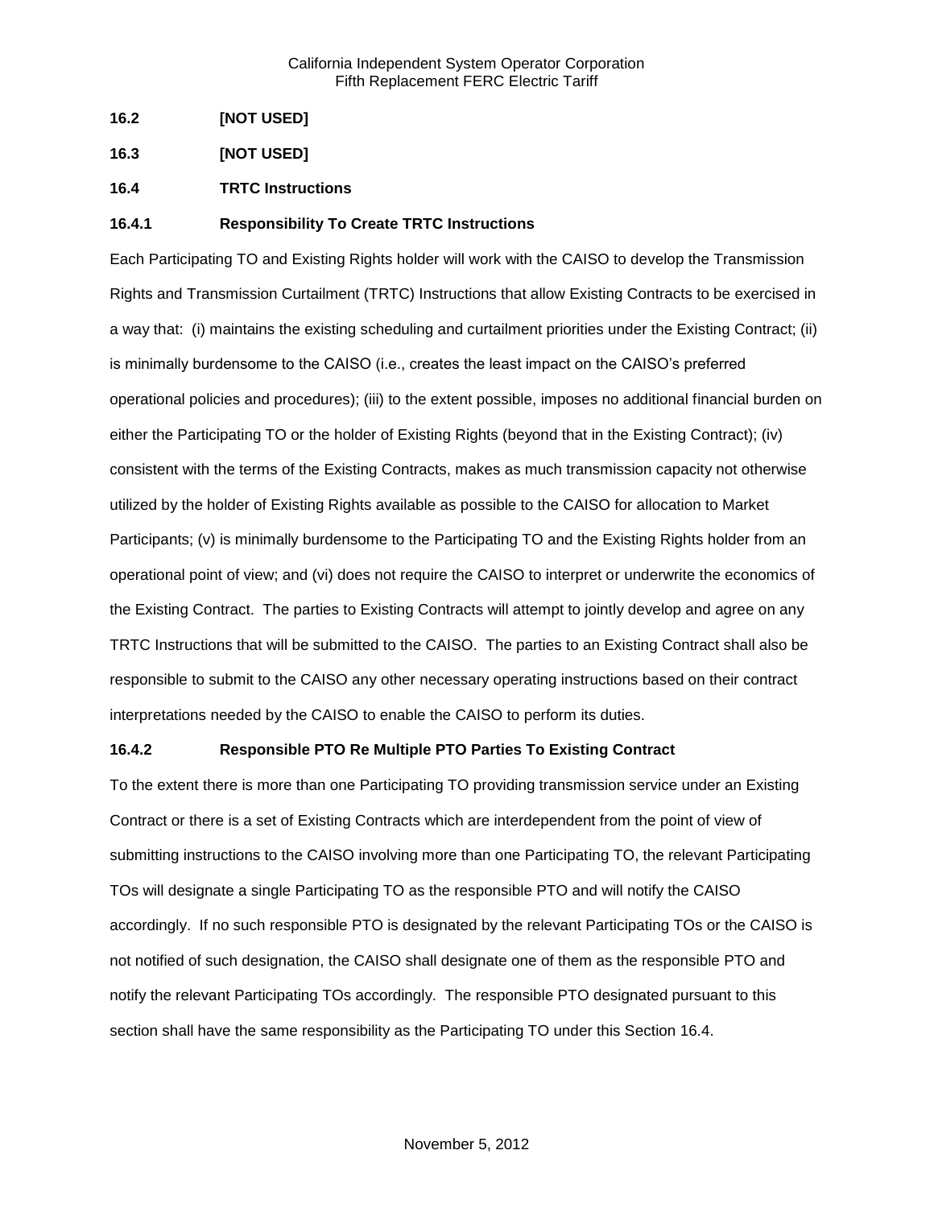**16.2 [NOT USED]**

**16.3 [NOT USED]**

**16.4 TRTC Instructions**

**16.4.1 Responsibility To Create TRTC Instructions**

Each Participating TO and Existing Rights holder will work with the CAISO to develop the Transmission Rights and Transmission Curtailment (TRTC) Instructions that allow Existing Contracts to be exercised in a way that: (i) maintains the existing scheduling and curtailment priorities under the Existing Contract; (ii) is minimally burdensome to the CAISO (i.e., creates the least impact on the CAISO's preferred operational policies and procedures); (iii) to the extent possible, imposes no additional financial burden on either the Participating TO or the holder of Existing Rights (beyond that in the Existing Contract); (iv) consistent with the terms of the Existing Contracts, makes as much transmission capacity not otherwise utilized by the holder of Existing Rights available as possible to the CAISO for allocation to Market Participants; (v) is minimally burdensome to the Participating TO and the Existing Rights holder from an operational point of view; and (vi) does not require the CAISO to interpret or underwrite the economics of the Existing Contract. The parties to Existing Contracts will attempt to jointly develop and agree on any TRTC Instructions that will be submitted to the CAISO. The parties to an Existing Contract shall also be responsible to submit to the CAISO any other necessary operating instructions based on their contract interpretations needed by the CAISO to enable the CAISO to perform its duties.

**16.4.2 Responsible PTO Re Multiple PTO Parties To Existing Contract**

To the extent there is more than one Participating TO providing transmission service under an Existing Contract or there is a set of Existing Contracts which are interdependent from the point of view of submitting instructions to the CAISO involving more than one Participating TO, the relevant Participating TOs will designate a single Participating TO as the responsible PTO and will notify the CAISO accordingly. If no such responsible PTO is designated by the relevant Participating TOs or the CAISO is not notified of such designation, the CAISO shall designate one of them as the responsible PTO and notify the relevant Participating TOs accordingly. The responsible PTO designated pursuant to this section shall have the same responsibility as the Participating TO under this Section 16.4.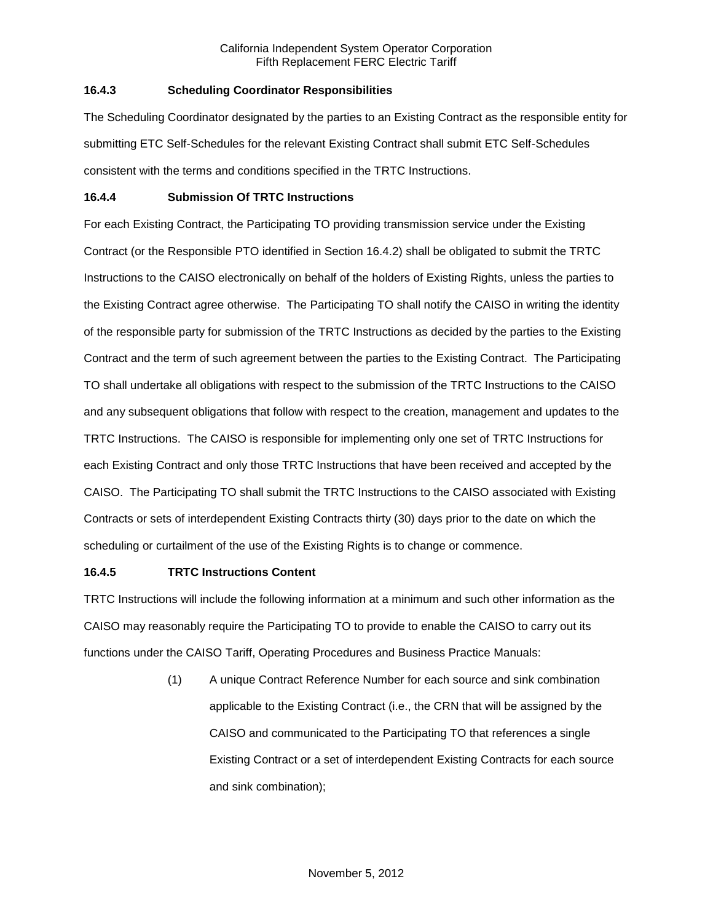### 16.4.3 Scheduling Coordinator Responsibilities

The Scheduling Coordinator designated by the parties to an Existing Contract as the responsible entity for submitting ETC Self-Schedules for the relevant Existing Contract shall submit ETC Self-Schedules consistent with the terms and conditions specified in the TRTC Instructions.

### 16.4.4 Submission Of TRTC Instructions

For each Existing Contract, the Participating TO providing transmission service under the Existing Contract (or the Responsible PTO identified in Section 16.4.2) shall be obligated to submit the TRTC Instructions to the CAISO electronically on behalf of the holders of Existing Rights, unless the parties to the Existing Contract agree otherwise. The Participating TO shall notify the CAISO in writing the identity of the responsible party for submission of the TRTC Instructions as decided by the parties to the Existing Contract and the term of such agreement between the parties to the Existing Contract. The Participating TO shall undertake all obligations with respect to the submission of the TRTC Instructions to the CAISO and any subsequent obligations that follow with respect to the creation, management and updates to the TRTC Instructions. The CAISO is responsible for implementing only one set of TRTC Instructions for each Existing Contract and only those TRTC Instructions that have been received and accepted by the CAISO. The Participating TO shall submit the TRTC Instructions to the CAISO associated with Existing Contracts or sets of interdependent Existing Contracts thirty (30) days prior to the date on which the scheduling or curtailment of the use of the Existing Rights is to change or commence.

### 16.4.5 TRTC Instructions Content

TRTC Instructions will include the following information at a minimum and such other information as the CAISO may reasonably require the Participating TO to provide to enable the CAISO to carry out its functions under the CAISO Tariff, Operating Procedures and Business Practice Manuals:

(1) A unique Contract Reference Number for each source and sink combination applicable to the Existing Contract (i.e., the CRN that will be assigned by the CAISO and communicated to the Participating TO that references a single Existing Contract or a set of interdependent Existing Contracts for each source and sink combination);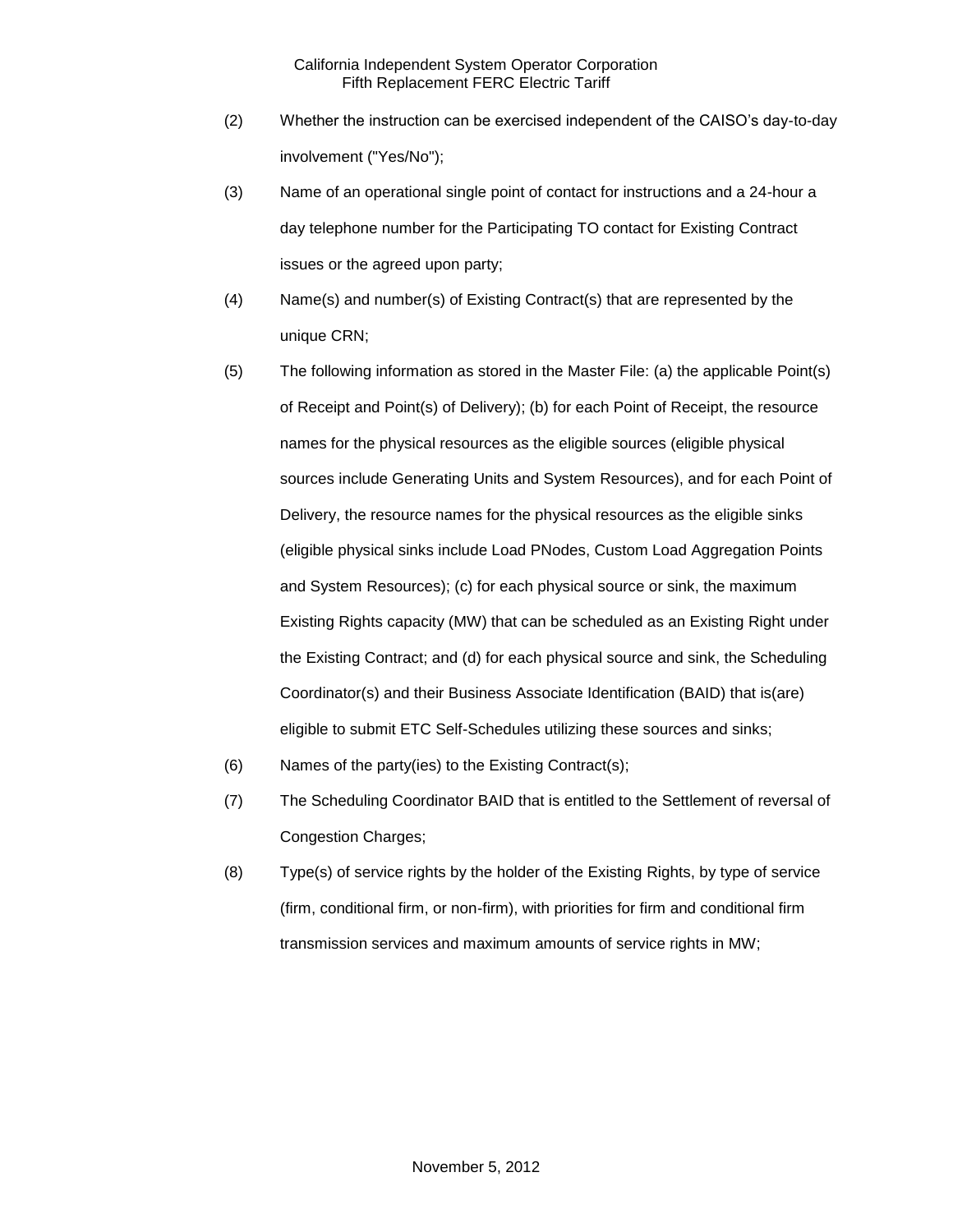(2) Whether the instruction can be exercised independent of the CAISO's day-to-day involvement ("Yes/No");

(3) Name of an operational single point of contact for instructions and a 24-hour a day telephone number for the Participating TO contact for Existing Contract issues or the agreed upon party;

(4) Name(s) and number(s) of Existing Contract(s) that are represented by the unique CRN;

(5) The following information as stored in the Master File: (a) the applicable Point(s) of Receipt and Point(s) of Delivery); (b) for each Point of Receipt, the resource names for the physical resources as the eligible sources (eligible physical sources include Generating Units and System Resources), and for each Point of Delivery, the resource names for the physical resources as the eligible sinks (eligible physical sinks include Load PNodes, Custom Load Aggregation Points and System Resources); (c) for each physical source or sink, the maximum Existing Rights capacity (MW) that can be scheduled as an Existing Right under the Existing Contract; and (d) for each physical source and sink, the Scheduling Coordinator(s) and their Business Associate Identification (BAID) that is(are) eligible to submit ETC Self-Schedules utilizing these sources and sinks;

(6) Names of the party(ies) to the Existing Contract(s);

(7) The Scheduling Coordinator BAID that is entitled to the Settlement of reversal of Congestion Charges;

(8) Type(s) of service rights by the holder of the Existing Rights, by type of service (firm, conditional firm, or non-firm), with priorities for firm and conditional firm transmission services and maximum amounts of service rights in MW;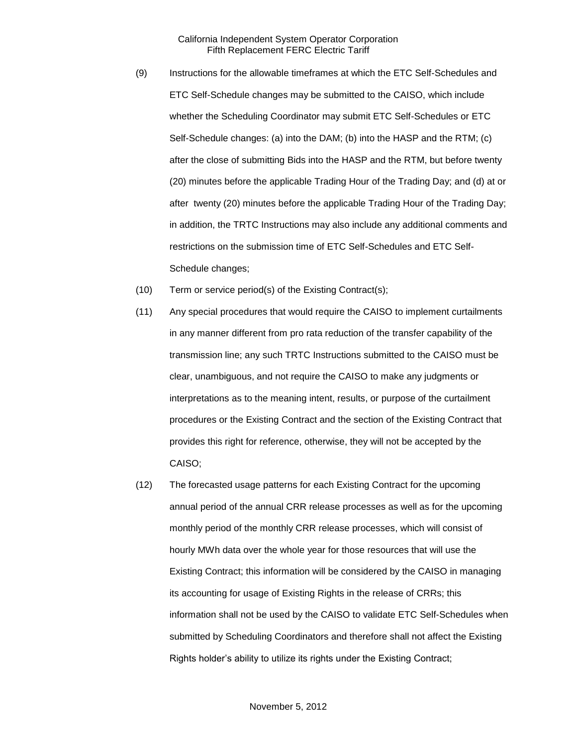(9) Instructions for the allowable timeframes at which the ETC Self-Schedules and ETC Self-Schedule changes may be submitted to the CAISO, which include whether the Scheduling Coordinator may submit ETC Self-Schedules or ETC Self-Schedule changes: (a) into the DAM; (b) into the HASP and the RTM; (c) after the close of submitting Bids into the HASP and the RTM, but before twenty (20) minutes before the applicable Trading Hour of the Trading Day; and (d) at or after twenty (20) minutes before the applicable Trading Hour of the Trading Day; in addition, the TRTC Instructions may also include any additional comments and restrictions on the submission time of ETC Self-Schedules and ETC Self-Schedule changes;

(10) Term or service period(s) of the Existing Contract(s);

(11) Any special procedures that would require the CAISO to implement curtailments in any manner different from pro rata reduction of the transfer capability of the transmission line; any such TRTC Instructions submitted to the CAISO must be clear, unambiguous, and not require the CAISO to make any judgments or interpretations as to the meaning intent, results, or purpose of the curtailment procedures or the Existing Contract and the section of the Existing Contract that provides this right for reference, otherwise, they will not be accepted by the CAISO;

(12) The forecasted usage patterns for each Existing Contract for the upcoming annual period of the annual CRR release processes as well as for the upcoming monthly period of the monthly CRR release processes, which will consist of hourly MWh data over the whole year for those resources that will use the Existing Contract; this information will be considered by the CAISO in managing its accounting for usage of Existing Rights in the release of CRRs; this information shall not be used by the CAISO to validate ETC Self-Schedules when submitted by Scheduling Coordinators and therefore shall not affect the Existing Rights holder's ability to utilize its rights under the Existing Contract;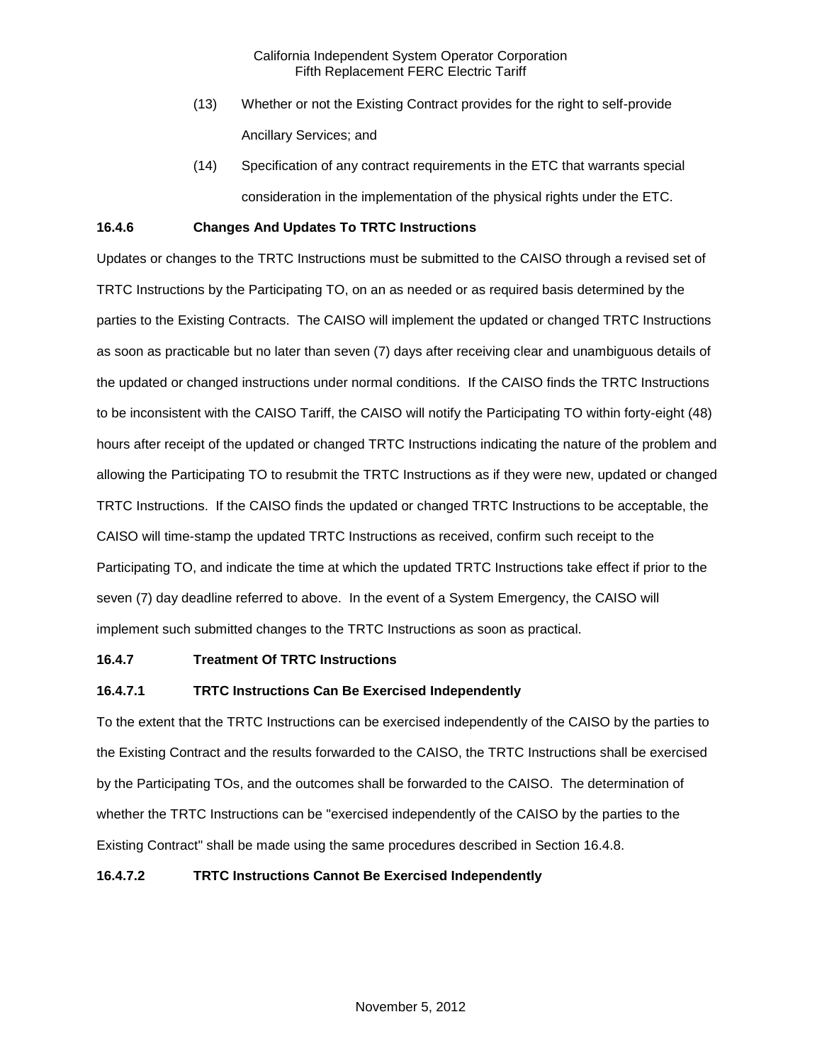(13) Whether or not the Existing Contract provides for the right to self-provide Ancillary Services; and

(14) Specification of any contract requirements in the ETC that warrants special consideration in the implementation of the physical rights under the ETC.

**16.4.6 Changes And Updates To TRTC Instructions**

Updates or changes to the TRTC Instructions must be submitted to the CAISO through a revised set of TRTC Instructions by the Participating TO, on an as needed or as required basis determined by the parties to the Existing Contracts. The CAISO will implement the updated or changed TRTC Instructions as soon as practicable but no later than seven (7) days after receiving clear and unambiguous details of the updated or changed instructions under normal conditions. If the CAISO finds the TRTC Instructions to be inconsistent with the CAISO Tariff, the CAISO will notify the Participating TO within forty-eight (48) hours after receipt of the updated or changed TRTC Instructions indicating the nature of the problem and allowing the Participating TO to resubmit the TRTC Instructions as if they were new, updated or changed TRTC Instructions. If the CAISO finds the updated or changed TRTC Instructions to be acceptable, the CAISO will time-stamp the updated TRTC Instructions as received, confirm such receipt to the Participating TO, and indicate the time at which the updated TRTC Instructions take effect if prior to the seven (7) day deadline referred to above. In the event of a System Emergency, the CAISO will implement such submitted changes to the TRTC Instructions as soon as practical.

**16.4.7 Treatment Of TRTC Instructions**

**16.4.7.1 TRTC Instructions Can Be Exercised Independently**

To the extent that the TRTC Instructions can be exercised independently of the CAISO by the parties to the Existing Contract and the results forwarded to the CAISO, the TRTC Instructions shall be exercised by the Participating TOs, and the outcomes shall be forwarded to the CAISO. The determination of whether the TRTC Instructions can be "exercised independently of the CAISO by the parties to the Existing Contract" shall be made using the same procedures described in Section 16.4.8.

**16.4.7.2 TRTC Instructions Cannot Be Exercised Independently**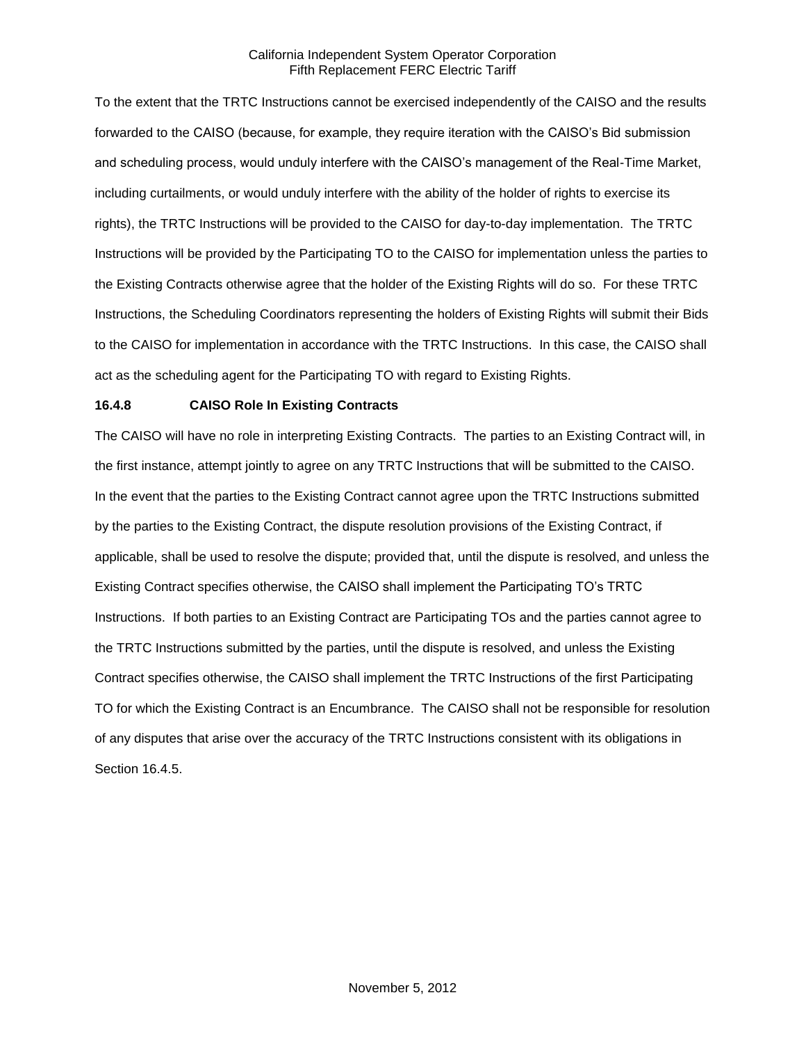To the extent that the TRTC Instructions cannot be exercised independently of the CAISO and the results forwarded to the CAISO (because, for example, they require iteration with the CAISO's Bid submission and scheduling process, would unduly interfere with the CAISO's management of the Real-Time Market, including curtailments, or would unduly interfere with the ability of the holder of rights to exercise its rights), the TRTC Instructions will be provided to the CAISO for day-to-day implementation. The TRTC Instructions will be provided by the Participating TO to the CAISO for implementation unless the parties to the Existing Contracts otherwise agree that the holder of the Existing Rights will do so. For these TRTC Instructions, the Scheduling Coordinators representing the holders of Existing Rights will submit their Bids to the CAISO for implementation in accordance with the TRTC Instructions. In this case, the CAISO shall act as the scheduling agent for the Participating TO with regard to Existing Rights.

### 16.4.8 CAISO Role In Existing Contracts

The CAISO will have no role in interpreting Existing Contracts. The parties to an Existing Contract will, in the first instance, attempt jointly to agree on any TRTC Instructions that will be submitted to the CAISO. In the event that the parties to the Existing Contract cannot agree upon the TRTC Instructions submitted by the parties to the Existing Contract, the dispute resolution provisions of the Existing Contract, if applicable, shall be used to resolve the dispute; provided that, until the dispute is resolved, and unless the Existing Contract specifies otherwise, the CAISO shall implement the Participating TO's TRTC Instructions. If both parties to an Existing Contract are Participating TOs and the parties cannot agree to the TRTC Instructions submitted by the parties, until the dispute is resolved, and unless the Existing Contract specifies otherwise, the CAISO shall implement the TRTC Instructions of the first Participating TO for which the Existing Contract is an Encumbrance. The CAISO shall not be responsible for resolution of any disputes that arise over the accuracy of the TRTC Instructions consistent with its obligations in Section 16.4.5.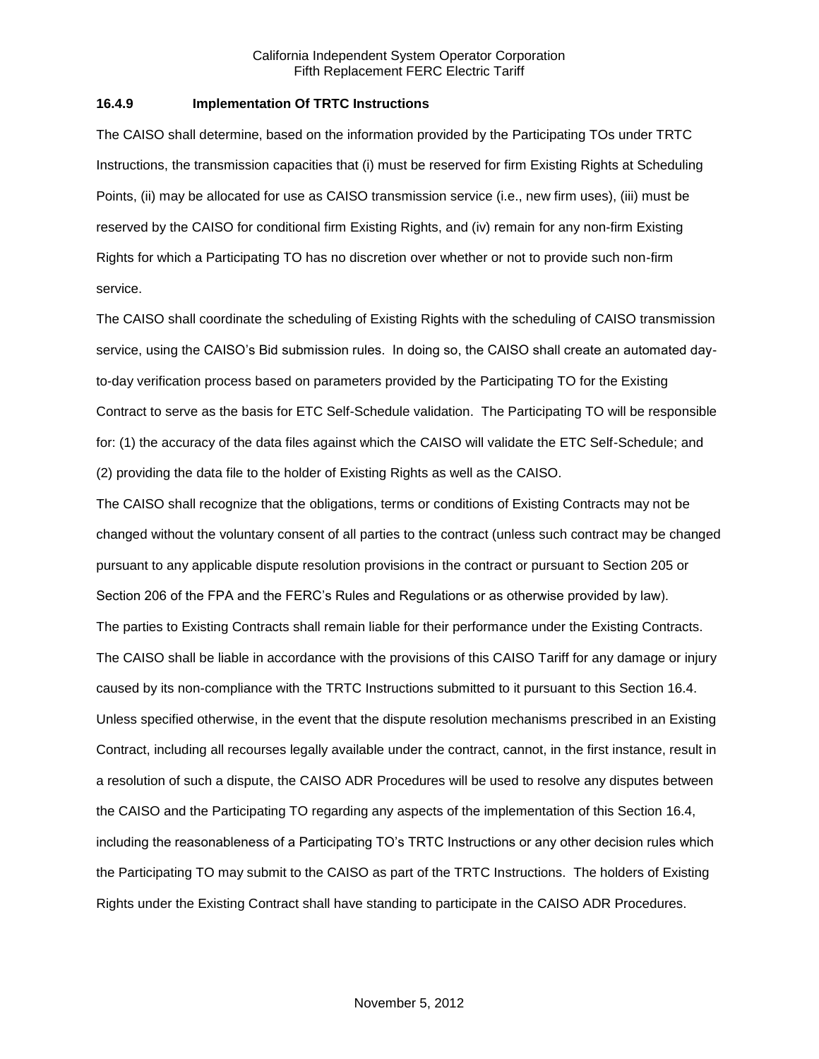### 16.4.9 Implementation Of TRTC Instructions

The CAISO shall determine, based on the information provided by the Participating TOs under TRTC Instructions, the transmission capacities that (i) must be reserved for firm Existing Rights at Scheduling Points, (ii) may be allocated for use as CAISO transmission service (i.e., new firm uses), (iii) must be reserved by the CAISO for conditional firm Existing Rights, and (iv) remain for any non-firm Existing Rights for which a Participating TO has no discretion over whether or not to provide such non-firm service.

The CAISO shall coordinate the scheduling of Existing Rights with the scheduling of CAISO transmission service, using the CAISO's Bid submission rules. In doing so, the CAISO shall create an automated day-to-day verification process based on parameters provided by the Participating TO for the Existing Contract to serve as the basis for ETC Self-Schedule validation. The Participating TO will be responsible for: (1) the accuracy of the data files against which the CAISO will validate the ETC Self-Schedule; and (2) providing the data file to the holder of Existing Rights as well as the CAISO.

The CAISO shall recognize that the obligations, terms or conditions of Existing Contracts may not be changed without the voluntary consent of all parties to the contract (unless such contract may be changed pursuant to any applicable dispute resolution provisions in the contract or pursuant to Section 205 or Section 206 of the FPA and the FERC's Rules and Regulations or as otherwise provided by law).

The parties to Existing Contracts shall remain liable for their performance under the Existing Contracts. The CAISO shall be liable in accordance with the provisions of this CAISO Tariff for any damage or injury caused by its non-compliance with the TRTC Instructions submitted to it pursuant to this Section 16.4. Unless specified otherwise, in the event that the dispute resolution mechanisms prescribed in an Existing Contract, including all recourses legally available under the contract, cannot, in the first instance, result in a resolution of such a dispute, the CAISO ADR Procedures will be used to resolve any disputes between the CAISO and the Participating TO regarding any aspects of the implementation of this Section 16.4, including the reasonableness of a Participating TO's TRTC Instructions or any other decision rules which the Participating TO may submit to the CAISO as part of the TRTC Instructions. The holders of Existing Rights under the Existing Contract shall have standing to participate in the CAISO ADR Procedures.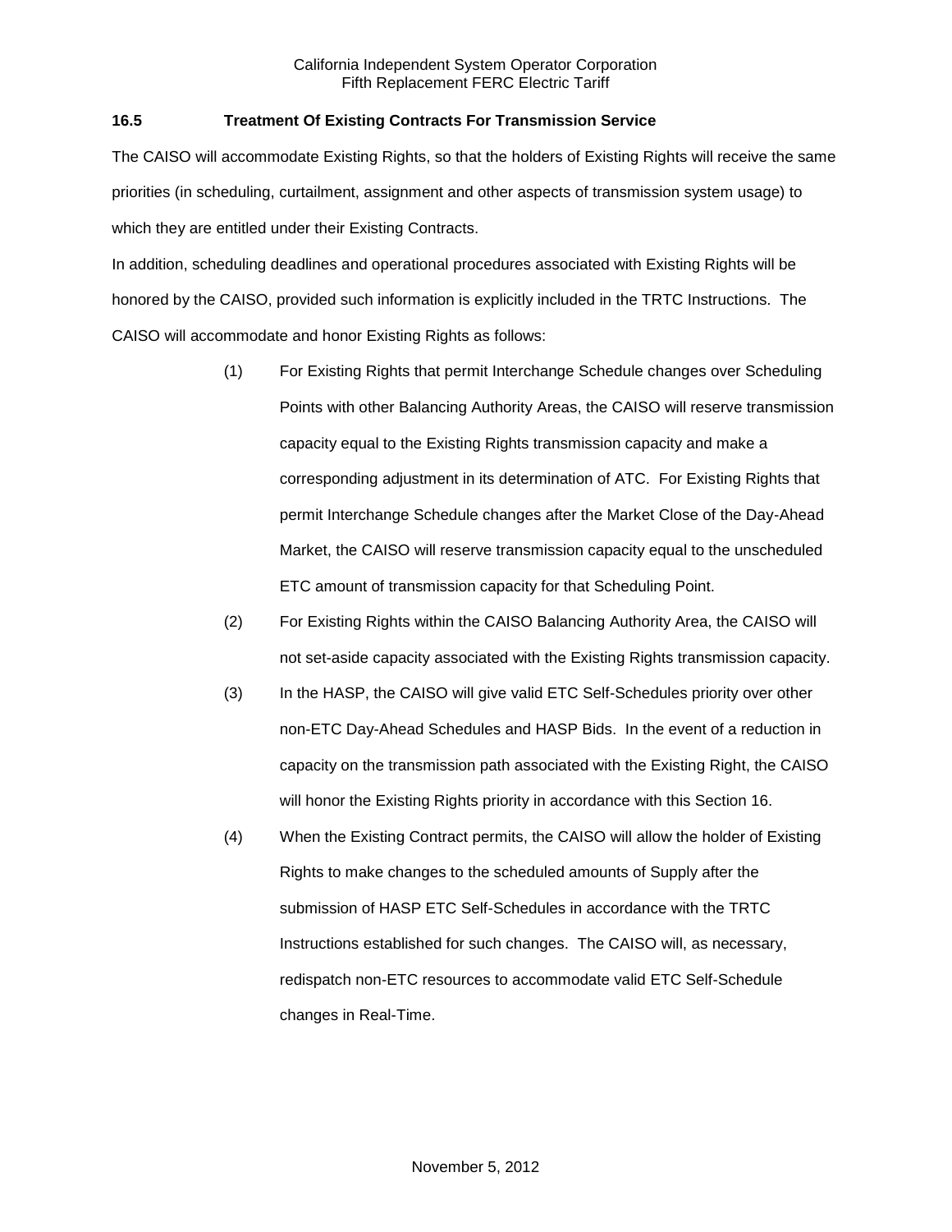### 16.5 Treatment Of Existing Contracts For Transmission Service

The CAISO will accommodate Existing Rights, so that the holders of Existing Rights will receive the same priorities (in scheduling, curtailment, assignment and other aspects of transmission system usage) to which they are entitled under their Existing Contracts.

In addition, scheduling deadlines and operational procedures associated with Existing Rights will be honored by the CAISO, provided such information is explicitly included in the TRTC Instructions. The CAISO will accommodate and honor Existing Rights as follows:

(1) For Existing Rights that permit Interchange Schedule changes over Scheduling Points with other Balancing Authority Areas, the CAISO will reserve transmission capacity equal to the Existing Rights transmission capacity and make a corresponding adjustment in its determination of ATC. For Existing Rights that permit Interchange Schedule changes after the Market Close of the Day-Ahead Market, the CAISO will reserve transmission capacity equal to the unscheduled ETC amount of transmission capacity for that Scheduling Point.

(2) For Existing Rights within the CAISO Balancing Authority Area, the CAISO will not set-aside capacity associated with the Existing Rights transmission capacity.

(3) In the HASP, the CAISO will give valid ETC Self-Schedules priority over other non-ETC Day-Ahead Schedules and HASP Bids. In the event of a reduction in capacity on the transmission path associated with the Existing Right, the CAISO will honor the Existing Rights priority in accordance with this Section 16.

(4) When the Existing Contract permits, the CAISO will allow the holder of Existing Rights to make changes to the scheduled amounts of Supply after the submission of HASP ETC Self-Schedules in accordance with the TRTC Instructions established for such changes. The CAISO will, as necessary, redispatch non-ETC resources to accommodate valid ETC Self-Schedule changes in Real-Time.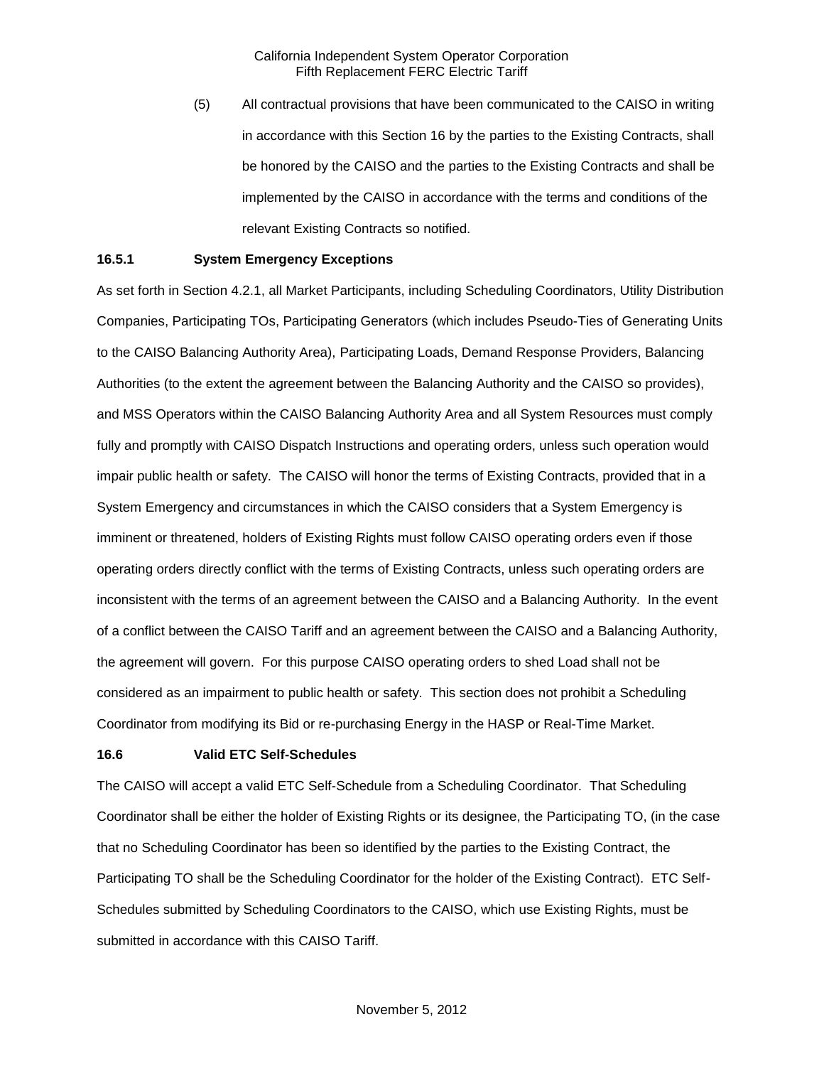(5) All contractual provisions that have been communicated to the CAISO in writing in accordance with this Section 16 by the parties to the Existing Contracts, shall be honored by the CAISO and the parties to the Existing Contracts and shall be implemented by the CAISO in accordance with the terms and conditions of the relevant Existing Contracts so notified.

### 16.5.1 System Emergency Exceptions

As set forth in Section 4.2.1, all Market Participants, including Scheduling Coordinators, Utility Distribution Companies, Participating TOs, Participating Generators (which includes Pseudo-Ties of Generating Units to the CAISO Balancing Authority Area), Participating Loads, Demand Response Providers, Balancing Authorities (to the extent the agreement between the Balancing Authority and the CAISO so provides), and MSS Operators within the CAISO Balancing Authority Area and all System Resources must comply fully and promptly with CAISO Dispatch Instructions and operating orders, unless such operation would impair public health or safety. The CAISO will honor the terms of Existing Contracts, provided that in a System Emergency and circumstances in which the CAISO considers that a System Emergency is imminent or threatened, holders of Existing Rights must follow CAISO operating orders even if those operating orders directly conflict with the terms of Existing Contracts, unless such operating orders are inconsistent with the terms of an agreement between the CAISO and a Balancing Authority. In the event of a conflict between the CAISO Tariff and an agreement between the CAISO and a Balancing Authority, the agreement will govern. For this purpose CAISO operating orders to shed Load shall not be considered as an impairment to public health or safety. This section does not prohibit a Scheduling Coordinator from modifying its Bid or re-purchasing Energy in the HASP or Real-Time Market.

### 16.6 Valid ETC Self-Schedules

The CAISO will accept a valid ETC Self-Schedule from a Scheduling Coordinator. That Scheduling Coordinator shall be either the holder of Existing Rights or its designee, the Participating TO, (in the case that no Scheduling Coordinator has been so identified by the parties to the Existing Contract, the Participating TO shall be the Scheduling Coordinator for the holder of the Existing Contract). ETC Self-Schedules submitted by Scheduling Coordinators to the CAISO, which use Existing Rights, must be submitted in accordance with this CAISO Tariff.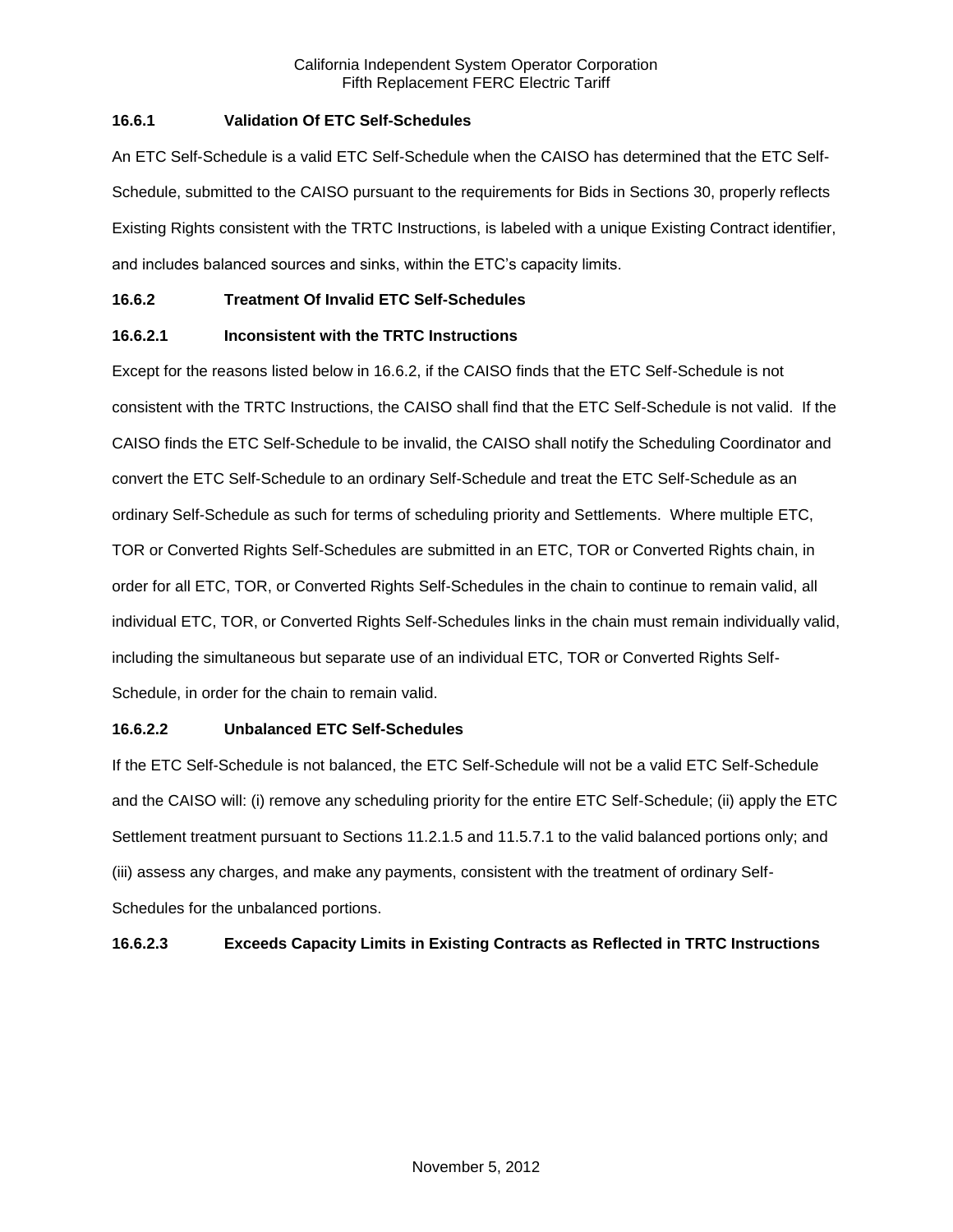### 16.6.1 Validation Of ETC Self-Schedules

An ETC Self-Schedule is a valid ETC Self-Schedule when the CAISO has determined that the ETC Self-Schedule, submitted to the CAISO pursuant to the requirements for Bids in Sections 30, properly reflects Existing Rights consistent with the TRTC Instructions, is labeled with a unique Existing Contract identifier, and includes balanced sources and sinks, within the ETC's capacity limits.

### 16.6.2 Treatment Of Invalid ETC Self-Schedules

#### 16.6.2.1 Inconsistent with the TRTC Instructions

Except for the reasons listed below in 16.6.2, if the CAISO finds that the ETC Self-Schedule is not consistent with the TRTC Instructions, the CAISO shall find that the ETC Self-Schedule is not valid. If the CAISO finds the ETC Self-Schedule to be invalid, the CAISO shall notify the Scheduling Coordinator and convert the ETC Self-Schedule to an ordinary Self-Schedule and treat the ETC Self-Schedule as an ordinary Self-Schedule as such for terms of scheduling priority and Settlements. Where multiple ETC, TOR or Converted Rights Self-Schedules are submitted in an ETC, TOR or Converted Rights chain, in order for all ETC, TOR, or Converted Rights Self-Schedules in the chain to continue to remain valid, all individual ETC, TOR, or Converted Rights Self-Schedules links in the chain must remain individually valid, including the simultaneous but separate use of an individual ETC, TOR or Converted Rights Self-Schedule, in order for the chain to remain valid.

#### 16.6.2.2 Unbalanced ETC Self-Schedules

If the ETC Self-Schedule is not balanced, the ETC Self-Schedule will not be a valid ETC Self-Schedule and the CAISO will: (i) remove any scheduling priority for the entire ETC Self-Schedule; (ii) apply the ETC Settlement treatment pursuant to Sections 11.2.1.5 and 11.5.7.1 to the valid balanced portions only; and (iii) assess any charges, and make any payments, consistent with the treatment of ordinary Self-Schedules for the unbalanced portions.

#### 16.6.2.3 Exceeds Capacity Limits in Existing Contracts as Reflected in TRTC Instructions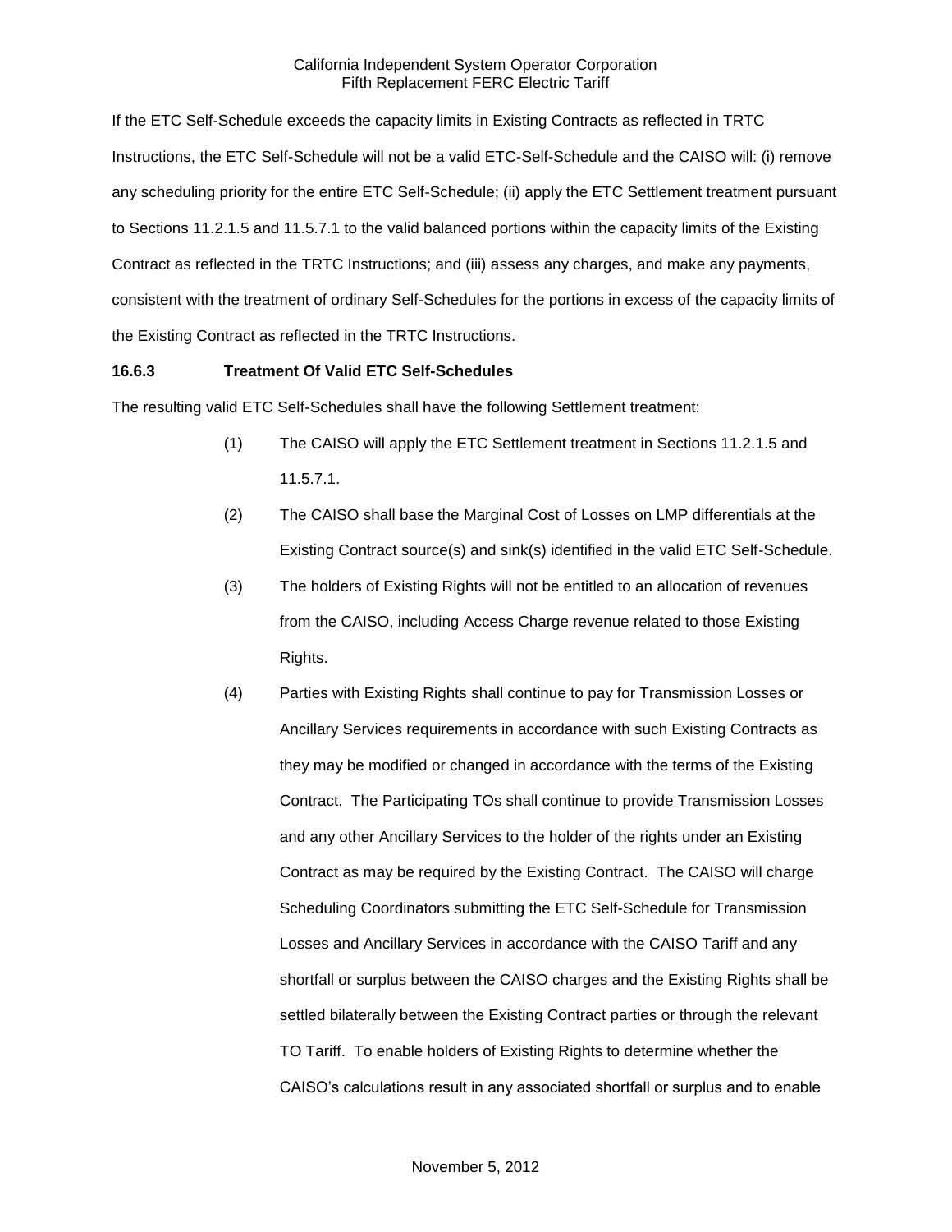If the ETC Self-Schedule exceeds the capacity limits in Existing Contracts as reflected in TRTC Instructions, the ETC Self-Schedule will not be a valid ETC-Self-Schedule and the CAISO will: (i) remove any scheduling priority for the entire ETC Self-Schedule; (ii) apply the ETC Settlement treatment pursuant to Sections 11.2.1.5 and 11.5.7.1 to the valid balanced portions within the capacity limits of the Existing Contract as reflected in the TRTC Instructions; and (iii) assess any charges, and make any payments, consistent with the treatment of ordinary Self-Schedules for the portions in excess of the capacity limits of the Existing Contract as reflected in the TRTC Instructions.

**16.6.3 Treatment Of Valid ETC Self-Schedules**

The resulting valid ETC Self-Schedules shall have the following Settlement treatment:

(1) The CAISO will apply the ETC Settlement treatment in Sections 11.2.1.5 and 11.5.7.1.

(2) The CAISO shall base the Marginal Cost of Losses on LMP differentials at the Existing Contract source(s) and sink(s) identified in the valid ETC Self-Schedule.

(3) The holders of Existing Rights will not be entitled to an allocation of revenues from the CAISO, including Access Charge revenue related to those Existing Rights.

(4) Parties with Existing Rights shall continue to pay for Transmission Losses or Ancillary Services requirements in accordance with such Existing Contracts as they may be modified or changed in accordance with the terms of the Existing Contract. The Participating TOs shall continue to provide Transmission Losses and any other Ancillary Services to the holder of the rights under an Existing Contract as may be required by the Existing Contract. The CAISO will charge Scheduling Coordinators submitting the ETC Self-Schedule for Transmission Losses and Ancillary Services in accordance with the CAISO Tariff and any shortfall or surplus between the CAISO charges and the Existing Rights shall be settled bilaterally between the Existing Contract parties or through the relevant TO Tariff. To enable holders of Existing Rights to determine whether the CAISO's calculations result in any associated shortfall or surplus and to enable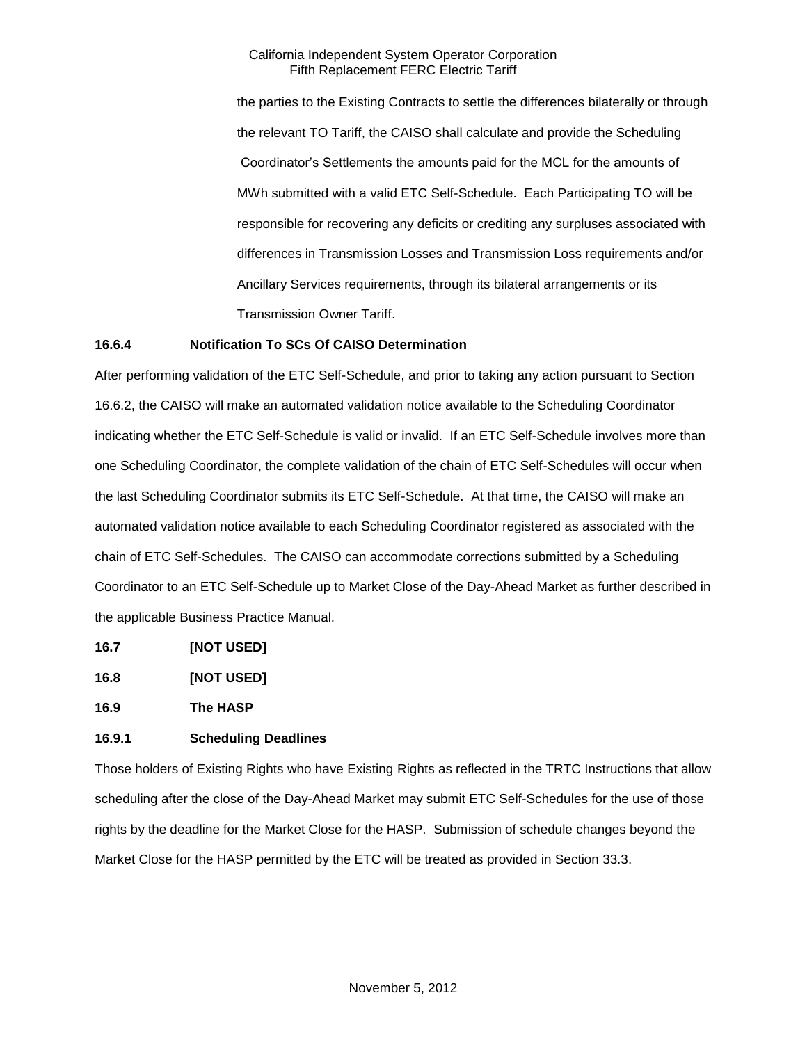the parties to the Existing Contracts to settle the differences bilaterally or through the relevant TO Tariff, the CAISO shall calculate and provide the Scheduling Coordinator's Settlements the amounts paid for the MCL for the amounts of MWh submitted with a valid ETC Self-Schedule. Each Participating TO will be responsible for recovering any deficits or crediting any surpluses associated with differences in Transmission Losses and Transmission Loss requirements and/or Ancillary Services requirements, through its bilateral arrangements or its Transmission Owner Tariff.

**16.6.4 Notification To SCs Of CAISO Determination**

After performing validation of the ETC Self-Schedule, and prior to taking any action pursuant to Section 16.6.2, the CAISO will make an automated validation notice available to the Scheduling Coordinator indicating whether the ETC Self-Schedule is valid or invalid. If an ETC Self-Schedule involves more than one Scheduling Coordinator, the complete validation of the chain of ETC Self-Schedules will occur when the last Scheduling Coordinator submits its ETC Self-Schedule. At that time, the CAISO will make an automated validation notice available to each Scheduling Coordinator registered as associated with the chain of ETC Self-Schedules. The CAISO can accommodate corrections submitted by a Scheduling Coordinator to an ETC Self-Schedule up to Market Close of the Day-Ahead Market as further described in the applicable Business Practice Manual.

**16.7 [NOT USED]**

**16.8 [NOT USED]**

**16.9 The HASP**

**16.9.1 Scheduling Deadlines**

Those holders of Existing Rights who have Existing Rights as reflected in the TRTC Instructions that allow scheduling after the close of the Day-Ahead Market may submit ETC Self-Schedules for the use of those rights by the deadline for the Market Close for the HASP. Submission of schedule changes beyond the Market Close for the HASP permitted by the ETC will be treated as provided in Section 33.3.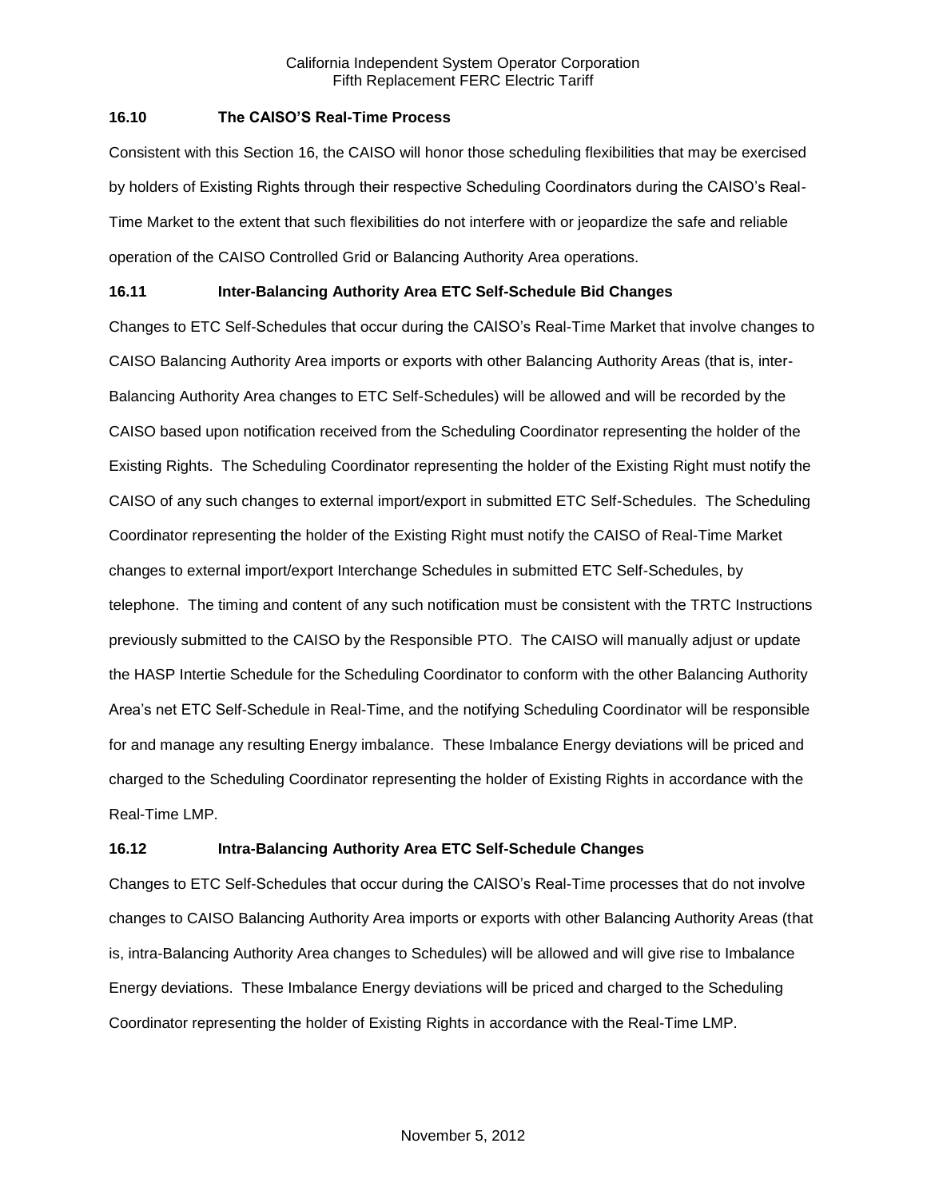### 16.10 The CAISO'S Real-Time Process

Consistent with this Section 16, the CAISO will honor those scheduling flexibilities that may be exercised by holders of Existing Rights through their respective Scheduling Coordinators during the CAISO's Real-Time Market to the extent that such flexibilities do not interfere with or jeopardize the safe and reliable operation of the CAISO Controlled Grid or Balancing Authority Area operations.

### 16.11 Inter-Balancing Authority Area ETC Self-Schedule Bid Changes

Changes to ETC Self-Schedules that occur during the CAISO's Real-Time Market that involve changes to CAISO Balancing Authority Area imports or exports with other Balancing Authority Areas (that is, inter-Balancing Authority Area changes to ETC Self-Schedules) will be allowed and will be recorded by the CAISO based upon notification received from the Scheduling Coordinator representing the holder of the Existing Rights. The Scheduling Coordinator representing the holder of the Existing Right must notify the CAISO of any such changes to external import/export in submitted ETC Self-Schedules. The Scheduling Coordinator representing the holder of the Existing Right must notify the CAISO of Real-Time Market changes to external import/export Interchange Schedules in submitted ETC Self-Schedules, by telephone. The timing and content of any such notification must be consistent with the TRTC Instructions previously submitted to the CAISO by the Responsible PTO. The CAISO will manually adjust or update the HASP Intertie Schedule for the Scheduling Coordinator to conform with the other Balancing Authority Area's net ETC Self-Schedule in Real-Time, and the notifying Scheduling Coordinator will be responsible for and manage any resulting Energy imbalance. These Imbalance Energy deviations will be priced and charged to the Scheduling Coordinator representing the holder of Existing Rights in accordance with the Real-Time LMP.

### 16.12 Intra-Balancing Authority Area ETC Self-Schedule Changes

Changes to ETC Self-Schedules that occur during the CAISO's Real-Time processes that do not involve changes to CAISO Balancing Authority Area imports or exports with other Balancing Authority Areas (that is, intra-Balancing Authority Area changes to Schedules) will be allowed and will give rise to Imbalance Energy deviations. These Imbalance Energy deviations will be priced and charged to the Scheduling Coordinator representing the holder of Existing Rights in accordance with the Real-Time LMP.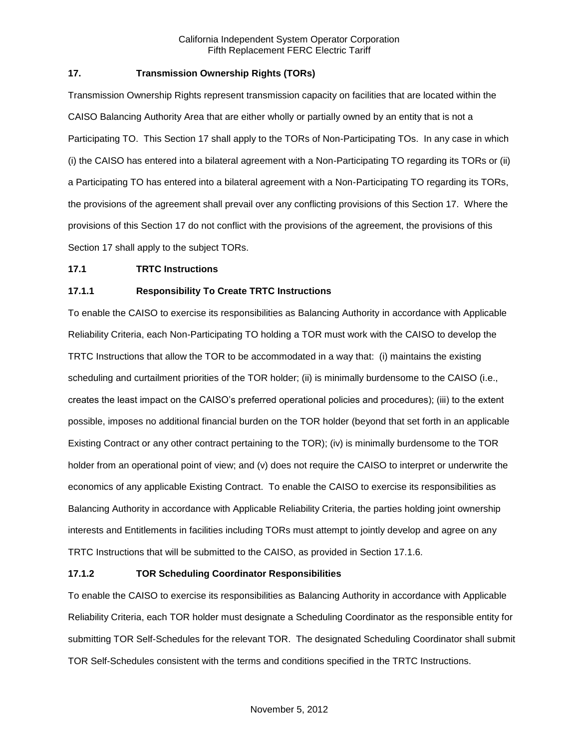## 17. Transmission Ownership Rights (TORs)

Transmission Ownership Rights represent transmission capacity on facilities that are located within the CAISO Balancing Authority Area that are either wholly or partially owned by an entity that is not a Participating TO. This Section 17 shall apply to the TORs of Non-Participating TOs. In any case in which (i) the CAISO has entered into a bilateral agreement with a Non-Participating TO regarding its TORs or (ii) a Participating TO has entered into a bilateral agreement with a Non-Participating TO regarding its TORs, the provisions of the agreement shall prevail over any conflicting provisions of this Section 17. Where the provisions of this Section 17 do not conflict with the provisions of the agreement, the provisions of this Section 17 shall apply to the subject TORs.

### 17.1 TRTC Instructions

#### 17.1.1 Responsibility To Create TRTC Instructions

To enable the CAISO to exercise its responsibilities as Balancing Authority in accordance with Applicable Reliability Criteria, each Non-Participating TO holding a TOR must work with the CAISO to develop the TRTC Instructions that allow the TOR to be accommodated in a way that: (i) maintains the existing scheduling and curtailment priorities of the TOR holder; (ii) is minimally burdensome to the CAISO (i.e., creates the least impact on the CAISO's preferred operational policies and procedures); (iii) to the extent possible, imposes no additional financial burden on the TOR holder (beyond that set forth in an applicable Existing Contract or any other contract pertaining to the TOR); (iv) is minimally burdensome to the TOR holder from an operational point of view; and (v) does not require the CAISO to interpret or underwrite the economics of any applicable Existing Contract. To enable the CAISO to exercise its responsibilities as Balancing Authority in accordance with Applicable Reliability Criteria, the parties holding joint ownership interests and Entitlements in facilities including TORs must attempt to jointly develop and agree on any TRTC Instructions that will be submitted to the CAISO, as provided in Section 17.1.6.

#### 17.1.2 TOR Scheduling Coordinator Responsibilities

To enable the CAISO to exercise its responsibilities as Balancing Authority in accordance with Applicable Reliability Criteria, each TOR holder must designate a Scheduling Coordinator as the responsible entity for submitting TOR Self-Schedules for the relevant TOR. The designated Scheduling Coordinator shall submit TOR Self-Schedules consistent with the terms and conditions specified in the TRTC Instructions.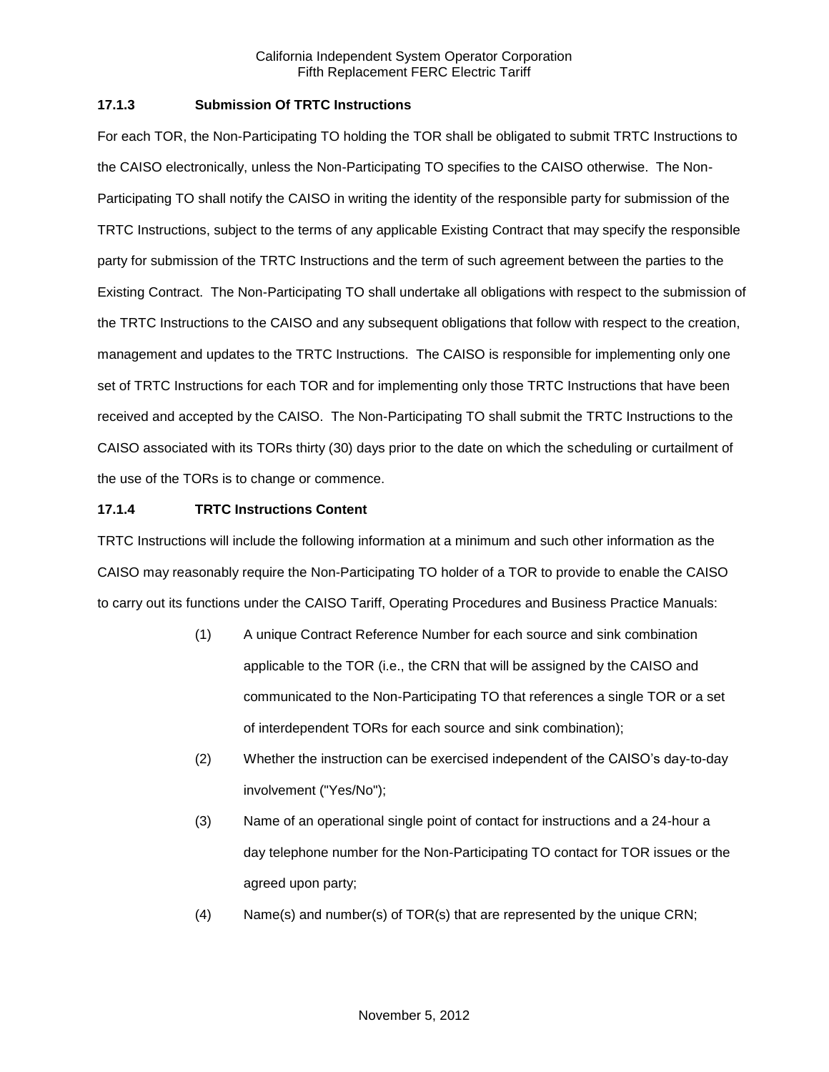### 17.1.3 Submission Of TRTC Instructions

For each TOR, the Non-Participating TO holding the TOR shall be obligated to submit TRTC Instructions to the CAISO electronically, unless the Non-Participating TO specifies to the CAISO otherwise. The Non-Participating TO shall notify the CAISO in writing the identity of the responsible party for submission of the TRTC Instructions, subject to the terms of any applicable Existing Contract that may specify the responsible party for submission of the TRTC Instructions and the term of such agreement between the parties to the Existing Contract. The Non-Participating TO shall undertake all obligations with respect to the submission of the TRTC Instructions to the CAISO and any subsequent obligations that follow with respect to the creation, management and updates to the TRTC Instructions. The CAISO is responsible for implementing only one set of TRTC Instructions for each TOR and for implementing only those TRTC Instructions that have been received and accepted by the CAISO. The Non-Participating TO shall submit the TRTC Instructions to the CAISO associated with its TORs thirty (30) days prior to the date on which the scheduling or curtailment of the use of the TORs is to change or commence.

### 17.1.4 TRTC Instructions Content

TRTC Instructions will include the following information at a minimum and such other information as the CAISO may reasonably require the Non-Participating TO holder of a TOR to provide to enable the CAISO to carry out its functions under the CAISO Tariff, Operating Procedures and Business Practice Manuals:

(1) A unique Contract Reference Number for each source and sink combination applicable to the TOR (i.e., the CRN that will be assigned by the CAISO and communicated to the Non-Participating TO that references a single TOR or a set of interdependent TORs for each source and sink combination);

(2) Whether the instruction can be exercised independent of the CAISO's day-to-day involvement ("Yes/No");

(3) Name of an operational single point of contact for instructions and a 24-hour a day telephone number for the Non-Participating TO contact for TOR issues or the agreed upon party;

(4) Name(s) and number(s) of TOR(s) that are represented by the unique CRN;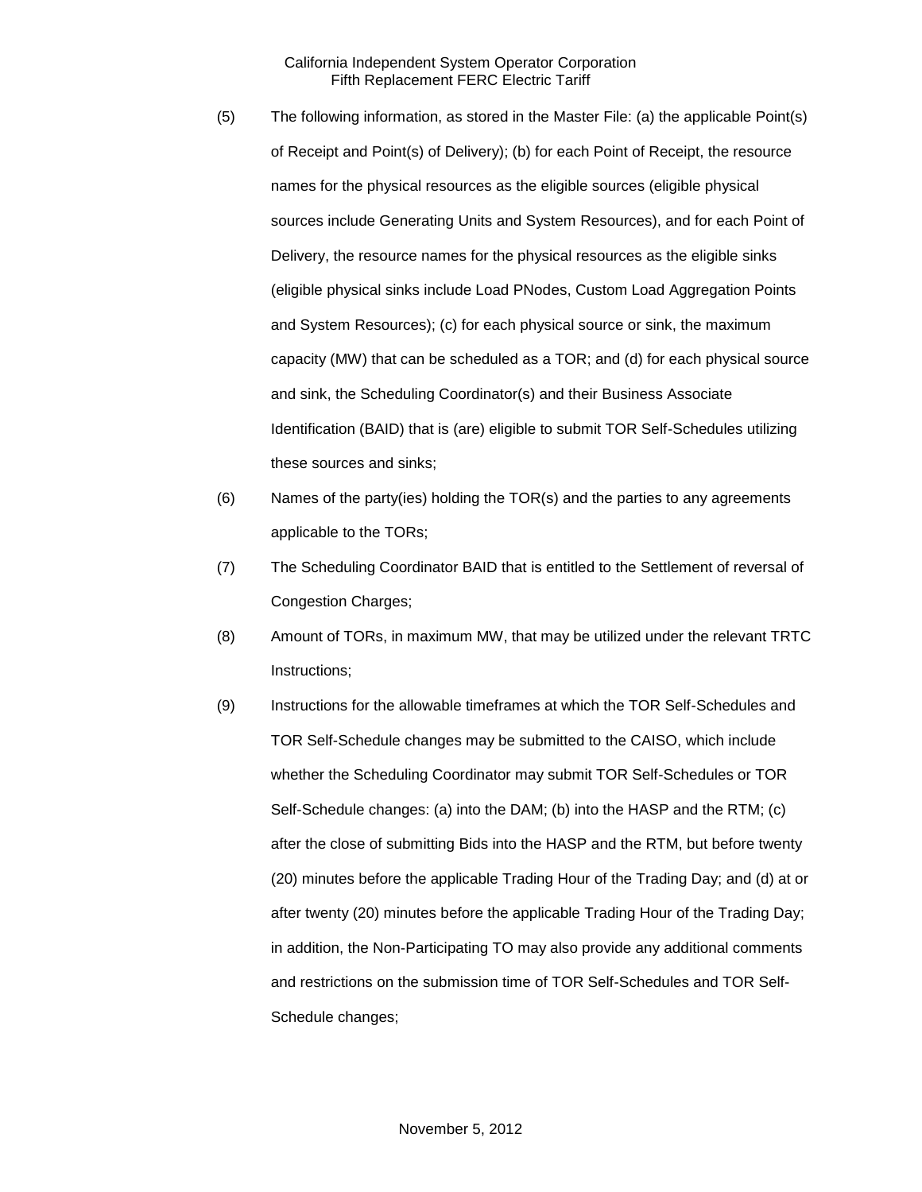(5) The following information, as stored in the Master File: (a) the applicable Point(s) of Receipt and Point(s) of Delivery); (b) for each Point of Receipt, the resource names for the physical resources as the eligible sources (eligible physical sources include Generating Units and System Resources), and for each Point of Delivery, the resource names for the physical resources as the eligible sinks (eligible physical sinks include Load PNodes, Custom Load Aggregation Points and System Resources); (c) for each physical source or sink, the maximum capacity (MW) that can be scheduled as a TOR; and (d) for each physical source and sink, the Scheduling Coordinator(s) and their Business Associate Identification (BAID) that is (are) eligible to submit TOR Self-Schedules utilizing these sources and sinks;

(6) Names of the party(ies) holding the TOR(s) and the parties to any agreements applicable to the TORs;

(7) The Scheduling Coordinator BAID that is entitled to the Settlement of reversal of Congestion Charges;

(8) Amount of TORs, in maximum MW, that may be utilized under the relevant TRTC Instructions;

(9) Instructions for the allowable timeframes at which the TOR Self-Schedules and TOR Self-Schedule changes may be submitted to the CAISO, which include whether the Scheduling Coordinator may submit TOR Self-Schedules or TOR Self-Schedule changes: (a) into the DAM; (b) into the HASP and the RTM; (c) after the close of submitting Bids into the HASP and the RTM, but before twenty (20) minutes before the applicable Trading Hour of the Trading Day; and (d) at or after twenty (20) minutes before the applicable Trading Hour of the Trading Day; in addition, the Non-Participating TO may also provide any additional comments and restrictions on the submission time of TOR Self-Schedules and TOR Self-Schedule changes;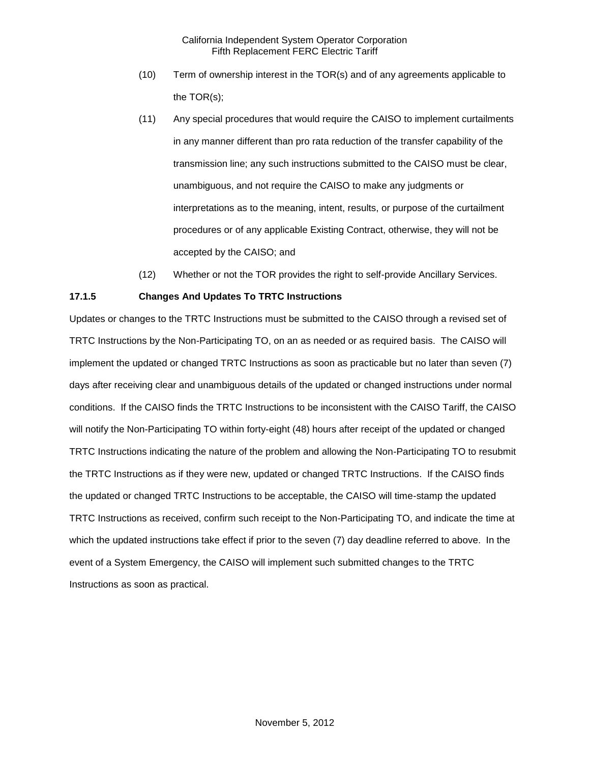(10) Term of ownership interest in the TOR(s) and of any agreements applicable to the TOR(s);

(11) Any special procedures that would require the CAISO to implement curtailments in any manner different than pro rata reduction of the transfer capability of the transmission line; any such instructions submitted to the CAISO must be clear, unambiguous, and not require the CAISO to make any judgments or interpretations as to the meaning, intent, results, or purpose of the curtailment procedures or of any applicable Existing Contract, otherwise, they will not be accepted by the CAISO; and

(12) Whether or not the TOR provides the right to self-provide Ancillary Services.

**17.1.5 Changes And Updates To TRTC Instructions**

Updates or changes to the TRTC Instructions must be submitted to the CAISO through a revised set of TRTC Instructions by the Non-Participating TO, on an as needed or as required basis. The CAISO will implement the updated or changed TRTC Instructions as soon as practicable but no later than seven (7) days after receiving clear and unambiguous details of the updated or changed instructions under normal conditions. If the CAISO finds the TRTC Instructions to be inconsistent with the CAISO Tariff, the CAISO will notify the Non-Participating TO within forty-eight (48) hours after receipt of the updated or changed TRTC Instructions indicating the nature of the problem and allowing the Non-Participating TO to resubmit the TRTC Instructions as if they were new, updated or changed TRTC Instructions. If the CAISO finds the updated or changed TRTC Instructions to be acceptable, the CAISO will time-stamp the updated TRTC Instructions as received, confirm such receipt to the Non-Participating TO, and indicate the time at which the updated instructions take effect if prior to the seven (7) day deadline referred to above. In the event of a System Emergency, the CAISO will implement such submitted changes to the TRTC Instructions as soon as practical.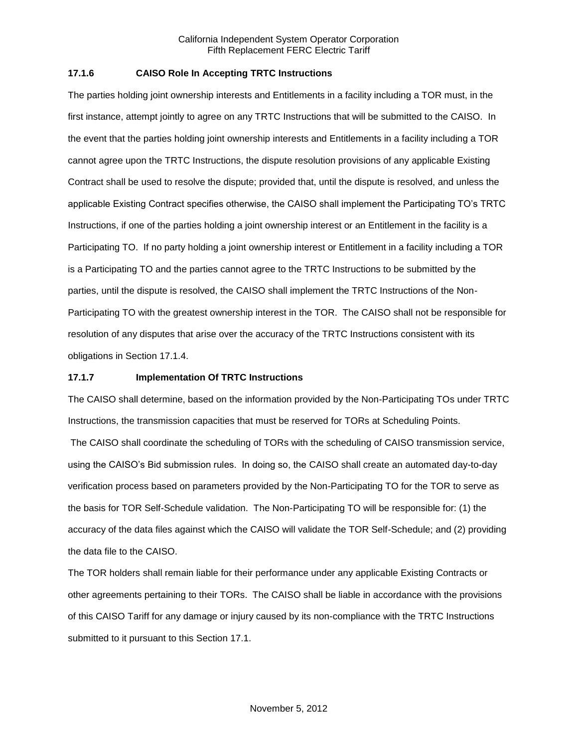### 17.1.6 CAISO Role In Accepting TRTC Instructions

The parties holding joint ownership interests and Entitlements in a facility including a TOR must, in the first instance, attempt jointly to agree on any TRTC Instructions that will be submitted to the CAISO. In the event that the parties holding joint ownership interests and Entitlements in a facility including a TOR cannot agree upon the TRTC Instructions, the dispute resolution provisions of any applicable Existing Contract shall be used to resolve the dispute; provided that, until the dispute is resolved, and unless the applicable Existing Contract specifies otherwise, the CAISO shall implement the Participating TO's TRTC Instructions, if one of the parties holding a joint ownership interest or an Entitlement in the facility is a Participating TO. If no party holding a joint ownership interest or Entitlement in a facility including a TOR is a Participating TO and the parties cannot agree to the TRTC Instructions to be submitted by the parties, until the dispute is resolved, the CAISO shall implement the TRTC Instructions of the Non-Participating TO with the greatest ownership interest in the TOR. The CAISO shall not be responsible for resolution of any disputes that arise over the accuracy of the TRTC Instructions consistent with its obligations in Section 17.1.4.

### 17.1.7 Implementation Of TRTC Instructions

The CAISO shall determine, based on the information provided by the Non-Participating TOs under TRTC Instructions, the transmission capacities that must be reserved for TORs at Scheduling Points.

The CAISO shall coordinate the scheduling of TORs with the scheduling of CAISO transmission service, using the CAISO's Bid submission rules. In doing so, the CAISO shall create an automated day-to-day verification process based on parameters provided by the Non-Participating TO for the TOR to serve as the basis for TOR Self-Schedule validation. The Non-Participating TO will be responsible for: (1) the accuracy of the data files against which the CAISO will validate the TOR Self-Schedule; and (2) providing the data file to the CAISO.

The TOR holders shall remain liable for their performance under any applicable Existing Contracts or other agreements pertaining to their TORs. The CAISO shall be liable in accordance with the provisions of this CAISO Tariff for any damage or injury caused by its non-compliance with the TRTC Instructions submitted to it pursuant to this Section 17.1.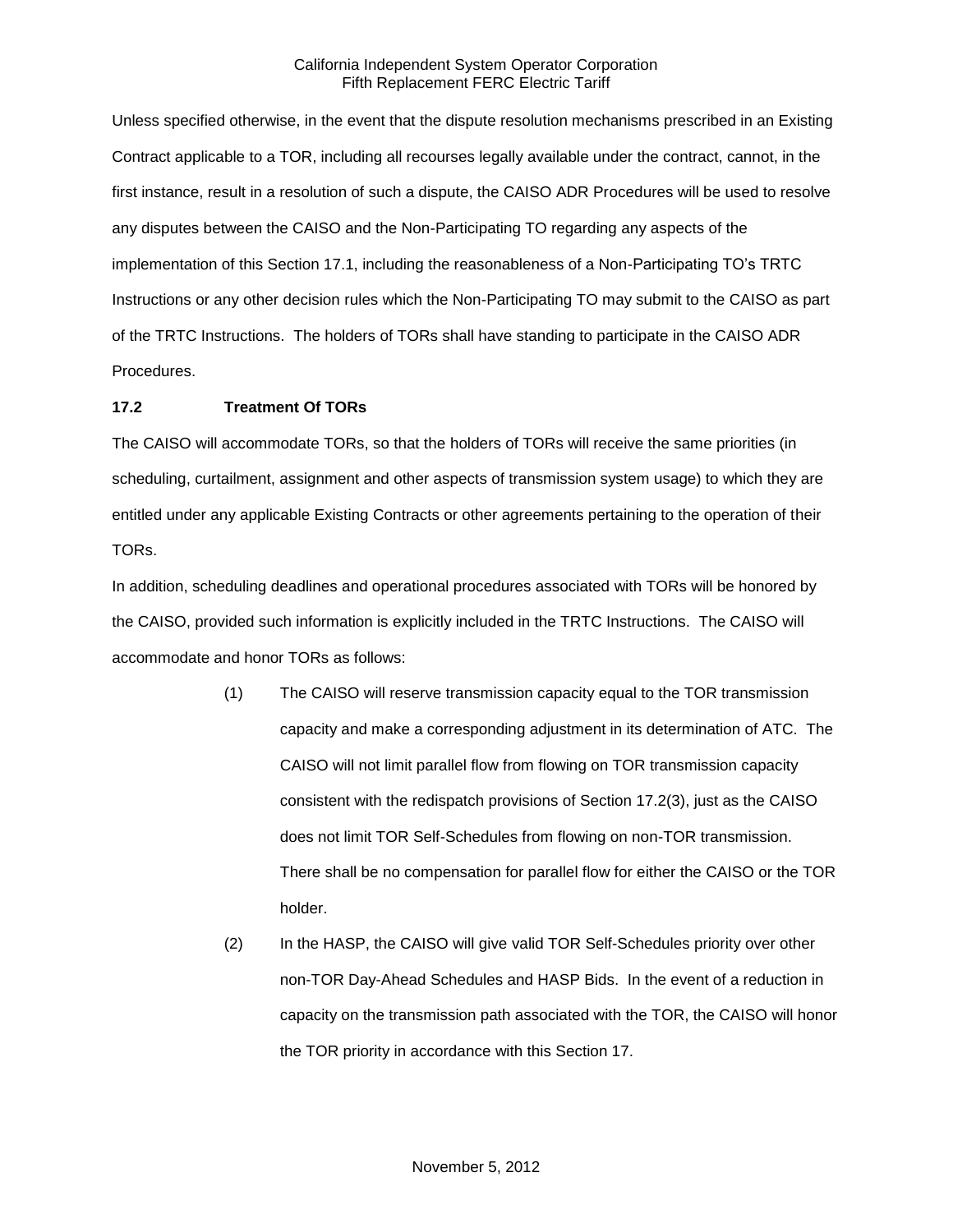Unless specified otherwise, in the event that the dispute resolution mechanisms prescribed in an Existing Contract applicable to a TOR, including all recourses legally available under the contract, cannot, in the first instance, result in a resolution of such a dispute, the CAISO ADR Procedures will be used to resolve any disputes between the CAISO and the Non-Participating TO regarding any aspects of the implementation of this Section 17.1, including the reasonableness of a Non-Participating TO's TRTC Instructions or any other decision rules which the Non-Participating TO may submit to the CAISO as part of the TRTC Instructions. The holders of TORs shall have standing to participate in the CAISO ADR Procedures.

### 17.2 Treatment Of TORs

The CAISO will accommodate TORs, so that the holders of TORs will receive the same priorities (in scheduling, curtailment, assignment and other aspects of transmission system usage) to which they are entitled under any applicable Existing Contracts or other agreements pertaining to the operation of their TORs.

In addition, scheduling deadlines and operational procedures associated with TORs will be honored by the CAISO, provided such information is explicitly included in the TRTC Instructions. The CAISO will accommodate and honor TORs as follows:

(1) The CAISO will reserve transmission capacity equal to the TOR transmission capacity and make a corresponding adjustment in its determination of ATC. The CAISO will not limit parallel flow from flowing on TOR transmission capacity consistent with the redispatch provisions of Section 17.2(3), just as the CAISO does not limit TOR Self-Schedules from flowing on non-TOR transmission. There shall be no compensation for parallel flow for either the CAISO or the TOR holder.

(2) In the HASP, the CAISO will give valid TOR Self-Schedules priority over other non-TOR Day-Ahead Schedules and HASP Bids. In the event of a reduction in capacity on the transmission path associated with the TOR, the CAISO will honor the TOR priority in accordance with this Section 17.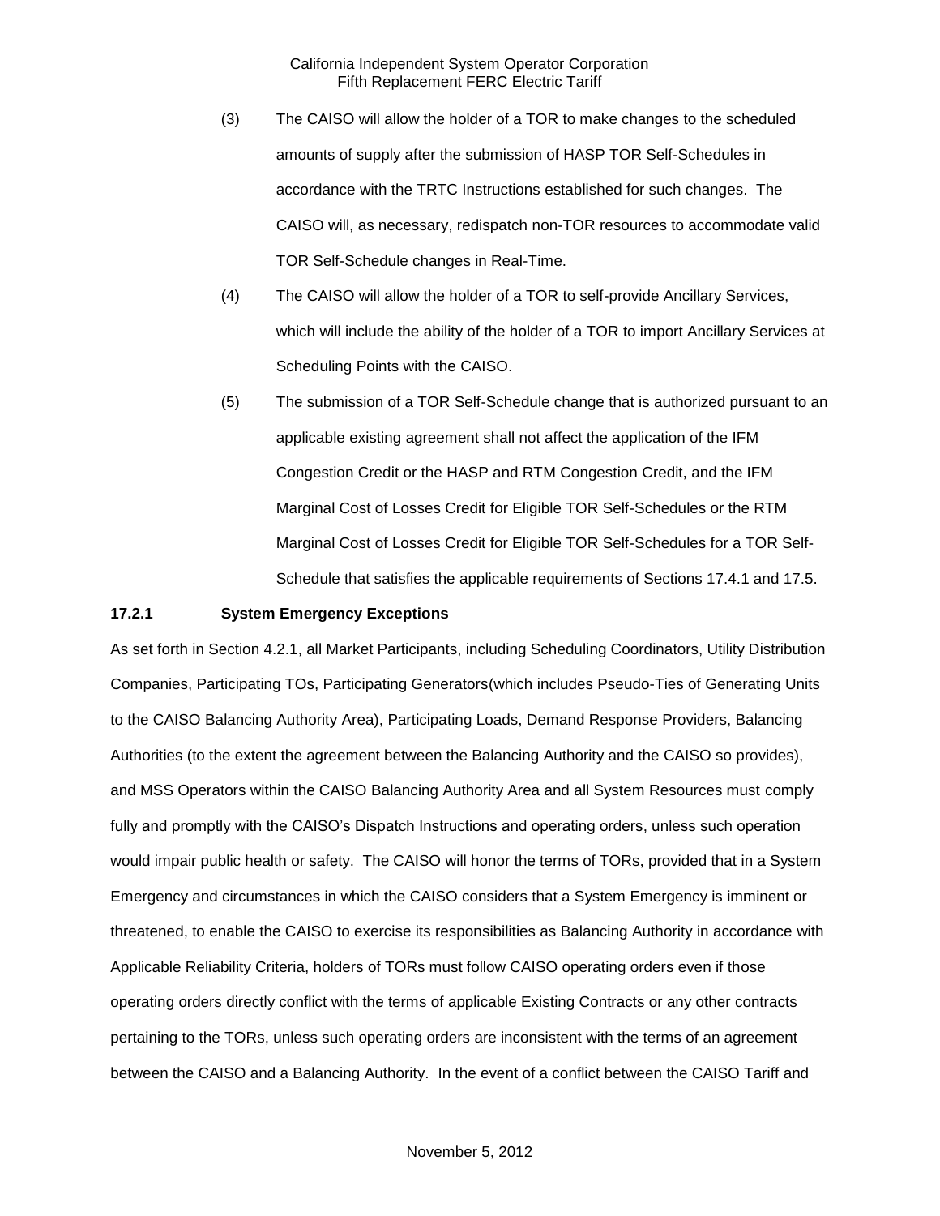(3) The CAISO will allow the holder of a TOR to make changes to the scheduled amounts of supply after the submission of HASP TOR Self-Schedules in accordance with the TRTC Instructions established for such changes. The CAISO will, as necessary, redispatch non-TOR resources to accommodate valid TOR Self-Schedule changes in Real-Time.

(4) The CAISO will allow the holder of a TOR to self-provide Ancillary Services, which will include the ability of the holder of a TOR to import Ancillary Services at Scheduling Points with the CAISO.

(5) The submission of a TOR Self-Schedule change that is authorized pursuant to an applicable existing agreement shall not affect the application of the IFM Congestion Credit or the HASP and RTM Congestion Credit, and the IFM Marginal Cost of Losses Credit for Eligible TOR Self-Schedules or the RTM Marginal Cost of Losses Credit for Eligible TOR Self-Schedules for a TOR Self-Schedule that satisfies the applicable requirements of Sections 17.4.1 and 17.5.

**17.2.1 System Emergency Exceptions**

As set forth in Section 4.2.1, all Market Participants, including Scheduling Coordinators, Utility Distribution Companies, Participating TOs, Participating Generators(which includes Pseudo-Ties of Generating Units to the CAISO Balancing Authority Area), Participating Loads, Demand Response Providers, Balancing Authorities (to the extent the agreement between the Balancing Authority and the CAISO so provides), and MSS Operators within the CAISO Balancing Authority Area and all System Resources must comply fully and promptly with the CAISO's Dispatch Instructions and operating orders, unless such operation would impair public health or safety. The CAISO will honor the terms of TORs, provided that in a System Emergency and circumstances in which the CAISO considers that a System Emergency is imminent or threatened, to enable the CAISO to exercise its responsibilities as Balancing Authority in accordance with Applicable Reliability Criteria, holders of TORs must follow CAISO operating orders even if those operating orders directly conflict with the terms of applicable Existing Contracts or any other contracts pertaining to the TORs, unless such operating orders are inconsistent with the terms of an agreement between the CAISO and a Balancing Authority. In the event of a conflict between the CAISO Tariff and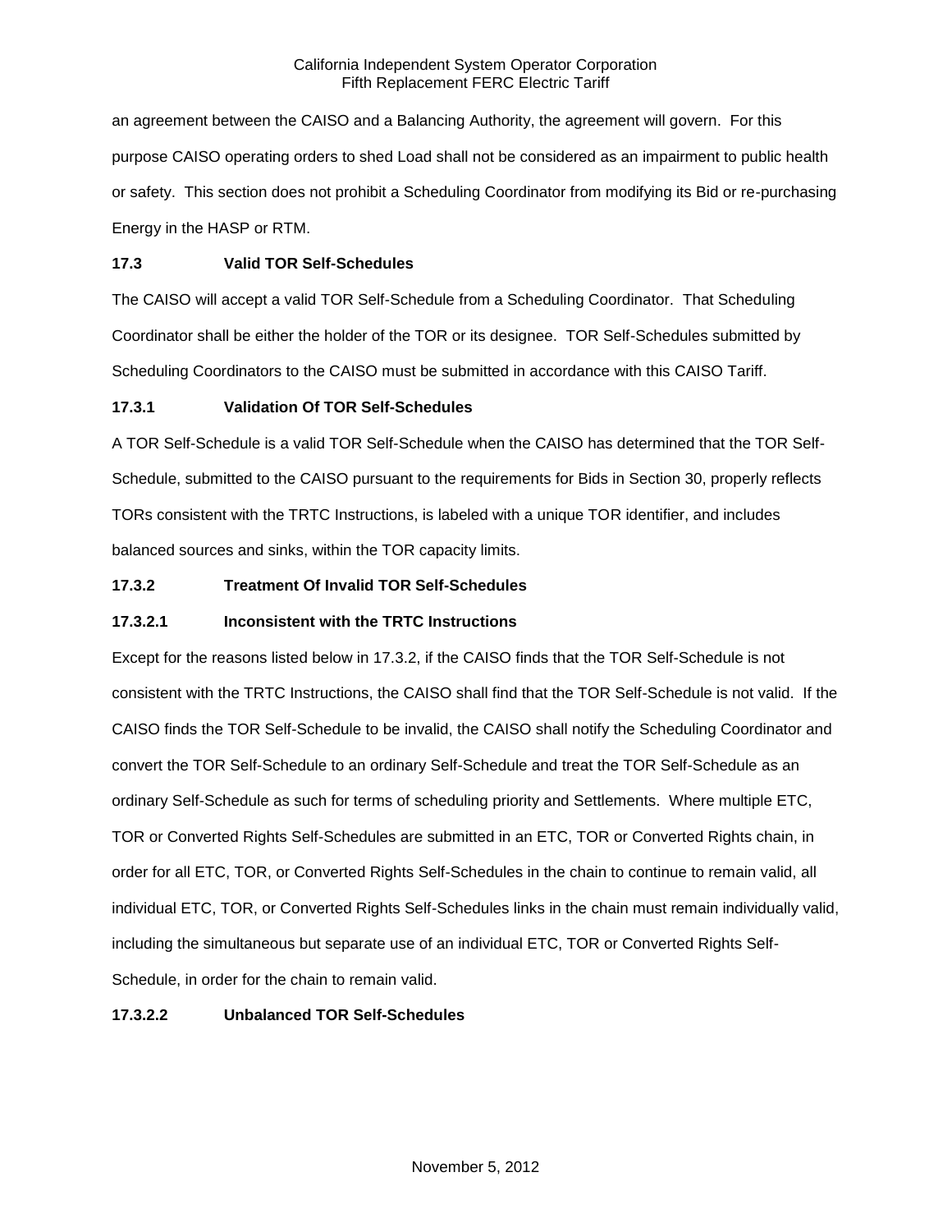an agreement between the CAISO and a Balancing Authority, the agreement will govern. For this purpose CAISO operating orders to shed Load shall not be considered as an impairment to public health or safety. This section does not prohibit a Scheduling Coordinator from modifying its Bid or re-purchasing Energy in the HASP or RTM.

### 17.3 Valid TOR Self-Schedules

The CAISO will accept a valid TOR Self-Schedule from a Scheduling Coordinator. That Scheduling Coordinator shall be either the holder of the TOR or its designee. TOR Self-Schedules submitted by Scheduling Coordinators to the CAISO must be submitted in accordance with this CAISO Tariff.

### 17.3.1 Validation Of TOR Self-Schedules

A TOR Self-Schedule is a valid TOR Self-Schedule when the CAISO has determined that the TOR Self-Schedule, submitted to the CAISO pursuant to the requirements for Bids in Section 30, properly reflects TORs consistent with the TRTC Instructions, is labeled with a unique TOR identifier, and includes balanced sources and sinks, within the TOR capacity limits.

### 17.3.2 Treatment Of Invalid TOR Self-Schedules

#### 17.3.2.1 Inconsistent with the TRTC Instructions

Except for the reasons listed below in 17.3.2, if the CAISO finds that the TOR Self-Schedule is not consistent with the TRTC Instructions, the CAISO shall find that the TOR Self-Schedule is not valid. If the CAISO finds the TOR Self-Schedule to be invalid, the CAISO shall notify the Scheduling Coordinator and convert the TOR Self-Schedule to an ordinary Self-Schedule and treat the TOR Self-Schedule as an ordinary Self-Schedule as such for terms of scheduling priority and Settlements. Where multiple ETC, TOR or Converted Rights Self-Schedules are submitted in an ETC, TOR or Converted Rights chain, in order for all ETC, TOR, or Converted Rights Self-Schedules in the chain to continue to remain valid, all individual ETC, TOR, or Converted Rights Self-Schedules links in the chain must remain individually valid, including the simultaneous but separate use of an individual ETC, TOR or Converted Rights Self-Schedule, in order for the chain to remain valid.

#### 17.3.2.2 Unbalanced TOR Self-Schedules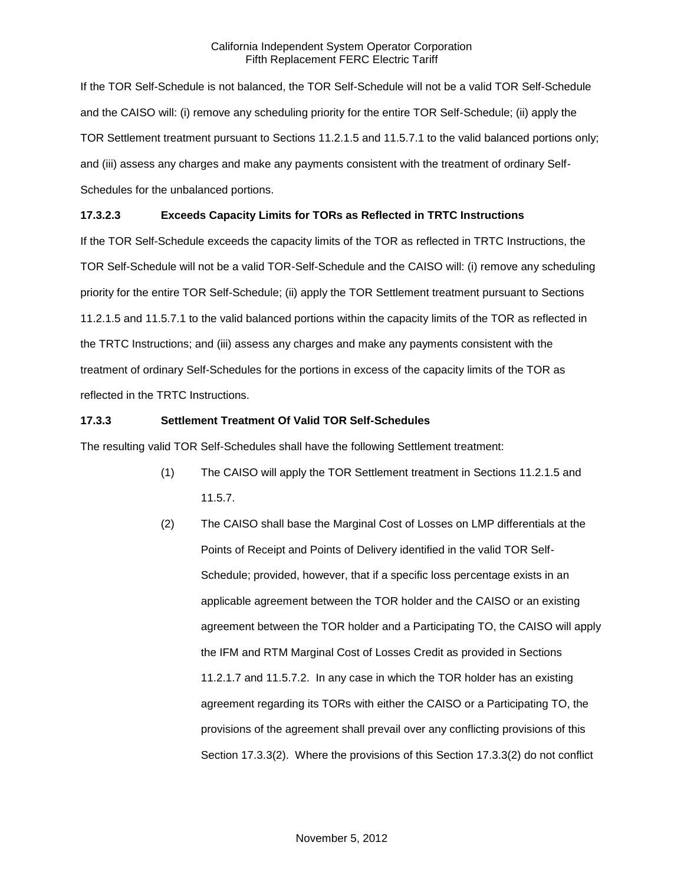If the TOR Self-Schedule is not balanced, the TOR Self-Schedule will not be a valid TOR Self-Schedule and the CAISO will: (i) remove any scheduling priority for the entire TOR Self-Schedule; (ii) apply the TOR Settlement treatment pursuant to Sections 11.2.1.5 and 11.5.7.1 to the valid balanced portions only; and (iii) assess any charges and make any payments consistent with the treatment of ordinary Self-Schedules for the unbalanced portions.

### 17.3.2.3 Exceeds Capacity Limits for TORs as Reflected in TRTC Instructions

If the TOR Self-Schedule exceeds the capacity limits of the TOR as reflected in TRTC Instructions, the TOR Self-Schedule will not be a valid TOR-Self-Schedule and the CAISO will: (i) remove any scheduling priority for the entire TOR Self-Schedule; (ii) apply the TOR Settlement treatment pursuant to Sections 11.2.1.5 and 11.5.7.1 to the valid balanced portions within the capacity limits of the TOR as reflected in the TRTC Instructions; and (iii) assess any charges and make any payments consistent with the treatment of ordinary Self-Schedules for the portions in excess of the capacity limits of the TOR as reflected in the TRTC Instructions.

### 17.3.3 Settlement Treatment Of Valid TOR Self-Schedules

The resulting valid TOR Self-Schedules shall have the following Settlement treatment:

(1) The CAISO will apply the TOR Settlement treatment in Sections 11.2.1.5 and 11.5.7.

(2) The CAISO shall base the Marginal Cost of Losses on LMP differentials at the Points of Receipt and Points of Delivery identified in the valid TOR Self-Schedule; provided, however, that if a specific loss percentage exists in an applicable agreement between the TOR holder and the CAISO or an existing agreement between the TOR holder and a Participating TO, the CAISO will apply the IFM and RTM Marginal Cost of Losses Credit as provided in Sections 11.2.1.7 and 11.5.7.2. In any case in which the TOR holder has an existing agreement regarding its TORs with either the CAISO or a Participating TO, the provisions of the agreement shall prevail over any conflicting provisions of this Section 17.3.3(2). Where the provisions of this Section 17.3.3(2) do not conflict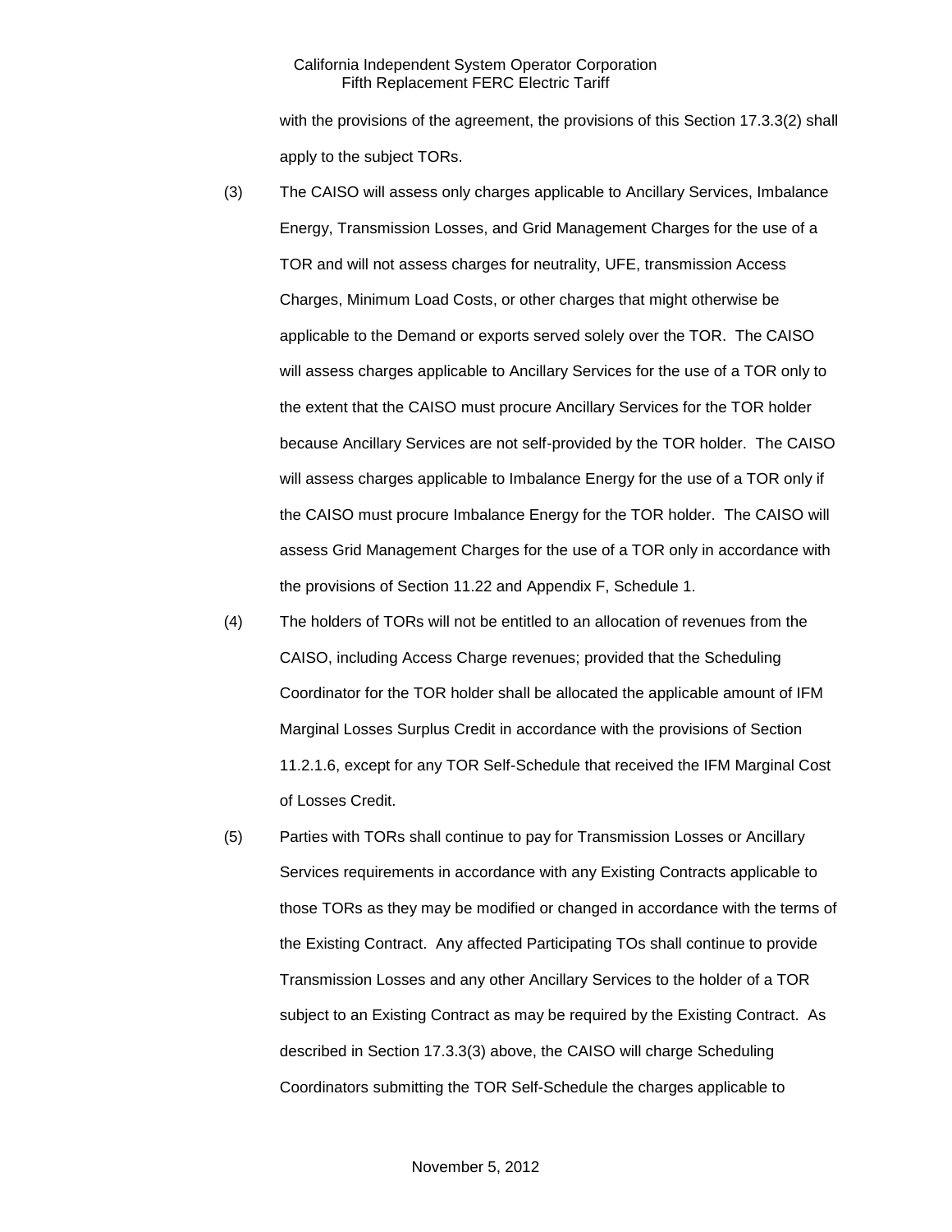with the provisions of the agreement, the provisions of this Section 17.3.3(2) shall apply to the subject TORs.

(3) The CAISO will assess only charges applicable to Ancillary Services, Imbalance Energy, Transmission Losses, and Grid Management Charges for the use of a TOR and will not assess charges for neutrality, UFE, transmission Access Charges, Minimum Load Costs, or other charges that might otherwise be applicable to the Demand or exports served solely over the TOR. The CAISO will assess charges applicable to Ancillary Services for the use of a TOR only to the extent that the CAISO must procure Ancillary Services for the TOR holder because Ancillary Services are not self-provided by the TOR holder. The CAISO will assess charges applicable to Imbalance Energy for the use of a TOR only if the CAISO must procure Imbalance Energy for the TOR holder. The CAISO will assess Grid Management Charges for the use of a TOR only in accordance with the provisions of Section 11.22 and Appendix F, Schedule 1.

(4) The holders of TORs will not be entitled to an allocation of revenues from the CAISO, including Access Charge revenues; provided that the Scheduling Coordinator for the TOR holder shall be allocated the applicable amount of IFM Marginal Losses Surplus Credit in accordance with the provisions of Section 11.2.1.6, except for any TOR Self-Schedule that received the IFM Marginal Cost of Losses Credit.

(5) Parties with TORs shall continue to pay for Transmission Losses or Ancillary Services requirements in accordance with any Existing Contracts applicable to those TORs as they may be modified or changed in accordance with the terms of the Existing Contract. Any affected Participating TOs shall continue to provide Transmission Losses and any other Ancillary Services to the holder of a TOR subject to an Existing Contract as may be required by the Existing Contract. As described in Section 17.3.3(3) above, the CAISO will charge Scheduling Coordinators submitting the TOR Self-Schedule the charges applicable to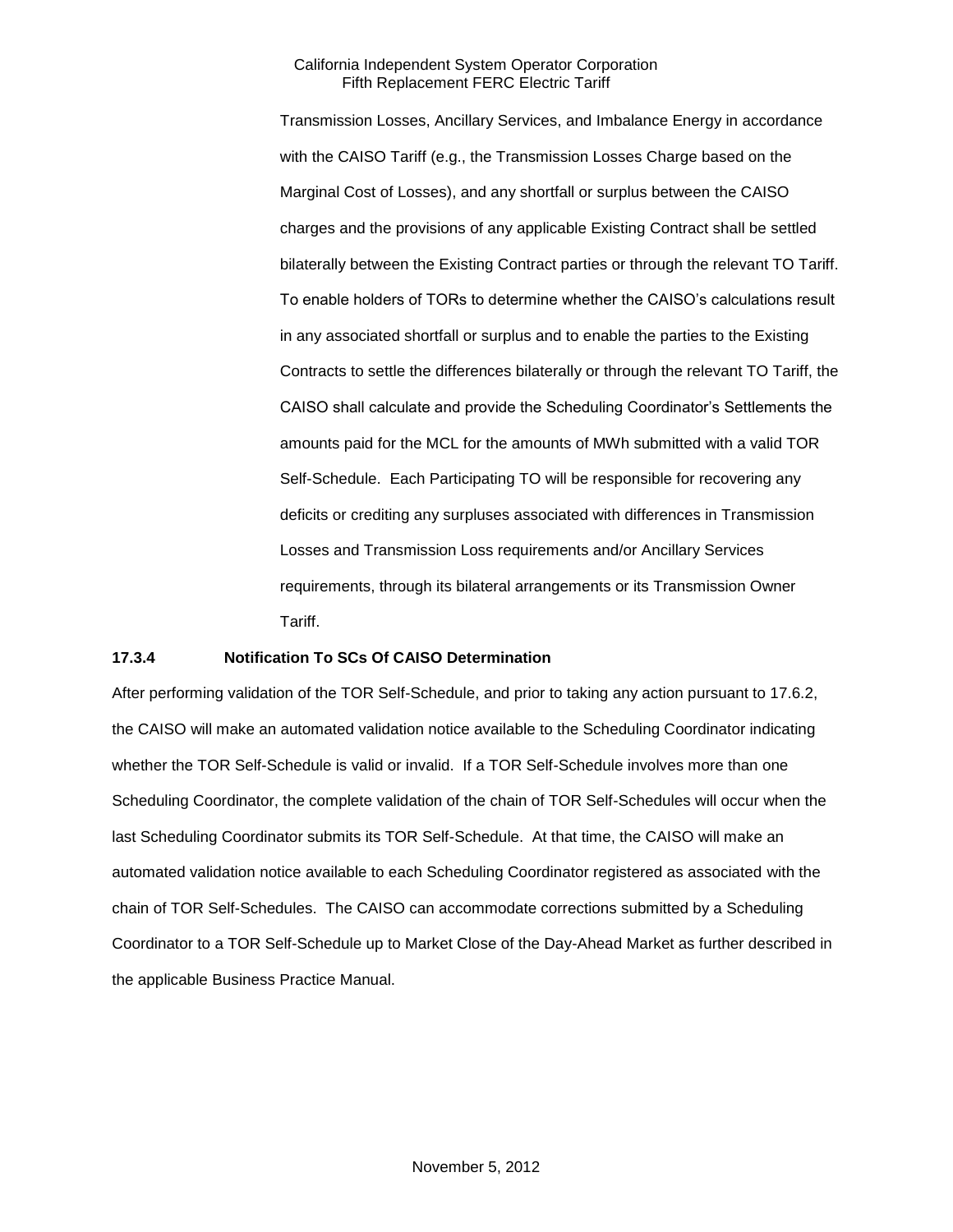Transmission Losses, Ancillary Services, and Imbalance Energy in accordance with the CAISO Tariff (e.g., the Transmission Losses Charge based on the Marginal Cost of Losses), and any shortfall or surplus between the CAISO charges and the provisions of any applicable Existing Contract shall be settled bilaterally between the Existing Contract parties or through the relevant TO Tariff. To enable holders of TORs to determine whether the CAISO's calculations result in any associated shortfall or surplus and to enable the parties to the Existing Contracts to settle the differences bilaterally or through the relevant TO Tariff, the CAISO shall calculate and provide the Scheduling Coordinator's Settlements the amounts paid for the MCL for the amounts of MWh submitted with a valid TOR Self-Schedule. Each Participating TO will be responsible for recovering any deficits or crediting any surpluses associated with differences in Transmission Losses and Transmission Loss requirements and/or Ancillary Services requirements, through its bilateral arrangements or its Transmission Owner Tariff.

**17.3.4 Notification To SCs Of CAISO Determination**

After performing validation of the TOR Self-Schedule, and prior to taking any action pursuant to 17.6.2, the CAISO will make an automated validation notice available to the Scheduling Coordinator indicating whether the TOR Self-Schedule is valid or invalid. If a TOR Self-Schedule involves more than one Scheduling Coordinator, the complete validation of the chain of TOR Self-Schedules will occur when the last Scheduling Coordinator submits its TOR Self-Schedule. At that time, the CAISO will make an automated validation notice available to each Scheduling Coordinator registered as associated with the chain of TOR Self-Schedules. The CAISO can accommodate corrections submitted by a Scheduling Coordinator to a TOR Self-Schedule up to Market Close of the Day-Ahead Market as further described in the applicable Business Practice Manual.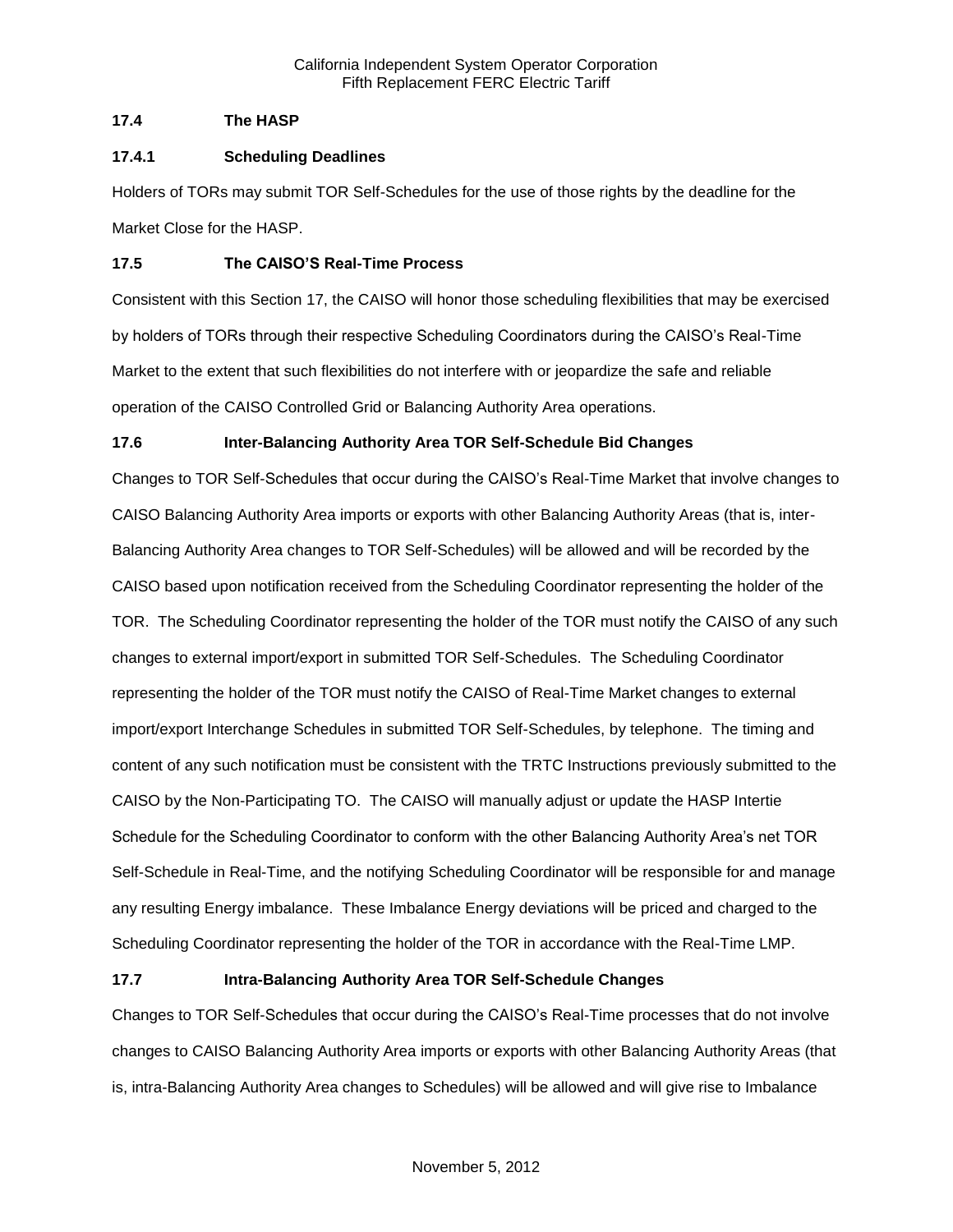### 17.4 The HASP

#### 17.4.1 Scheduling Deadlines

Holders of TORs may submit TOR Self-Schedules for the use of those rights by the deadline for the Market Close for the HASP.

### 17.5 The CAISO'S Real-Time Process

Consistent with this Section 17, the CAISO will honor those scheduling flexibilities that may be exercised by holders of TORs through their respective Scheduling Coordinators during the CAISO's Real-Time Market to the extent that such flexibilities do not interfere with or jeopardize the safe and reliable operation of the CAISO Controlled Grid or Balancing Authority Area operations.

### 17.6 Inter-Balancing Authority Area TOR Self-Schedule Bid Changes

Changes to TOR Self-Schedules that occur during the CAISO's Real-Time Market that involve changes to CAISO Balancing Authority Area imports or exports with other Balancing Authority Areas (that is, inter-Balancing Authority Area changes to TOR Self-Schedules) will be allowed and will be recorded by the CAISO based upon notification received from the Scheduling Coordinator representing the holder of the TOR. The Scheduling Coordinator representing the holder of the TOR must notify the CAISO of any such changes to external import/export in submitted TOR Self-Schedules. The Scheduling Coordinator representing the holder of the TOR must notify the CAISO of Real-Time Market changes to external import/export Interchange Schedules in submitted TOR Self-Schedules, by telephone. The timing and content of any such notification must be consistent with the TRTC Instructions previously submitted to the CAISO by the Non-Participating TO. The CAISO will manually adjust or update the HASP Intertie Schedule for the Scheduling Coordinator to conform with the other Balancing Authority Area's net TOR Self-Schedule in Real-Time, and the notifying Scheduling Coordinator will be responsible for and manage any resulting Energy imbalance. These Imbalance Energy deviations will be priced and charged to the Scheduling Coordinator representing the holder of the TOR in accordance with the Real-Time LMP.

### 17.7 Intra-Balancing Authority Area TOR Self-Schedule Changes

Changes to TOR Self-Schedules that occur during the CAISO's Real-Time processes that do not involve changes to CAISO Balancing Authority Area imports or exports with other Balancing Authority Areas (that is, intra-Balancing Authority Area changes to Schedules) will be allowed and will give rise to Imbalance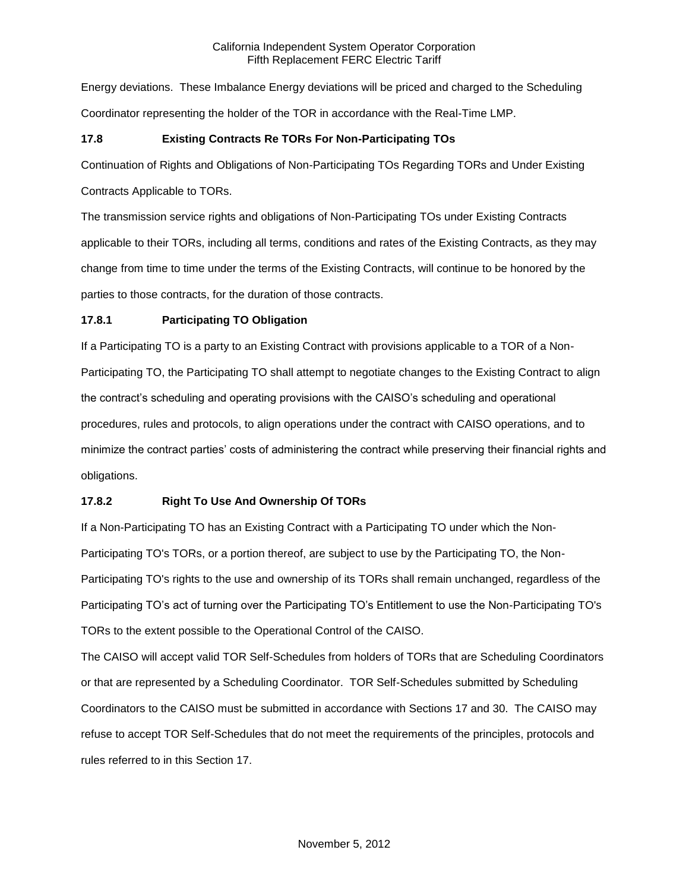Energy deviations. These Imbalance Energy deviations will be priced and charged to the Scheduling Coordinator representing the holder of the TOR in accordance with the Real-Time LMP.

### 17.8 Existing Contracts Re TORs For Non-Participating TOs

Continuation of Rights and Obligations of Non-Participating TOs Regarding TORs and Under Existing Contracts Applicable to TORs.

The transmission service rights and obligations of Non-Participating TOs under Existing Contracts applicable to their TORs, including all terms, conditions and rates of the Existing Contracts, as they may change from time to time under the terms of the Existing Contracts, will continue to be honored by the parties to those contracts, for the duration of those contracts.

### 17.8.1 Participating TO Obligation

If a Participating TO is a party to an Existing Contract with provisions applicable to a TOR of a Non-Participating TO, the Participating TO shall attempt to negotiate changes to the Existing Contract to align the contract's scheduling and operating provisions with the CAISO's scheduling and operational procedures, rules and protocols, to align operations under the contract with CAISO operations, and to minimize the contract parties' costs of administering the contract while preserving their financial rights and obligations.

### 17.8.2 Right To Use And Ownership Of TORs

If a Non-Participating TO has an Existing Contract with a Participating TO under which the Non-Participating TO's TORs, or a portion thereof, are subject to use by the Participating TO, the Non-Participating TO's rights to the use and ownership of its TORs shall remain unchanged, regardless of the Participating TO's act of turning over the Participating TO's Entitlement to use the Non-Participating TO's TORs to the extent possible to the Operational Control of the CAISO.

The CAISO will accept valid TOR Self-Schedules from holders of TORs that are Scheduling Coordinators or that are represented by a Scheduling Coordinator. TOR Self-Schedules submitted by Scheduling Coordinators to the CAISO must be submitted in accordance with Sections 17 and 30. The CAISO may refuse to accept TOR Self-Schedules that do not meet the requirements of the principles, protocols and rules referred to in this Section 17.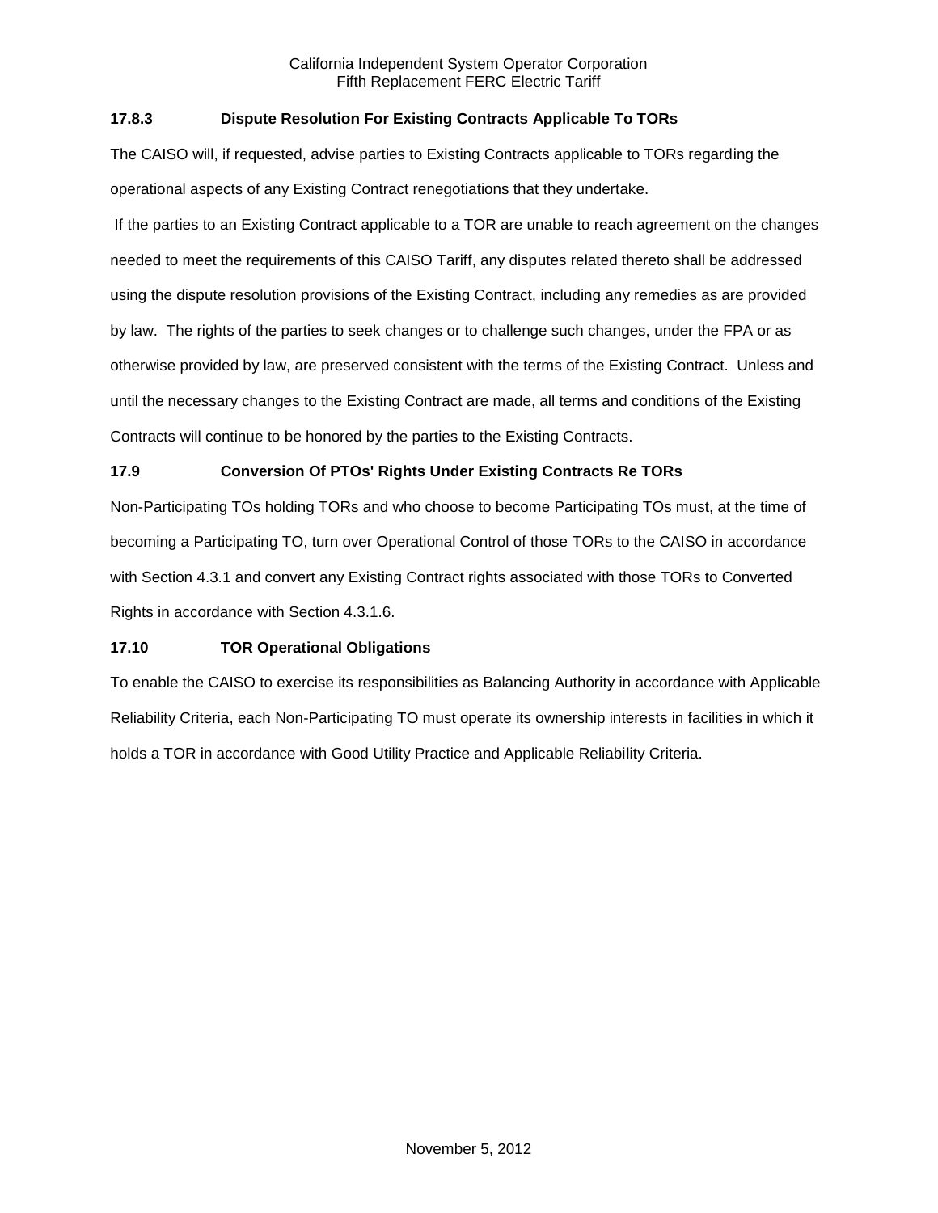### 17.8.3 Dispute Resolution For Existing Contracts Applicable To TORs

The CAISO will, if requested, advise parties to Existing Contracts applicable to TORs regarding the operational aspects of any Existing Contract renegotiations that they undertake.

If the parties to an Existing Contract applicable to a TOR are unable to reach agreement on the changes needed to meet the requirements of this CAISO Tariff, any disputes related thereto shall be addressed using the dispute resolution provisions of the Existing Contract, including any remedies as are provided by law. The rights of the parties to seek changes or to challenge such changes, under the FPA or as otherwise provided by law, are preserved consistent with the terms of the Existing Contract. Unless and until the necessary changes to the Existing Contract are made, all terms and conditions of the Existing Contracts will continue to be honored by the parties to the Existing Contracts.

### 17.9 Conversion Of PTOs' Rights Under Existing Contracts Re TORs

Non-Participating TOs holding TORs and who choose to become Participating TOs must, at the time of becoming a Participating TO, turn over Operational Control of those TORs to the CAISO in accordance with Section 4.3.1 and convert any Existing Contract rights associated with those TORs to Converted Rights in accordance with Section 4.3.1.6.

### 17.10 TOR Operational Obligations

To enable the CAISO to exercise its responsibilities as Balancing Authority in accordance with Applicable Reliability Criteria, each Non-Participating TO must operate its ownership interests in facilities in which it holds a TOR in accordance with Good Utility Practice and Applicable Reliability Criteria.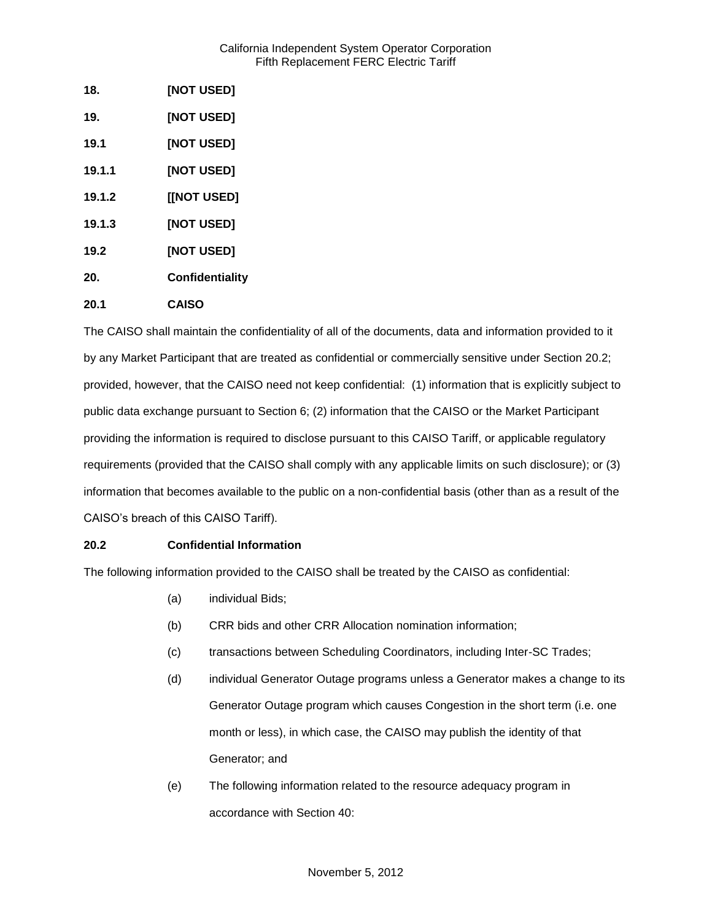**18. [NOT USED]**

**19. [NOT USED]**

**19.1 [NOT USED]**

**19.1.1 [NOT USED]**

**19.1.2 [[NOT USED]**

**19.1.3 [NOT USED]**

**19.2 [NOT USED]**

**20. Confidentiality**

**20.1 CAISO**

The CAISO shall maintain the confidentiality of all of the documents, data and information provided to it by any Market Participant that are treated as confidential or commercially sensitive under Section 20.2; provided, however, that the CAISO need not keep confidential: (1) information that is explicitly subject to public data exchange pursuant to Section 6; (2) information that the CAISO or the Market Participant providing the information is required to disclose pursuant to this CAISO Tariff, or applicable regulatory requirements (provided that the CAISO shall comply with any applicable limits on such disclosure); or (3) information that becomes available to the public on a non-confidential basis (other than as a result of the CAISO's breach of this CAISO Tariff).

**20.2 Confidential Information**

The following information provided to the CAISO shall be treated by the CAISO as confidential:

(a) individual Bids;

(b) CRR bids and other CRR Allocation nomination information;

(c) transactions between Scheduling Coordinators, including Inter-SC Trades;

(d) individual Generator Outage programs unless a Generator makes a change to its Generator Outage program which causes Congestion in the short term (i.e. one month or less), in which case, the CAISO may publish the identity of that Generator; and

(e) The following information related to the resource adequacy program in accordance with Section 40: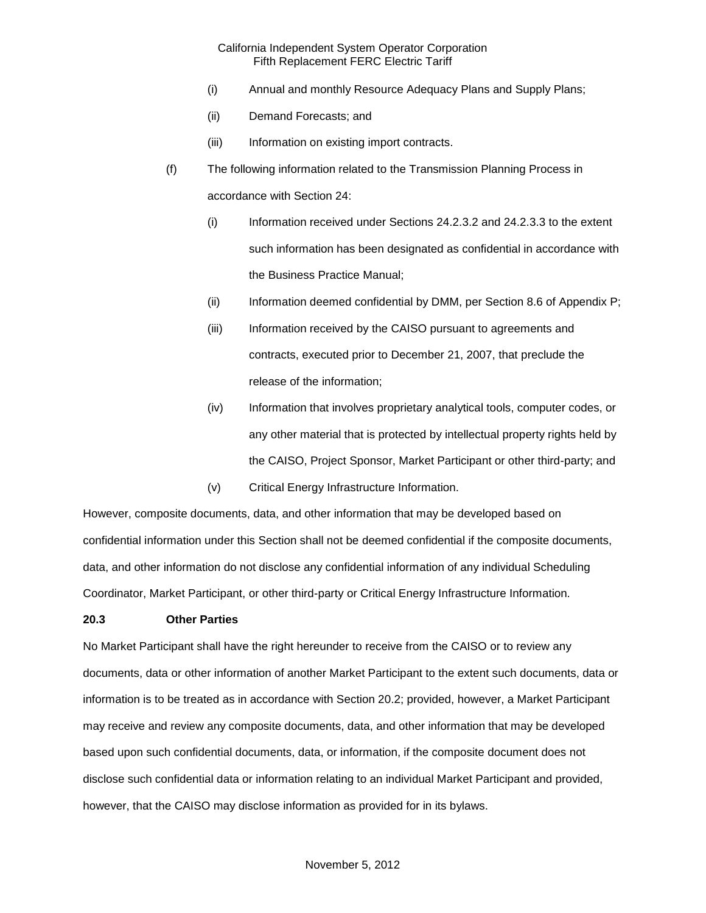(i) Annual and monthly Resource Adequacy Plans and Supply Plans;

(ii) Demand Forecasts; and

(iii) Information on existing import contracts.

(f) The following information related to the Transmission Planning Process in accordance with Section 24:

(i) Information received under Sections 24.2.3.2 and 24.2.3.3 to the extent such information has been designated as confidential in accordance with the Business Practice Manual;

(ii) Information deemed confidential by DMM, per Section 8.6 of Appendix P;

(iii) Information received by the CAISO pursuant to agreements and contracts, executed prior to December 21, 2007, that preclude the release of the information;

(iv) Information that involves proprietary analytical tools, computer codes, or any other material that is protected by intellectual property rights held by the CAISO, Project Sponsor, Market Participant or other third-party; and

(v) Critical Energy Infrastructure Information.

However, composite documents, data, and other information that may be developed based on confidential information under this Section shall not be deemed confidential if the composite documents, data, and other information do not disclose any confidential information of any individual Scheduling Coordinator, Market Participant, or other third-party or Critical Energy Infrastructure Information.

**20.3 Other Parties**

No Market Participant shall have the right hereunder to receive from the CAISO or to review any documents, data or other information of another Market Participant to the extent such documents, data or information is to be treated as in accordance with Section 20.2; provided, however, a Market Participant may receive and review any composite documents, data, and other information that may be developed based upon such confidential documents, data, or information, if the composite document does not disclose such confidential data or information relating to an individual Market Participant and provided, however, that the CAISO may disclose information as provided for in its bylaws.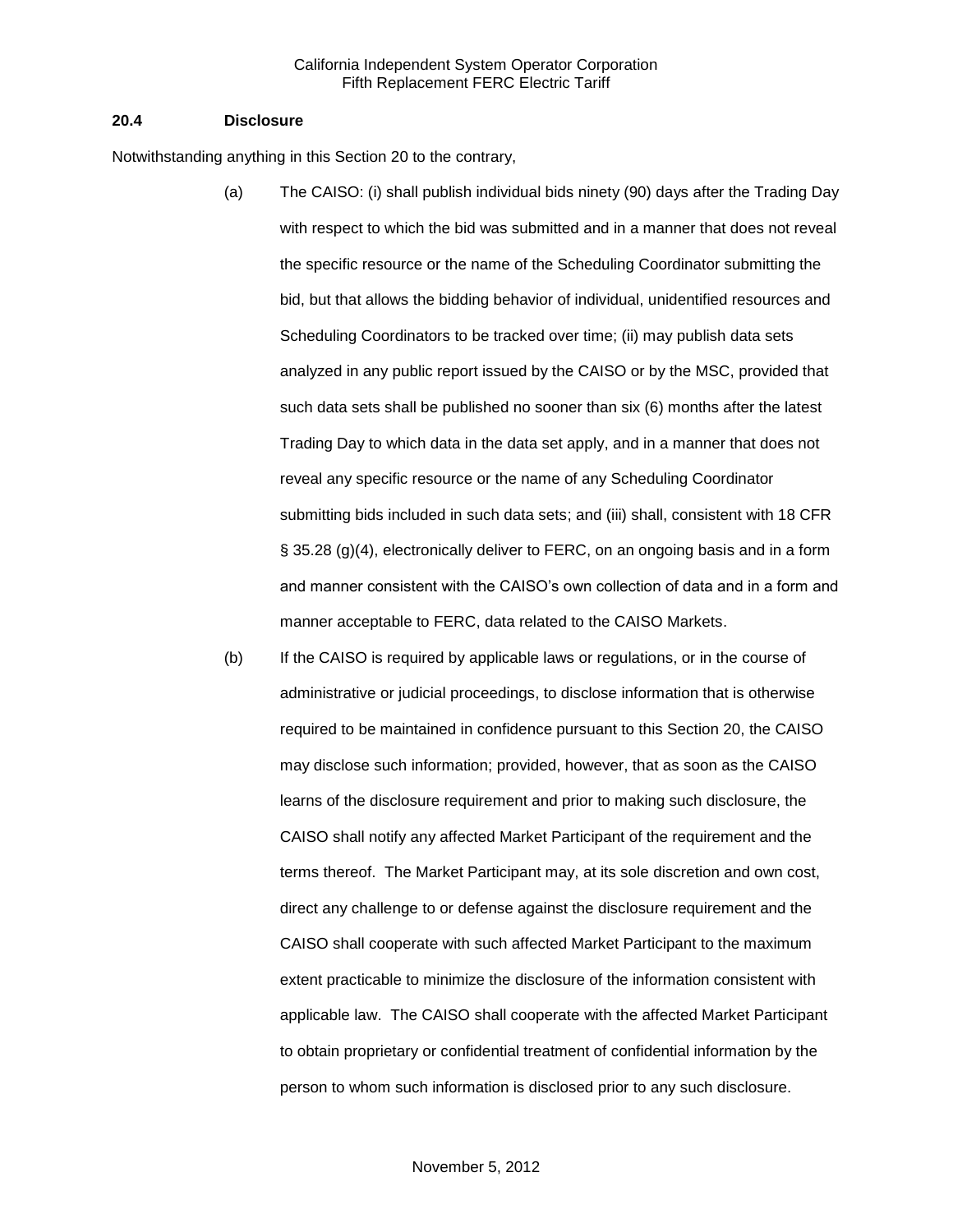### 20.4 Disclosure

Notwithstanding anything in this Section 20 to the contrary,

(a) The CAISO: (i) shall publish individual bids ninety (90) days after the Trading Day with respect to which the bid was submitted and in a manner that does not reveal the specific resource or the name of the Scheduling Coordinator submitting the bid, but that allows the bidding behavior of individual, unidentified resources and Scheduling Coordinators to be tracked over time; (ii) may publish data sets analyzed in any public report issued by the CAISO or by the MSC, provided that such data sets shall be published no sooner than six (6) months after the latest Trading Day to which data in the data set apply, and in a manner that does not reveal any specific resource or the name of any Scheduling Coordinator submitting bids included in such data sets; and (iii) shall, consistent with 18 CFR § 35.28 (g)(4), electronically deliver to FERC, on an ongoing basis and in a form and manner consistent with the CAISO's own collection of data and in a form and manner acceptable to FERC, data related to the CAISO Markets.

(b) If the CAISO is required by applicable laws or regulations, or in the course of administrative or judicial proceedings, to disclose information that is otherwise required to be maintained in confidence pursuant to this Section 20, the CAISO may disclose such information; provided, however, that as soon as the CAISO learns of the disclosure requirement and prior to making such disclosure, the CAISO shall notify any affected Market Participant of the requirement and the terms thereof. The Market Participant may, at its sole discretion and own cost, direct any challenge to or defense against the disclosure requirement and the CAISO shall cooperate with such affected Market Participant to the maximum extent practicable to minimize the disclosure of the information consistent with applicable law. The CAISO shall cooperate with the affected Market Participant to obtain proprietary or confidential treatment of confidential information by the person to whom such information is disclosed prior to any such disclosure.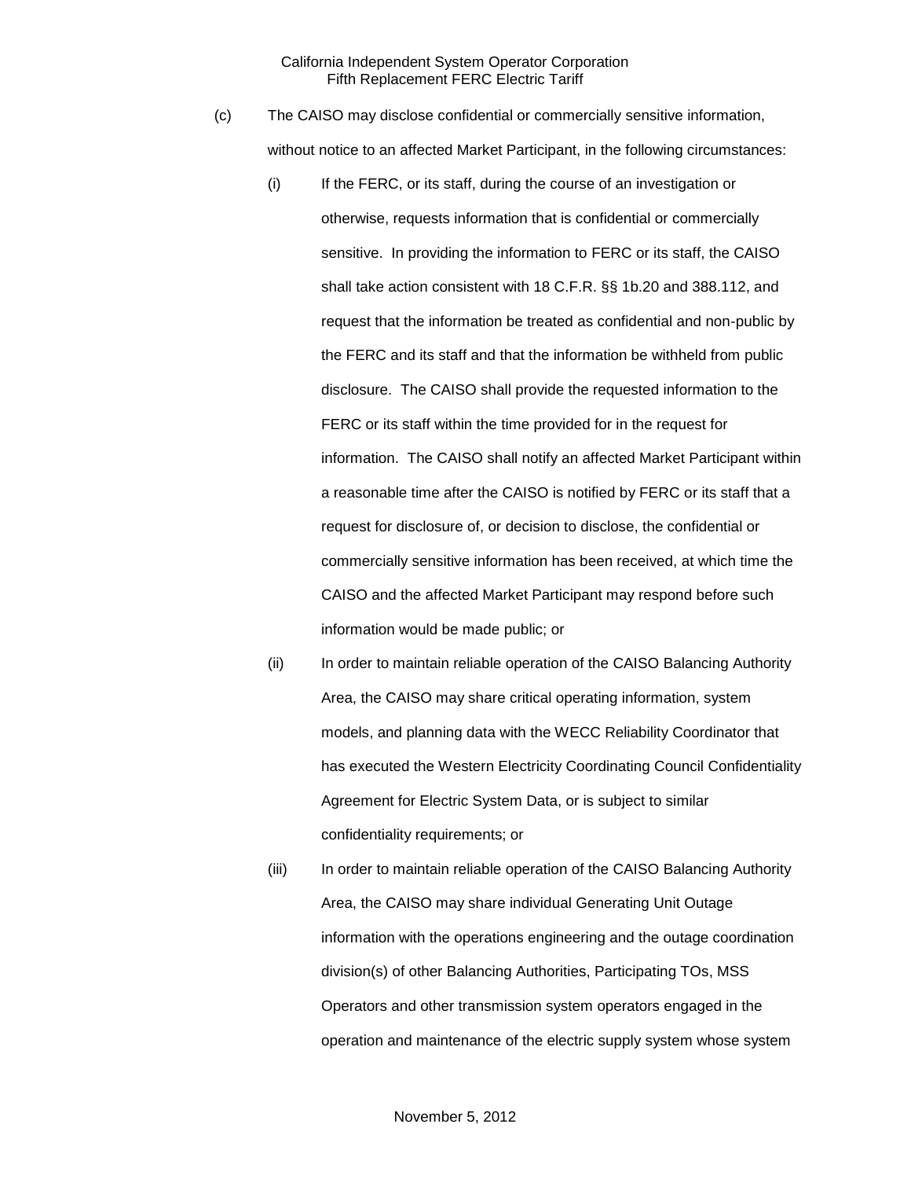(c) The CAISO may disclose confidential or commercially sensitive information, without notice to an affected Market Participant, in the following circumstances:

(i) If the FERC, or its staff, during the course of an investigation or otherwise, requests information that is confidential or commercially sensitive. In providing the information to FERC or its staff, the CAISO shall take action consistent with 18 C.F.R. §§ 1b.20 and 388.112, and request that the information be treated as confidential and non-public by the FERC and its staff and that the information be withheld from public disclosure. The CAISO shall provide the requested information to the FERC or its staff within the time provided for in the request for information. The CAISO shall notify an affected Market Participant within a reasonable time after the CAISO is notified by FERC or its staff that a request for disclosure of, or decision to disclose, the confidential or commercially sensitive information has been received, at which time the CAISO and the affected Market Participant may respond before such information would be made public; or

(ii) In order to maintain reliable operation of the CAISO Balancing Authority Area, the CAISO may share critical operating information, system models, and planning data with the WECC Reliability Coordinator that has executed the Western Electricity Coordinating Council Confidentiality Agreement for Electric System Data, or is subject to similar confidentiality requirements; or

(iii) In order to maintain reliable operation of the CAISO Balancing Authority Area, the CAISO may share individual Generating Unit Outage information with the operations engineering and the outage coordination division(s) of other Balancing Authorities, Participating TOs, MSS Operators and other transmission system operators engaged in the operation and maintenance of the electric supply system whose system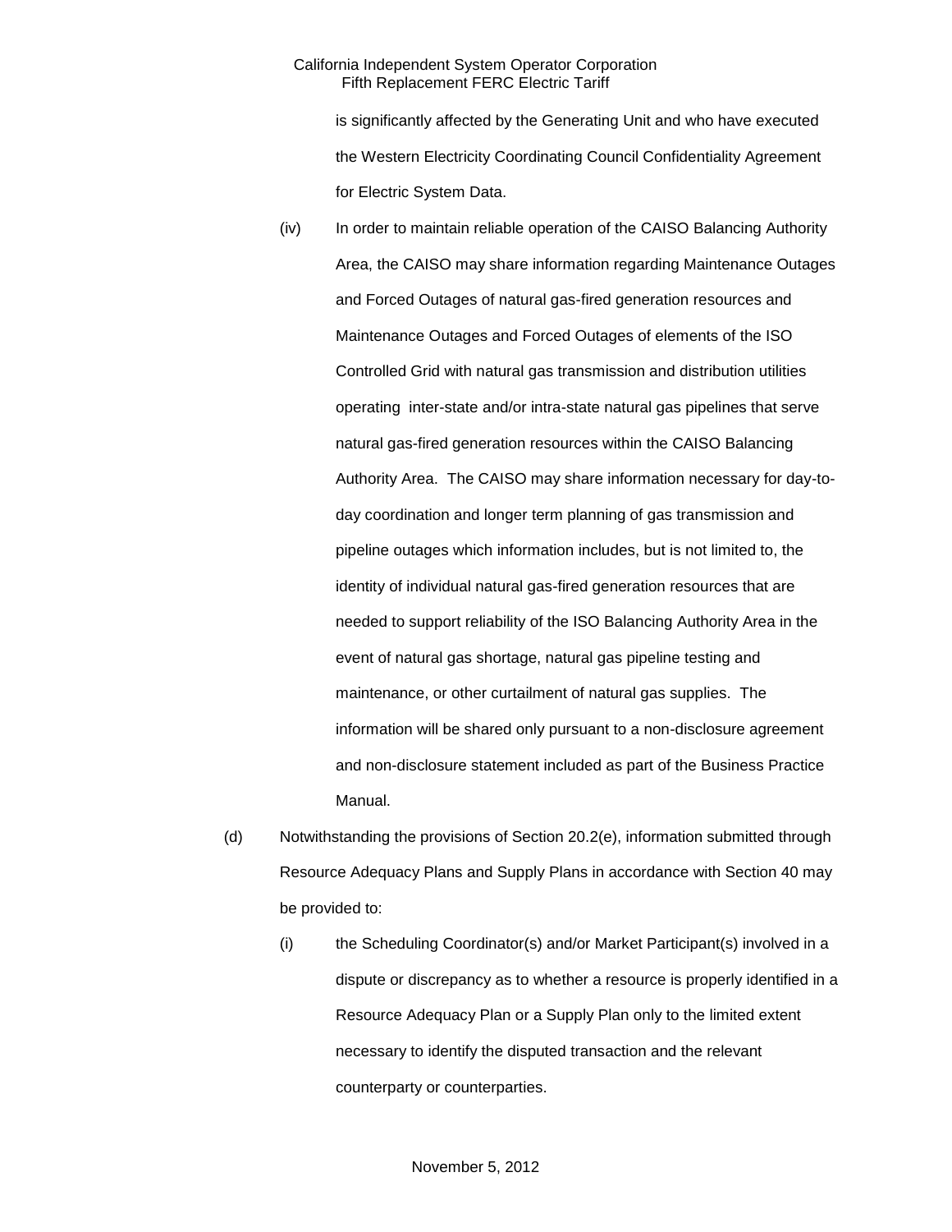is significantly affected by the Generating Unit and who have executed the Western Electricity Coordinating Council Confidentiality Agreement for Electric System Data.

(iv) In order to maintain reliable operation of the CAISO Balancing Authority Area, the CAISO may share information regarding Maintenance Outages and Forced Outages of natural gas-fired generation resources and Maintenance Outages and Forced Outages of elements of the ISO Controlled Grid with natural gas transmission and distribution utilities operating inter-state and/or intra-state natural gas pipelines that serve natural gas-fired generation resources within the CAISO Balancing Authority Area. The CAISO may share information necessary for day-to-day coordination and longer term planning of gas transmission and pipeline outages which information includes, but is not limited to, the identity of individual natural gas-fired generation resources that are needed to support reliability of the ISO Balancing Authority Area in the event of natural gas shortage, natural gas pipeline testing and maintenance, or other curtailment of natural gas supplies. The information will be shared only pursuant to a non-disclosure agreement and non-disclosure statement included as part of the Business Practice Manual.

(d) Notwithstanding the provisions of Section 20.2(e), information submitted through Resource Adequacy Plans and Supply Plans in accordance with Section 40 may be provided to:

(i) the Scheduling Coordinator(s) and/or Market Participant(s) involved in a dispute or discrepancy as to whether a resource is properly identified in a Resource Adequacy Plan or a Supply Plan only to the limited extent necessary to identify the disputed transaction and the relevant counterparty or counterparties.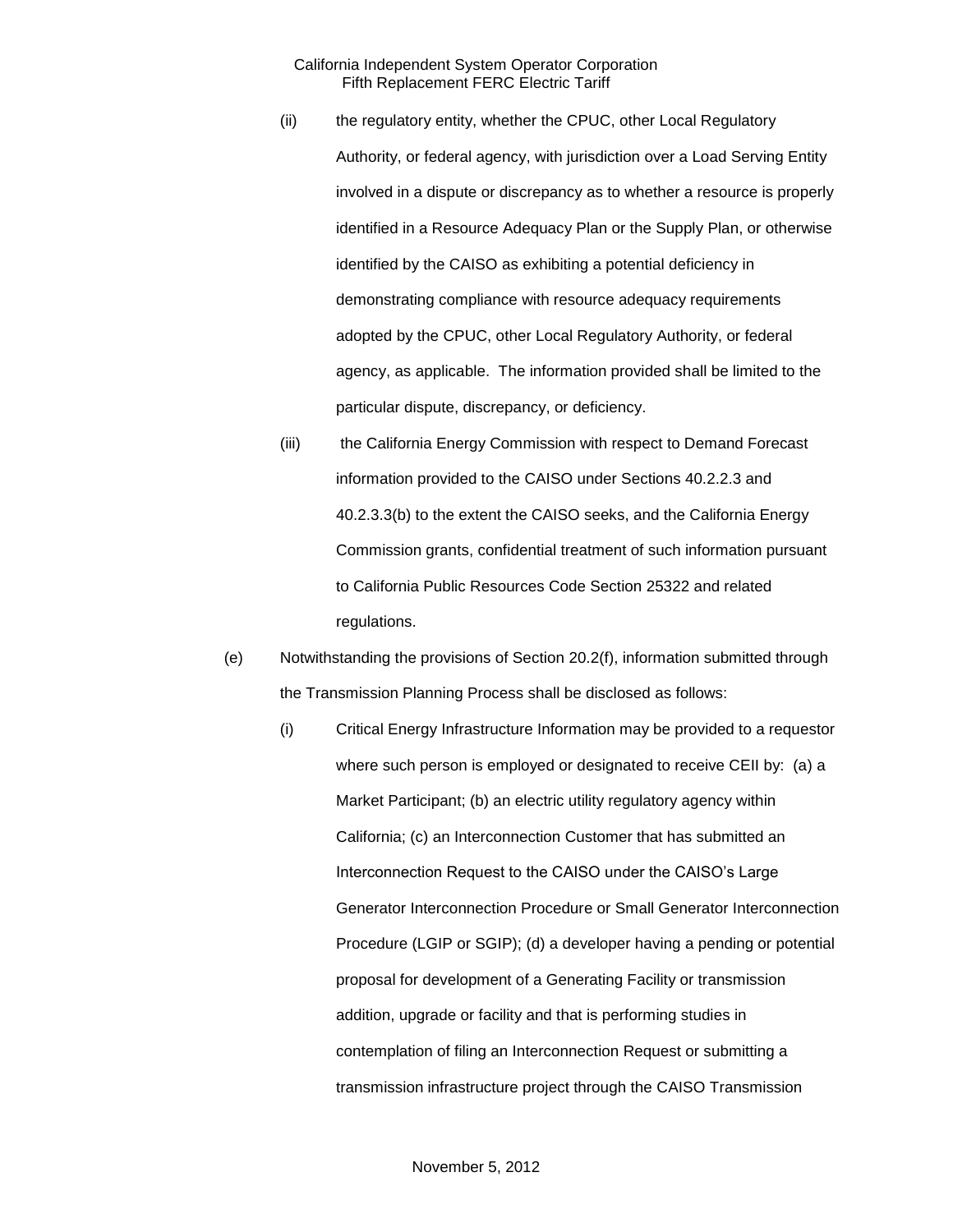(ii) the regulatory entity, whether the CPUC, other Local Regulatory Authority, or federal agency, with jurisdiction over a Load Serving Entity involved in a dispute or discrepancy as to whether a resource is properly identified in a Resource Adequacy Plan or the Supply Plan, or otherwise identified by the CAISO as exhibiting a potential deficiency in demonstrating compliance with resource adequacy requirements adopted by the CPUC, other Local Regulatory Authority, or federal agency, as applicable. The information provided shall be limited to the particular dispute, discrepancy, or deficiency.

(iii) the California Energy Commission with respect to Demand Forecast information provided to the CAISO under Sections 40.2.2.3 and 40.2.3.3(b) to the extent the CAISO seeks, and the California Energy Commission grants, confidential treatment of such information pursuant to California Public Resources Code Section 25322 and related regulations.

(e) Notwithstanding the provisions of Section 20.2(f), information submitted through the Transmission Planning Process shall be disclosed as follows:

(i) Critical Energy Infrastructure Information may be provided to a requestor where such person is employed or designated to receive CEII by: (a) a Market Participant; (b) an electric utility regulatory agency within California; (c) an Interconnection Customer that has submitted an Interconnection Request to the CAISO under the CAISO's Large Generator Interconnection Procedure or Small Generator Interconnection Procedure (LGIP or SGIP); (d) a developer having a pending or potential proposal for development of a Generating Facility or transmission addition, upgrade or facility and that is performing studies in contemplation of filing an Interconnection Request or submitting a transmission infrastructure project through the CAISO Transmission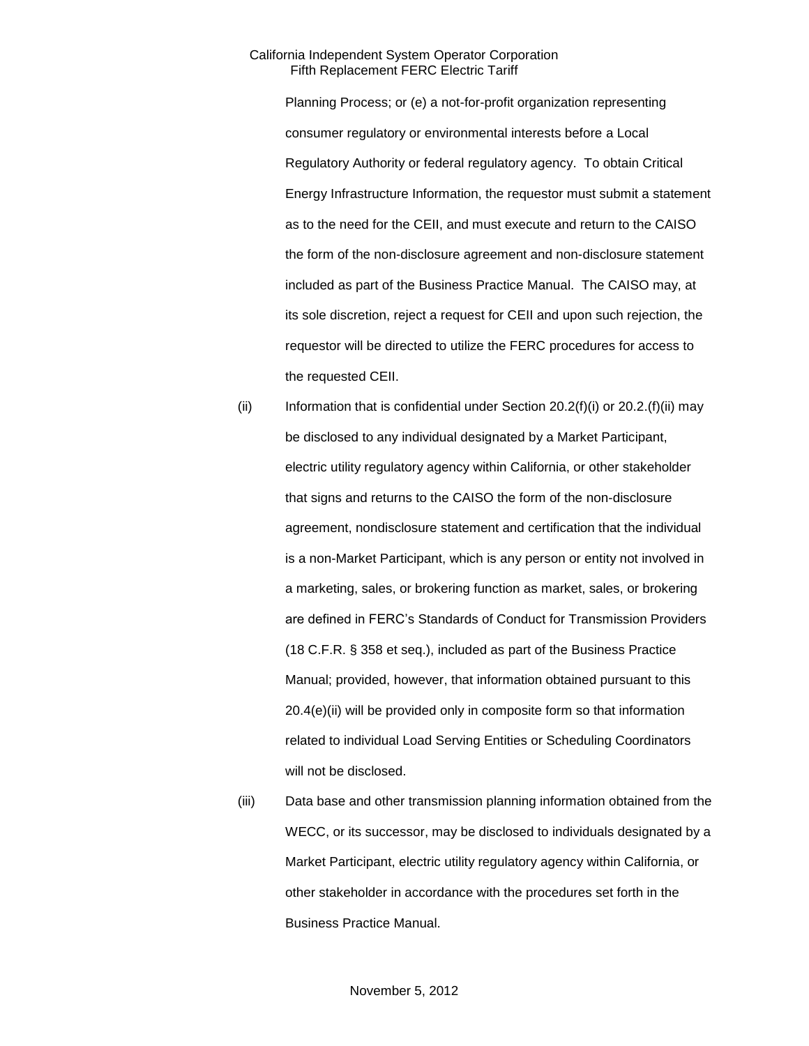Planning Process; or (e) a not-for-profit organization representing consumer regulatory or environmental interests before a Local Regulatory Authority or federal regulatory agency. To obtain Critical Energy Infrastructure Information, the requestor must submit a statement as to the need for the CEII, and must execute and return to the CAISO the form of the non-disclosure agreement and non-disclosure statement included as part of the Business Practice Manual. The CAISO may, at its sole discretion, reject a request for CEII and upon such rejection, the requestor will be directed to utilize the FERC procedures for access to the requested CEII.

(ii) Information that is confidential under Section 20.2(f)(i) or 20.2.(f)(ii) may be disclosed to any individual designated by a Market Participant, electric utility regulatory agency within California, or other stakeholder that signs and returns to the CAISO the form of the non-disclosure agreement, nondisclosure statement and certification that the individual is a non-Market Participant, which is any person or entity not involved in a marketing, sales, or brokering function as market, sales, or brokering are defined in FERC's Standards of Conduct for Transmission Providers (18 C.F.R. § 358 et seq.), included as part of the Business Practice Manual; provided, however, that information obtained pursuant to this 20.4(e)(ii) will be provided only in composite form so that information related to individual Load Serving Entities or Scheduling Coordinators will not be disclosed.

(iii) Data base and other transmission planning information obtained from the WECC, or its successor, may be disclosed to individuals designated by a Market Participant, electric utility regulatory agency within California, or other stakeholder in accordance with the procedures set forth in the Business Practice Manual.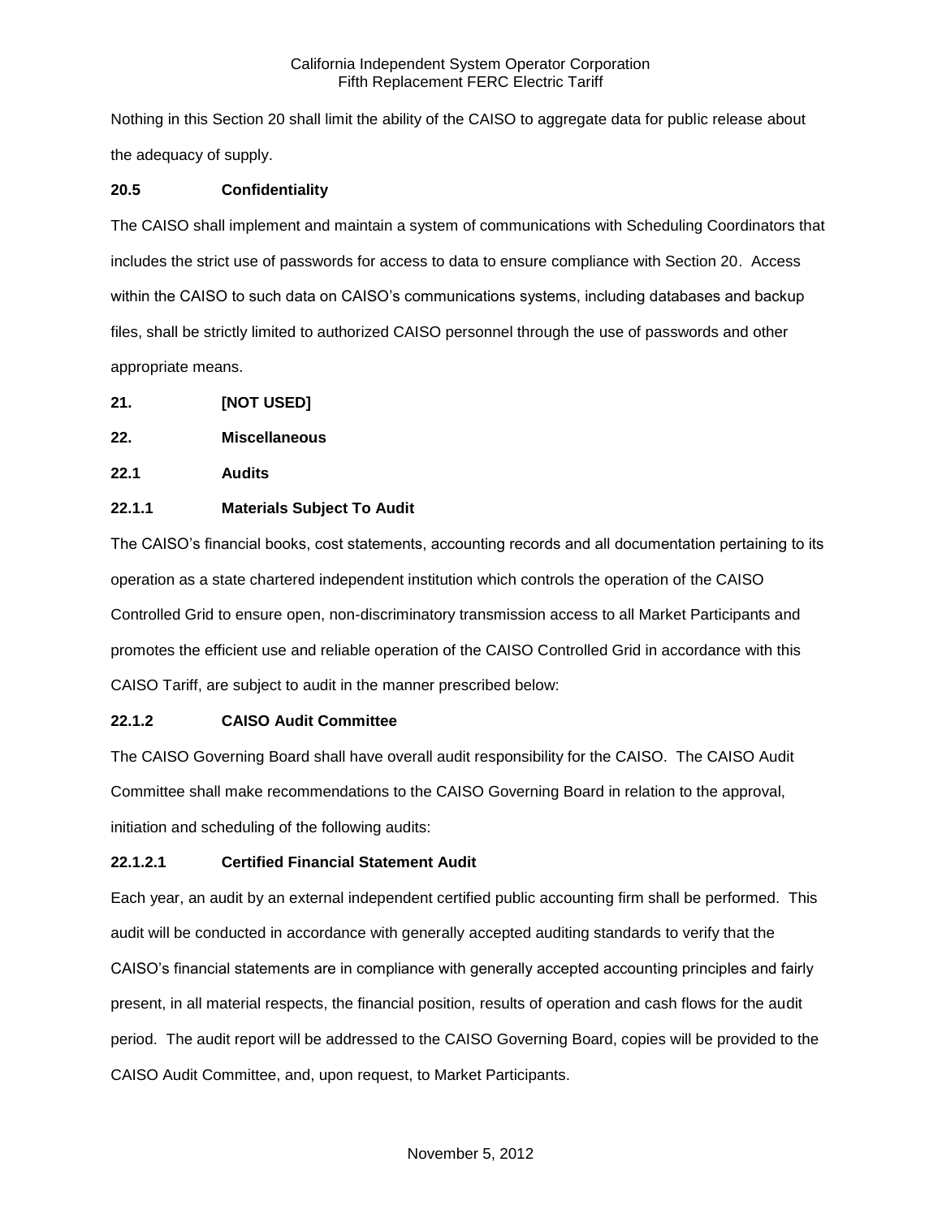Nothing in this Section 20 shall limit the ability of the CAISO to aggregate data for public release about the adequacy of supply.

**20.5 Confidentiality**

The CAISO shall implement and maintain a system of communications with Scheduling Coordinators that includes the strict use of passwords for access to data to ensure compliance with Section 20. Access within the CAISO to such data on CAISO's communications systems, including databases and backup files, shall be strictly limited to authorized CAISO personnel through the use of passwords and other appropriate means.

**21. [NOT USED]**

**22. Miscellaneous**

**22.1 Audits**

**22.1.1 Materials Subject To Audit**

The CAISO's financial books, cost statements, accounting records and all documentation pertaining to its operation as a state chartered independent institution which controls the operation of the CAISO Controlled Grid to ensure open, non-discriminatory transmission access to all Market Participants and promotes the efficient use and reliable operation of the CAISO Controlled Grid in accordance with this CAISO Tariff, are subject to audit in the manner prescribed below:

**22.1.2 CAISO Audit Committee**

The CAISO Governing Board shall have overall audit responsibility for the CAISO. The CAISO Audit Committee shall make recommendations to the CAISO Governing Board in relation to the approval, initiation and scheduling of the following audits:

**22.1.2.1 Certified Financial Statement Audit**

Each year, an audit by an external independent certified public accounting firm shall be performed. This audit will be conducted in accordance with generally accepted auditing standards to verify that the CAISO's financial statements are in compliance with generally accepted accounting principles and fairly present, in all material respects, the financial position, results of operation and cash flows for the audit period. The audit report will be addressed to the CAISO Governing Board, copies will be provided to the CAISO Audit Committee, and, upon request, to Market Participants.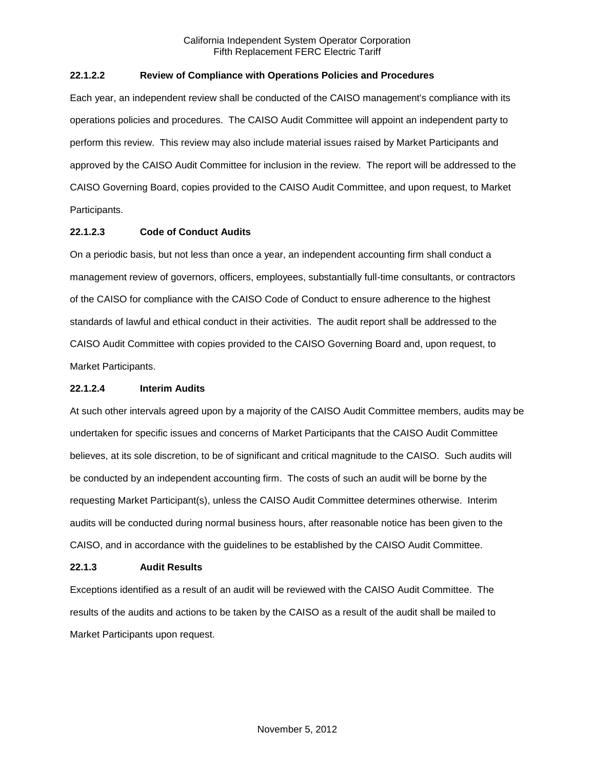#### 22.1.2.2 Review of Compliance with Operations Policies and Procedures

Each year, an independent review shall be conducted of the CAISO management's compliance with its operations policies and procedures. The CAISO Audit Committee will appoint an independent party to perform this review. This review may also include material issues raised by Market Participants and approved by the CAISO Audit Committee for inclusion in the review. The report will be addressed to the CAISO Governing Board, copies provided to the CAISO Audit Committee, and upon request, to Market Participants.

#### 22.1.2.3 Code of Conduct Audits

On a periodic basis, but not less than once a year, an independent accounting firm shall conduct a management review of governors, officers, employees, substantially full-time consultants, or contractors of the CAISO for compliance with the CAISO Code of Conduct to ensure adherence to the highest standards of lawful and ethical conduct in their activities. The audit report shall be addressed to the CAISO Audit Committee with copies provided to the CAISO Governing Board and, upon request, to Market Participants.

#### 22.1.2.4 Interim Audits

At such other intervals agreed upon by a majority of the CAISO Audit Committee members, audits may be undertaken for specific issues and concerns of Market Participants that the CAISO Audit Committee believes, at its sole discretion, to be of significant and critical magnitude to the CAISO. Such audits will be conducted by an independent accounting firm. The costs of such an audit will be borne by the requesting Market Participant(s), unless the CAISO Audit Committee determines otherwise. Interim audits will be conducted during normal business hours, after reasonable notice has been given to the CAISO, and in accordance with the guidelines to be established by the CAISO Audit Committee.

### 22.1.3 Audit Results

Exceptions identified as a result of an audit will be reviewed with the CAISO Audit Committee. The results of the audits and actions to be taken by the CAISO as a result of the audit shall be mailed to Market Participants upon request.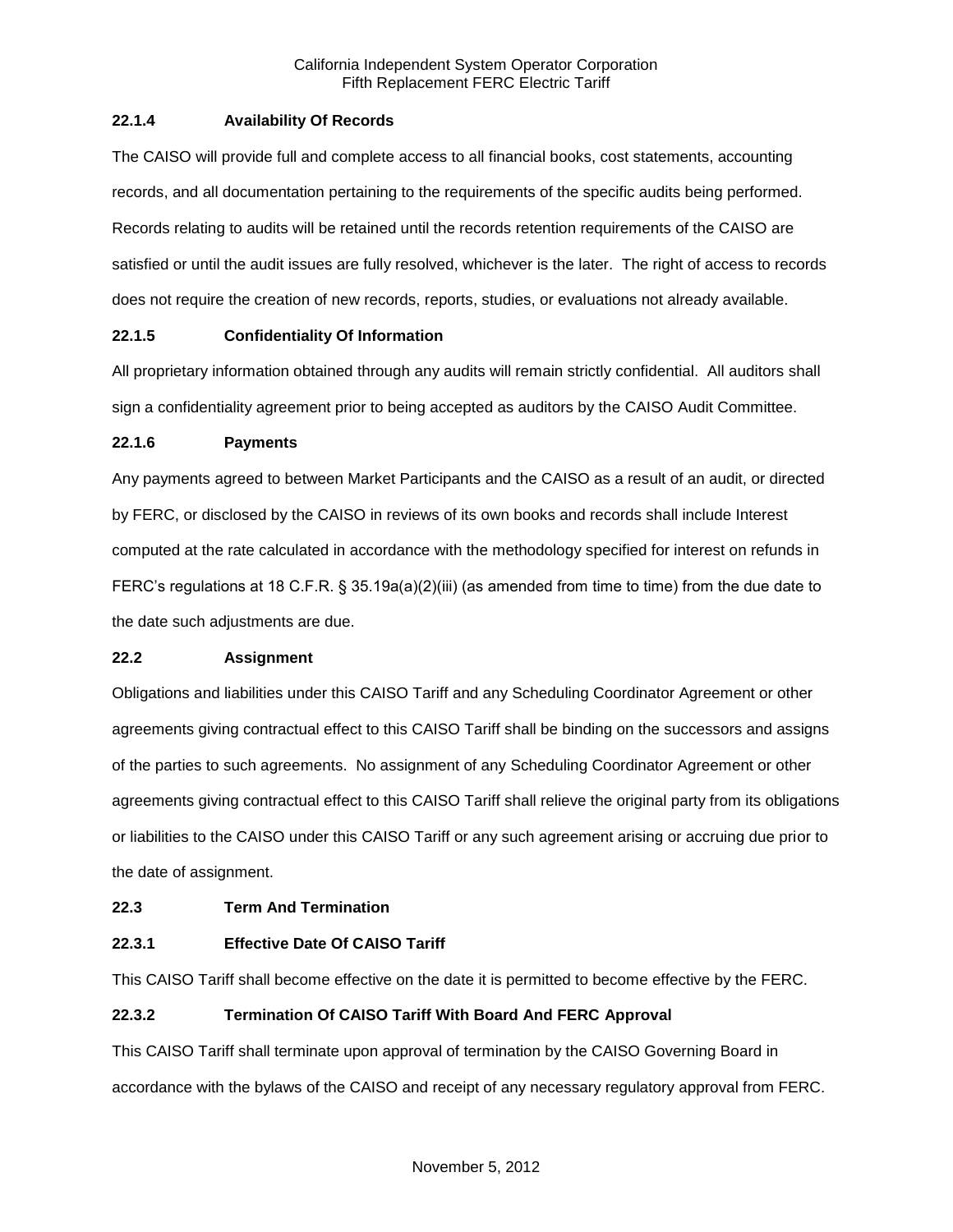### 22.1.4 Availability Of Records

The CAISO will provide full and complete access to all financial books, cost statements, accounting records, and all documentation pertaining to the requirements of the specific audits being performed. Records relating to audits will be retained until the records retention requirements of the CAISO are satisfied or until the audit issues are fully resolved, whichever is the later. The right of access to records does not require the creation of new records, reports, studies, or evaluations not already available.

### 22.1.5 Confidentiality Of Information

All proprietary information obtained through any audits will remain strictly confidential. All auditors shall sign a confidentiality agreement prior to being accepted as auditors by the CAISO Audit Committee.

### 22.1.6 Payments

Any payments agreed to between Market Participants and the CAISO as a result of an audit, or directed by FERC, or disclosed by the CAISO in reviews of its own books and records shall include Interest computed at the rate calculated in accordance with the methodology specified for interest on refunds in FERC's regulations at 18 C.F.R. § 35.19a(a)(2)(iii) (as amended from time to time) from the due date to the date such adjustments are due.

## 22.2 Assignment

Obligations and liabilities under this CAISO Tariff and any Scheduling Coordinator Agreement or other agreements giving contractual effect to this CAISO Tariff shall be binding on the successors and assigns of the parties to such agreements. No assignment of any Scheduling Coordinator Agreement or other agreements giving contractual effect to this CAISO Tariff shall relieve the original party from its obligations or liabilities to the CAISO under this CAISO Tariff or any such agreement arising or accruing due prior to the date of assignment.

## 22.3 Term And Termination

### 22.3.1 Effective Date Of CAISO Tariff

This CAISO Tariff shall become effective on the date it is permitted to become effective by the FERC.

### 22.3.2 Termination Of CAISO Tariff With Board And FERC Approval

This CAISO Tariff shall terminate upon approval of termination by the CAISO Governing Board in accordance with the bylaws of the CAISO and receipt of any necessary regulatory approval from FERC.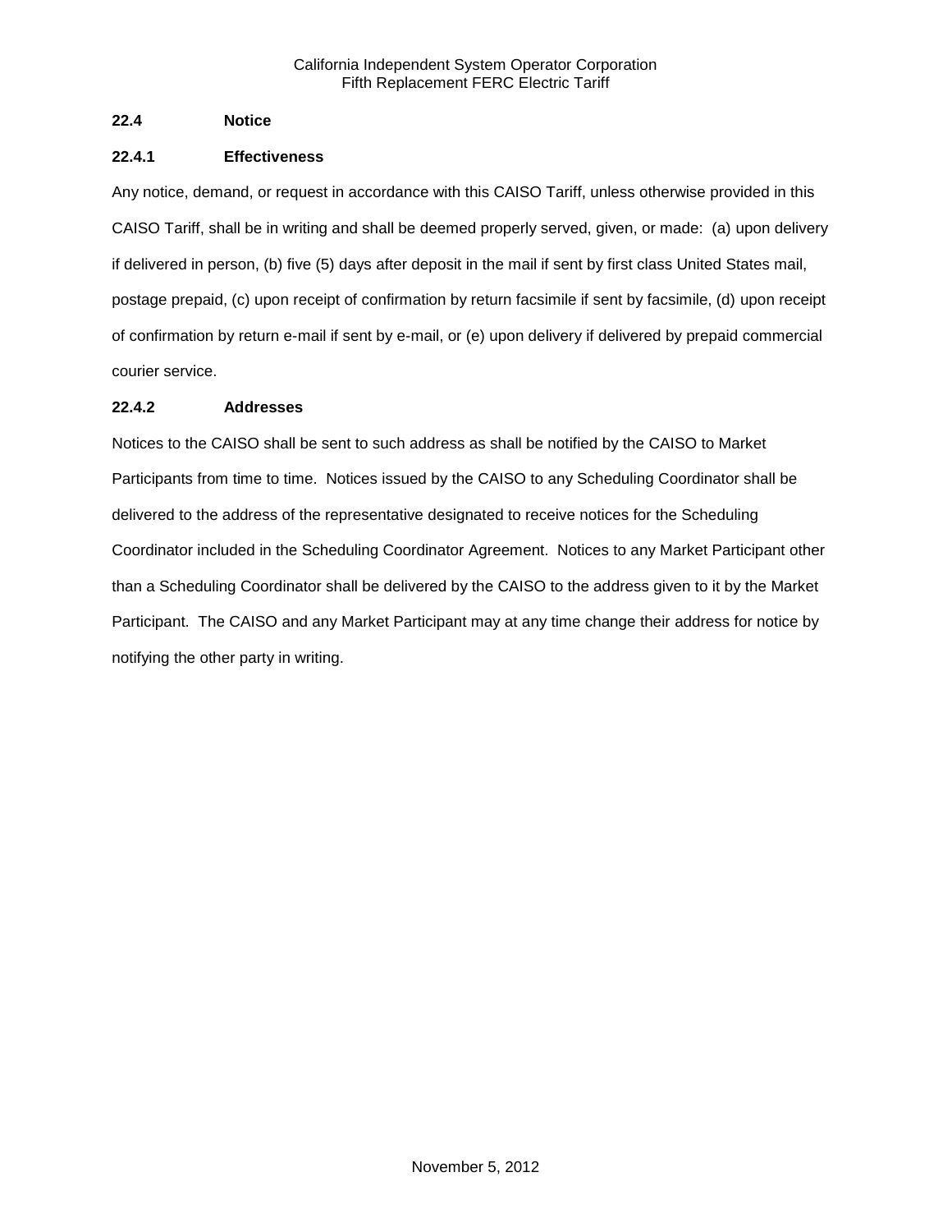### 22.4 Notice

#### 22.4.1 Effectiveness

Any notice, demand, or request in accordance with this CAISO Tariff, unless otherwise provided in this CAISO Tariff, shall be in writing and shall be deemed properly served, given, or made: (a) upon delivery if delivered in person, (b) five (5) days after deposit in the mail if sent by first class United States mail, postage prepaid, (c) upon receipt of confirmation by return facsimile if sent by facsimile, (d) upon receipt of confirmation by return e-mail if sent by e-mail, or (e) upon delivery if delivered by prepaid commercial courier service.

#### 22.4.2 Addresses

Notices to the CAISO shall be sent to such address as shall be notified by the CAISO to Market Participants from time to time. Notices issued by the CAISO to any Scheduling Coordinator shall be delivered to the address of the representative designated to receive notices for the Scheduling Coordinator included in the Scheduling Coordinator Agreement. Notices to any Market Participant other than a Scheduling Coordinator shall be delivered by the CAISO to the address given to it by the Market Participant. The CAISO and any Market Participant may at any time change their address for notice by notifying the other party in writing.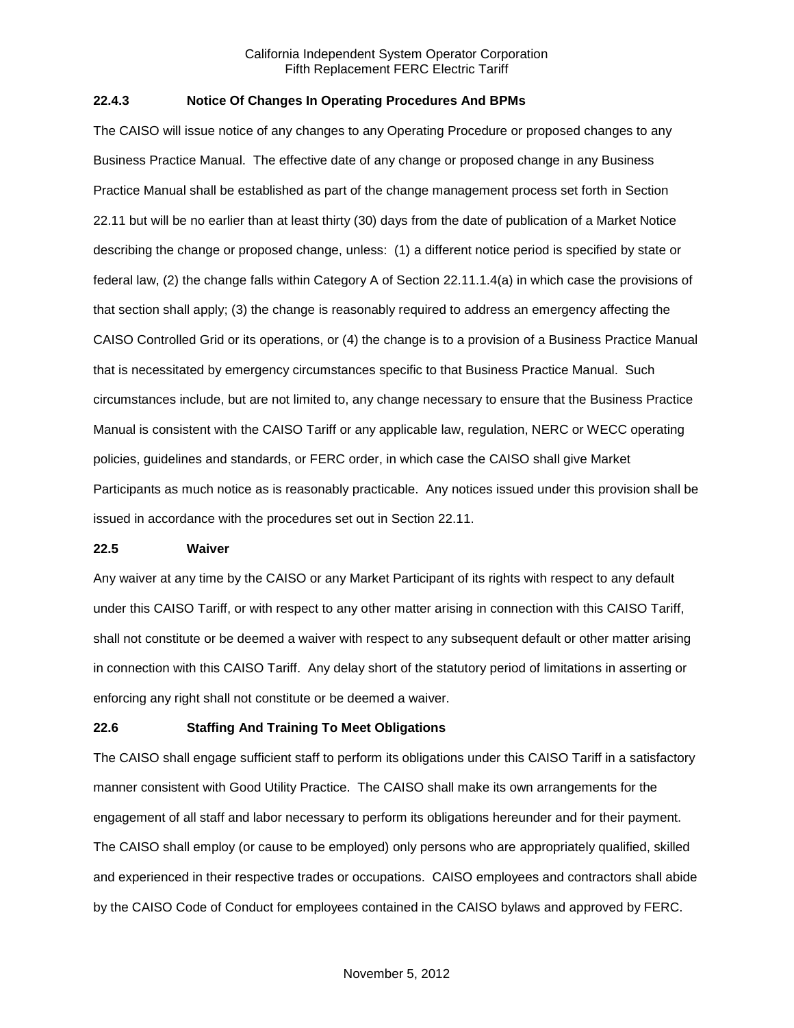### 22.4.3 Notice Of Changes In Operating Procedures And BPMs

The CAISO will issue notice of any changes to any Operating Procedure or proposed changes to any Business Practice Manual. The effective date of any change or proposed change in any Business Practice Manual shall be established as part of the change management process set forth in Section 22.11 but will be no earlier than at least thirty (30) days from the date of publication of a Market Notice describing the change or proposed change, unless: (1) a different notice period is specified by state or federal law, (2) the change falls within Category A of Section 22.11.1.4(a) in which case the provisions of that section shall apply; (3) the change is reasonably required to address an emergency affecting the CAISO Controlled Grid or its operations, or (4) the change is to a provision of a Business Practice Manual that is necessitated by emergency circumstances specific to that Business Practice Manual. Such circumstances include, but are not limited to, any change necessary to ensure that the Business Practice Manual is consistent with the CAISO Tariff or any applicable law, regulation, NERC or WECC operating policies, guidelines and standards, or FERC order, in which case the CAISO shall give Market Participants as much notice as is reasonably practicable. Any notices issued under this provision shall be issued in accordance with the procedures set out in Section 22.11.

## 22.5 Waiver

Any waiver at any time by the CAISO or any Market Participant of its rights with respect to any default under this CAISO Tariff, or with respect to any other matter arising in connection with this CAISO Tariff, shall not constitute or be deemed a waiver with respect to any subsequent default or other matter arising in connection with this CAISO Tariff. Any delay short of the statutory period of limitations in asserting or enforcing any right shall not constitute or be deemed a waiver.

## 22.6 Staffing And Training To Meet Obligations

The CAISO shall engage sufficient staff to perform its obligations under this CAISO Tariff in a satisfactory manner consistent with Good Utility Practice. The CAISO shall make its own arrangements for the engagement of all staff and labor necessary to perform its obligations hereunder and for their payment. The CAISO shall employ (or cause to be employed) only persons who are appropriately qualified, skilled and experienced in their respective trades or occupations. CAISO employees and contractors shall abide by the CAISO Code of Conduct for employees contained in the CAISO bylaws and approved by FERC.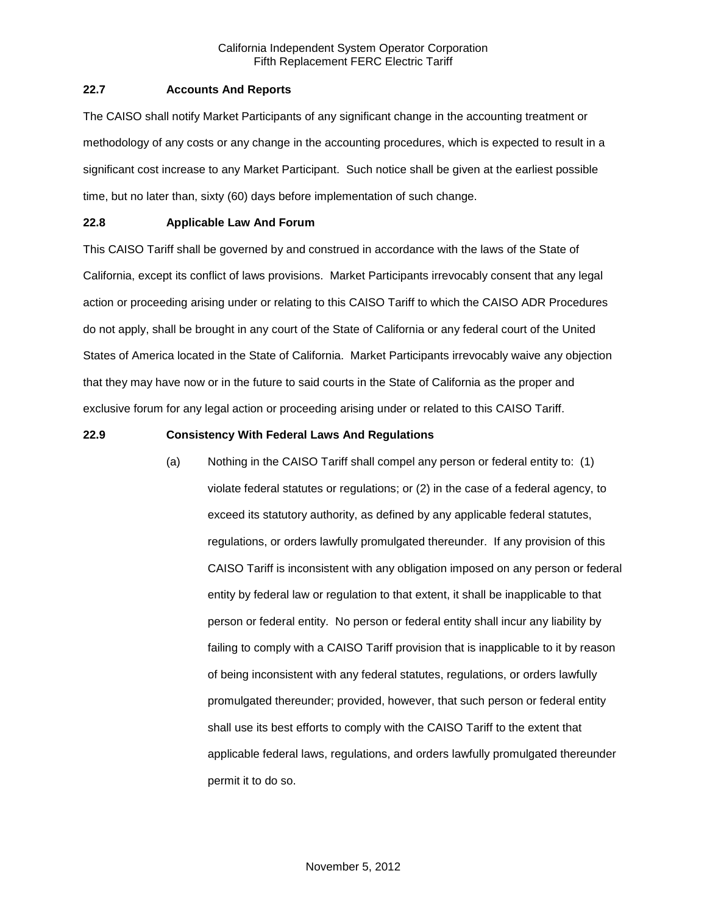### 22.7 Accounts And Reports

The CAISO shall notify Market Participants of any significant change in the accounting treatment or methodology of any costs or any change in the accounting procedures, which is expected to result in a significant cost increase to any Market Participant. Such notice shall be given at the earliest possible time, but no later than, sixty (60) days before implementation of such change.

### 22.8 Applicable Law And Forum

This CAISO Tariff shall be governed by and construed in accordance with the laws of the State of California, except its conflict of laws provisions. Market Participants irrevocably consent that any legal action or proceeding arising under or relating to this CAISO Tariff to which the CAISO ADR Procedures do not apply, shall be brought in any court of the State of California or any federal court of the United States of America located in the State of California. Market Participants irrevocably waive any objection that they may have now or in the future to said courts in the State of California as the proper and exclusive forum for any legal action or proceeding arising under or related to this CAISO Tariff.

### 22.9 Consistency With Federal Laws And Regulations

(a) Nothing in the CAISO Tariff shall compel any person or federal entity to: (1) violate federal statutes or regulations; or (2) in the case of a federal agency, to exceed its statutory authority, as defined by any applicable federal statutes, regulations, or orders lawfully promulgated thereunder. If any provision of this CAISO Tariff is inconsistent with any obligation imposed on any person or federal entity by federal law or regulation to that extent, it shall be inapplicable to that person or federal entity. No person or federal entity shall incur any liability by failing to comply with a CAISO Tariff provision that is inapplicable to it by reason of being inconsistent with any federal statutes, regulations, or orders lawfully promulgated thereunder; provided, however, that such person or federal entity shall use its best efforts to comply with the CAISO Tariff to the extent that applicable federal laws, regulations, and orders lawfully promulgated thereunder permit it to do so.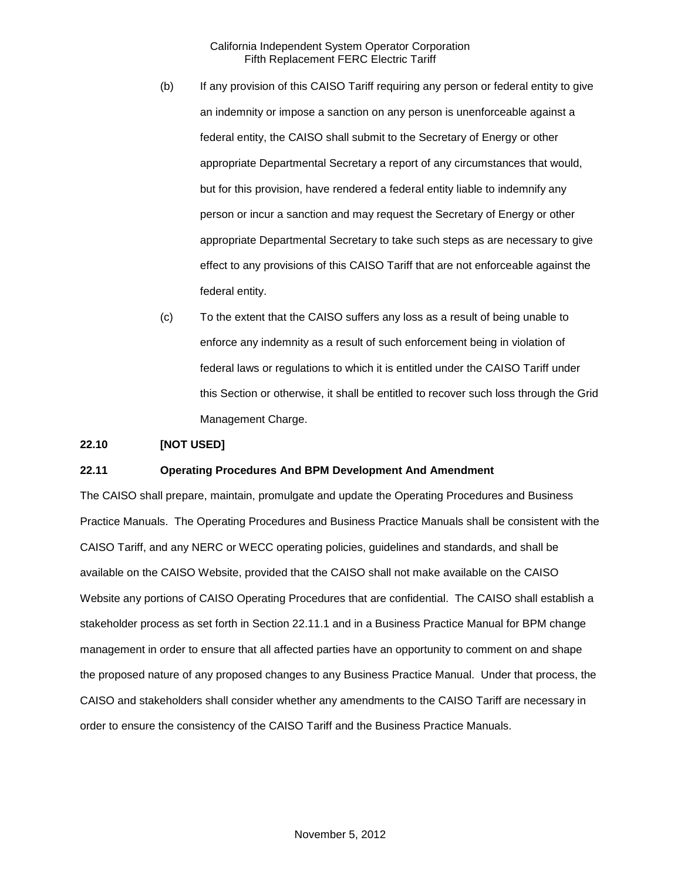(b) If any provision of this CAISO Tariff requiring any person or federal entity to give an indemnity or impose a sanction on any person is unenforceable against a federal entity, the CAISO shall submit to the Secretary of Energy or other appropriate Departmental Secretary a report of any circumstances that would, but for this provision, have rendered a federal entity liable to indemnify any person or incur a sanction and may request the Secretary of Energy or other appropriate Departmental Secretary to take such steps as are necessary to give effect to any provisions of this CAISO Tariff that are not enforceable against the federal entity.

(c) To the extent that the CAISO suffers any loss as a result of being unable to enforce any indemnity as a result of such enforcement being in violation of federal laws or regulations to which it is entitled under the CAISO Tariff under this Section or otherwise, it shall be entitled to recover such loss through the Grid Management Charge.

**22.10 [NOT USED]**

**22.11 Operating Procedures And BPM Development And Amendment**

The CAISO shall prepare, maintain, promulgate and update the Operating Procedures and Business Practice Manuals. The Operating Procedures and Business Practice Manuals shall be consistent with the CAISO Tariff, and any NERC or WECC operating policies, guidelines and standards, and shall be available on the CAISO Website, provided that the CAISO shall not make available on the CAISO Website any portions of CAISO Operating Procedures that are confidential. The CAISO shall establish a stakeholder process as set forth in Section 22.11.1 and in a Business Practice Manual for BPM change management in order to ensure that all affected parties have an opportunity to comment on and shape the proposed nature of any proposed changes to any Business Practice Manual. Under that process, the CAISO and stakeholders shall consider whether any amendments to the CAISO Tariff are necessary in order to ensure the consistency of the CAISO Tariff and the Business Practice Manuals.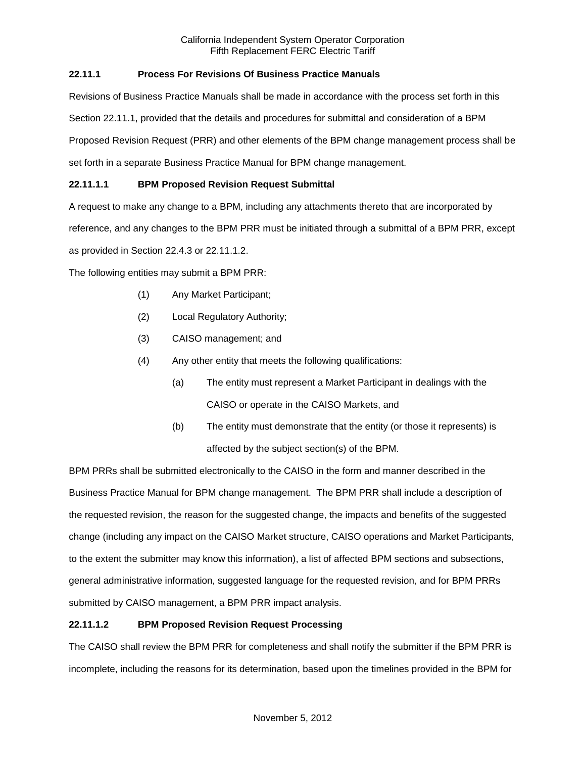**22.11.1 Process For Revisions Of Business Practice Manuals**

Revisions of Business Practice Manuals shall be made in accordance with the process set forth in this Section 22.11.1, provided that the details and procedures for submittal and consideration of a BPM Proposed Revision Request (PRR) and other elements of the BPM change management process shall be set forth in a separate Business Practice Manual for BPM change management.

**22.11.1.1 BPM Proposed Revision Request Submittal**

A request to make any change to a BPM, including any attachments thereto that are incorporated by reference, and any changes to the BPM PRR must be initiated through a submittal of a BPM PRR, except as provided in Section 22.4.3 or 22.11.1.2.

The following entities may submit a BPM PRR:

(1) Any Market Participant;

(2) Local Regulatory Authority;

(3) CAISO management; and

(4) Any other entity that meets the following qualifications:

  (a) The entity must represent a Market Participant in dealings with the CAISO or operate in the CAISO Markets, and

  (b) The entity must demonstrate that the entity (or those it represents) is affected by the subject section(s) of the BPM.

BPM PRRs shall be submitted electronically to the CAISO in the form and manner described in the Business Practice Manual for BPM change management. The BPM PRR shall include a description of the requested revision, the reason for the suggested change, the impacts and benefits of the suggested change (including any impact on the CAISO Market structure, CAISO operations and Market Participants, to the extent the submitter may know this information), a list of affected BPM sections and subsections, general administrative information, suggested language for the requested revision, and for BPM PRRs submitted by CAISO management, a BPM PRR impact analysis.

**22.11.1.2 BPM Proposed Revision Request Processing**

The CAISO shall review the BPM PRR for completeness and shall notify the submitter if the BPM PRR is incomplete, including the reasons for its determination, based upon the timelines provided in the BPM for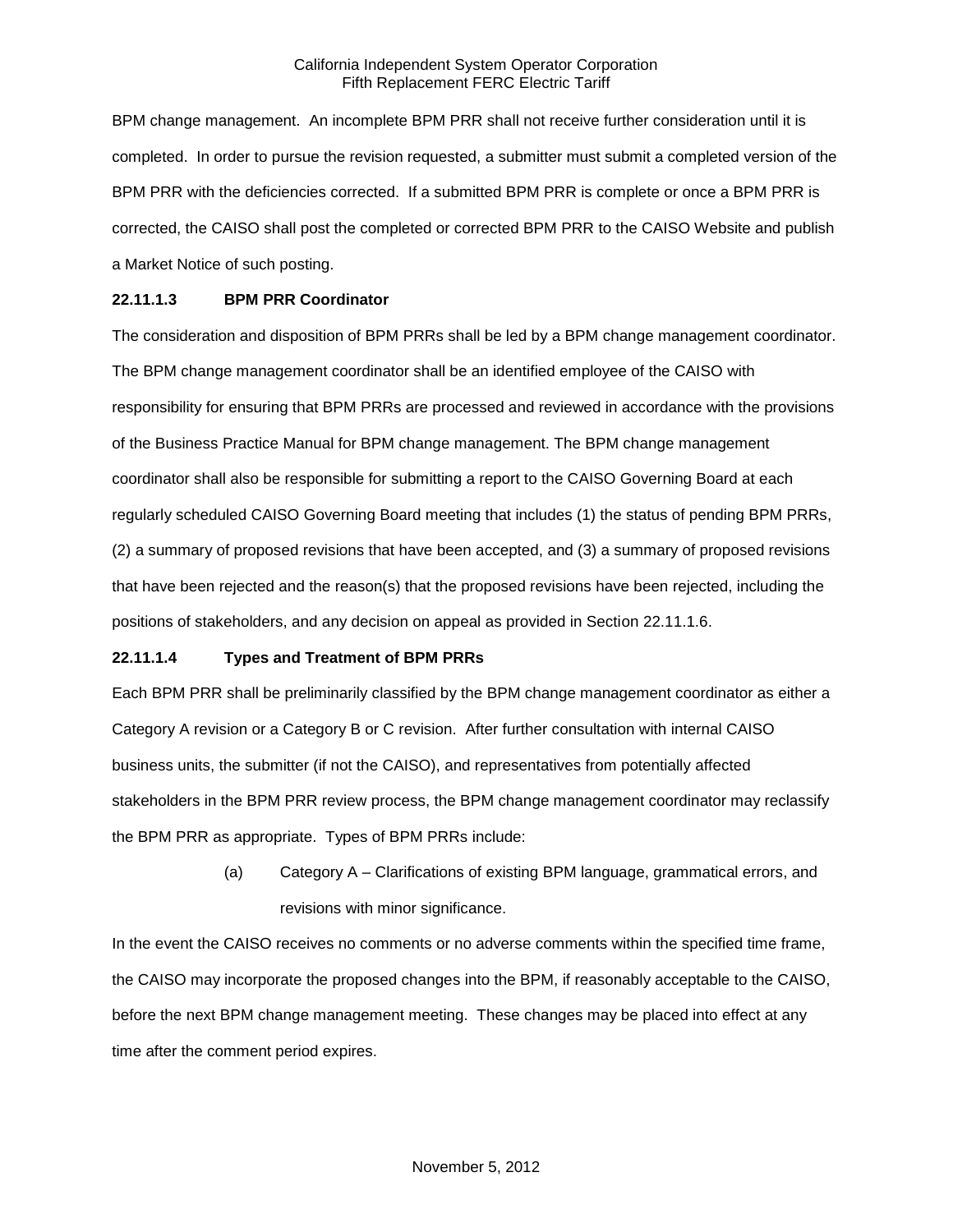BPM change management. An incomplete BPM PRR shall not receive further consideration until it is completed. In order to pursue the revision requested, a submitter must submit a completed version of the BPM PRR with the deficiencies corrected. If a submitted BPM PRR is complete or once a BPM PRR is corrected, the CAISO shall post the completed or corrected BPM PRR to the CAISO Website and publish a Market Notice of such posting.

**22.11.1.3 BPM PRR Coordinator**

The consideration and disposition of BPM PRRs shall be led by a BPM change management coordinator. The BPM change management coordinator shall be an identified employee of the CAISO with responsibility for ensuring that BPM PRRs are processed and reviewed in accordance with the provisions of the Business Practice Manual for BPM change management. The BPM change management coordinator shall also be responsible for submitting a report to the CAISO Governing Board at each regularly scheduled CAISO Governing Board meeting that includes (1) the status of pending BPM PRRs, (2) a summary of proposed revisions that have been accepted, and (3) a summary of proposed revisions that have been rejected and the reason(s) that the proposed revisions have been rejected, including the positions of stakeholders, and any decision on appeal as provided in Section 22.11.1.6.

**22.11.1.4 Types and Treatment of BPM PRRs**

Each BPM PRR shall be preliminarily classified by the BPM change management coordinator as either a Category A revision or a Category B or C revision. After further consultation with internal CAISO business units, the submitter (if not the CAISO), and representatives from potentially affected stakeholders in the BPM PRR review process, the BPM change management coordinator may reclassify the BPM PRR as appropriate. Types of BPM PRRs include:

(a) Category A – Clarifications of existing BPM language, grammatical errors, and revisions with minor significance.

In the event the CAISO receives no comments or no adverse comments within the specified time frame, the CAISO may incorporate the proposed changes into the BPM, if reasonably acceptable to the CAISO, before the next BPM change management meeting. These changes may be placed into effect at any time after the comment period expires.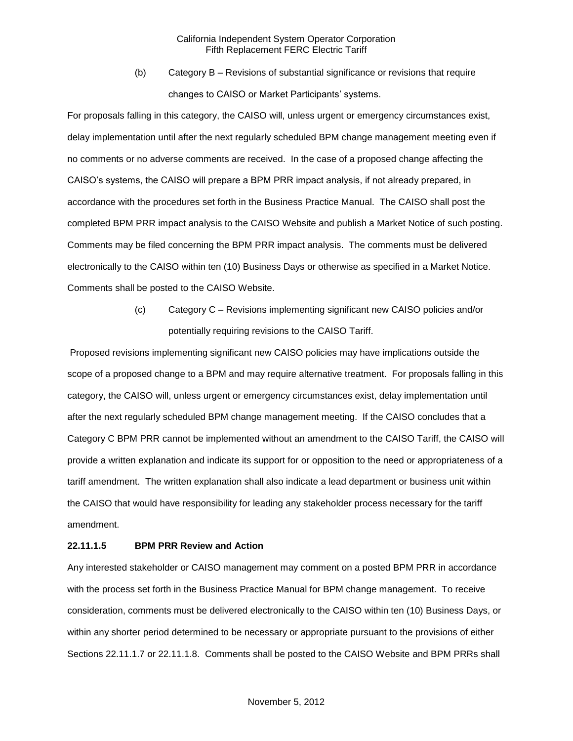(b) Category B – Revisions of substantial significance or revisions that require changes to CAISO or Market Participants' systems.

For proposals falling in this category, the CAISO will, unless urgent or emergency circumstances exist, delay implementation until after the next regularly scheduled BPM change management meeting even if no comments or no adverse comments are received. In the case of a proposed change affecting the CAISO's systems, the CAISO will prepare a BPM PRR impact analysis, if not already prepared, in accordance with the procedures set forth in the Business Practice Manual. The CAISO shall post the completed BPM PRR impact analysis to the CAISO Website and publish a Market Notice of such posting. Comments may be filed concerning the BPM PRR impact analysis. The comments must be delivered electronically to the CAISO within ten (10) Business Days or otherwise as specified in a Market Notice. Comments shall be posted to the CAISO Website.

(c) Category C – Revisions implementing significant new CAISO policies and/or potentially requiring revisions to the CAISO Tariff.

Proposed revisions implementing significant new CAISO policies may have implications outside the scope of a proposed change to a BPM and may require alternative treatment. For proposals falling in this category, the CAISO will, unless urgent or emergency circumstances exist, delay implementation until after the next regularly scheduled BPM change management meeting. If the CAISO concludes that a Category C BPM PRR cannot be implemented without an amendment to the CAISO Tariff, the CAISO will provide a written explanation and indicate its support for or opposition to the need or appropriateness of a tariff amendment. The written explanation shall also indicate a lead department or business unit within the CAISO that would have responsibility for leading any stakeholder process necessary for the tariff amendment.

**22.11.1.5 BPM PRR Review and Action**

Any interested stakeholder or CAISO management may comment on a posted BPM PRR in accordance with the process set forth in the Business Practice Manual for BPM change management. To receive consideration, comments must be delivered electronically to the CAISO within ten (10) Business Days, or within any shorter period determined to be necessary or appropriate pursuant to the provisions of either Sections 22.11.1.7 or 22.11.1.8. Comments shall be posted to the CAISO Website and BPM PRRs shall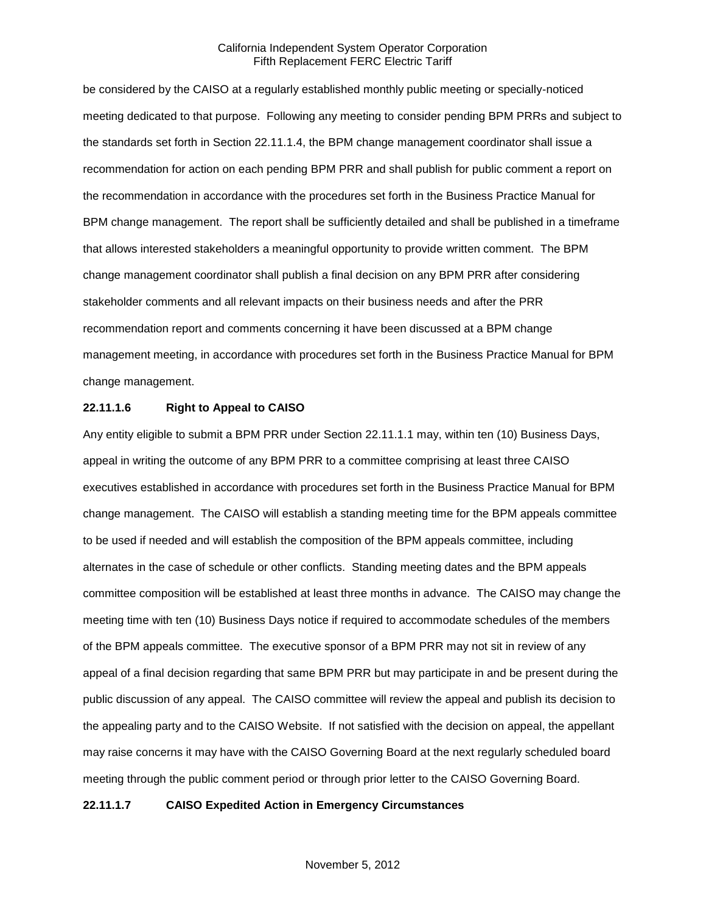be considered by the CAISO at a regularly established monthly public meeting or specially-noticed meeting dedicated to that purpose. Following any meeting to consider pending BPM PRRs and subject to the standards set forth in Section 22.11.1.4, the BPM change management coordinator shall issue a recommendation for action on each pending BPM PRR and shall publish for public comment a report on the recommendation in accordance with the procedures set forth in the Business Practice Manual for BPM change management. The report shall be sufficiently detailed and shall be published in a timeframe that allows interested stakeholders a meaningful opportunity to provide written comment. The BPM change management coordinator shall publish a final decision on any BPM PRR after considering stakeholder comments and all relevant impacts on their business needs and after the PRR recommendation report and comments concerning it have been discussed at a BPM change management meeting, in accordance with procedures set forth in the Business Practice Manual for BPM change management.

**22.11.1.6 Right to Appeal to CAISO**

Any entity eligible to submit a BPM PRR under Section 22.11.1.1 may, within ten (10) Business Days, appeal in writing the outcome of any BPM PRR to a committee comprising at least three CAISO executives established in accordance with procedures set forth in the Business Practice Manual for BPM change management. The CAISO will establish a standing meeting time for the BPM appeals committee to be used if needed and will establish the composition of the BPM appeals committee, including alternates in the case of schedule or other conflicts. Standing meeting dates and the BPM appeals committee composition will be established at least three months in advance. The CAISO may change the meeting time with ten (10) Business Days notice if required to accommodate schedules of the members of the BPM appeals committee. The executive sponsor of a BPM PRR may not sit in review of any appeal of a final decision regarding that same BPM PRR but may participate in and be present during the public discussion of any appeal. The CAISO committee will review the appeal and publish its decision to the appealing party and to the CAISO Website. If not satisfied with the decision on appeal, the appellant may raise concerns it may have with the CAISO Governing Board at the next regularly scheduled board meeting through the public comment period or through prior letter to the CAISO Governing Board.

**22.11.1.7 CAISO Expedited Action in Emergency Circumstances**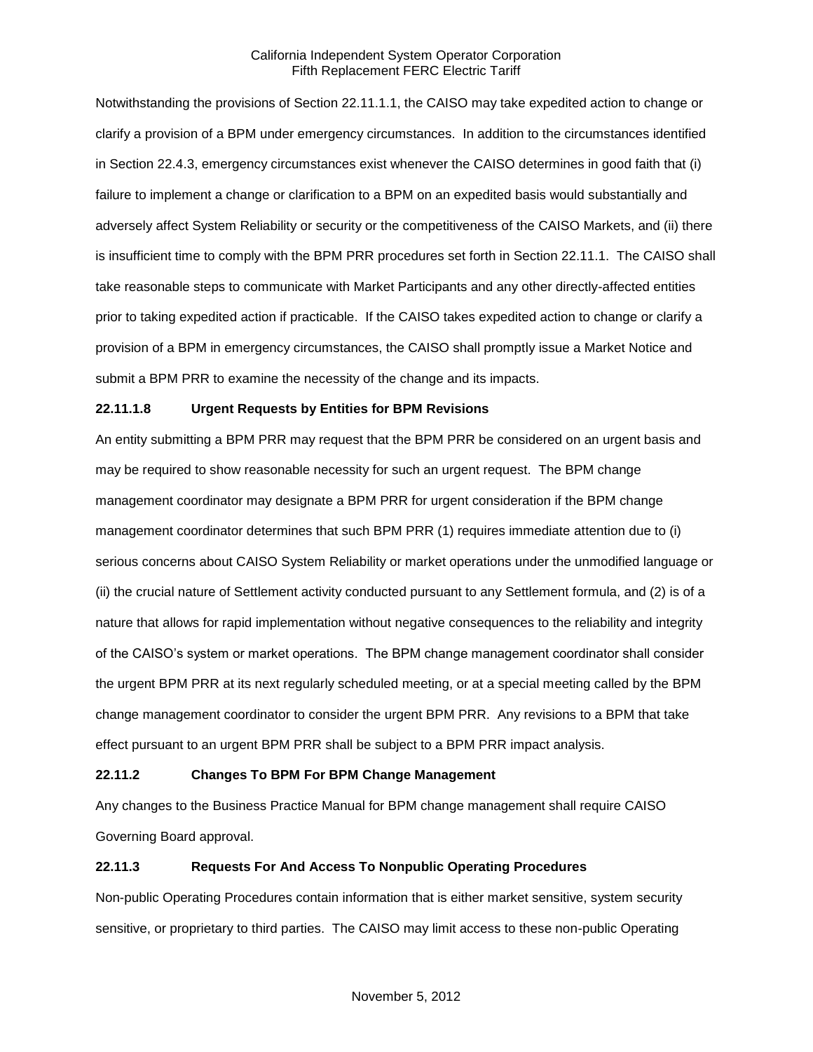Notwithstanding the provisions of Section 22.11.1.1, the CAISO may take expedited action to change or clarify a provision of a BPM under emergency circumstances. In addition to the circumstances identified in Section 22.4.3, emergency circumstances exist whenever the CAISO determines in good faith that (i) failure to implement a change or clarification to a BPM on an expedited basis would substantially and adversely affect System Reliability or security or the competitiveness of the CAISO Markets, and (ii) there is insufficient time to comply with the BPM PRR procedures set forth in Section 22.11.1. The CAISO shall take reasonable steps to communicate with Market Participants and any other directly-affected entities prior to taking expedited action if practicable. If the CAISO takes expedited action to change or clarify a provision of a BPM in emergency circumstances, the CAISO shall promptly issue a Market Notice and submit a BPM PRR to examine the necessity of the change and its impacts.

### 22.11.1.8 Urgent Requests by Entities for BPM Revisions

An entity submitting a BPM PRR may request that the BPM PRR be considered on an urgent basis and may be required to show reasonable necessity for such an urgent request. The BPM change management coordinator may designate a BPM PRR for urgent consideration if the BPM change management coordinator determines that such BPM PRR (1) requires immediate attention due to (i) serious concerns about CAISO System Reliability or market operations under the unmodified language or (ii) the crucial nature of Settlement activity conducted pursuant to any Settlement formula, and (2) is of a nature that allows for rapid implementation without negative consequences to the reliability and integrity of the CAISO's system or market operations. The BPM change management coordinator shall consider the urgent BPM PRR at its next regularly scheduled meeting, or at a special meeting called by the BPM change management coordinator to consider the urgent BPM PRR. Any revisions to a BPM that take effect pursuant to an urgent BPM PRR shall be subject to a BPM PRR impact analysis.

### 22.11.2 Changes To BPM For BPM Change Management

Any changes to the Business Practice Manual for BPM change management shall require CAISO Governing Board approval.

### 22.11.3 Requests For And Access To Nonpublic Operating Procedures

Non-public Operating Procedures contain information that is either market sensitive, system security sensitive, or proprietary to third parties. The CAISO may limit access to these non-public Operating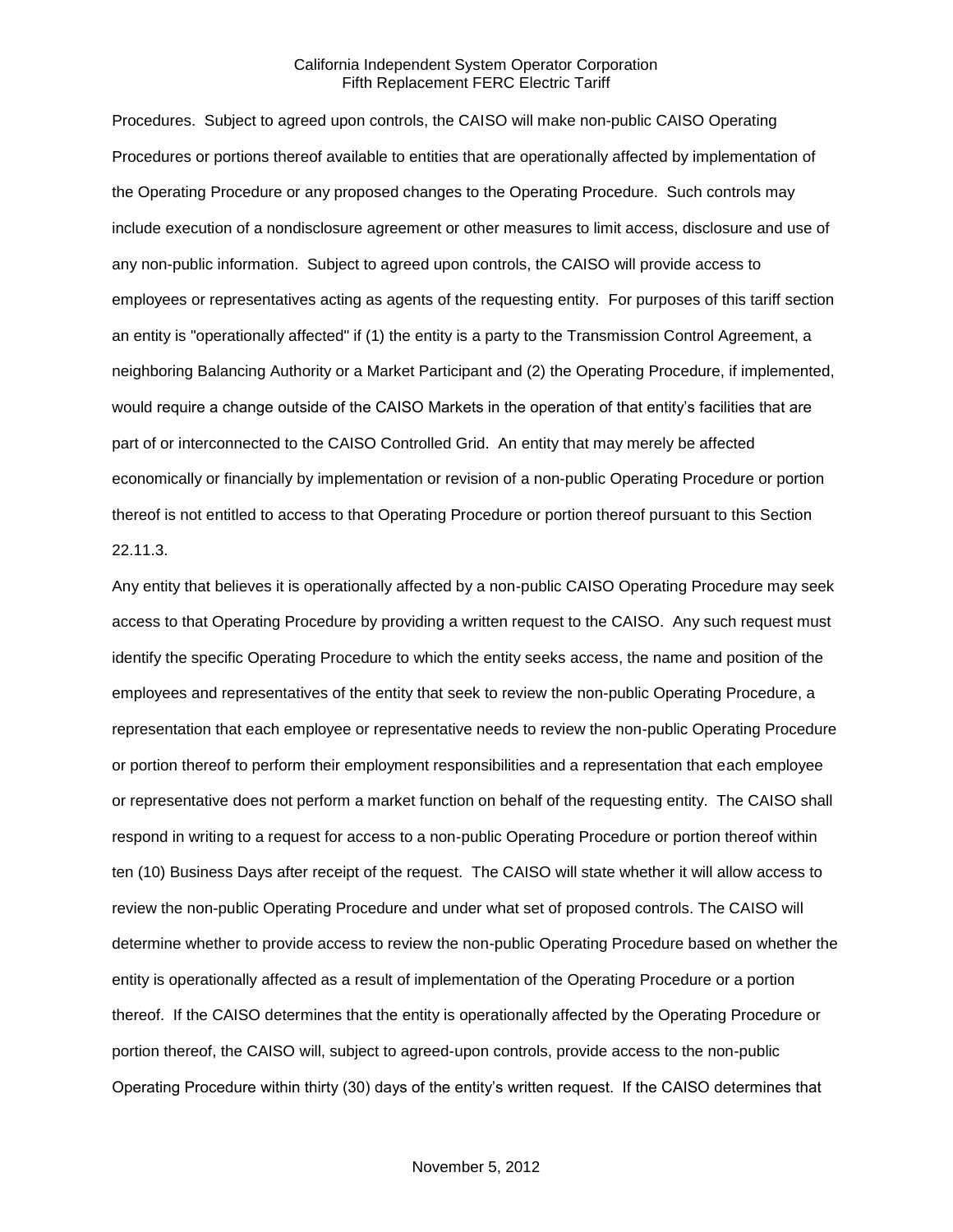Procedures. Subject to agreed upon controls, the CAISO will make non-public CAISO Operating Procedures or portions thereof available to entities that are operationally affected by implementation of the Operating Procedure or any proposed changes to the Operating Procedure. Such controls may include execution of a nondisclosure agreement or other measures to limit access, disclosure and use of any non-public information. Subject to agreed upon controls, the CAISO will provide access to employees or representatives acting as agents of the requesting entity. For purposes of this tariff section an entity is "operationally affected" if (1) the entity is a party to the Transmission Control Agreement, a neighboring Balancing Authority or a Market Participant and (2) the Operating Procedure, if implemented, would require a change outside of the CAISO Markets in the operation of that entity's facilities that are part of or interconnected to the CAISO Controlled Grid. An entity that may merely be affected economically or financially by implementation or revision of a non-public Operating Procedure or portion thereof is not entitled to access to that Operating Procedure or portion thereof pursuant to this Section 22.11.3.

Any entity that believes it is operationally affected by a non-public CAISO Operating Procedure may seek access to that Operating Procedure by providing a written request to the CAISO. Any such request must identify the specific Operating Procedure to which the entity seeks access, the name and position of the employees and representatives of the entity that seek to review the non-public Operating Procedure, a representation that each employee or representative needs to review the non-public Operating Procedure or portion thereof to perform their employment responsibilities and a representation that each employee or representative does not perform a market function on behalf of the requesting entity. The CAISO shall respond in writing to a request for access to a non-public Operating Procedure or portion thereof within ten (10) Business Days after receipt of the request. The CAISO will state whether it will allow access to review the non-public Operating Procedure and under what set of proposed controls. The CAISO will determine whether to provide access to review the non-public Operating Procedure based on whether the entity is operationally affected as a result of implementation of the Operating Procedure or a portion thereof. If the CAISO determines that the entity is operationally affected by the Operating Procedure or portion thereof, the CAISO will, subject to agreed-upon controls, provide access to the non-public Operating Procedure within thirty (30) days of the entity's written request. If the CAISO determines that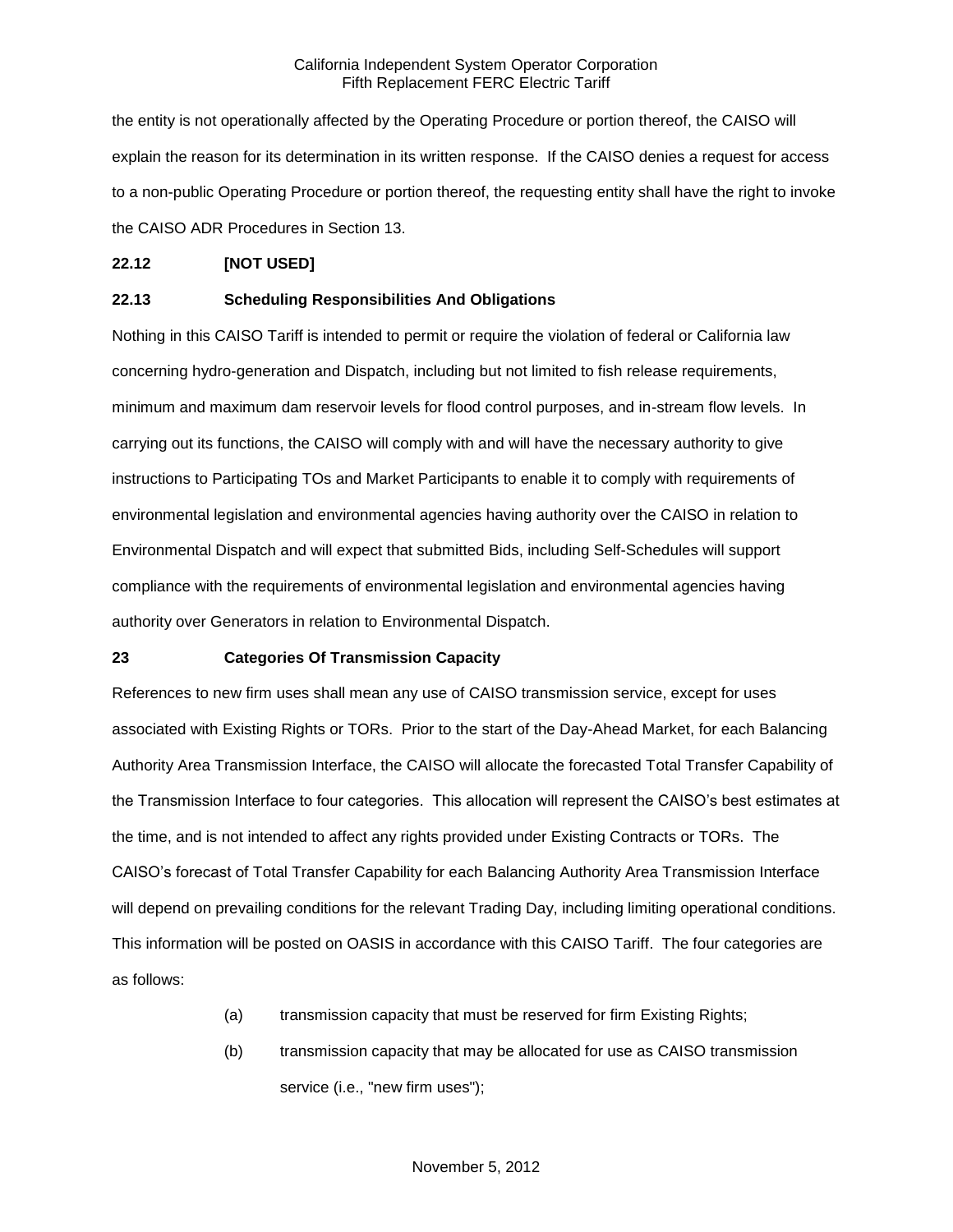the entity is not operationally affected by the Operating Procedure or portion thereof, the CAISO will explain the reason for its determination in its written response. If the CAISO denies a request for access to a non-public Operating Procedure or portion thereof, the requesting entity shall have the right to invoke the CAISO ADR Procedures in Section 13.

**22.12 [NOT USED]**

**22.13 Scheduling Responsibilities And Obligations**

Nothing in this CAISO Tariff is intended to permit or require the violation of federal or California law concerning hydro-generation and Dispatch, including but not limited to fish release requirements, minimum and maximum dam reservoir levels for flood control purposes, and in-stream flow levels. In carrying out its functions, the CAISO will comply with and will have the necessary authority to give instructions to Participating TOs and Market Participants to enable it to comply with requirements of environmental legislation and environmental agencies having authority over the CAISO in relation to Environmental Dispatch and will expect that submitted Bids, including Self-Schedules will support compliance with the requirements of environmental legislation and environmental agencies having authority over Generators in relation to Environmental Dispatch.

**23 Categories Of Transmission Capacity**

References to new firm uses shall mean any use of CAISO transmission service, except for uses associated with Existing Rights or TORs. Prior to the start of the Day-Ahead Market, for each Balancing Authority Area Transmission Interface, the CAISO will allocate the forecasted Total Transfer Capability of the Transmission Interface to four categories. This allocation will represent the CAISO's best estimates at the time, and is not intended to affect any rights provided under Existing Contracts or TORs. The CAISO's forecast of Total Transfer Capability for each Balancing Authority Area Transmission Interface will depend on prevailing conditions for the relevant Trading Day, including limiting operational conditions. This information will be posted on OASIS in accordance with this CAISO Tariff. The four categories are as follows:

(a) transmission capacity that must be reserved for firm Existing Rights;

(b) transmission capacity that may be allocated for use as CAISO transmission service (i.e., "new firm uses");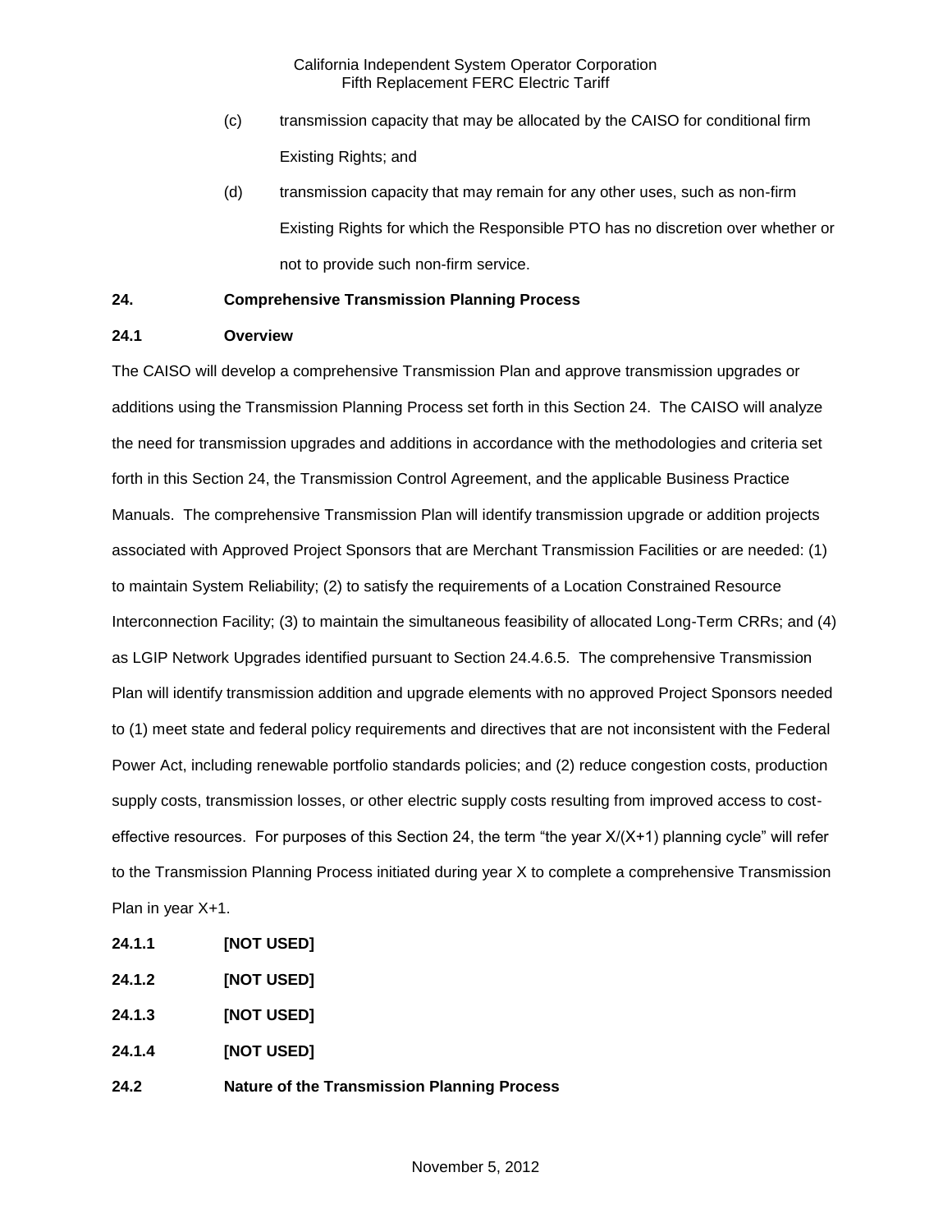(c) transmission capacity that may be allocated by the CAISO for conditional firm Existing Rights; and

(d) transmission capacity that may remain for any other uses, such as non-firm Existing Rights for which the Responsible PTO has no discretion over whether or not to provide such non-firm service.

**24. Comprehensive Transmission Planning Process**

**24.1 Overview**

The CAISO will develop a comprehensive Transmission Plan and approve transmission upgrades or additions using the Transmission Planning Process set forth in this Section 24. The CAISO will analyze the need for transmission upgrades and additions in accordance with the methodologies and criteria set forth in this Section 24, the Transmission Control Agreement, and the applicable Business Practice Manuals. The comprehensive Transmission Plan will identify transmission upgrade or addition projects associated with Approved Project Sponsors that are Merchant Transmission Facilities or are needed: (1) to maintain System Reliability; (2) to satisfy the requirements of a Location Constrained Resource Interconnection Facility; (3) to maintain the simultaneous feasibility of allocated Long-Term CRRs; and (4) as LGIP Network Upgrades identified pursuant to Section 24.4.6.5. The comprehensive Transmission Plan will identify transmission addition and upgrade elements with no approved Project Sponsors needed to (1) meet state and federal policy requirements and directives that are not inconsistent with the Federal Power Act, including renewable portfolio standards policies; and (2) reduce congestion costs, production supply costs, transmission losses, or other electric supply costs resulting from improved access to cost-effective resources. For purposes of this Section 24, the term "the year X/(X+1) planning cycle" will refer to the Transmission Planning Process initiated during year X to complete a comprehensive Transmission Plan in year X+1.

**24.1.1 [NOT USED]**

**24.1.2 [NOT USED]**

**24.1.3 [NOT USED]**

**24.1.4 [NOT USED]**

**24.2 Nature of the Transmission Planning Process**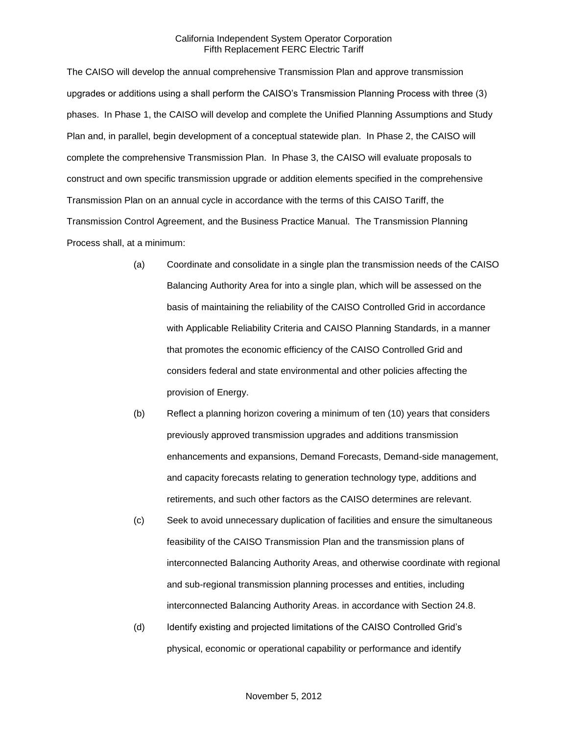The CAISO will develop the annual comprehensive Transmission Plan and approve transmission upgrades or additions using a shall perform the CAISO's Transmission Planning Process with three (3) phases. In Phase 1, the CAISO will develop and complete the Unified Planning Assumptions and Study Plan and, in parallel, begin development of a conceptual statewide plan. In Phase 2, the CAISO will complete the comprehensive Transmission Plan. In Phase 3, the CAISO will evaluate proposals to construct and own specific transmission upgrade or addition elements specified in the comprehensive Transmission Plan on an annual cycle in accordance with the terms of this CAISO Tariff, the Transmission Control Agreement, and the Business Practice Manual. The Transmission Planning Process shall, at a minimum:

(a) Coordinate and consolidate in a single plan the transmission needs of the CAISO Balancing Authority Area for into a single plan, which will be assessed on the basis of maintaining the reliability of the CAISO Controlled Grid in accordance with Applicable Reliability Criteria and CAISO Planning Standards, in a manner that promotes the economic efficiency of the CAISO Controlled Grid and considers federal and state environmental and other policies affecting the provision of Energy.

(b) Reflect a planning horizon covering a minimum of ten (10) years that considers previously approved transmission upgrades and additions transmission enhancements and expansions, Demand Forecasts, Demand-side management, and capacity forecasts relating to generation technology type, additions and retirements, and such other factors as the CAISO determines are relevant.

(c) Seek to avoid unnecessary duplication of facilities and ensure the simultaneous feasibility of the CAISO Transmission Plan and the transmission plans of interconnected Balancing Authority Areas, and otherwise coordinate with regional and sub-regional transmission planning processes and entities, including interconnected Balancing Authority Areas. in accordance with Section 24.8.

(d) Identify existing and projected limitations of the CAISO Controlled Grid's physical, economic or operational capability or performance and identify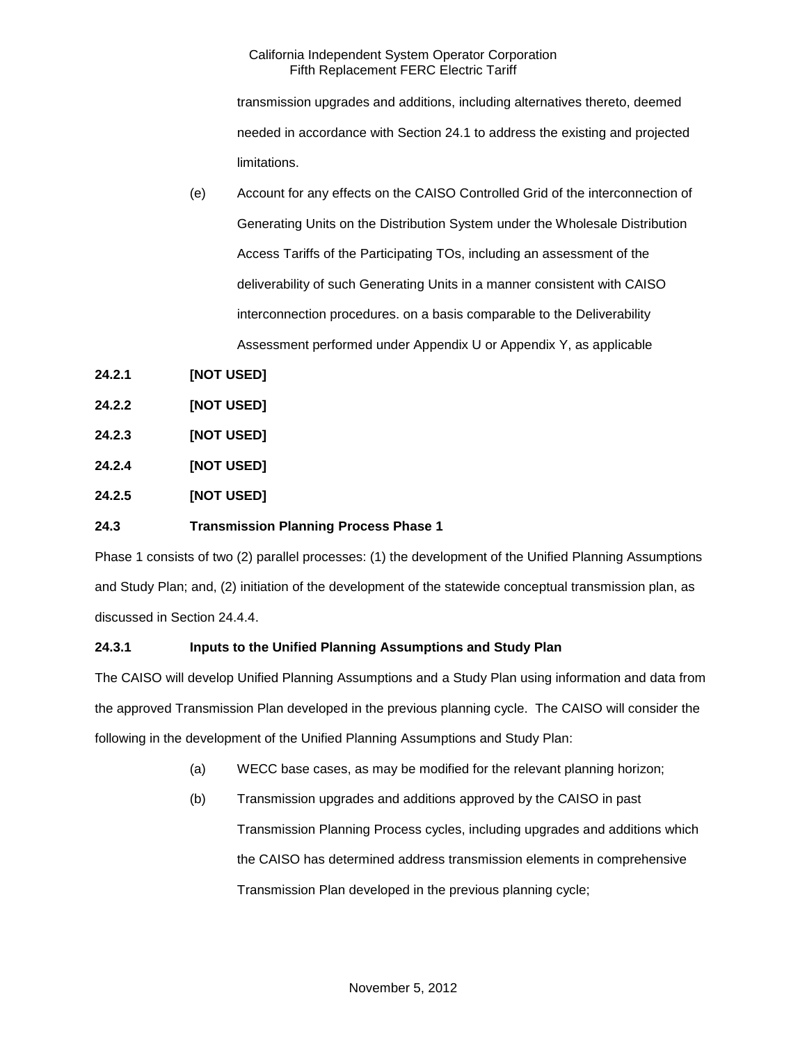transmission upgrades and additions, including alternatives thereto, deemed needed in accordance with Section 24.1 to address the existing and projected limitations.

(e) Account for any effects on the CAISO Controlled Grid of the interconnection of Generating Units on the Distribution System under the Wholesale Distribution Access Tariffs of the Participating TOs, including an assessment of the deliverability of such Generating Units in a manner consistent with CAISO interconnection procedures. on a basis comparable to the Deliverability Assessment performed under Appendix U or Appendix Y, as applicable

**24.2.1 [NOT USED]**

**24.2.2 [NOT USED]**

**24.2.3 [NOT USED]**

**24.2.4 [NOT USED]**

**24.2.5 [NOT USED]**

**24.3 Transmission Planning Process Phase 1**

Phase 1 consists of two (2) parallel processes: (1) the development of the Unified Planning Assumptions and Study Plan; and, (2) initiation of the development of the statewide conceptual transmission plan, as discussed in Section 24.4.4.

**24.3.1 Inputs to the Unified Planning Assumptions and Study Plan**

The CAISO will develop Unified Planning Assumptions and a Study Plan using information and data from the approved Transmission Plan developed in the previous planning cycle. The CAISO will consider the following in the development of the Unified Planning Assumptions and Study Plan:

(a) WECC base cases, as may be modified for the relevant planning horizon;

(b) Transmission upgrades and additions approved by the CAISO in past Transmission Planning Process cycles, including upgrades and additions which the CAISO has determined address transmission elements in comprehensive Transmission Plan developed in the previous planning cycle;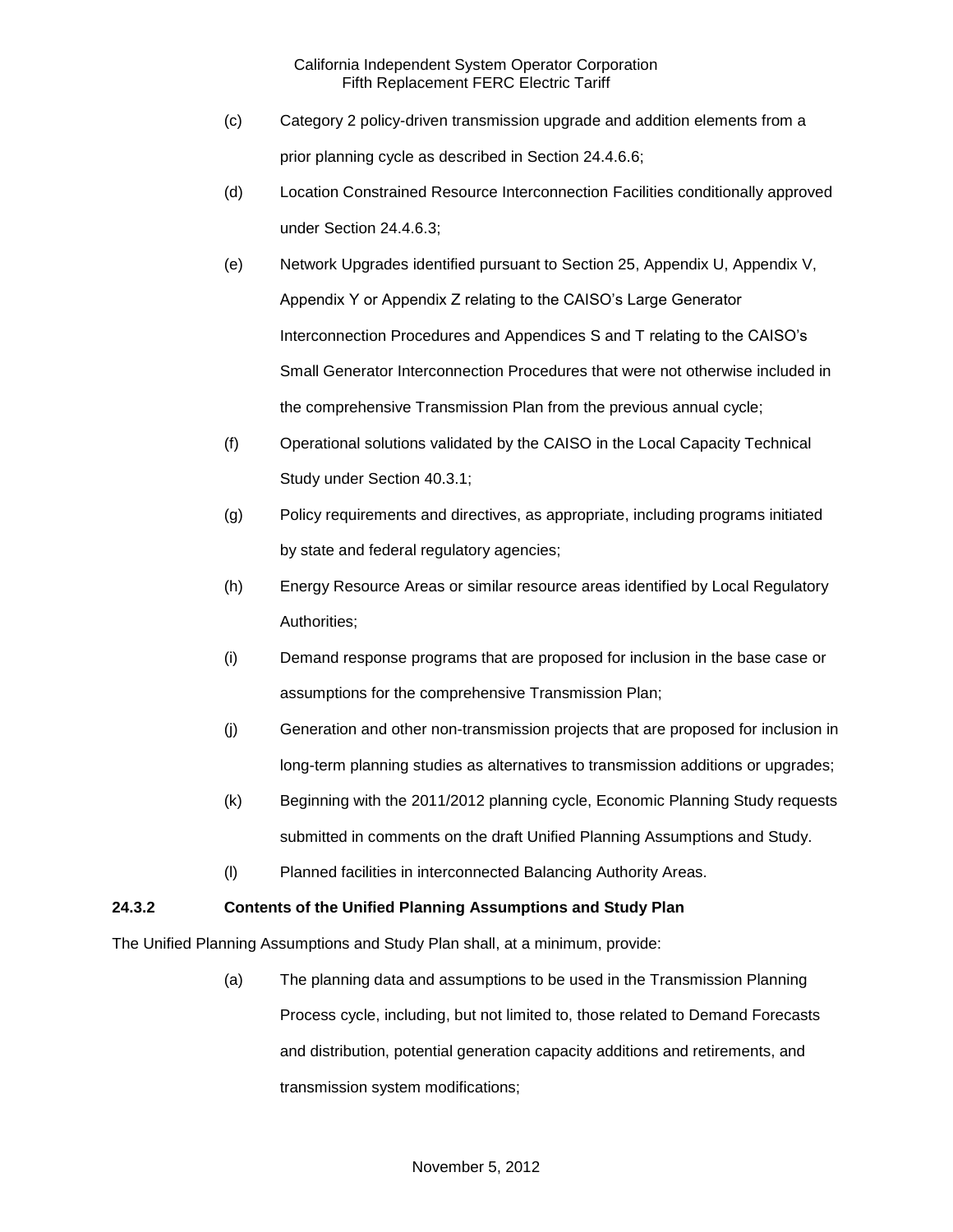(c) Category 2 policy-driven transmission upgrade and addition elements from a prior planning cycle as described in Section 24.4.6.6;

(d) Location Constrained Resource Interconnection Facilities conditionally approved under Section 24.4.6.3;

(e) Network Upgrades identified pursuant to Section 25, Appendix U, Appendix V, Appendix Y or Appendix Z relating to the CAISO's Large Generator Interconnection Procedures and Appendices S and T relating to the CAISO's Small Generator Interconnection Procedures that were not otherwise included in the comprehensive Transmission Plan from the previous annual cycle;

(f) Operational solutions validated by the CAISO in the Local Capacity Technical Study under Section 40.3.1;

(g) Policy requirements and directives, as appropriate, including programs initiated by state and federal regulatory agencies;

(h) Energy Resource Areas or similar resource areas identified by Local Regulatory Authorities;

(i) Demand response programs that are proposed for inclusion in the base case or assumptions for the comprehensive Transmission Plan;

(j) Generation and other non-transmission projects that are proposed for inclusion in long-term planning studies as alternatives to transmission additions or upgrades;

(k) Beginning with the 2011/2012 planning cycle, Economic Planning Study requests submitted in comments on the draft Unified Planning Assumptions and Study.

(l) Planned facilities in interconnected Balancing Authority Areas.

**24.3.2 Contents of the Unified Planning Assumptions and Study Plan**

The Unified Planning Assumptions and Study Plan shall, at a minimum, provide:

(a) The planning data and assumptions to be used in the Transmission Planning Process cycle, including, but not limited to, those related to Demand Forecasts and distribution, potential generation capacity additions and retirements, and transmission system modifications;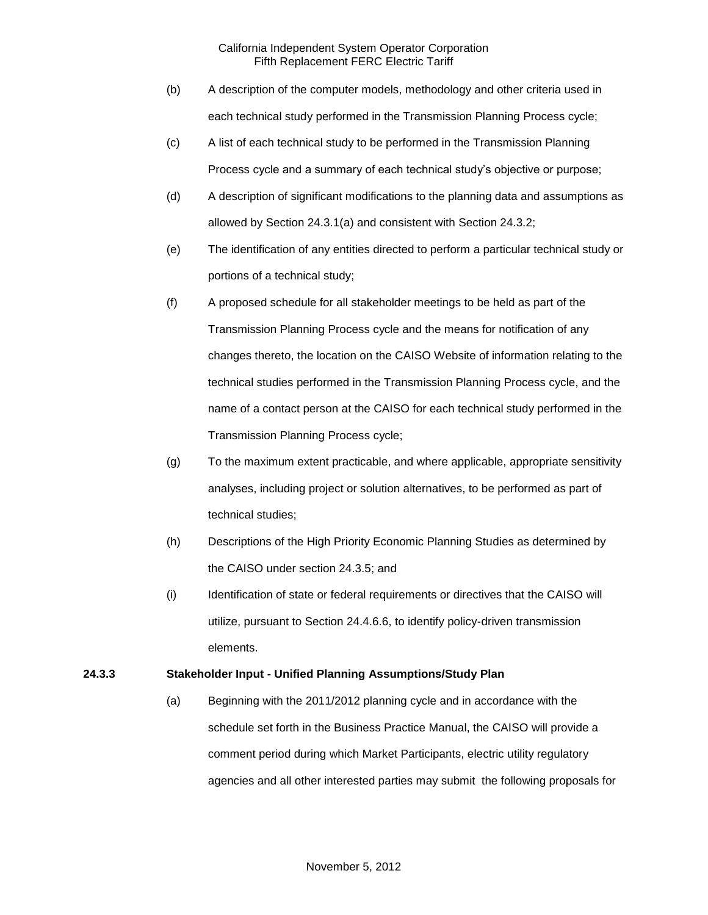(b) A description of the computer models, methodology and other criteria used in each technical study performed in the Transmission Planning Process cycle;

(c) A list of each technical study to be performed in the Transmission Planning Process cycle and a summary of each technical study's objective or purpose;

(d) A description of significant modifications to the planning data and assumptions as allowed by Section 24.3.1(a) and consistent with Section 24.3.2;

(e) The identification of any entities directed to perform a particular technical study or portions of a technical study;

(f) A proposed schedule for all stakeholder meetings to be held as part of the Transmission Planning Process cycle and the means for notification of any changes thereto, the location on the CAISO Website of information relating to the technical studies performed in the Transmission Planning Process cycle, and the name of a contact person at the CAISO for each technical study performed in the Transmission Planning Process cycle;

(g) To the maximum extent practicable, and where applicable, appropriate sensitivity analyses, including project or solution alternatives, to be performed as part of technical studies;

(h) Descriptions of the High Priority Economic Planning Studies as determined by the CAISO under section 24.3.5; and

(i) Identification of state or federal requirements or directives that the CAISO will utilize, pursuant to Section 24.4.6.6, to identify policy-driven transmission elements.

**24.3.3 Stakeholder Input - Unified Planning Assumptions/Study Plan**

(a) Beginning with the 2011/2012 planning cycle and in accordance with the schedule set forth in the Business Practice Manual, the CAISO will provide a comment period during which Market Participants, electric utility regulatory agencies and all other interested parties may submit the following proposals for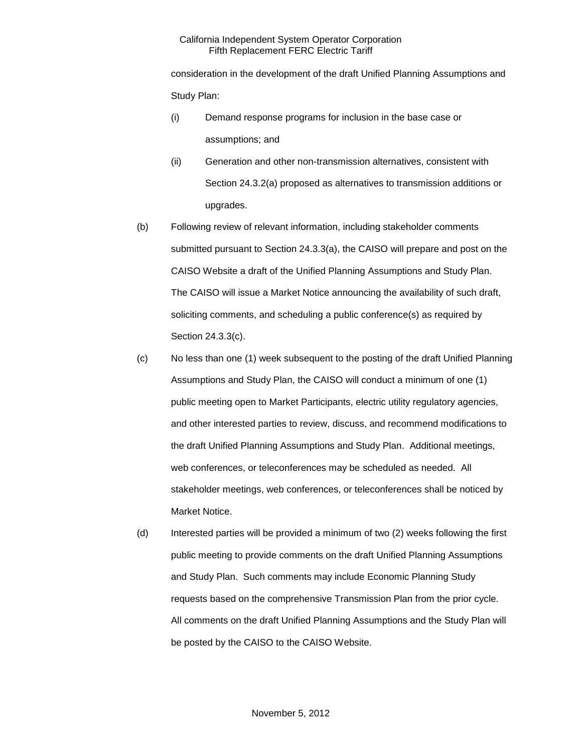consideration in the development of the draft Unified Planning Assumptions and Study Plan:

(i) Demand response programs for inclusion in the base case or assumptions; and

(ii) Generation and other non-transmission alternatives, consistent with Section 24.3.2(a) proposed as alternatives to transmission additions or upgrades.

(b) Following review of relevant information, including stakeholder comments submitted pursuant to Section 24.3.3(a), the CAISO will prepare and post on the CAISO Website a draft of the Unified Planning Assumptions and Study Plan. The CAISO will issue a Market Notice announcing the availability of such draft, soliciting comments, and scheduling a public conference(s) as required by Section 24.3.3(c).

(c) No less than one (1) week subsequent to the posting of the draft Unified Planning Assumptions and Study Plan, the CAISO will conduct a minimum of one (1) public meeting open to Market Participants, electric utility regulatory agencies, and other interested parties to review, discuss, and recommend modifications to the draft Unified Planning Assumptions and Study Plan. Additional meetings, web conferences, or teleconferences may be scheduled as needed. All stakeholder meetings, web conferences, or teleconferences shall be noticed by Market Notice.

(d) Interested parties will be provided a minimum of two (2) weeks following the first public meeting to provide comments on the draft Unified Planning Assumptions and Study Plan. Such comments may include Economic Planning Study requests based on the comprehensive Transmission Plan from the prior cycle. All comments on the draft Unified Planning Assumptions and the Study Plan will be posted by the CAISO to the CAISO Website.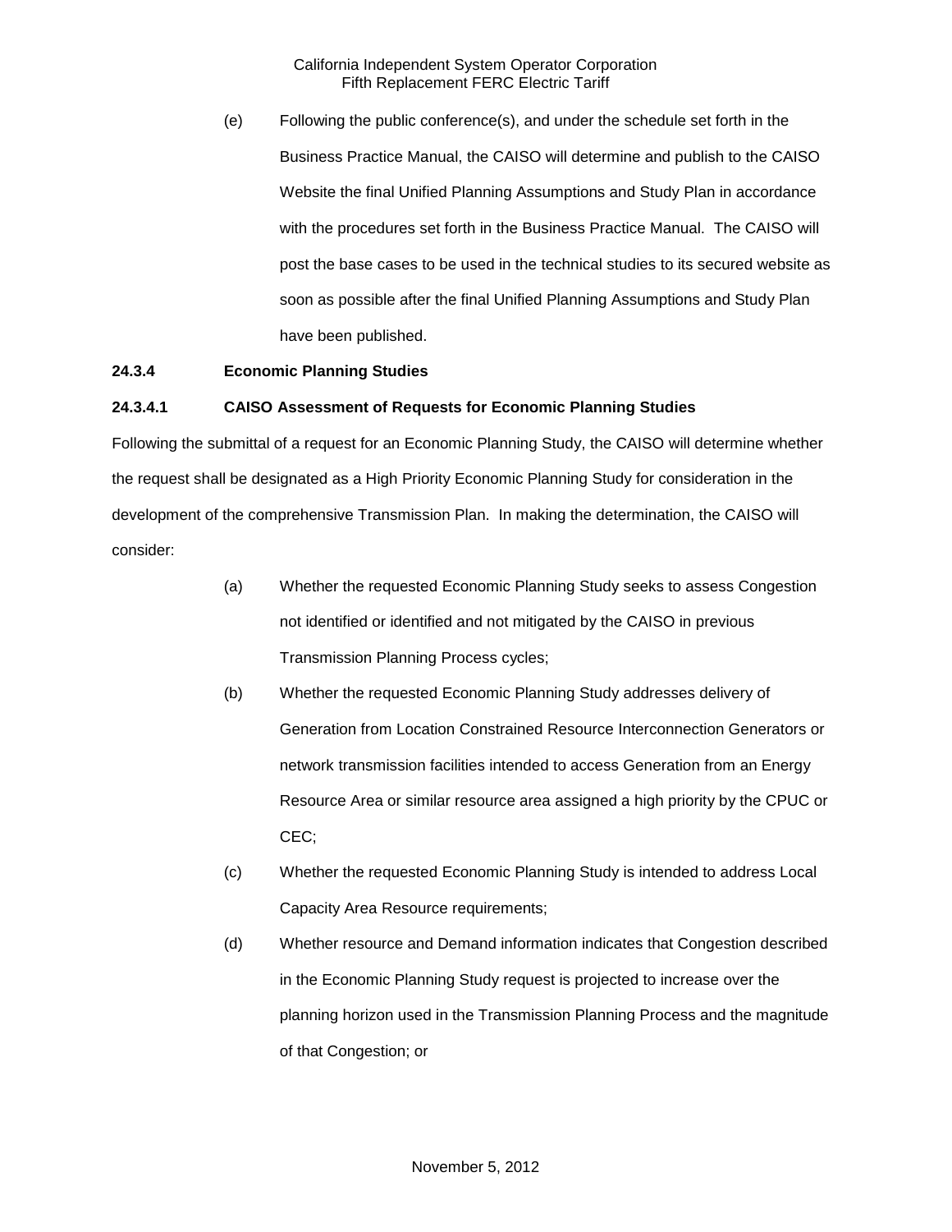(e) Following the public conference(s), and under the schedule set forth in the Business Practice Manual, the CAISO will determine and publish to the CAISO Website the final Unified Planning Assumptions and Study Plan in accordance with the procedures set forth in the Business Practice Manual. The CAISO will post the base cases to be used in the technical studies to its secured website as soon as possible after the final Unified Planning Assumptions and Study Plan have been published.

**24.3.4 Economic Planning Studies**

**24.3.4.1 CAISO Assessment of Requests for Economic Planning Studies**

Following the submittal of a request for an Economic Planning Study, the CAISO will determine whether the request shall be designated as a High Priority Economic Planning Study for consideration in the development of the comprehensive Transmission Plan. In making the determination, the CAISO will consider:

(a) Whether the requested Economic Planning Study seeks to assess Congestion not identified or identified and not mitigated by the CAISO in previous Transmission Planning Process cycles;

(b) Whether the requested Economic Planning Study addresses delivery of Generation from Location Constrained Resource Interconnection Generators or network transmission facilities intended to access Generation from an Energy Resource Area or similar resource area assigned a high priority by the CPUC or CEC;

(c) Whether the requested Economic Planning Study is intended to address Local Capacity Area Resource requirements;

(d) Whether resource and Demand information indicates that Congestion described in the Economic Planning Study request is projected to increase over the planning horizon used in the Transmission Planning Process and the magnitude of that Congestion; or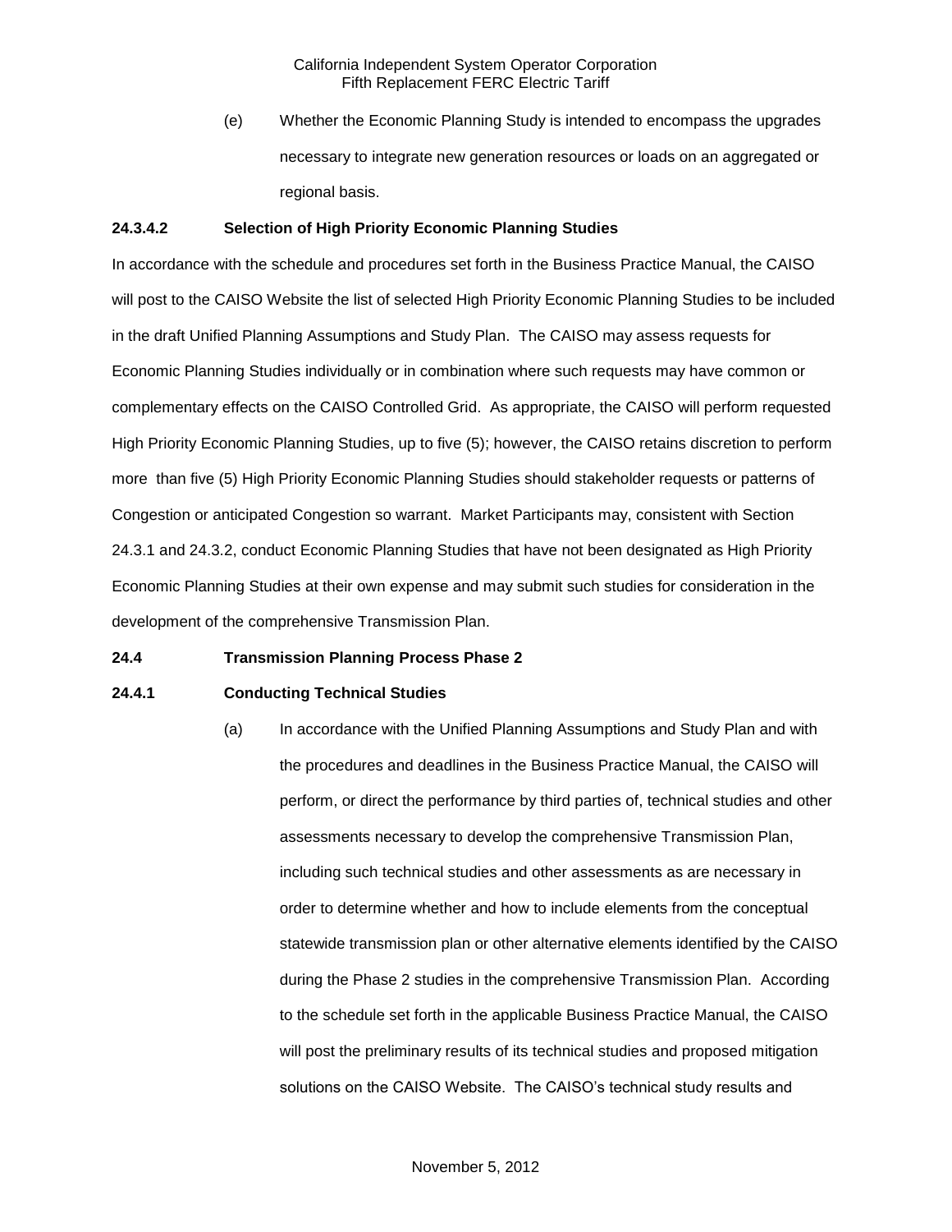(e) Whether the Economic Planning Study is intended to encompass the upgrades necessary to integrate new generation resources or loads on an aggregated or regional basis.

**24.3.4.2 Selection of High Priority Economic Planning Studies**

In accordance with the schedule and procedures set forth in the Business Practice Manual, the CAISO will post to the CAISO Website the list of selected High Priority Economic Planning Studies to be included in the draft Unified Planning Assumptions and Study Plan. The CAISO may assess requests for Economic Planning Studies individually or in combination where such requests may have common or complementary effects on the CAISO Controlled Grid. As appropriate, the CAISO will perform requested High Priority Economic Planning Studies, up to five (5); however, the CAISO retains discretion to perform more than five (5) High Priority Economic Planning Studies should stakeholder requests or patterns of Congestion or anticipated Congestion so warrant. Market Participants may, consistent with Section 24.3.1 and 24.3.2, conduct Economic Planning Studies that have not been designated as High Priority Economic Planning Studies at their own expense and may submit such studies for consideration in the development of the comprehensive Transmission Plan.

**24.4 Transmission Planning Process Phase 2**

**24.4.1 Conducting Technical Studies**

(a) In accordance with the Unified Planning Assumptions and Study Plan and with the procedures and deadlines in the Business Practice Manual, the CAISO will perform, or direct the performance by third parties of, technical studies and other assessments necessary to develop the comprehensive Transmission Plan, including such technical studies and other assessments as are necessary in order to determine whether and how to include elements from the conceptual statewide transmission plan or other alternative elements identified by the CAISO during the Phase 2 studies in the comprehensive Transmission Plan. According to the schedule set forth in the applicable Business Practice Manual, the CAISO will post the preliminary results of its technical studies and proposed mitigation solutions on the CAISO Website. The CAISO's technical study results and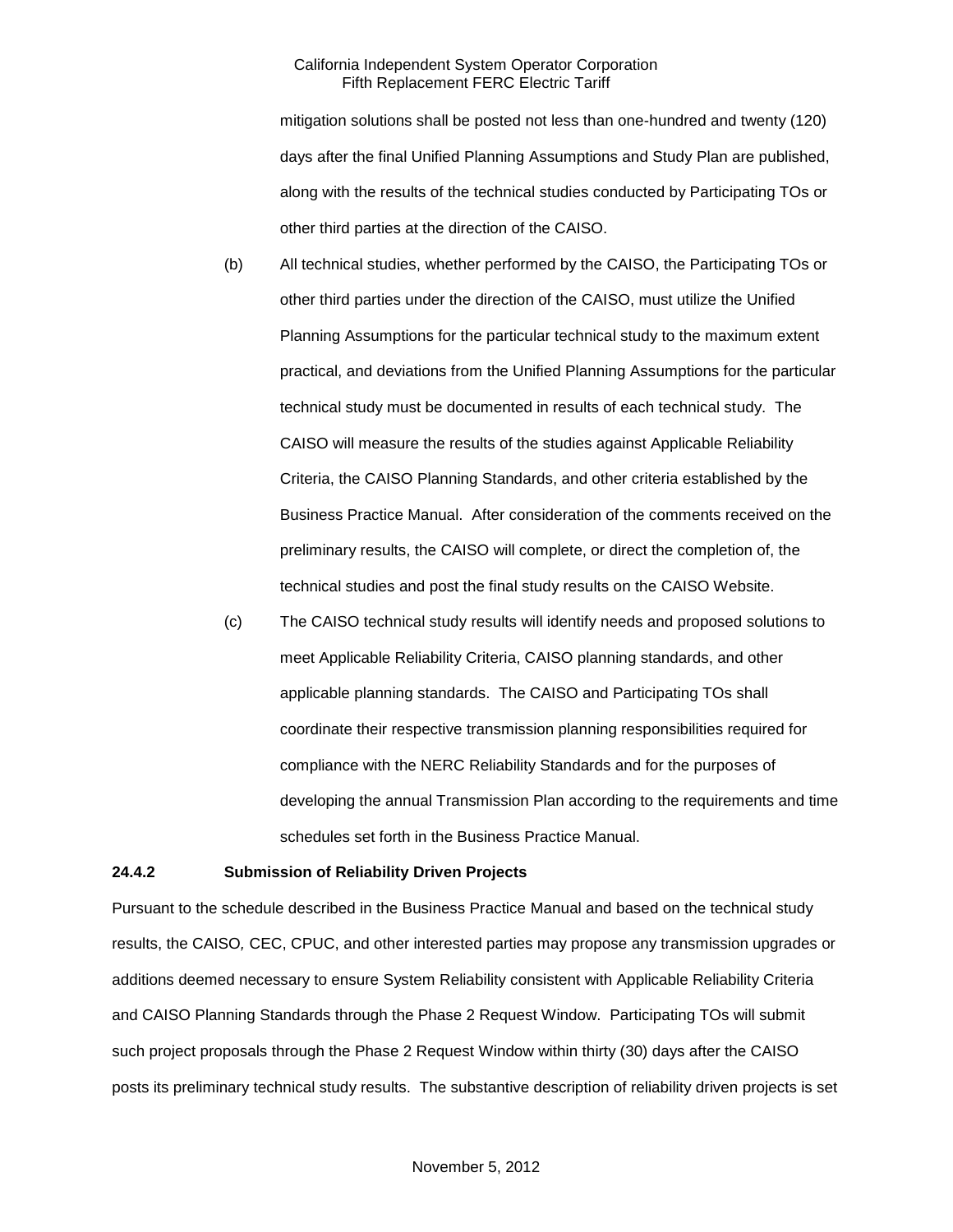mitigation solutions shall be posted not less than one-hundred and twenty (120) days after the final Unified Planning Assumptions and Study Plan are published, along with the results of the technical studies conducted by Participating TOs or other third parties at the direction of the CAISO.

(b) All technical studies, whether performed by the CAISO, the Participating TOs or other third parties under the direction of the CAISO, must utilize the Unified Planning Assumptions for the particular technical study to the maximum extent practical, and deviations from the Unified Planning Assumptions for the particular technical study must be documented in results of each technical study. The CAISO will measure the results of the studies against Applicable Reliability Criteria, the CAISO Planning Standards, and other criteria established by the Business Practice Manual. After consideration of the comments received on the preliminary results, the CAISO will complete, or direct the completion of, the technical studies and post the final study results on the CAISO Website.

(c) The CAISO technical study results will identify needs and proposed solutions to meet Applicable Reliability Criteria, CAISO planning standards, and other applicable planning standards. The CAISO and Participating TOs shall coordinate their respective transmission planning responsibilities required for compliance with the NERC Reliability Standards and for the purposes of developing the annual Transmission Plan according to the requirements and time schedules set forth in the Business Practice Manual.

**24.4.2 Submission of Reliability Driven Projects**

Pursuant to the schedule described in the Business Practice Manual and based on the technical study results, the CAISO*,* CEC, CPUC, and other interested parties may propose any transmission upgrades or additions deemed necessary to ensure System Reliability consistent with Applicable Reliability Criteria and CAISO Planning Standards through the Phase 2 Request Window. Participating TOs will submit such project proposals through the Phase 2 Request Window within thirty (30) days after the CAISO posts its preliminary technical study results. The substantive description of reliability driven projects is set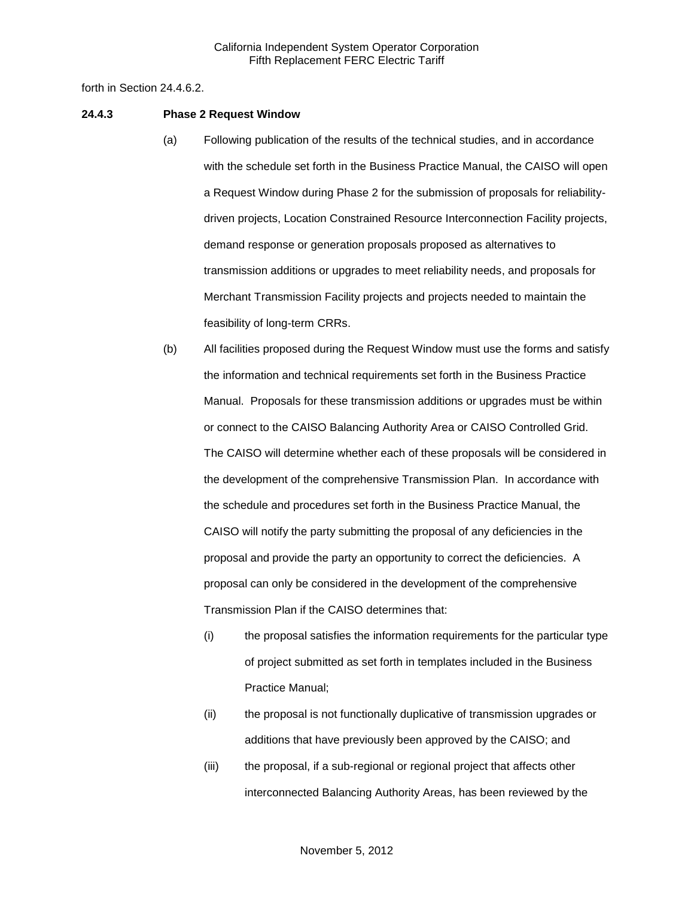forth in Section 24.4.6.2.

**24.4.3 Phase 2 Request Window**

(a) Following publication of the results of the technical studies, and in accordance with the schedule set forth in the Business Practice Manual, the CAISO will open a Request Window during Phase 2 for the submission of proposals for reliability-driven projects, Location Constrained Resource Interconnection Facility projects, demand response or generation proposals proposed as alternatives to transmission additions or upgrades to meet reliability needs, and proposals for Merchant Transmission Facility projects and projects needed to maintain the feasibility of long-term CRRs.

(b) All facilities proposed during the Request Window must use the forms and satisfy the information and technical requirements set forth in the Business Practice Manual. Proposals for these transmission additions or upgrades must be within or connect to the CAISO Balancing Authority Area or CAISO Controlled Grid. The CAISO will determine whether each of these proposals will be considered in the development of the comprehensive Transmission Plan. In accordance with the schedule and procedures set forth in the Business Practice Manual, the CAISO will notify the party submitting the proposal of any deficiencies in the proposal and provide the party an opportunity to correct the deficiencies. A proposal can only be considered in the development of the comprehensive Transmission Plan if the CAISO determines that:

(i) the proposal satisfies the information requirements for the particular type of project submitted as set forth in templates included in the Business Practice Manual;

(ii) the proposal is not functionally duplicative of transmission upgrades or additions that have previously been approved by the CAISO; and

(iii) the proposal, if a sub-regional or regional project that affects other interconnected Balancing Authority Areas, has been reviewed by the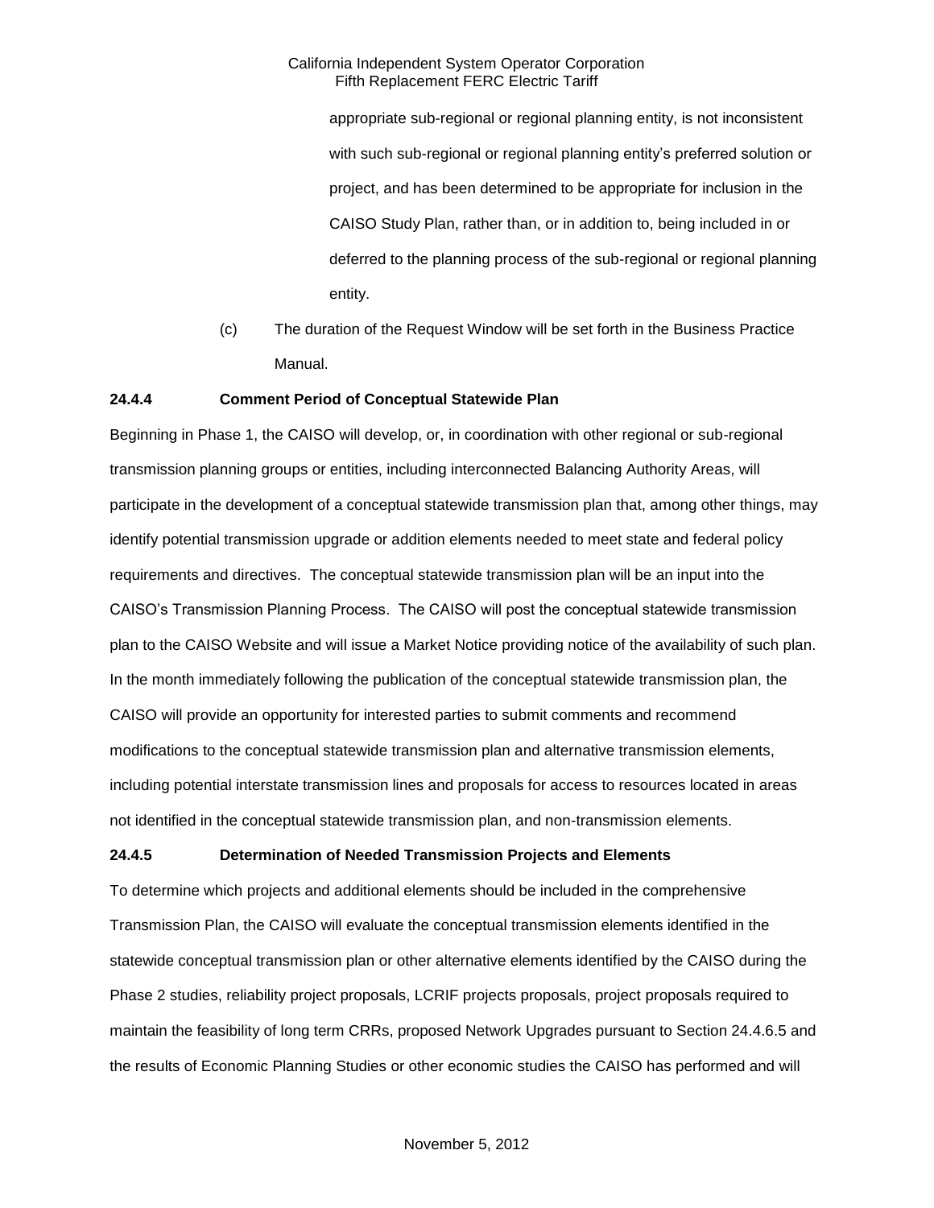appropriate sub-regional or regional planning entity, is not inconsistent with such sub-regional or regional planning entity's preferred solution or project, and has been determined to be appropriate for inclusion in the CAISO Study Plan, rather than, or in addition to, being included in or deferred to the planning process of the sub-regional or regional planning entity.

(c) The duration of the Request Window will be set forth in the Business Practice Manual.

**24.4.4 Comment Period of Conceptual Statewide Plan**

Beginning in Phase 1, the CAISO will develop, or, in coordination with other regional or sub-regional transmission planning groups or entities, including interconnected Balancing Authority Areas, will participate in the development of a conceptual statewide transmission plan that, among other things, may identify potential transmission upgrade or addition elements needed to meet state and federal policy requirements and directives. The conceptual statewide transmission plan will be an input into the CAISO's Transmission Planning Process. The CAISO will post the conceptual statewide transmission plan to the CAISO Website and will issue a Market Notice providing notice of the availability of such plan. In the month immediately following the publication of the conceptual statewide transmission plan, the CAISO will provide an opportunity for interested parties to submit comments and recommend modifications to the conceptual statewide transmission plan and alternative transmission elements, including potential interstate transmission lines and proposals for access to resources located in areas not identified in the conceptual statewide transmission plan, and non-transmission elements.

**24.4.5 Determination of Needed Transmission Projects and Elements**

To determine which projects and additional elements should be included in the comprehensive Transmission Plan, the CAISO will evaluate the conceptual transmission elements identified in the statewide conceptual transmission plan or other alternative elements identified by the CAISO during the Phase 2 studies, reliability project proposals, LCRIF projects proposals, project proposals required to maintain the feasibility of long term CRRs, proposed Network Upgrades pursuant to Section 24.4.6.5 and the results of Economic Planning Studies or other economic studies the CAISO has performed and will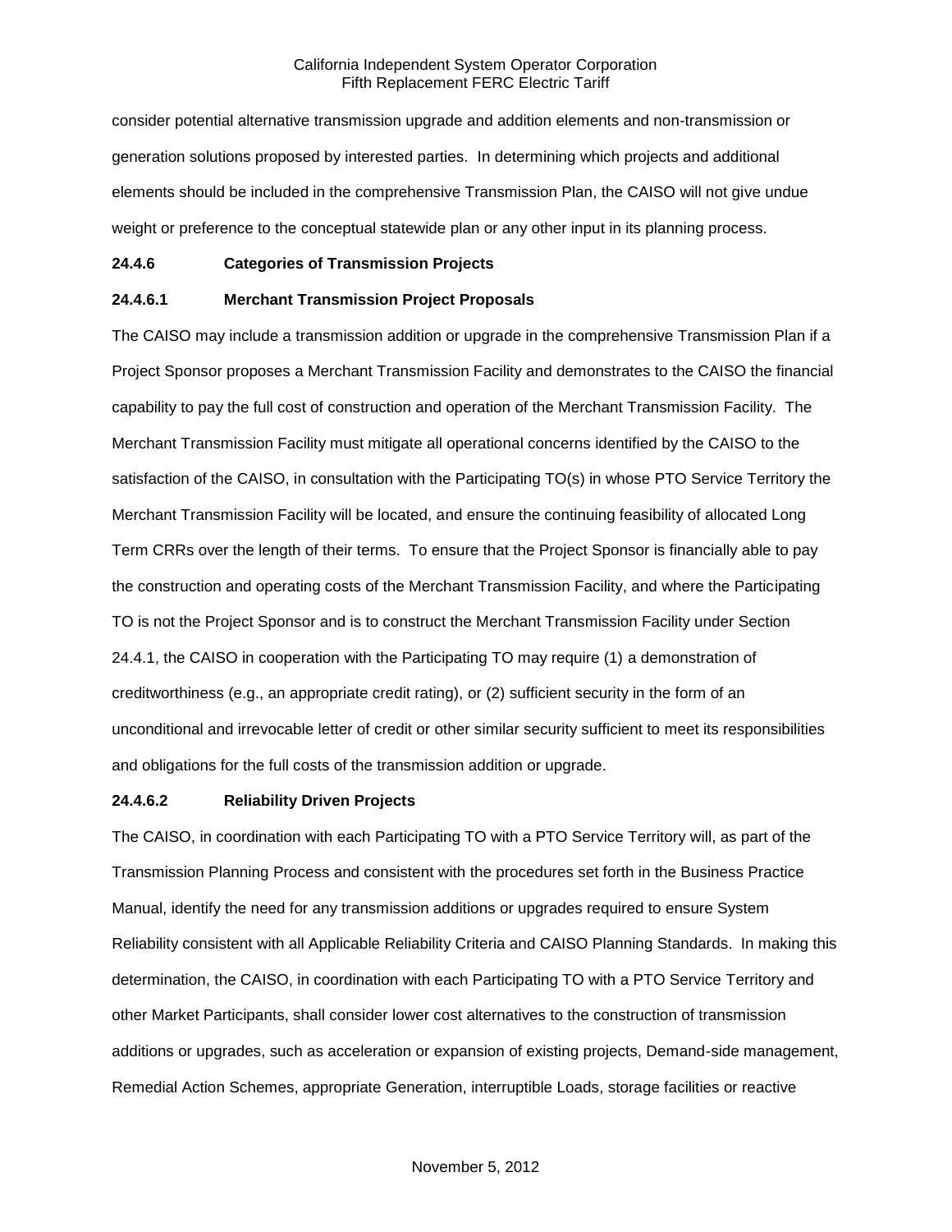consider potential alternative transmission upgrade and addition elements and non-transmission or generation solutions proposed by interested parties. In determining which projects and additional elements should be included in the comprehensive Transmission Plan, the CAISO will not give undue weight or preference to the conceptual statewide plan or any other input in its planning process.

**24.4.6 Categories of Transmission Projects**

**24.4.6.1 Merchant Transmission Project Proposals**

The CAISO may include a transmission addition or upgrade in the comprehensive Transmission Plan if a Project Sponsor proposes a Merchant Transmission Facility and demonstrates to the CAISO the financial capability to pay the full cost of construction and operation of the Merchant Transmission Facility. The Merchant Transmission Facility must mitigate all operational concerns identified by the CAISO to the satisfaction of the CAISO, in consultation with the Participating TO(s) in whose PTO Service Territory the Merchant Transmission Facility will be located, and ensure the continuing feasibility of allocated Long Term CRRs over the length of their terms. To ensure that the Project Sponsor is financially able to pay the construction and operating costs of the Merchant Transmission Facility, and where the Participating TO is not the Project Sponsor and is to construct the Merchant Transmission Facility under Section 24.4.1, the CAISO in cooperation with the Participating TO may require (1) a demonstration of creditworthiness (e.g., an appropriate credit rating), or (2) sufficient security in the form of an unconditional and irrevocable letter of credit or other similar security sufficient to meet its responsibilities and obligations for the full costs of the transmission addition or upgrade.

**24.4.6.2 Reliability Driven Projects**

The CAISO, in coordination with each Participating TO with a PTO Service Territory will, as part of the Transmission Planning Process and consistent with the procedures set forth in the Business Practice Manual, identify the need for any transmission additions or upgrades required to ensure System Reliability consistent with all Applicable Reliability Criteria and CAISO Planning Standards. In making this determination, the CAISO, in coordination with each Participating TO with a PTO Service Territory and other Market Participants, shall consider lower cost alternatives to the construction of transmission additions or upgrades, such as acceleration or expansion of existing projects, Demand-side management, Remedial Action Schemes, appropriate Generation, interruptible Loads, storage facilities or reactive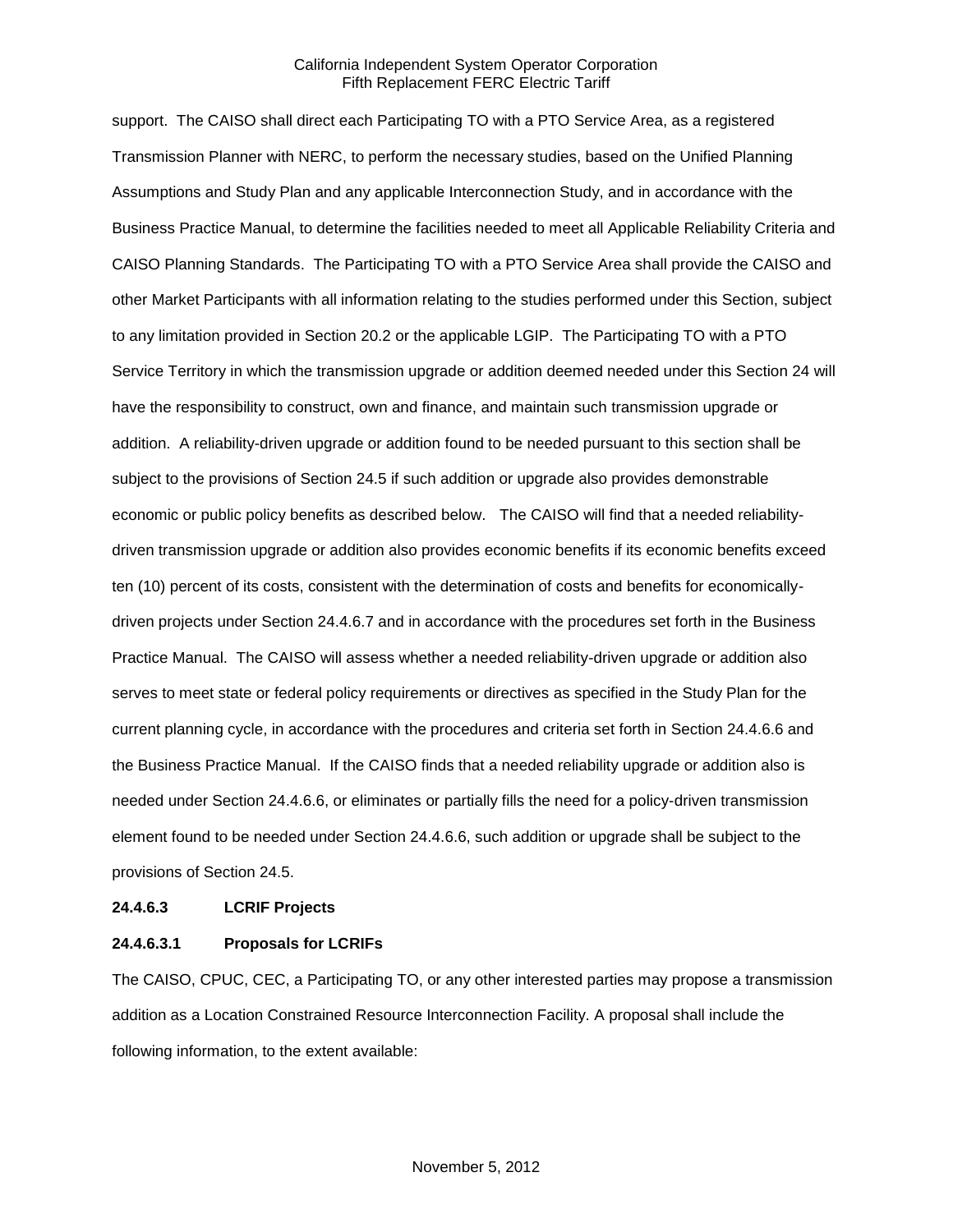support. The CAISO shall direct each Participating TO with a PTO Service Area, as a registered Transmission Planner with NERC, to perform the necessary studies, based on the Unified Planning Assumptions and Study Plan and any applicable Interconnection Study, and in accordance with the Business Practice Manual, to determine the facilities needed to meet all Applicable Reliability Criteria and CAISO Planning Standards. The Participating TO with a PTO Service Area shall provide the CAISO and other Market Participants with all information relating to the studies performed under this Section, subject to any limitation provided in Section 20.2 or the applicable LGIP. The Participating TO with a PTO Service Territory in which the transmission upgrade or addition deemed needed under this Section 24 will have the responsibility to construct, own and finance, and maintain such transmission upgrade or addition. A reliability-driven upgrade or addition found to be needed pursuant to this section shall be subject to the provisions of Section 24.5 if such addition or upgrade also provides demonstrable economic or public policy benefits as described below. The CAISO will find that a needed reliability-driven transmission upgrade or addition also provides economic benefits if its economic benefits exceed ten (10) percent of its costs, consistent with the determination of costs and benefits for economically-driven projects under Section 24.4.6.7 and in accordance with the procedures set forth in the Business Practice Manual. The CAISO will assess whether a needed reliability-driven upgrade or addition also serves to meet state or federal policy requirements or directives as specified in the Study Plan for the current planning cycle, in accordance with the procedures and criteria set forth in Section 24.4.6.6 and the Business Practice Manual. If the CAISO finds that a needed reliability upgrade or addition also is needed under Section 24.4.6.6, or eliminates or partially fills the need for a policy-driven transmission element found to be needed under Section 24.4.6.6, such addition or upgrade shall be subject to the provisions of Section 24.5.

**24.4.6.3 LCRIF Projects**

**24.4.6.3.1 Proposals for LCRIFs**

The CAISO, CPUC, CEC, a Participating TO, or any other interested parties may propose a transmission addition as a Location Constrained Resource Interconnection Facility. A proposal shall include the following information, to the extent available: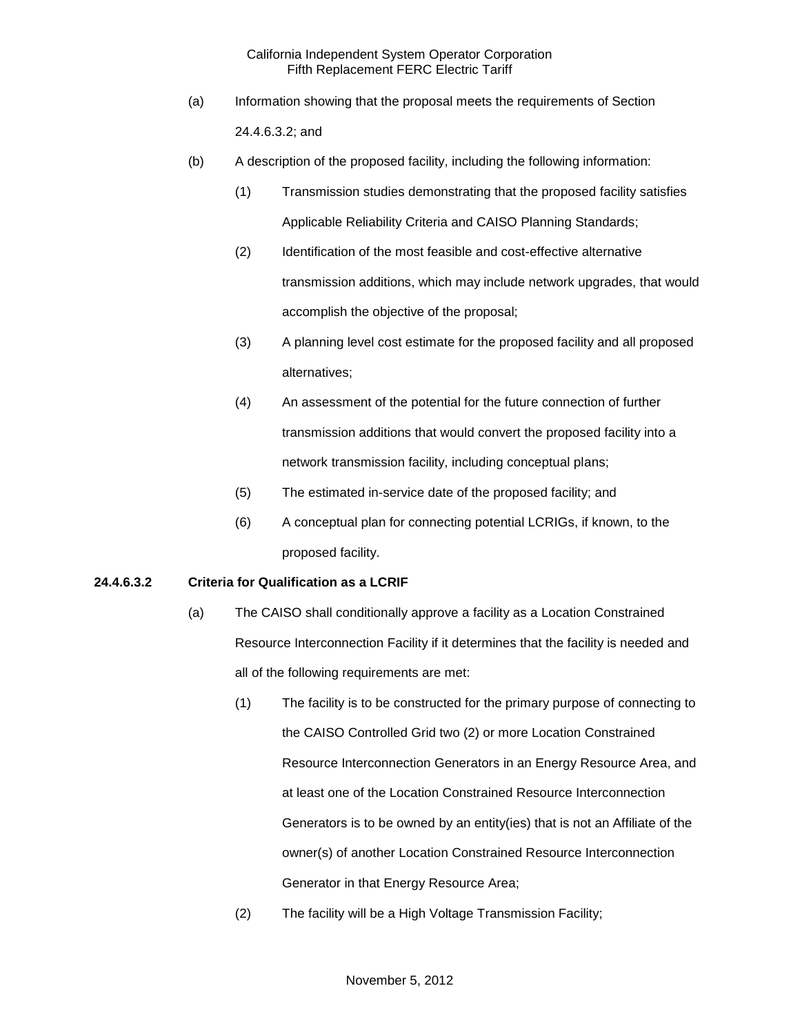(a) Information showing that the proposal meets the requirements of Section 24.4.6.3.2; and

(b) A description of the proposed facility, including the following information:

   (1) Transmission studies demonstrating that the proposed facility satisfies Applicable Reliability Criteria and CAISO Planning Standards;

   (2) Identification of the most feasible and cost-effective alternative transmission additions, which may include network upgrades, that would accomplish the objective of the proposal;

   (3) A planning level cost estimate for the proposed facility and all proposed alternatives;

   (4) An assessment of the potential for the future connection of further transmission additions that would convert the proposed facility into a network transmission facility, including conceptual plans;

   (5) The estimated in-service date of the proposed facility; and

   (6) A conceptual plan for connecting potential LCRIGs, if known, to the proposed facility.

**24.4.6.3.2 Criteria for Qualification as a LCRIF**

(a) The CAISO shall conditionally approve a facility as a Location Constrained Resource Interconnection Facility if it determines that the facility is needed and all of the following requirements are met:

   (1) The facility is to be constructed for the primary purpose of connecting to the CAISO Controlled Grid two (2) or more Location Constrained Resource Interconnection Generators in an Energy Resource Area, and at least one of the Location Constrained Resource Interconnection Generators is to be owned by an entity(ies) that is not an Affiliate of the owner(s) of another Location Constrained Resource Interconnection Generator in that Energy Resource Area;

   (2) The facility will be a High Voltage Transmission Facility;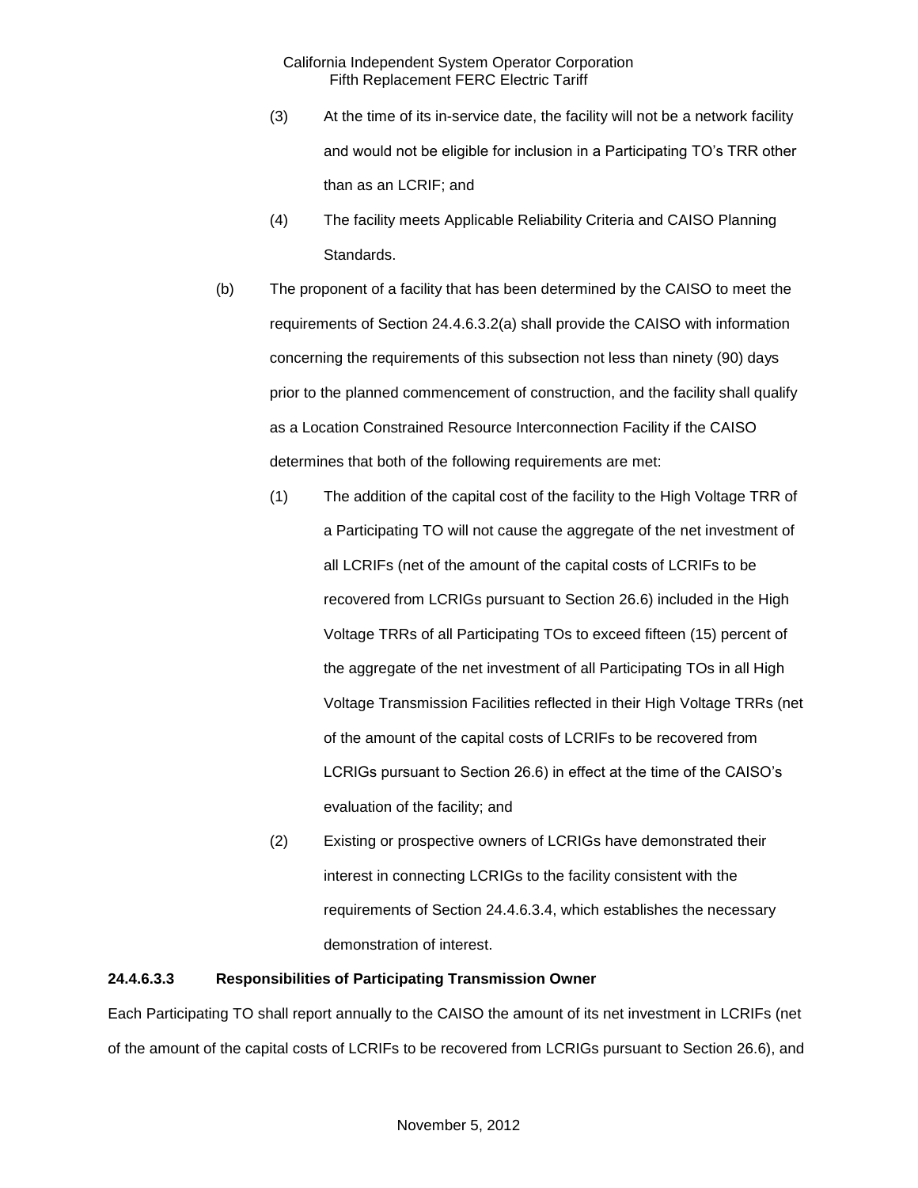(3) At the time of its in-service date, the facility will not be a network facility and would not be eligible for inclusion in a Participating TO's TRR other than as an LCRIF; and

(4) The facility meets Applicable Reliability Criteria and CAISO Planning Standards.

(b) The proponent of a facility that has been determined by the CAISO to meet the requirements of Section 24.4.6.3.2(a) shall provide the CAISO with information concerning the requirements of this subsection not less than ninety (90) days prior to the planned commencement of construction, and the facility shall qualify as a Location Constrained Resource Interconnection Facility if the CAISO determines that both of the following requirements are met:

(1) The addition of the capital cost of the facility to the High Voltage TRR of a Participating TO will not cause the aggregate of the net investment of all LCRIFs (net of the amount of the capital costs of LCRIFs to be recovered from LCRIGs pursuant to Section 26.6) included in the High Voltage TRRs of all Participating TOs to exceed fifteen (15) percent of the aggregate of the net investment of all Participating TOs in all High Voltage Transmission Facilities reflected in their High Voltage TRRs (net of the amount of the capital costs of LCRIFs to be recovered from LCRIGs pursuant to Section 26.6) in effect at the time of the CAISO's evaluation of the facility; and

(2) Existing or prospective owners of LCRIGs have demonstrated their interest in connecting LCRIGs to the facility consistent with the requirements of Section 24.4.6.3.4, which establishes the necessary demonstration of interest.

**24.4.6.3.3 Responsibilities of Participating Transmission Owner**

Each Participating TO shall report annually to the CAISO the amount of its net investment in LCRIFs (net of the amount of the capital costs of LCRIFs to be recovered from LCRIGs pursuant to Section 26.6), and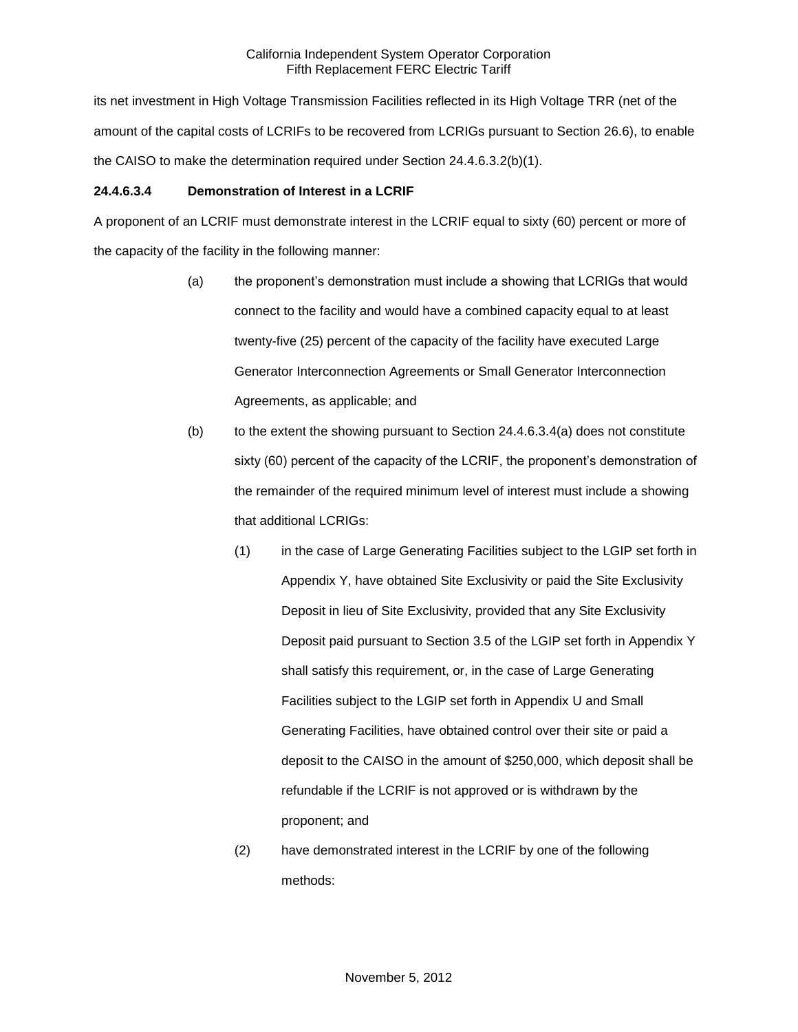its net investment in High Voltage Transmission Facilities reflected in its High Voltage TRR (net of the amount of the capital costs of LCRIFs to be recovered from LCRIGs pursuant to Section 26.6), to enable the CAISO to make the determination required under Section 24.4.6.3.2(b)(1).

**24.4.6.3.4 Demonstration of Interest in a LCRIF**

A proponent of an LCRIF must demonstrate interest in the LCRIF equal to sixty (60) percent or more of the capacity of the facility in the following manner:

(a) the proponent's demonstration must include a showing that LCRIGs that would connect to the facility and would have a combined capacity equal to at least twenty-five (25) percent of the capacity of the facility have executed Large Generator Interconnection Agreements or Small Generator Interconnection Agreements, as applicable; and

(b) to the extent the showing pursuant to Section 24.4.6.3.4(a) does not constitute sixty (60) percent of the capacity of the LCRIF, the proponent's demonstration of the remainder of the required minimum level of interest must include a showing that additional LCRIGs:

  (1) in the case of Large Generating Facilities subject to the LGIP set forth in Appendix Y, have obtained Site Exclusivity or paid the Site Exclusivity Deposit in lieu of Site Exclusivity, provided that any Site Exclusivity Deposit paid pursuant to Section 3.5 of the LGIP set forth in Appendix Y shall satisfy this requirement, or, in the case of Large Generating Facilities subject to the LGIP set forth in Appendix U and Small Generating Facilities, have obtained control over their site or paid a deposit to the CAISO in the amount of $250,000, which deposit shall be refundable if the LCRIF is not approved or is withdrawn by the proponent; and

  (2) have demonstrated interest in the LCRIF by one of the following methods: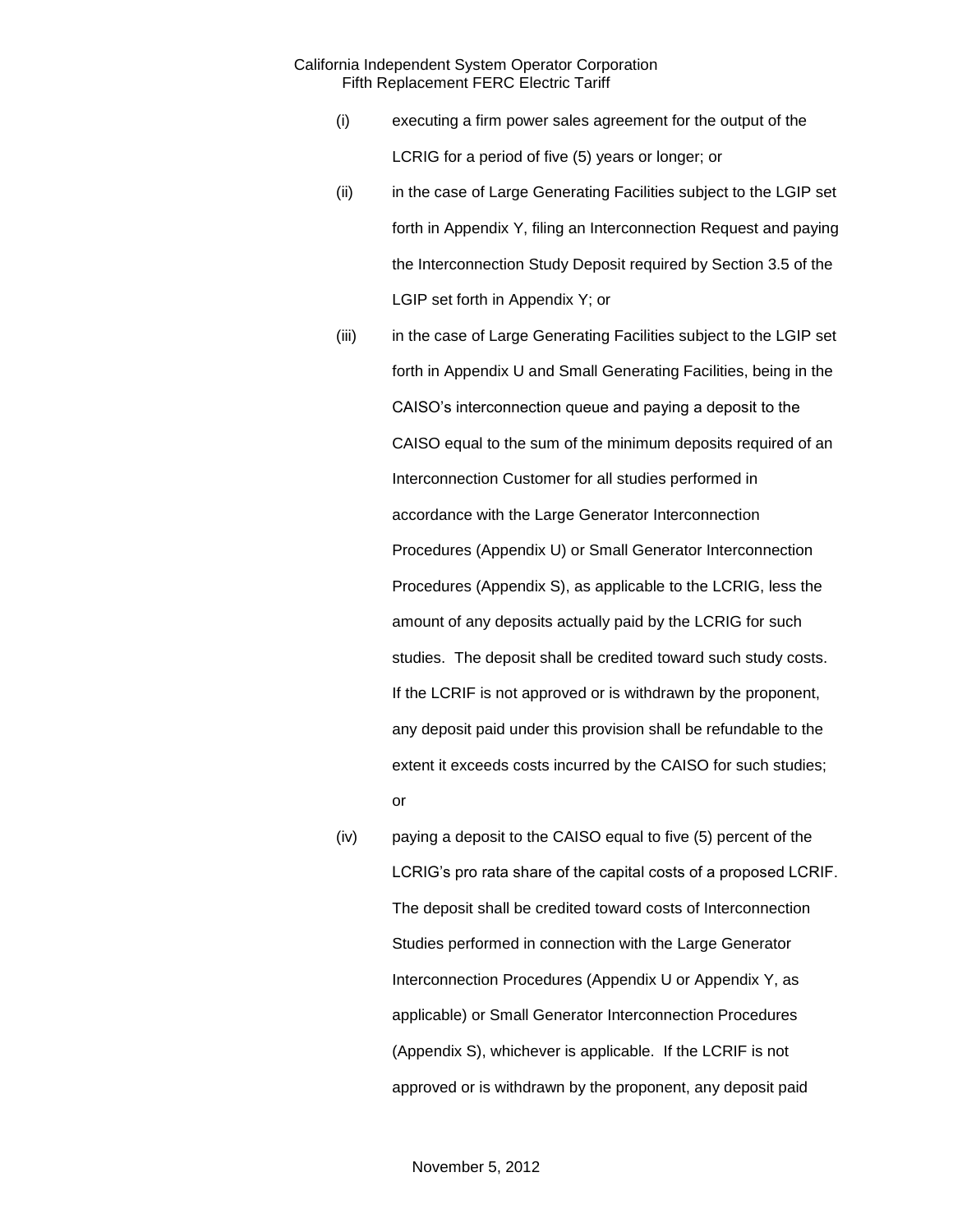(i) executing a firm power sales agreement for the output of the LCRIG for a period of five (5) years or longer; or

(ii) in the case of Large Generating Facilities subject to the LGIP set forth in Appendix Y, filing an Interconnection Request and paying the Interconnection Study Deposit required by Section 3.5 of the LGIP set forth in Appendix Y; or

(iii) in the case of Large Generating Facilities subject to the LGIP set forth in Appendix U and Small Generating Facilities, being in the CAISO's interconnection queue and paying a deposit to the CAISO equal to the sum of the minimum deposits required of an Interconnection Customer for all studies performed in accordance with the Large Generator Interconnection Procedures (Appendix U) or Small Generator Interconnection Procedures (Appendix S), as applicable to the LCRIG, less the amount of any deposits actually paid by the LCRIG for such studies. The deposit shall be credited toward such study costs. If the LCRIF is not approved or is withdrawn by the proponent, any deposit paid under this provision shall be refundable to the extent it exceeds costs incurred by the CAISO for such studies; or

(iv) paying a deposit to the CAISO equal to five (5) percent of the LCRIG's pro rata share of the capital costs of a proposed LCRIF. The deposit shall be credited toward costs of Interconnection Studies performed in connection with the Large Generator Interconnection Procedures (Appendix U or Appendix Y, as applicable) or Small Generator Interconnection Procedures (Appendix S), whichever is applicable. If the LCRIF is not approved or is withdrawn by the proponent, any deposit paid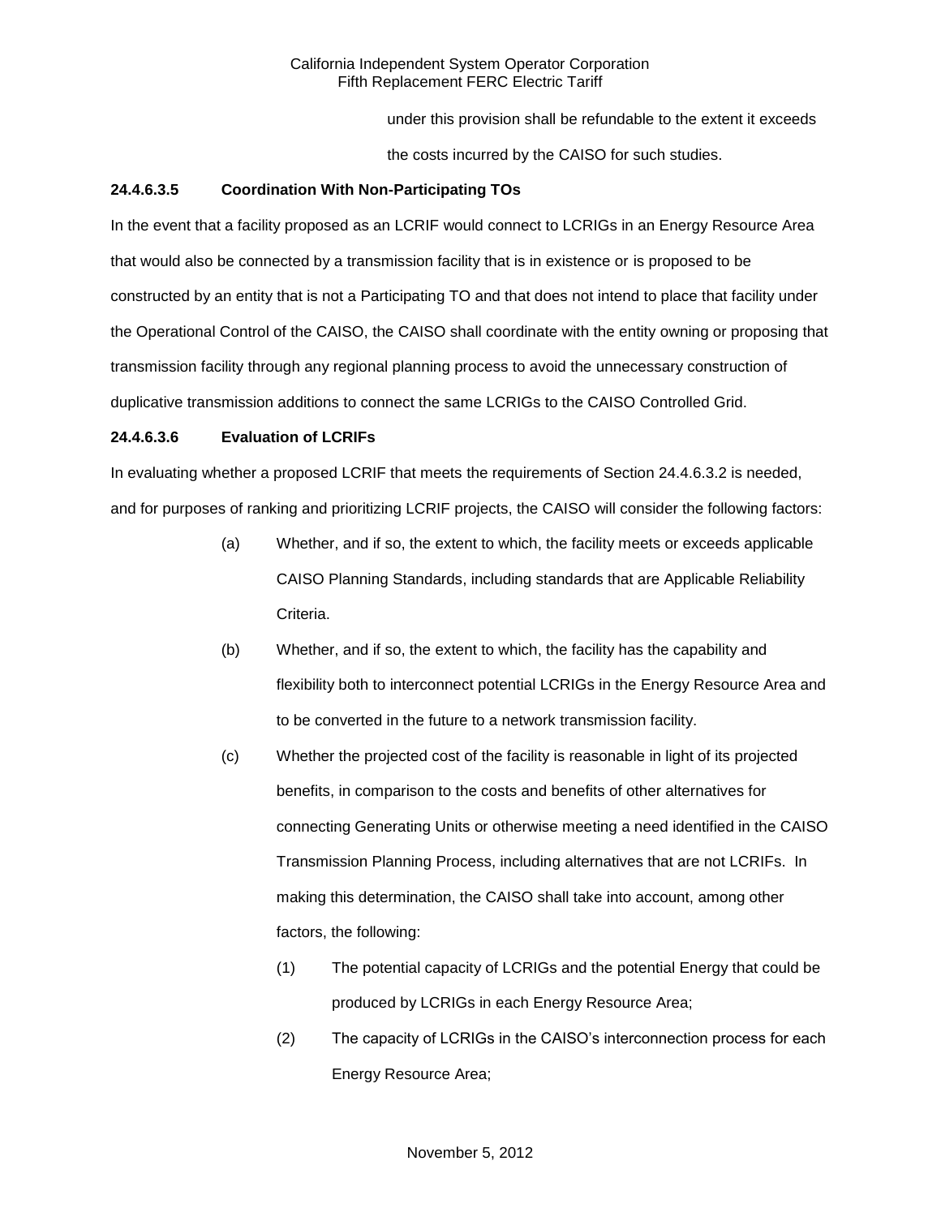under this provision shall be refundable to the extent it exceeds the costs incurred by the CAISO for such studies.

**24.4.6.3.5 Coordination With Non-Participating TOs**

In the event that a facility proposed as an LCRIF would connect to LCRIGs in an Energy Resource Area that would also be connected by a transmission facility that is in existence or is proposed to be constructed by an entity that is not a Participating TO and that does not intend to place that facility under the Operational Control of the CAISO, the CAISO shall coordinate with the entity owning or proposing that transmission facility through any regional planning process to avoid the unnecessary construction of duplicative transmission additions to connect the same LCRIGs to the CAISO Controlled Grid.

**24.4.6.3.6 Evaluation of LCRIFs**

In evaluating whether a proposed LCRIF that meets the requirements of Section 24.4.6.3.2 is needed, and for purposes of ranking and prioritizing LCRIF projects, the CAISO will consider the following factors:

(a) Whether, and if so, the extent to which, the facility meets or exceeds applicable CAISO Planning Standards, including standards that are Applicable Reliability Criteria.

(b) Whether, and if so, the extent to which, the facility has the capability and flexibility both to interconnect potential LCRIGs in the Energy Resource Area and to be converted in the future to a network transmission facility.

(c) Whether the projected cost of the facility is reasonable in light of its projected benefits, in comparison to the costs and benefits of other alternatives for connecting Generating Units or otherwise meeting a need identified in the CAISO Transmission Planning Process, including alternatives that are not LCRIFs. In making this determination, the CAISO shall take into account, among other factors, the following:

(1) The potential capacity of LCRIGs and the potential Energy that could be produced by LCRIGs in each Energy Resource Area;

(2) The capacity of LCRIGs in the CAISO's interconnection process for each Energy Resource Area;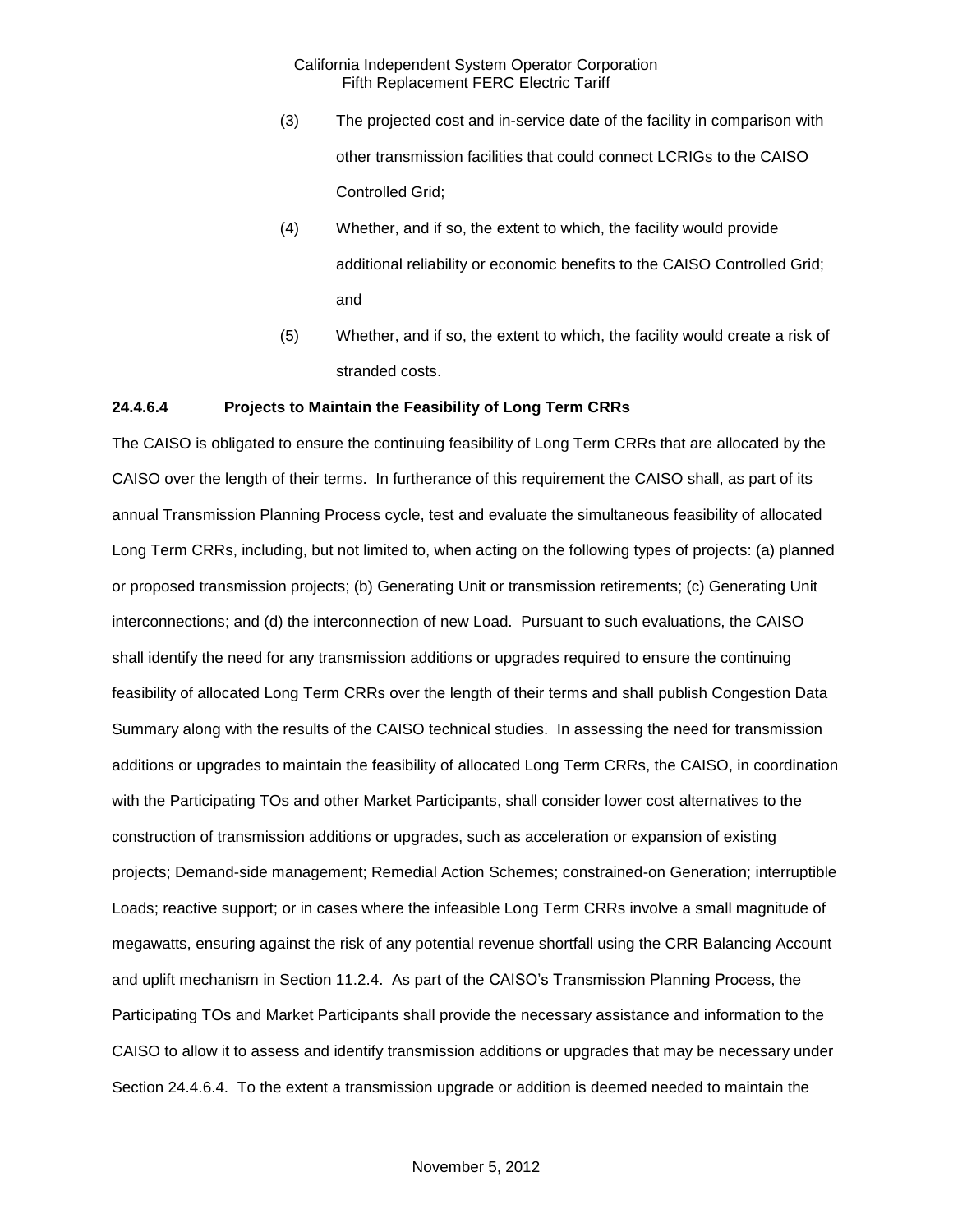(3) The projected cost and in-service date of the facility in comparison with other transmission facilities that could connect LCRIGs to the CAISO Controlled Grid;

(4) Whether, and if so, the extent to which, the facility would provide additional reliability or economic benefits to the CAISO Controlled Grid; and

(5) Whether, and if so, the extent to which, the facility would create a risk of stranded costs.

**24.4.6.4 Projects to Maintain the Feasibility of Long Term CRRs**

The CAISO is obligated to ensure the continuing feasibility of Long Term CRRs that are allocated by the CAISO over the length of their terms. In furtherance of this requirement the CAISO shall, as part of its annual Transmission Planning Process cycle, test and evaluate the simultaneous feasibility of allocated Long Term CRRs, including, but not limited to, when acting on the following types of projects: (a) planned or proposed transmission projects; (b) Generating Unit or transmission retirements; (c) Generating Unit interconnections; and (d) the interconnection of new Load. Pursuant to such evaluations, the CAISO shall identify the need for any transmission additions or upgrades required to ensure the continuing feasibility of allocated Long Term CRRs over the length of their terms and shall publish Congestion Data Summary along with the results of the CAISO technical studies. In assessing the need for transmission additions or upgrades to maintain the feasibility of allocated Long Term CRRs, the CAISO, in coordination with the Participating TOs and other Market Participants, shall consider lower cost alternatives to the construction of transmission additions or upgrades, such as acceleration or expansion of existing projects; Demand-side management; Remedial Action Schemes; constrained-on Generation; interruptible Loads; reactive support; or in cases where the infeasible Long Term CRRs involve a small magnitude of megawatts, ensuring against the risk of any potential revenue shortfall using the CRR Balancing Account and uplift mechanism in Section 11.2.4. As part of the CAISO's Transmission Planning Process, the Participating TOs and Market Participants shall provide the necessary assistance and information to the CAISO to allow it to assess and identify transmission additions or upgrades that may be necessary under Section 24.4.6.4. To the extent a transmission upgrade or addition is deemed needed to maintain the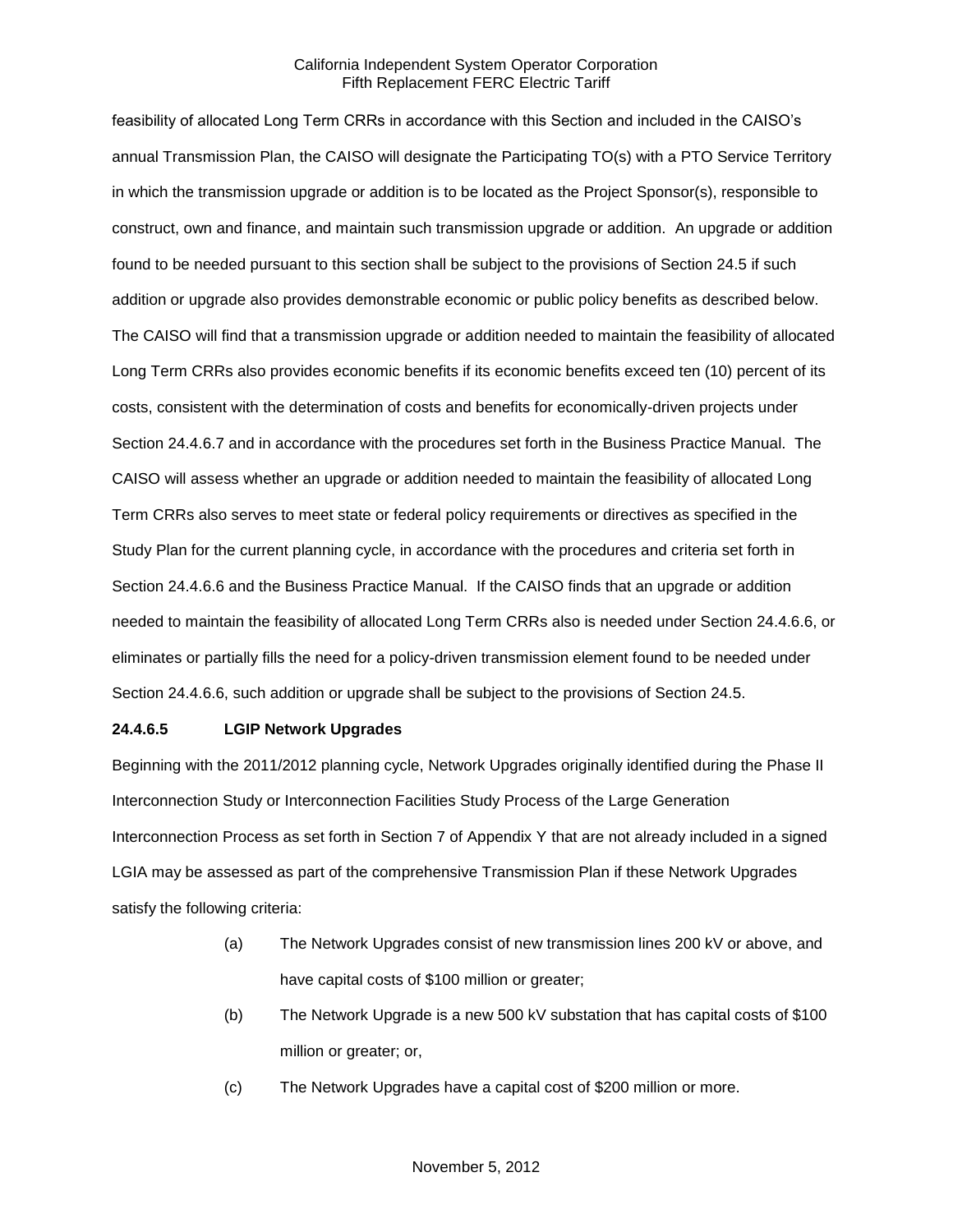feasibility of allocated Long Term CRRs in accordance with this Section and included in the CAISO's annual Transmission Plan, the CAISO will designate the Participating TO(s) with a PTO Service Territory in which the transmission upgrade or addition is to be located as the Project Sponsor(s), responsible to construct, own and finance, and maintain such transmission upgrade or addition. An upgrade or addition found to be needed pursuant to this section shall be subject to the provisions of Section 24.5 if such addition or upgrade also provides demonstrable economic or public policy benefits as described below. The CAISO will find that a transmission upgrade or addition needed to maintain the feasibility of allocated Long Term CRRs also provides economic benefits if its economic benefits exceed ten (10) percent of its costs, consistent with the determination of costs and benefits for economically-driven projects under Section 24.4.6.7 and in accordance with the procedures set forth in the Business Practice Manual. The CAISO will assess whether an upgrade or addition needed to maintain the feasibility of allocated Long Term CRRs also serves to meet state or federal policy requirements or directives as specified in the Study Plan for the current planning cycle, in accordance with the procedures and criteria set forth in Section 24.4.6.6 and the Business Practice Manual. If the CAISO finds that an upgrade or addition needed to maintain the feasibility of allocated Long Term CRRs also is needed under Section 24.4.6.6, or eliminates or partially fills the need for a policy-driven transmission element found to be needed under Section 24.4.6.6, such addition or upgrade shall be subject to the provisions of Section 24.5.

**24.4.6.5 LGIP Network Upgrades**

Beginning with the 2011/2012 planning cycle, Network Upgrades originally identified during the Phase II Interconnection Study or Interconnection Facilities Study Process of the Large Generation Interconnection Process as set forth in Section 7 of Appendix Y that are not already included in a signed LGIA may be assessed as part of the comprehensive Transmission Plan if these Network Upgrades satisfy the following criteria:

(a) The Network Upgrades consist of new transmission lines 200 kV or above, and have capital costs of $100 million or greater;

(b) The Network Upgrade is a new 500 kV substation that has capital costs of $100 million or greater; or,

(c) The Network Upgrades have a capital cost of $200 million or more.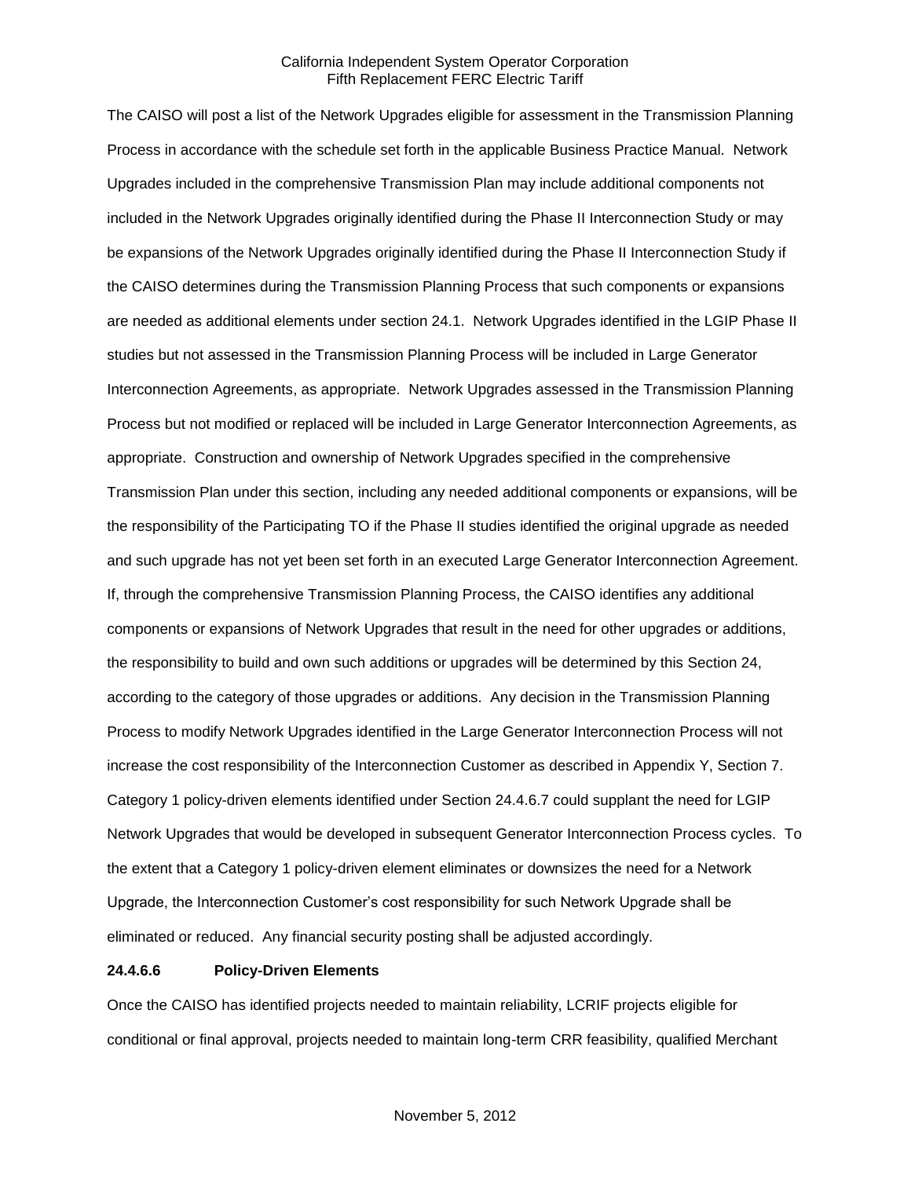The CAISO will post a list of the Network Upgrades eligible for assessment in the Transmission Planning Process in accordance with the schedule set forth in the applicable Business Practice Manual. Network Upgrades included in the comprehensive Transmission Plan may include additional components not included in the Network Upgrades originally identified during the Phase II Interconnection Study or may be expansions of the Network Upgrades originally identified during the Phase II Interconnection Study if the CAISO determines during the Transmission Planning Process that such components or expansions are needed as additional elements under section 24.1. Network Upgrades identified in the LGIP Phase II studies but not assessed in the Transmission Planning Process will be included in Large Generator Interconnection Agreements, as appropriate. Network Upgrades assessed in the Transmission Planning Process but not modified or replaced will be included in Large Generator Interconnection Agreements, as appropriate. Construction and ownership of Network Upgrades specified in the comprehensive Transmission Plan under this section, including any needed additional components or expansions, will be the responsibility of the Participating TO if the Phase II studies identified the original upgrade as needed and such upgrade has not yet been set forth in an executed Large Generator Interconnection Agreement. If, through the comprehensive Transmission Planning Process, the CAISO identifies any additional components or expansions of Network Upgrades that result in the need for other upgrades or additions, the responsibility to build and own such additions or upgrades will be determined by this Section 24, according to the category of those upgrades or additions. Any decision in the Transmission Planning Process to modify Network Upgrades identified in the Large Generator Interconnection Process will not increase the cost responsibility of the Interconnection Customer as described in Appendix Y, Section 7. Category 1 policy-driven elements identified under Section 24.4.6.7 could supplant the need for LGIP Network Upgrades that would be developed in subsequent Generator Interconnection Process cycles. To the extent that a Category 1 policy-driven element eliminates or downsizes the need for a Network Upgrade, the Interconnection Customer's cost responsibility for such Network Upgrade shall be eliminated or reduced. Any financial security posting shall be adjusted accordingly.

**24.4.6.6 Policy-Driven Elements**

Once the CAISO has identified projects needed to maintain reliability, LCRIF projects eligible for conditional or final approval, projects needed to maintain long-term CRR feasibility, qualified Merchant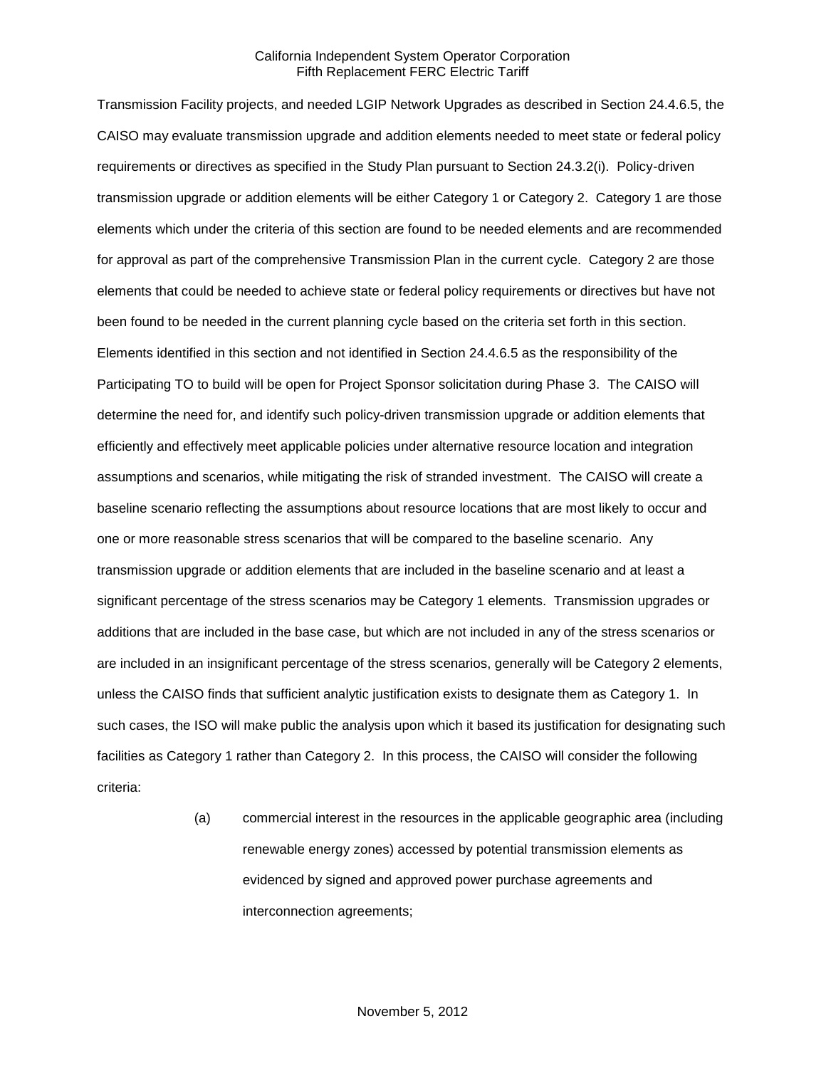Transmission Facility projects, and needed LGIP Network Upgrades as described in Section 24.4.6.5, the CAISO may evaluate transmission upgrade and addition elements needed to meet state or federal policy requirements or directives as specified in the Study Plan pursuant to Section 24.3.2(i). Policy-driven transmission upgrade or addition elements will be either Category 1 or Category 2. Category 1 are those elements which under the criteria of this section are found to be needed elements and are recommended for approval as part of the comprehensive Transmission Plan in the current cycle. Category 2 are those elements that could be needed to achieve state or federal policy requirements or directives but have not been found to be needed in the current planning cycle based on the criteria set forth in this section. Elements identified in this section and not identified in Section 24.4.6.5 as the responsibility of the Participating TO to build will be open for Project Sponsor solicitation during Phase 3. The CAISO will determine the need for, and identify such policy-driven transmission upgrade or addition elements that efficiently and effectively meet applicable policies under alternative resource location and integration assumptions and scenarios, while mitigating the risk of stranded investment. The CAISO will create a baseline scenario reflecting the assumptions about resource locations that are most likely to occur and one or more reasonable stress scenarios that will be compared to the baseline scenario. Any transmission upgrade or addition elements that are included in the baseline scenario and at least a significant percentage of the stress scenarios may be Category 1 elements. Transmission upgrades or additions that are included in the base case, but which are not included in any of the stress scenarios or are included in an insignificant percentage of the stress scenarios, generally will be Category 2 elements, unless the CAISO finds that sufficient analytic justification exists to designate them as Category 1. In such cases, the ISO will make public the analysis upon which it based its justification for designating such facilities as Category 1 rather than Category 2. In this process, the CAISO will consider the following criteria:

(a) commercial interest in the resources in the applicable geographic area (including renewable energy zones) accessed by potential transmission elements as evidenced by signed and approved power purchase agreements and interconnection agreements;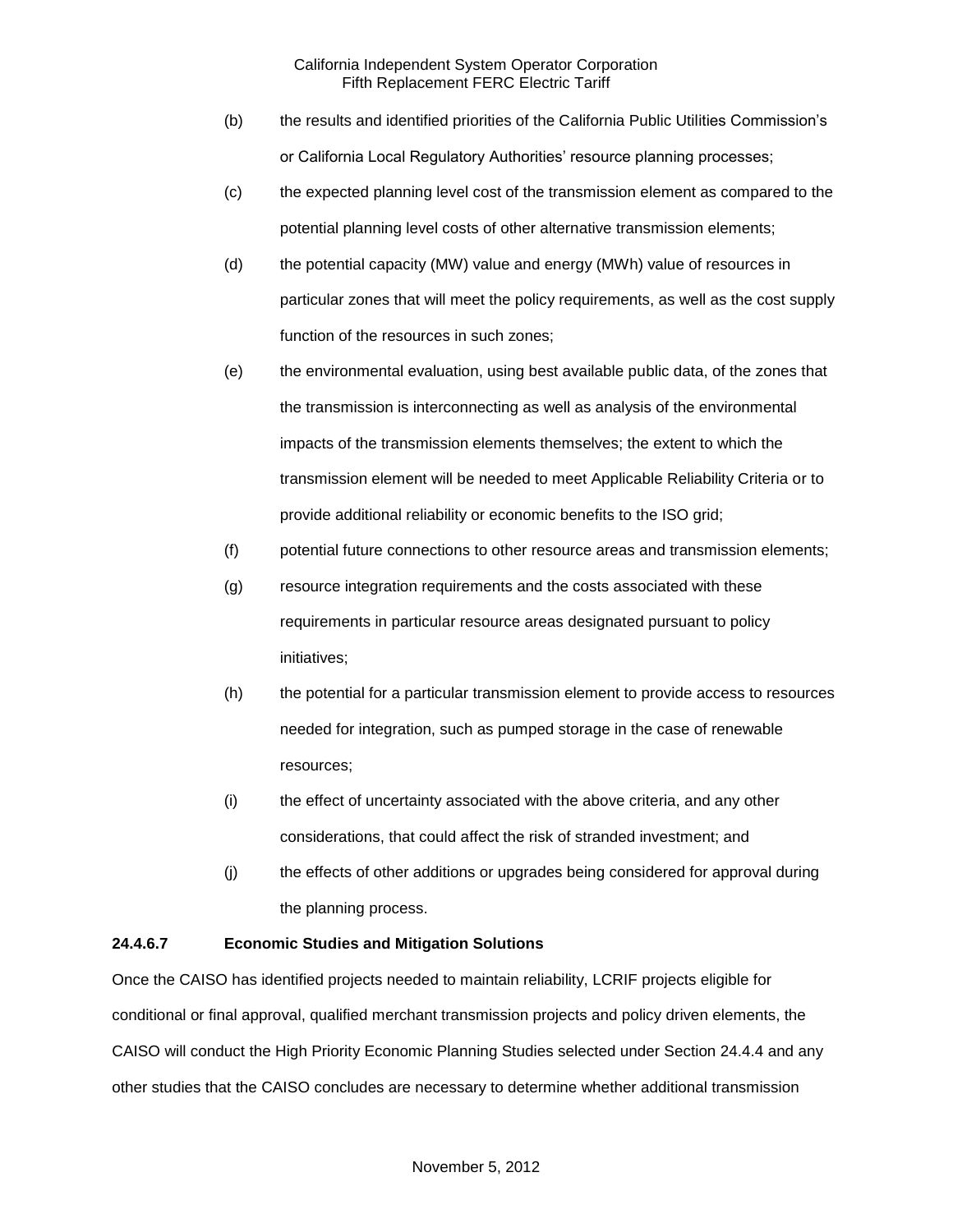(b) the results and identified priorities of the California Public Utilities Commission's or California Local Regulatory Authorities' resource planning processes;

(c) the expected planning level cost of the transmission element as compared to the potential planning level costs of other alternative transmission elements;

(d) the potential capacity (MW) value and energy (MWh) value of resources in particular zones that will meet the policy requirements, as well as the cost supply function of the resources in such zones;

(e) the environmental evaluation, using best available public data, of the zones that the transmission is interconnecting as well as analysis of the environmental impacts of the transmission elements themselves; the extent to which the transmission element will be needed to meet Applicable Reliability Criteria or to provide additional reliability or economic benefits to the ISO grid;

(f) potential future connections to other resource areas and transmission elements;

(g) resource integration requirements and the costs associated with these requirements in particular resource areas designated pursuant to policy initiatives;

(h) the potential for a particular transmission element to provide access to resources needed for integration, such as pumped storage in the case of renewable resources;

(i) the effect of uncertainty associated with the above criteria, and any other considerations, that could affect the risk of stranded investment; and

(j) the effects of other additions or upgrades being considered for approval during the planning process.

**24.4.6.7 Economic Studies and Mitigation Solutions**

Once the CAISO has identified projects needed to maintain reliability, LCRIF projects eligible for conditional or final approval, qualified merchant transmission projects and policy driven elements, the CAISO will conduct the High Priority Economic Planning Studies selected under Section 24.4.4 and any other studies that the CAISO concludes are necessary to determine whether additional transmission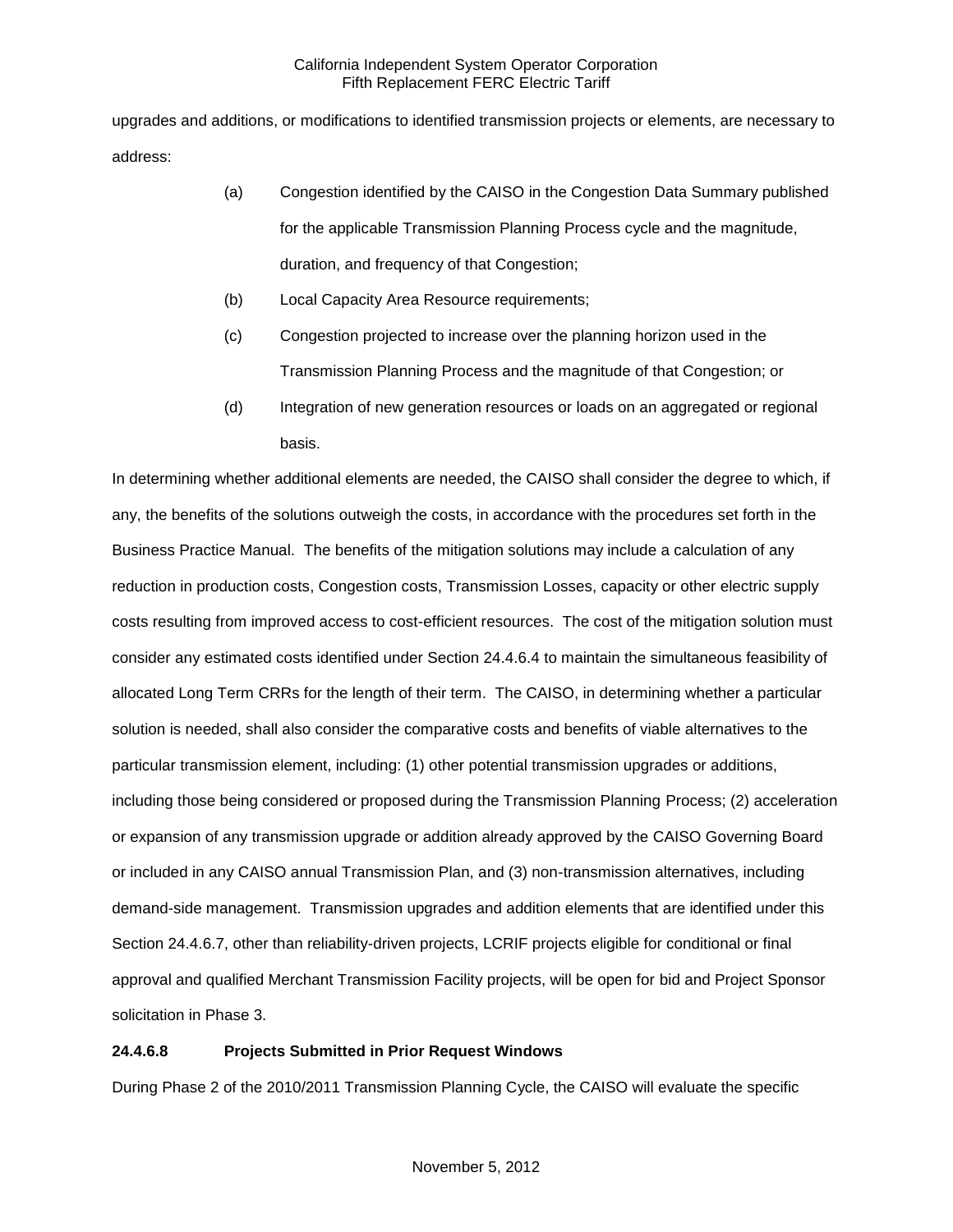upgrades and additions, or modifications to identified transmission projects or elements, are necessary to address:

(a) Congestion identified by the CAISO in the Congestion Data Summary published for the applicable Transmission Planning Process cycle and the magnitude, duration, and frequency of that Congestion;

(b) Local Capacity Area Resource requirements;

(c) Congestion projected to increase over the planning horizon used in the Transmission Planning Process and the magnitude of that Congestion; or

(d) Integration of new generation resources or loads on an aggregated or regional basis.

In determining whether additional elements are needed, the CAISO shall consider the degree to which, if any, the benefits of the solutions outweigh the costs, in accordance with the procedures set forth in the Business Practice Manual. The benefits of the mitigation solutions may include a calculation of any reduction in production costs, Congestion costs, Transmission Losses, capacity or other electric supply costs resulting from improved access to cost-efficient resources. The cost of the mitigation solution must consider any estimated costs identified under Section 24.4.6.4 to maintain the simultaneous feasibility of allocated Long Term CRRs for the length of their term. The CAISO, in determining whether a particular solution is needed, shall also consider the comparative costs and benefits of viable alternatives to the particular transmission element, including: (1) other potential transmission upgrades or additions, including those being considered or proposed during the Transmission Planning Process; (2) acceleration or expansion of any transmission upgrade or addition already approved by the CAISO Governing Board or included in any CAISO annual Transmission Plan, and (3) non-transmission alternatives, including demand-side management. Transmission upgrades and addition elements that are identified under this Section 24.4.6.7, other than reliability-driven projects, LCRIF projects eligible for conditional or final approval and qualified Merchant Transmission Facility projects, will be open for bid and Project Sponsor solicitation in Phase 3.

**24.4.6.8 Projects Submitted in Prior Request Windows**

During Phase 2 of the 2010/2011 Transmission Planning Cycle, the CAISO will evaluate the specific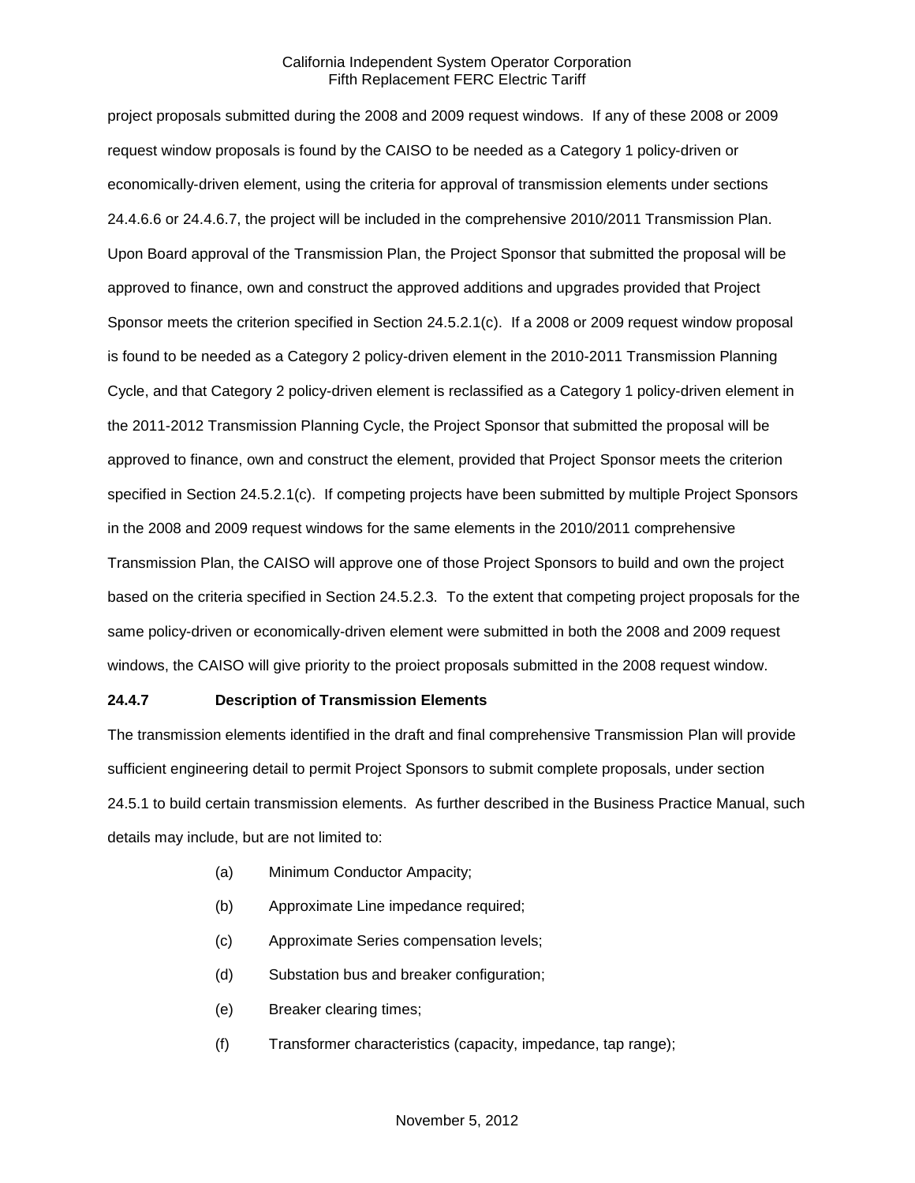project proposals submitted during the 2008 and 2009 request windows. If any of these 2008 or 2009 request window proposals is found by the CAISO to be needed as a Category 1 policy-driven or economically-driven element, using the criteria for approval of transmission elements under sections 24.4.6.6 or 24.4.6.7, the project will be included in the comprehensive 2010/2011 Transmission Plan. Upon Board approval of the Transmission Plan, the Project Sponsor that submitted the proposal will be approved to finance, own and construct the approved additions and upgrades provided that Project Sponsor meets the criterion specified in Section 24.5.2.1(c). If a 2008 or 2009 request window proposal is found to be needed as a Category 2 policy-driven element in the 2010-2011 Transmission Planning Cycle, and that Category 2 policy-driven element is reclassified as a Category 1 policy-driven element in the 2011-2012 Transmission Planning Cycle, the Project Sponsor that submitted the proposal will be approved to finance, own and construct the element, provided that Project Sponsor meets the criterion specified in Section 24.5.2.1(c). If competing projects have been submitted by multiple Project Sponsors in the 2008 and 2009 request windows for the same elements in the 2010/2011 comprehensive Transmission Plan, the CAISO will approve one of those Project Sponsors to build and own the project based on the criteria specified in Section 24.5.2.3. To the extent that competing project proposals for the same policy-driven or economically-driven element were submitted in both the 2008 and 2009 request windows, the CAISO will give priority to the proiect proposals submitted in the 2008 request window.

**24.4.7 Description of Transmission Elements**

The transmission elements identified in the draft and final comprehensive Transmission Plan will provide sufficient engineering detail to permit Project Sponsors to submit complete proposals, under section 24.5.1 to build certain transmission elements. As further described in the Business Practice Manual, such details may include, but are not limited to:

(a) Minimum Conductor Ampacity;

(b) Approximate Line impedance required;

(c) Approximate Series compensation levels;

(d) Substation bus and breaker configuration;

(e) Breaker clearing times;

(f) Transformer characteristics (capacity, impedance, tap range);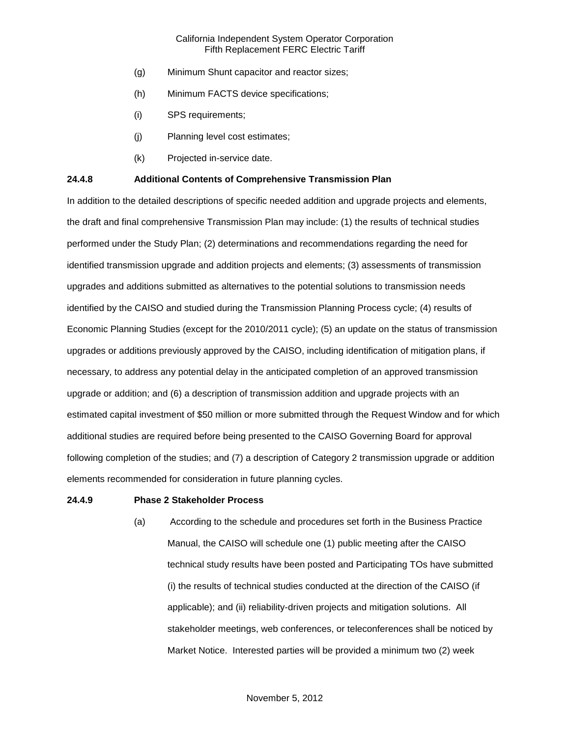(g) Minimum Shunt capacitor and reactor sizes;

(h) Minimum FACTS device specifications;

(i) SPS requirements;

(j) Planning level cost estimates;

(k) Projected in-service date.

**24.4.8 Additional Contents of Comprehensive Transmission Plan**

In addition to the detailed descriptions of specific needed addition and upgrade projects and elements, the draft and final comprehensive Transmission Plan may include: (1) the results of technical studies performed under the Study Plan; (2) determinations and recommendations regarding the need for identified transmission upgrade and addition projects and elements; (3) assessments of transmission upgrades and additions submitted as alternatives to the potential solutions to transmission needs identified by the CAISO and studied during the Transmission Planning Process cycle; (4) results of Economic Planning Studies (except for the 2010/2011 cycle); (5) an update on the status of transmission upgrades or additions previously approved by the CAISO, including identification of mitigation plans, if necessary, to address any potential delay in the anticipated completion of an approved transmission upgrade or addition; and (6) a description of transmission addition and upgrade projects with an estimated capital investment of $50 million or more submitted through the Request Window and for which additional studies are required before being presented to the CAISO Governing Board for approval following completion of the studies; and (7) a description of Category 2 transmission upgrade or addition elements recommended for consideration in future planning cycles.

**24.4.9 Phase 2 Stakeholder Process**

(a) According to the schedule and procedures set forth in the Business Practice Manual, the CAISO will schedule one (1) public meeting after the CAISO technical study results have been posted and Participating TOs have submitted (i) the results of technical studies conducted at the direction of the CAISO (if applicable); and (ii) reliability-driven projects and mitigation solutions. All stakeholder meetings, web conferences, or teleconferences shall be noticed by Market Notice. Interested parties will be provided a minimum two (2) week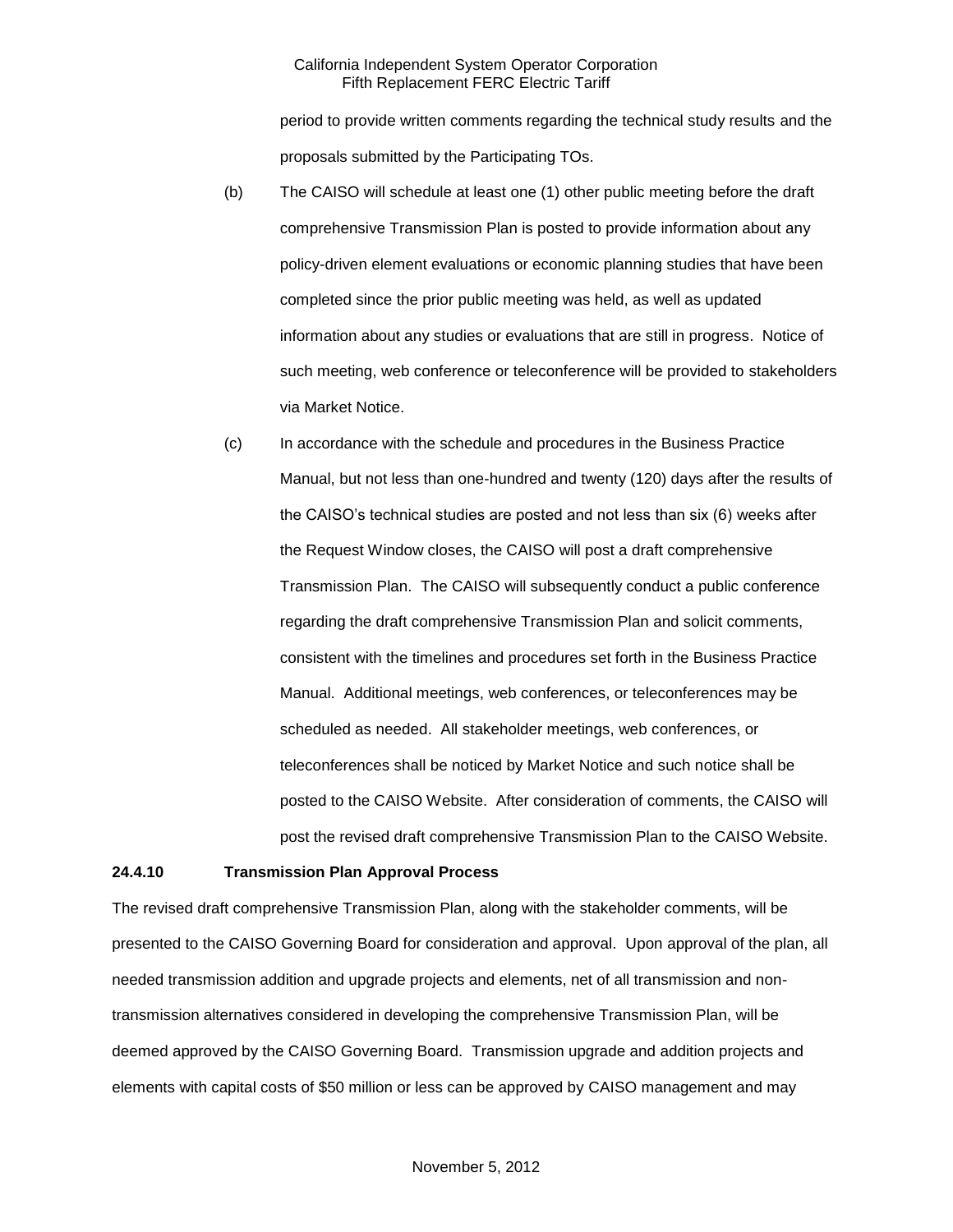period to provide written comments regarding the technical study results and the proposals submitted by the Participating TOs.

(b) The CAISO will schedule at least one (1) other public meeting before the draft comprehensive Transmission Plan is posted to provide information about any policy-driven element evaluations or economic planning studies that have been completed since the prior public meeting was held, as well as updated information about any studies or evaluations that are still in progress. Notice of such meeting, web conference or teleconference will be provided to stakeholders via Market Notice.

(c) In accordance with the schedule and procedures in the Business Practice Manual, but not less than one-hundred and twenty (120) days after the results of the CAISO's technical studies are posted and not less than six (6) weeks after the Request Window closes, the CAISO will post a draft comprehensive Transmission Plan. The CAISO will subsequently conduct a public conference regarding the draft comprehensive Transmission Plan and solicit comments, consistent with the timelines and procedures set forth in the Business Practice Manual. Additional meetings, web conferences, or teleconferences may be scheduled as needed. All stakeholder meetings, web conferences, or teleconferences shall be noticed by Market Notice and such notice shall be posted to the CAISO Website. After consideration of comments, the CAISO will post the revised draft comprehensive Transmission Plan to the CAISO Website.

**24.4.10 Transmission Plan Approval Process**

The revised draft comprehensive Transmission Plan, along with the stakeholder comments, will be presented to the CAISO Governing Board for consideration and approval. Upon approval of the plan, all needed transmission addition and upgrade projects and elements, net of all transmission and non-transmission alternatives considered in developing the comprehensive Transmission Plan, will be deemed approved by the CAISO Governing Board. Transmission upgrade and addition projects and elements with capital costs of $50 million or less can be approved by CAISO management and may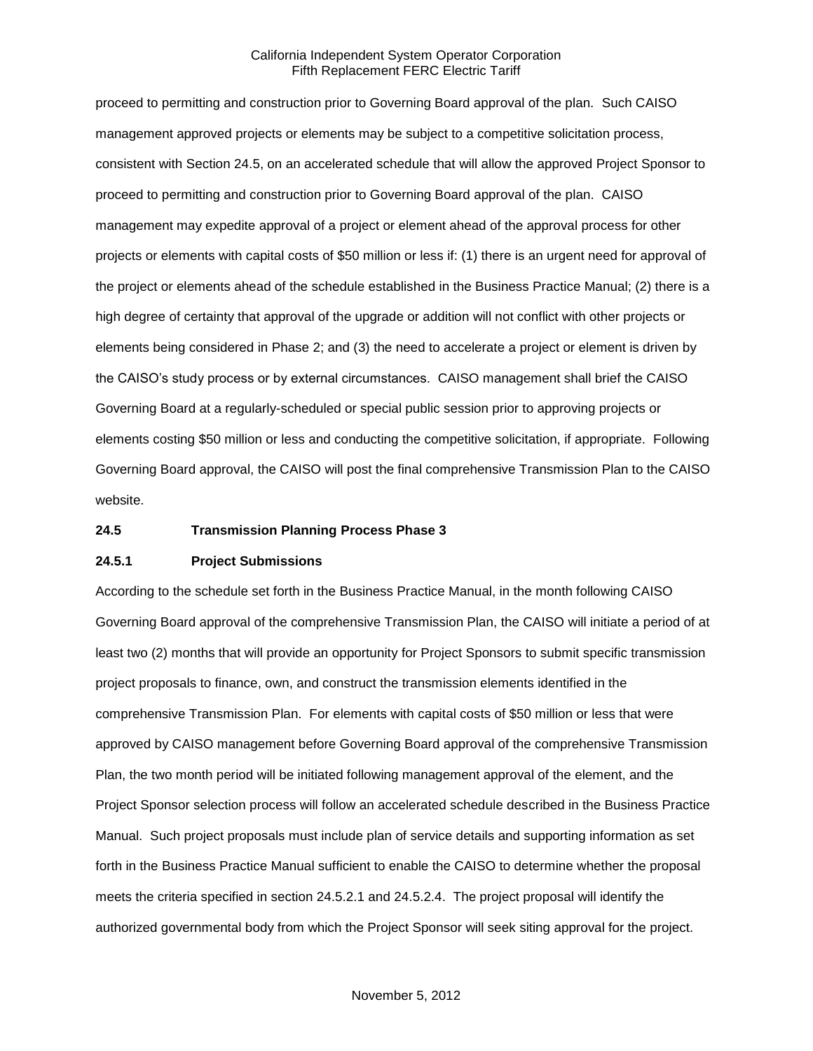proceed to permitting and construction prior to Governing Board approval of the plan. Such CAISO management approved projects or elements may be subject to a competitive solicitation process, consistent with Section 24.5, on an accelerated schedule that will allow the approved Project Sponsor to proceed to permitting and construction prior to Governing Board approval of the plan. CAISO management may expedite approval of a project or element ahead of the approval process for other projects or elements with capital costs of $50 million or less if: (1) there is an urgent need for approval of the project or elements ahead of the schedule established in the Business Practice Manual; (2) there is a high degree of certainty that approval of the upgrade or addition will not conflict with other projects or elements being considered in Phase 2; and (3) the need to accelerate a project or element is driven by the CAISO's study process or by external circumstances. CAISO management shall brief the CAISO Governing Board at a regularly-scheduled or special public session prior to approving projects or elements costing $50 million or less and conducting the competitive solicitation, if appropriate. Following Governing Board approval, the CAISO will post the final comprehensive Transmission Plan to the CAISO website.

### 24.5 Transmission Planning Process Phase 3

#### 24.5.1 Project Submissions

According to the schedule set forth in the Business Practice Manual, in the month following CAISO Governing Board approval of the comprehensive Transmission Plan, the CAISO will initiate a period of at least two (2) months that will provide an opportunity for Project Sponsors to submit specific transmission project proposals to finance, own, and construct the transmission elements identified in the comprehensive Transmission Plan. For elements with capital costs of $50 million or less that were approved by CAISO management before Governing Board approval of the comprehensive Transmission Plan, the two month period will be initiated following management approval of the element, and the Project Sponsor selection process will follow an accelerated schedule described in the Business Practice Manual. Such project proposals must include plan of service details and supporting information as set forth in the Business Practice Manual sufficient to enable the CAISO to determine whether the proposal meets the criteria specified in section 24.5.2.1 and 24.5.2.4. The project proposal will identify the authorized governmental body from which the Project Sponsor will seek siting approval for the project.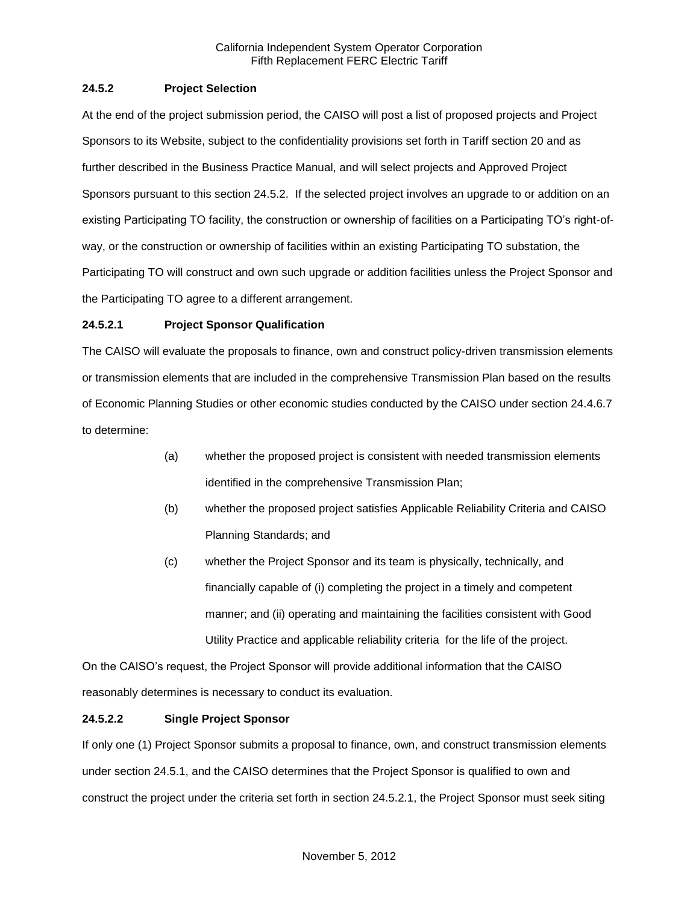### 24.5.2 Project Selection

At the end of the project submission period, the CAISO will post a list of proposed projects and Project Sponsors to its Website, subject to the confidentiality provisions set forth in Tariff section 20 and as further described in the Business Practice Manual, and will select projects and Approved Project Sponsors pursuant to this section 24.5.2. If the selected project involves an upgrade to or addition on an existing Participating TO facility, the construction or ownership of facilities on a Participating TO's right-of-way, or the construction or ownership of facilities within an existing Participating TO substation, the Participating TO will construct and own such upgrade or addition facilities unless the Project Sponsor and the Participating TO agree to a different arrangement.

#### 24.5.2.1 Project Sponsor Qualification

The CAISO will evaluate the proposals to finance, own and construct policy-driven transmission elements or transmission elements that are included in the comprehensive Transmission Plan based on the results of Economic Planning Studies or other economic studies conducted by the CAISO under section 24.4.6.7 to determine:

(a) whether the proposed project is consistent with needed transmission elements identified in the comprehensive Transmission Plan;

(b) whether the proposed project satisfies Applicable Reliability Criteria and CAISO Planning Standards; and

(c) whether the Project Sponsor and its team is physically, technically, and financially capable of (i) completing the project in a timely and competent manner; and (ii) operating and maintaining the facilities consistent with Good Utility Practice and applicable reliability criteria for the life of the project.

On the CAISO's request, the Project Sponsor will provide additional information that the CAISO reasonably determines is necessary to conduct its evaluation.

#### 24.5.2.2 Single Project Sponsor

If only one (1) Project Sponsor submits a proposal to finance, own, and construct transmission elements under section 24.5.1, and the CAISO determines that the Project Sponsor is qualified to own and construct the project under the criteria set forth in section 24.5.2.1, the Project Sponsor must seek siting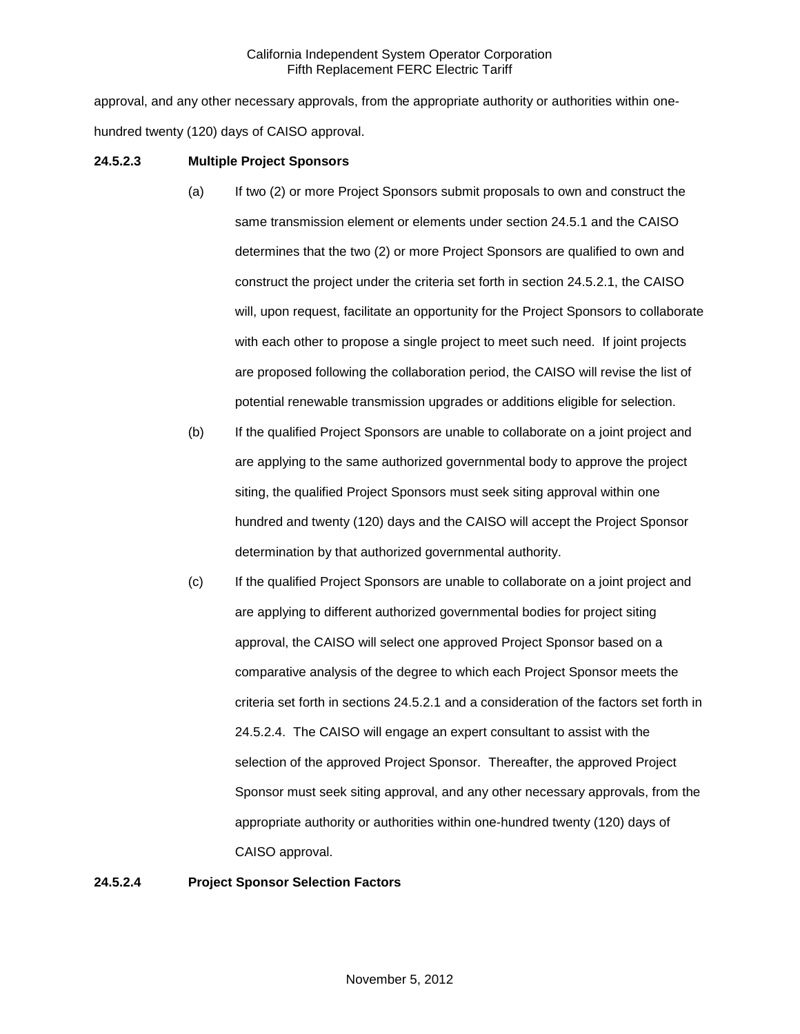approval, and any other necessary approvals, from the appropriate authority or authorities within one-hundred twenty (120) days of CAISO approval.

**24.5.2.3 Multiple Project Sponsors**

(a) If two (2) or more Project Sponsors submit proposals to own and construct the same transmission element or elements under section 24.5.1 and the CAISO determines that the two (2) or more Project Sponsors are qualified to own and construct the project under the criteria set forth in section 24.5.2.1, the CAISO will, upon request, facilitate an opportunity for the Project Sponsors to collaborate with each other to propose a single project to meet such need. If joint projects are proposed following the collaboration period, the CAISO will revise the list of potential renewable transmission upgrades or additions eligible for selection.

(b) If the qualified Project Sponsors are unable to collaborate on a joint project and are applying to the same authorized governmental body to approve the project siting, the qualified Project Sponsors must seek siting approval within one hundred and twenty (120) days and the CAISO will accept the Project Sponsor determination by that authorized governmental authority.

(c) If the qualified Project Sponsors are unable to collaborate on a joint project and are applying to different authorized governmental bodies for project siting approval, the CAISO will select one approved Project Sponsor based on a comparative analysis of the degree to which each Project Sponsor meets the criteria set forth in sections 24.5.2.1 and a consideration of the factors set forth in 24.5.2.4. The CAISO will engage an expert consultant to assist with the selection of the approved Project Sponsor. Thereafter, the approved Project Sponsor must seek siting approval, and any other necessary approvals, from the appropriate authority or authorities within one-hundred twenty (120) days of CAISO approval.

**24.5.2.4 Project Sponsor Selection Factors**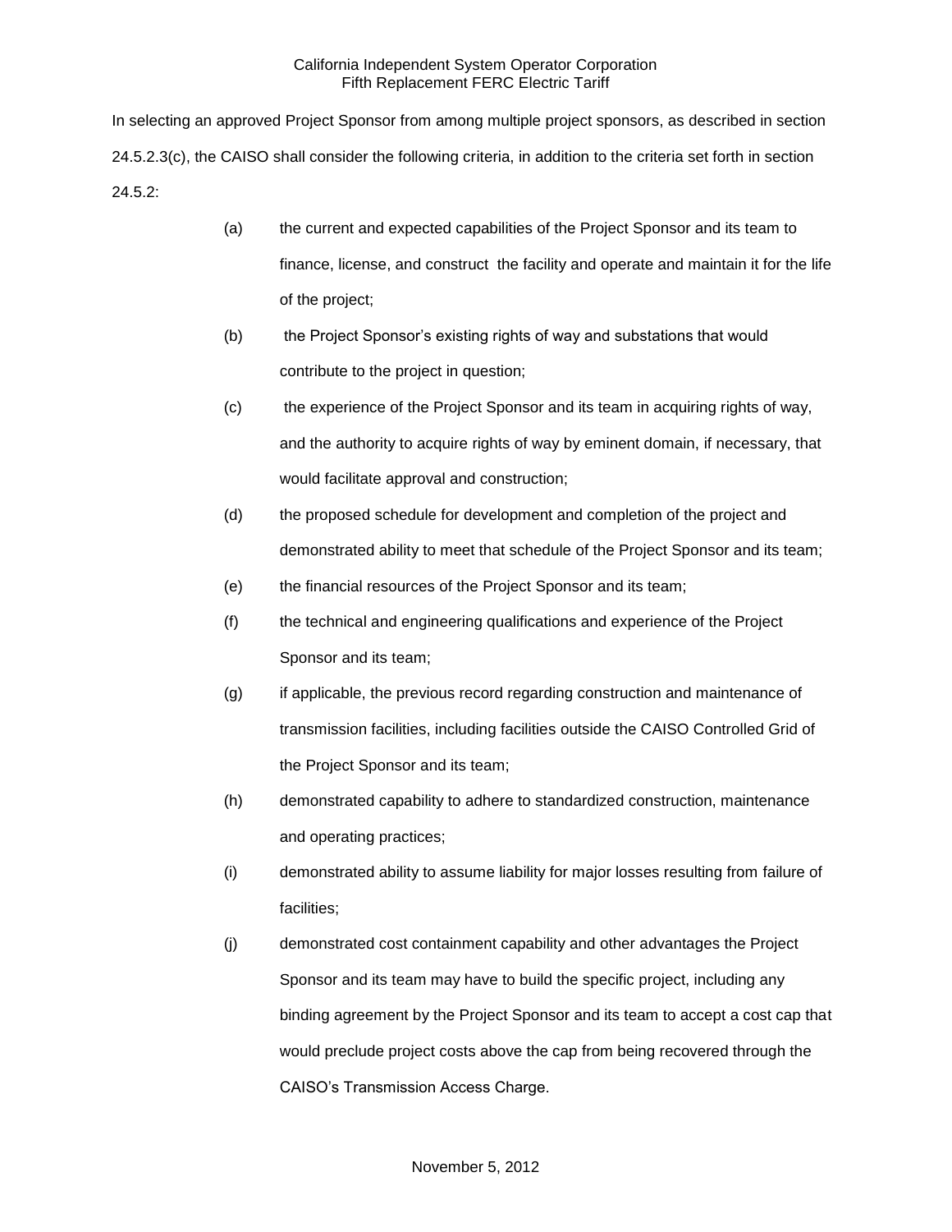In selecting an approved Project Sponsor from among multiple project sponsors, as described in section 24.5.2.3(c), the CAISO shall consider the following criteria, in addition to the criteria set forth in section 24.5.2:

(a) the current and expected capabilities of the Project Sponsor and its team to finance, license, and construct the facility and operate and maintain it for the life of the project;

(b) the Project Sponsor's existing rights of way and substations that would contribute to the project in question;

(c) the experience of the Project Sponsor and its team in acquiring rights of way, and the authority to acquire rights of way by eminent domain, if necessary, that would facilitate approval and construction;

(d) the proposed schedule for development and completion of the project and demonstrated ability to meet that schedule of the Project Sponsor and its team;

(e) the financial resources of the Project Sponsor and its team;

(f) the technical and engineering qualifications and experience of the Project Sponsor and its team;

(g) if applicable, the previous record regarding construction and maintenance of transmission facilities, including facilities outside the CAISO Controlled Grid of the Project Sponsor and its team;

(h) demonstrated capability to adhere to standardized construction, maintenance and operating practices;

(i) demonstrated ability to assume liability for major losses resulting from failure of facilities;

(j) demonstrated cost containment capability and other advantages the Project Sponsor and its team may have to build the specific project, including any binding agreement by the Project Sponsor and its team to accept a cost cap that would preclude project costs above the cap from being recovered through the CAISO's Transmission Access Charge.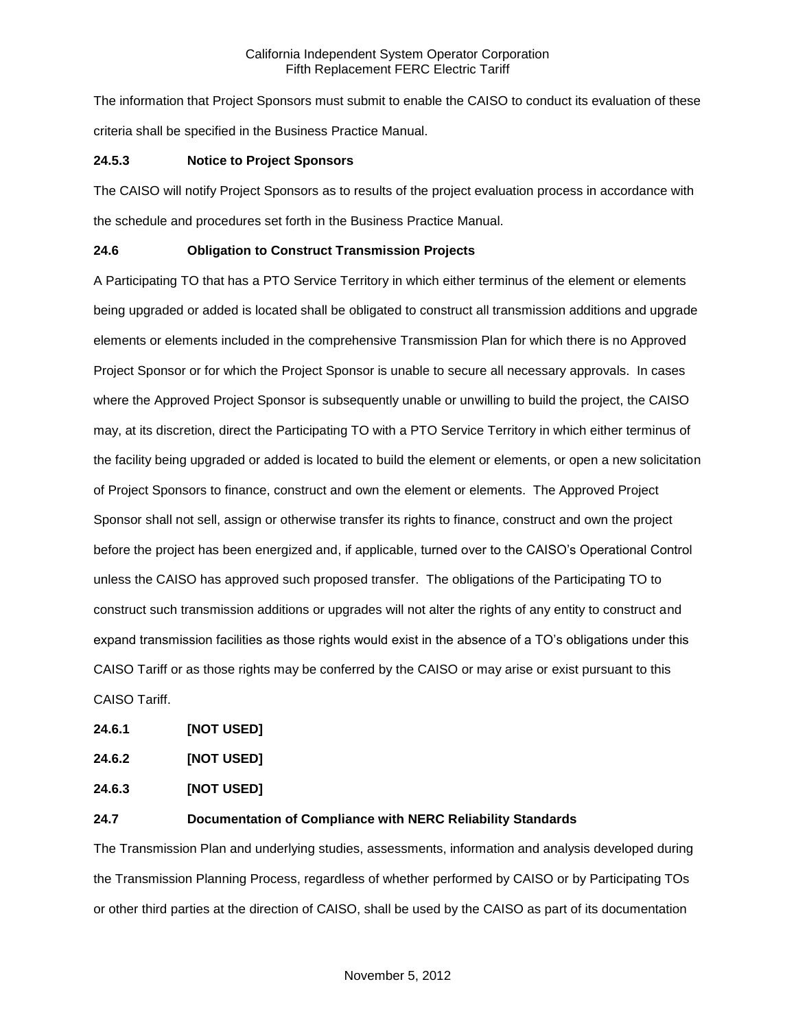The information that Project Sponsors must submit to enable the CAISO to conduct its evaluation of these criteria shall be specified in the Business Practice Manual.

### 24.5.3 Notice to Project Sponsors

The CAISO will notify Project Sponsors as to results of the project evaluation process in accordance with the schedule and procedures set forth in the Business Practice Manual.

## 24.6 Obligation to Construct Transmission Projects

A Participating TO that has a PTO Service Territory in which either terminus of the element or elements being upgraded or added is located shall be obligated to construct all transmission additions and upgrade elements or elements included in the comprehensive Transmission Plan for which there is no Approved Project Sponsor or for which the Project Sponsor is unable to secure all necessary approvals. In cases where the Approved Project Sponsor is subsequently unable or unwilling to build the project, the CAISO may, at its discretion, direct the Participating TO with a PTO Service Territory in which either terminus of the facility being upgraded or added is located to build the element or elements, or open a new solicitation of Project Sponsors to finance, construct and own the element or elements. The Approved Project Sponsor shall not sell, assign or otherwise transfer its rights to finance, construct and own the project before the project has been energized and, if applicable, turned over to the CAISO's Operational Control unless the CAISO has approved such proposed transfer. The obligations of the Participating TO to construct such transmission additions or upgrades will not alter the rights of any entity to construct and expand transmission facilities as those rights would exist in the absence of a TO's obligations under this CAISO Tariff or as those rights may be conferred by the CAISO or may arise or exist pursuant to this CAISO Tariff.

### 24.6.1 [NOT USED]

### 24.6.2 [NOT USED]

### 24.6.3 [NOT USED]

## 24.7 Documentation of Compliance with NERC Reliability Standards

The Transmission Plan and underlying studies, assessments, information and analysis developed during the Transmission Planning Process, regardless of whether performed by CAISO or by Participating TOs or other third parties at the direction of CAISO, shall be used by the CAISO as part of its documentation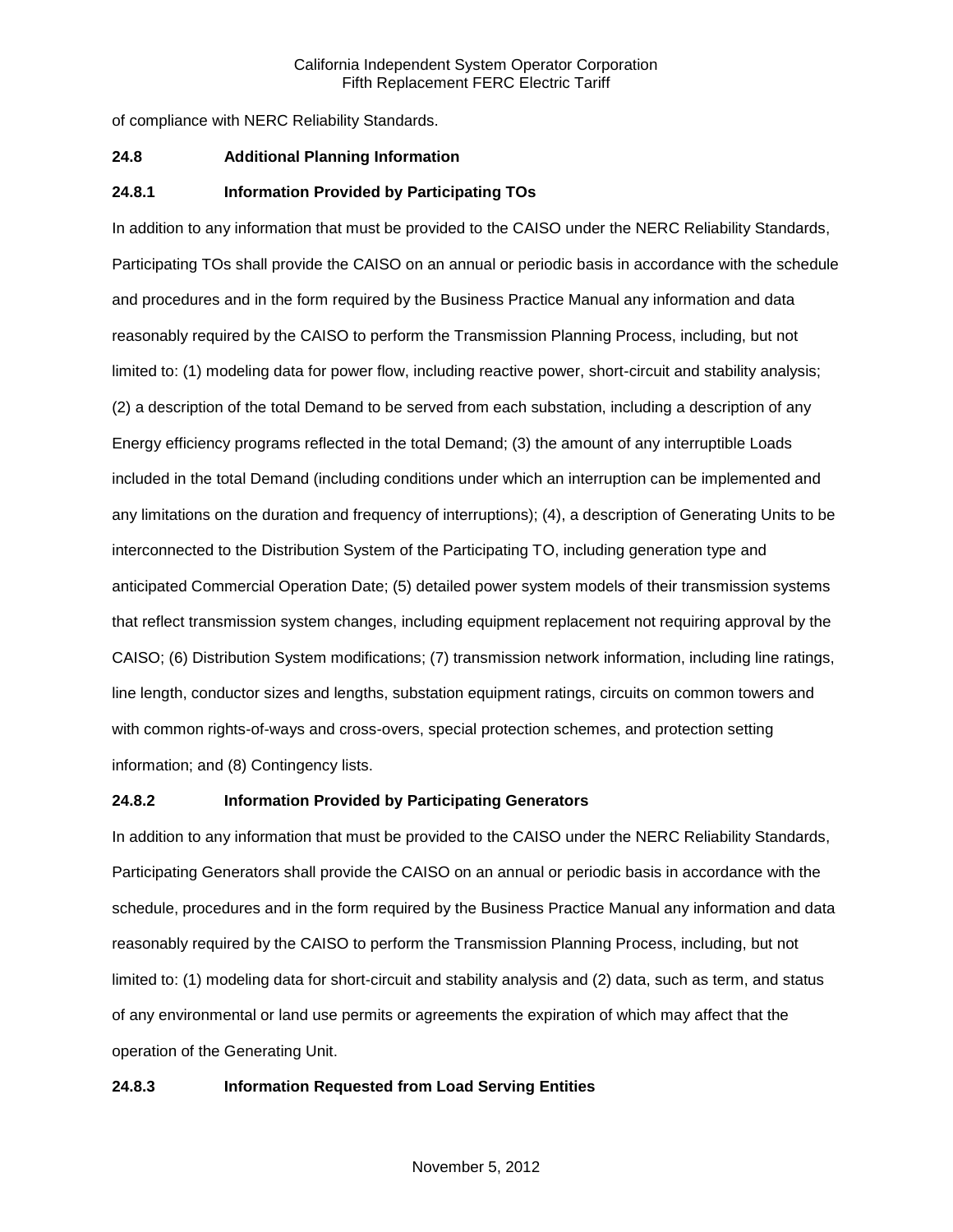of compliance with NERC Reliability Standards.

### 24.8 Additional Planning Information

#### 24.8.1 Information Provided by Participating TOs

In addition to any information that must be provided to the CAISO under the NERC Reliability Standards, Participating TOs shall provide the CAISO on an annual or periodic basis in accordance with the schedule and procedures and in the form required by the Business Practice Manual any information and data reasonably required by the CAISO to perform the Transmission Planning Process, including, but not limited to: (1) modeling data for power flow, including reactive power, short-circuit and stability analysis; (2) a description of the total Demand to be served from each substation, including a description of any Energy efficiency programs reflected in the total Demand; (3) the amount of any interruptible Loads included in the total Demand (including conditions under which an interruption can be implemented and any limitations on the duration and frequency of interruptions); (4), a description of Generating Units to be interconnected to the Distribution System of the Participating TO, including generation type and anticipated Commercial Operation Date; (5) detailed power system models of their transmission systems that reflect transmission system changes, including equipment replacement not requiring approval by the CAISO; (6) Distribution System modifications; (7) transmission network information, including line ratings, line length, conductor sizes and lengths, substation equipment ratings, circuits on common towers and with common rights-of-ways and cross-overs, special protection schemes, and protection setting information; and (8) Contingency lists.

#### 24.8.2 Information Provided by Participating Generators

In addition to any information that must be provided to the CAISO under the NERC Reliability Standards, Participating Generators shall provide the CAISO on an annual or periodic basis in accordance with the schedule, procedures and in the form required by the Business Practice Manual any information and data reasonably required by the CAISO to perform the Transmission Planning Process, including, but not limited to: (1) modeling data for short-circuit and stability analysis and (2) data, such as term, and status of any environmental or land use permits or agreements the expiration of which may affect that the operation of the Generating Unit.

#### 24.8.3 Information Requested from Load Serving Entities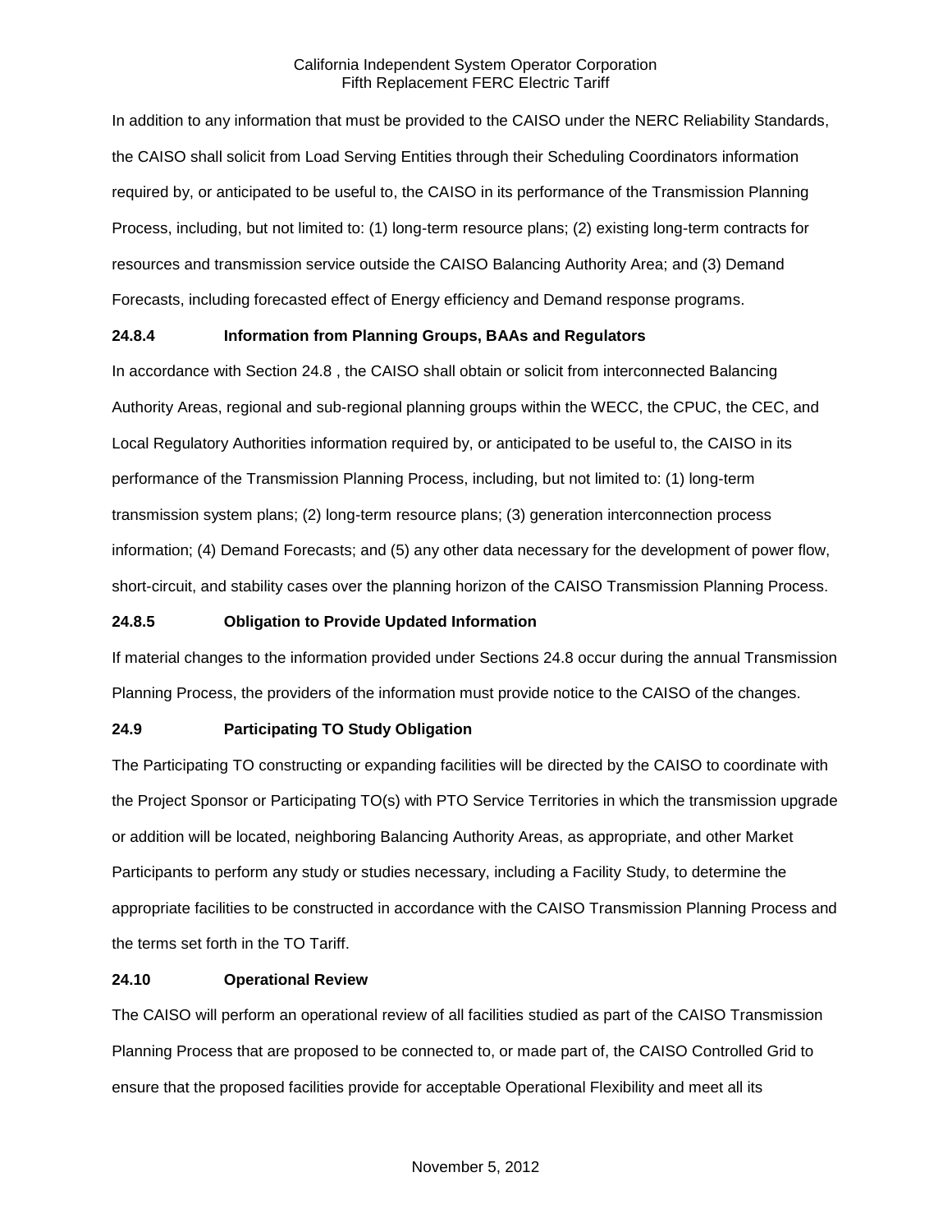In addition to any information that must be provided to the CAISO under the NERC Reliability Standards, the CAISO shall solicit from Load Serving Entities through their Scheduling Coordinators information required by, or anticipated to be useful to, the CAISO in its performance of the Transmission Planning Process, including, but not limited to: (1) long-term resource plans; (2) existing long-term contracts for resources and transmission service outside the CAISO Balancing Authority Area; and (3) Demand Forecasts, including forecasted effect of Energy efficiency and Demand response programs.

**24.8.4 Information from Planning Groups, BAAs and Regulators**

In accordance with Section 24.8 , the CAISO shall obtain or solicit from interconnected Balancing Authority Areas, regional and sub-regional planning groups within the WECC, the CPUC, the CEC, and Local Regulatory Authorities information required by, or anticipated to be useful to, the CAISO in its performance of the Transmission Planning Process, including, but not limited to: (1) long-term transmission system plans; (2) long-term resource plans; (3) generation interconnection process information; (4) Demand Forecasts; and (5) any other data necessary for the development of power flow, short-circuit, and stability cases over the planning horizon of the CAISO Transmission Planning Process.

**24.8.5 Obligation to Provide Updated Information**

If material changes to the information provided under Sections 24.8 occur during the annual Transmission Planning Process, the providers of the information must provide notice to the CAISO of the changes.

**24.9 Participating TO Study Obligation**

The Participating TO constructing or expanding facilities will be directed by the CAISO to coordinate with the Project Sponsor or Participating TO(s) with PTO Service Territories in which the transmission upgrade or addition will be located, neighboring Balancing Authority Areas, as appropriate, and other Market Participants to perform any study or studies necessary, including a Facility Study, to determine the appropriate facilities to be constructed in accordance with the CAISO Transmission Planning Process and the terms set forth in the TO Tariff.

**24.10 Operational Review**

The CAISO will perform an operational review of all facilities studied as part of the CAISO Transmission Planning Process that are proposed to be connected to, or made part of, the CAISO Controlled Grid to ensure that the proposed facilities provide for acceptable Operational Flexibility and meet all its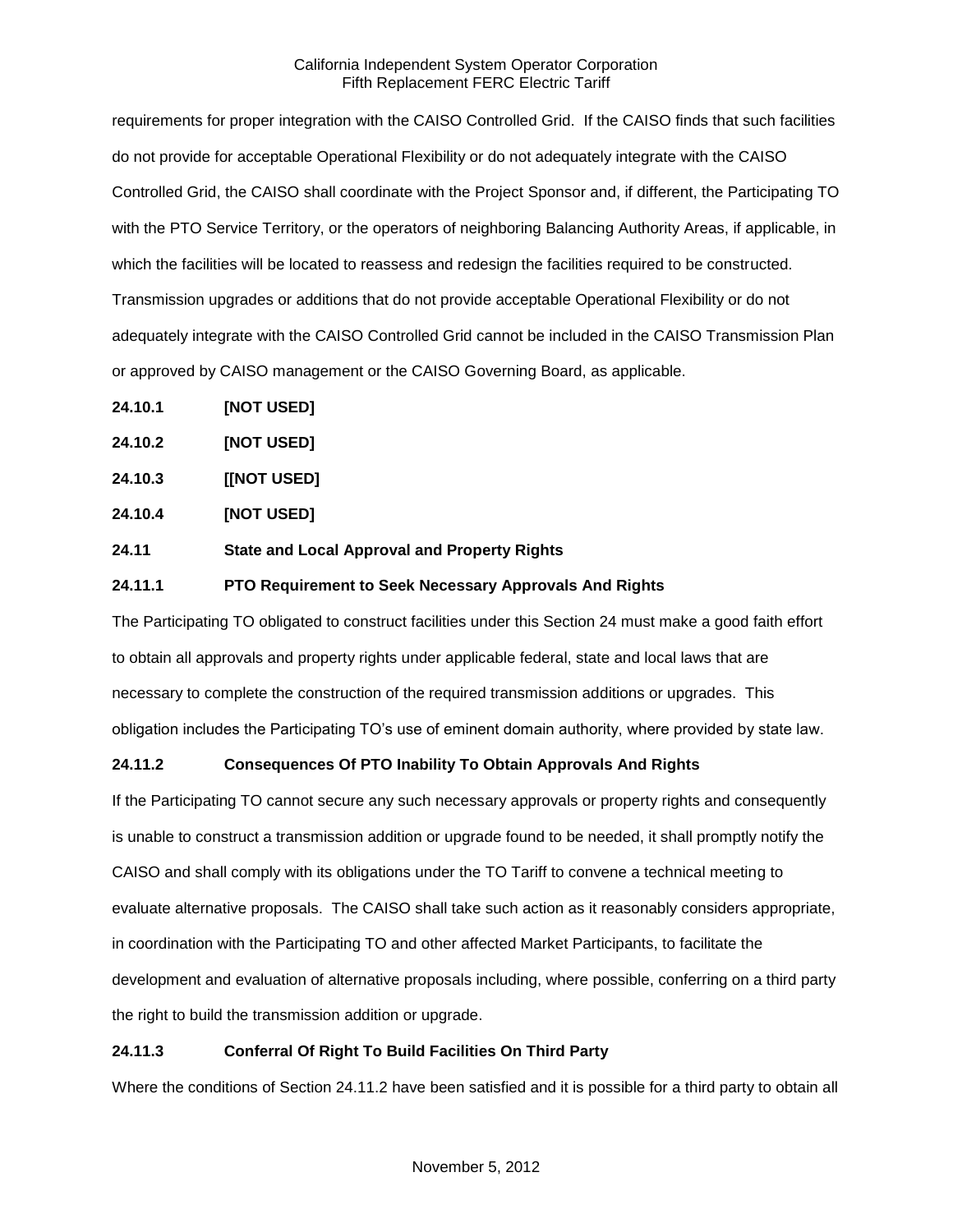requirements for proper integration with the CAISO Controlled Grid. If the CAISO finds that such facilities do not provide for acceptable Operational Flexibility or do not adequately integrate with the CAISO Controlled Grid, the CAISO shall coordinate with the Project Sponsor and, if different, the Participating TO with the PTO Service Territory, or the operators of neighboring Balancing Authority Areas, if applicable, in which the facilities will be located to reassess and redesign the facilities required to be constructed. Transmission upgrades or additions that do not provide acceptable Operational Flexibility or do not adequately integrate with the CAISO Controlled Grid cannot be included in the CAISO Transmission Plan or approved by CAISO management or the CAISO Governing Board, as applicable.

**24.10.1 [NOT USED]**

**24.10.2 [NOT USED]**

**24.10.3 [[NOT USED]**

**24.10.4 [NOT USED]**

**24.11 State and Local Approval and Property Rights**

**24.11.1 PTO Requirement to Seek Necessary Approvals And Rights**

The Participating TO obligated to construct facilities under this Section 24 must make a good faith effort to obtain all approvals and property rights under applicable federal, state and local laws that are necessary to complete the construction of the required transmission additions or upgrades. This obligation includes the Participating TO's use of eminent domain authority, where provided by state law.

**24.11.2 Consequences Of PTO Inability To Obtain Approvals And Rights**

If the Participating TO cannot secure any such necessary approvals or property rights and consequently is unable to construct a transmission addition or upgrade found to be needed, it shall promptly notify the CAISO and shall comply with its obligations under the TO Tariff to convene a technical meeting to evaluate alternative proposals. The CAISO shall take such action as it reasonably considers appropriate, in coordination with the Participating TO and other affected Market Participants, to facilitate the development and evaluation of alternative proposals including, where possible, conferring on a third party the right to build the transmission addition or upgrade.

**24.11.3 Conferral Of Right To Build Facilities On Third Party**

Where the conditions of Section 24.11.2 have been satisfied and it is possible for a third party to obtain all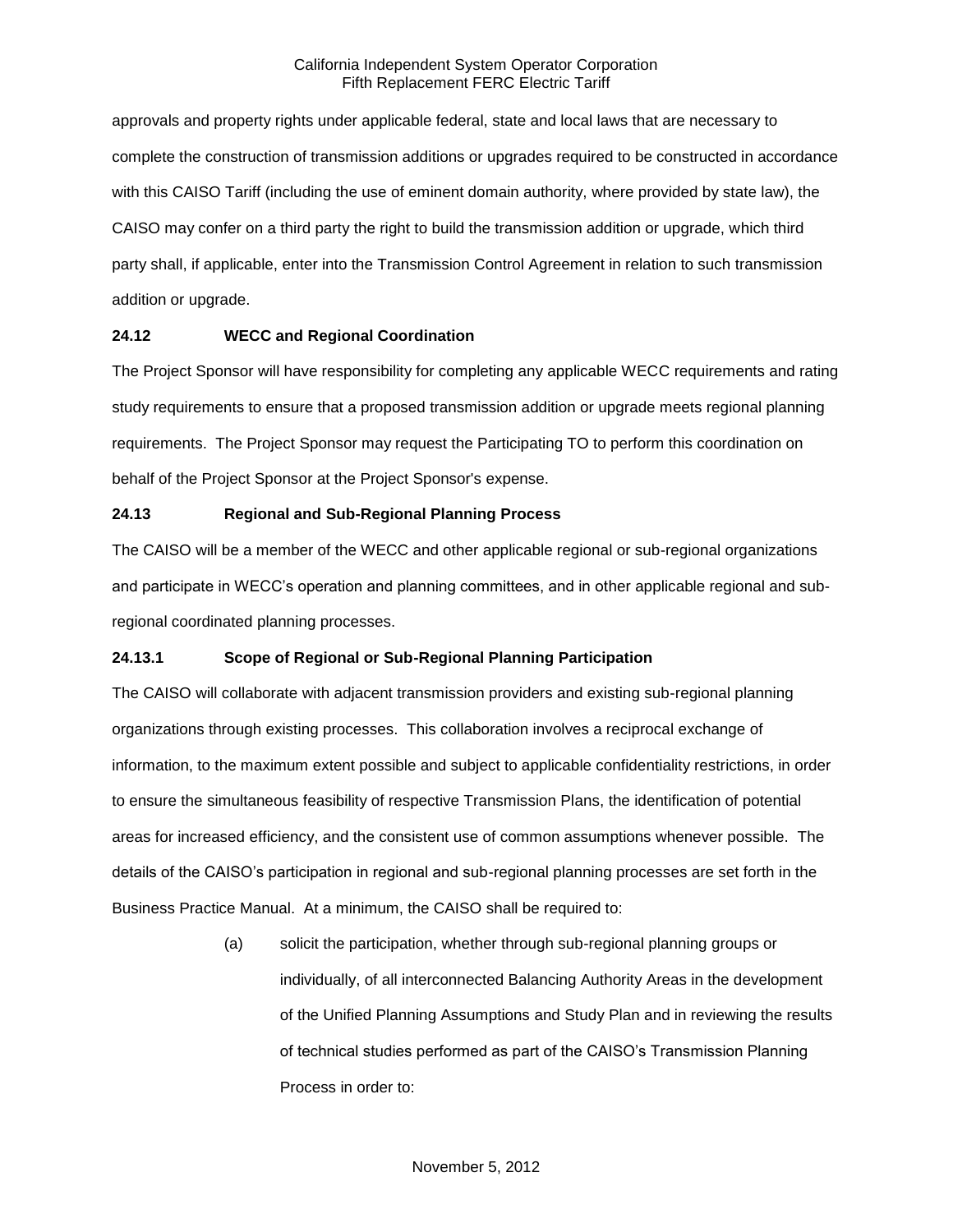approvals and property rights under applicable federal, state and local laws that are necessary to complete the construction of transmission additions or upgrades required to be constructed in accordance with this CAISO Tariff (including the use of eminent domain authority, where provided by state law), the CAISO may confer on a third party the right to build the transmission addition or upgrade, which third party shall, if applicable, enter into the Transmission Control Agreement in relation to such transmission addition or upgrade.

### 24.12 WECC and Regional Coordination

The Project Sponsor will have responsibility for completing any applicable WECC requirements and rating study requirements to ensure that a proposed transmission addition or upgrade meets regional planning requirements. The Project Sponsor may request the Participating TO to perform this coordination on behalf of the Project Sponsor at the Project Sponsor's expense.

### 24.13 Regional and Sub-Regional Planning Process

The CAISO will be a member of the WECC and other applicable regional or sub-regional organizations and participate in WECC's operation and planning committees, and in other applicable regional and sub-regional coordinated planning processes.

#### 24.13.1 Scope of Regional or Sub-Regional Planning Participation

The CAISO will collaborate with adjacent transmission providers and existing sub-regional planning organizations through existing processes. This collaboration involves a reciprocal exchange of information, to the maximum extent possible and subject to applicable confidentiality restrictions, in order to ensure the simultaneous feasibility of respective Transmission Plans, the identification of potential areas for increased efficiency, and the consistent use of common assumptions whenever possible. The details of the CAISO's participation in regional and sub-regional planning processes are set forth in the Business Practice Manual. At a minimum, the CAISO shall be required to:

(a) solicit the participation, whether through sub-regional planning groups or individually, of all interconnected Balancing Authority Areas in the development of the Unified Planning Assumptions and Study Plan and in reviewing the results of technical studies performed as part of the CAISO's Transmission Planning Process in order to: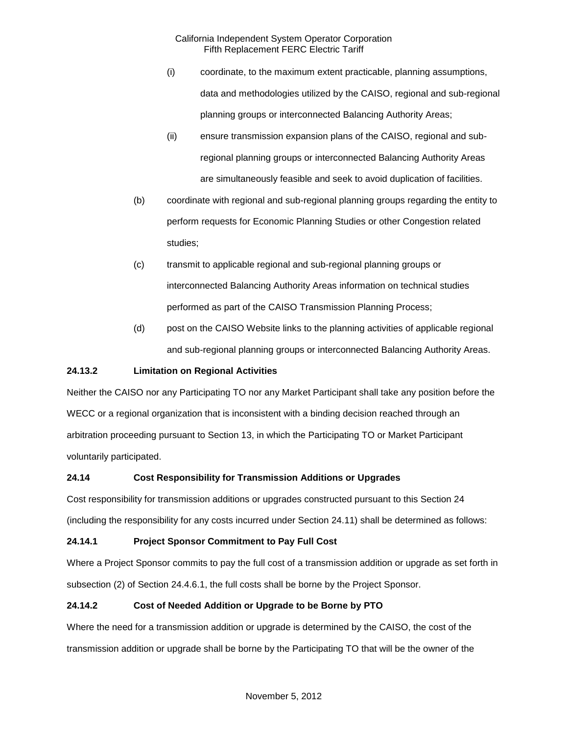(i) coordinate, to the maximum extent practicable, planning assumptions, data and methodologies utilized by the CAISO, regional and sub-regional planning groups or interconnected Balancing Authority Areas;

(ii) ensure transmission expansion plans of the CAISO, regional and sub-regional planning groups or interconnected Balancing Authority Areas are simultaneously feasible and seek to avoid duplication of facilities.

(b) coordinate with regional and sub-regional planning groups regarding the entity to perform requests for Economic Planning Studies or other Congestion related studies;

(c) transmit to applicable regional and sub-regional planning groups or interconnected Balancing Authority Areas information on technical studies performed as part of the CAISO Transmission Planning Process;

(d) post on the CAISO Website links to the planning activities of applicable regional and sub-regional planning groups or interconnected Balancing Authority Areas.

**24.13.2 Limitation on Regional Activities**

Neither the CAISO nor any Participating TO nor any Market Participant shall take any position before the WECC or a regional organization that is inconsistent with a binding decision reached through an arbitration proceeding pursuant to Section 13, in which the Participating TO or Market Participant voluntarily participated.

**24.14 Cost Responsibility for Transmission Additions or Upgrades**

Cost responsibility for transmission additions or upgrades constructed pursuant to this Section 24 (including the responsibility for any costs incurred under Section 24.11) shall be determined as follows:

**24.14.1 Project Sponsor Commitment to Pay Full Cost**

Where a Project Sponsor commits to pay the full cost of a transmission addition or upgrade as set forth in subsection (2) of Section 24.4.6.1, the full costs shall be borne by the Project Sponsor.

**24.14.2 Cost of Needed Addition or Upgrade to be Borne by PTO**

Where the need for a transmission addition or upgrade is determined by the CAISO, the cost of the transmission addition or upgrade shall be borne by the Participating TO that will be the owner of the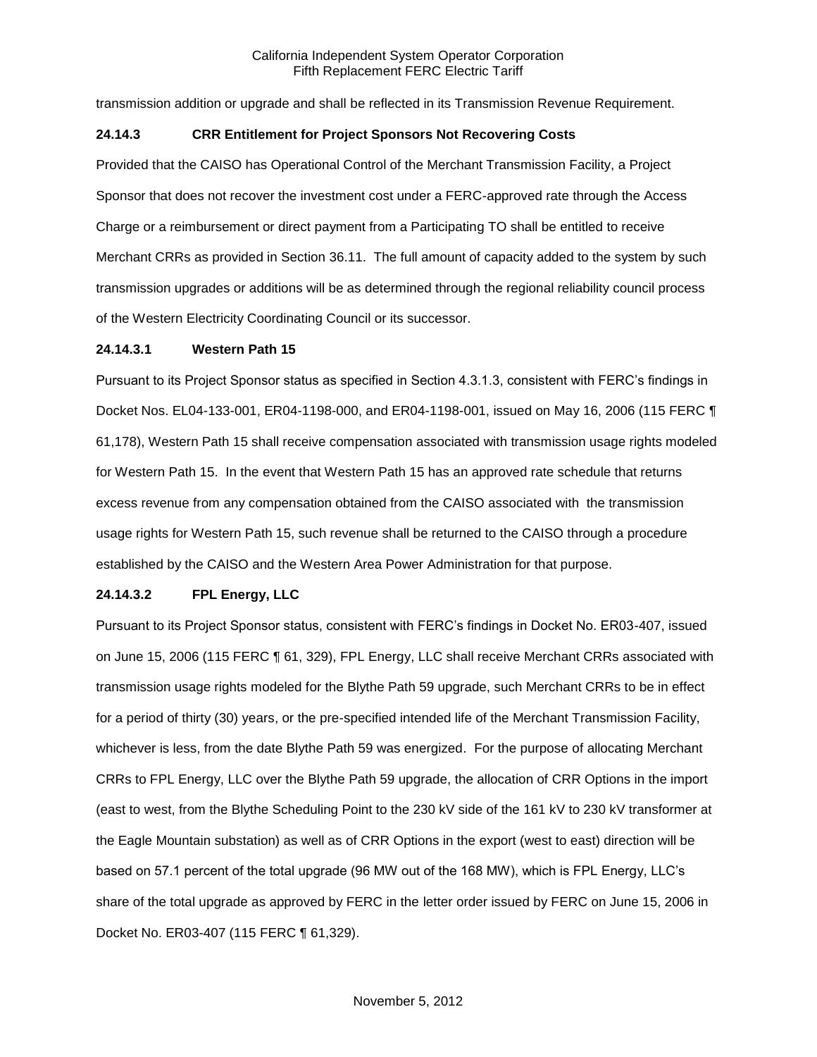transmission addition or upgrade and shall be reflected in its Transmission Revenue Requirement.

### 24.14.3 CRR Entitlement for Project Sponsors Not Recovering Costs

Provided that the CAISO has Operational Control of the Merchant Transmission Facility, a Project Sponsor that does not recover the investment cost under a FERC-approved rate through the Access Charge or a reimbursement or direct payment from a Participating TO shall be entitled to receive Merchant CRRs as provided in Section 36.11. The full amount of capacity added to the system by such transmission upgrades or additions will be as determined through the regional reliability council process of the Western Electricity Coordinating Council or its successor.

#### 24.14.3.1 Western Path 15

Pursuant to its Project Sponsor status as specified in Section 4.3.1.3, consistent with FERC's findings in Docket Nos. EL04-133-001, ER04-1198-000, and ER04-1198-001, issued on May 16, 2006 (115 FERC ¶ 61,178), Western Path 15 shall receive compensation associated with transmission usage rights modeled for Western Path 15. In the event that Western Path 15 has an approved rate schedule that returns excess revenue from any compensation obtained from the CAISO associated with the transmission usage rights for Western Path 15, such revenue shall be returned to the CAISO through a procedure established by the CAISO and the Western Area Power Administration for that purpose.

#### 24.14.3.2 FPL Energy, LLC

Pursuant to its Project Sponsor status, consistent with FERC's findings in Docket No. ER03-407, issued on June 15, 2006 (115 FERC ¶ 61, 329), FPL Energy, LLC shall receive Merchant CRRs associated with transmission usage rights modeled for the Blythe Path 59 upgrade, such Merchant CRRs to be in effect for a period of thirty (30) years, or the pre-specified intended life of the Merchant Transmission Facility, whichever is less, from the date Blythe Path 59 was energized. For the purpose of allocating Merchant CRRs to FPL Energy, LLC over the Blythe Path 59 upgrade, the allocation of CRR Options in the import (east to west, from the Blythe Scheduling Point to the 230 kV side of the 161 kV to 230 kV transformer at the Eagle Mountain substation) as well as of CRR Options in the export (west to east) direction will be based on 57.1 percent of the total upgrade (96 MW out of the 168 MW), which is FPL Energy, LLC's share of the total upgrade as approved by FERC in the letter order issued by FERC on June 15, 2006 in Docket No. ER03-407 (115 FERC ¶ 61,329).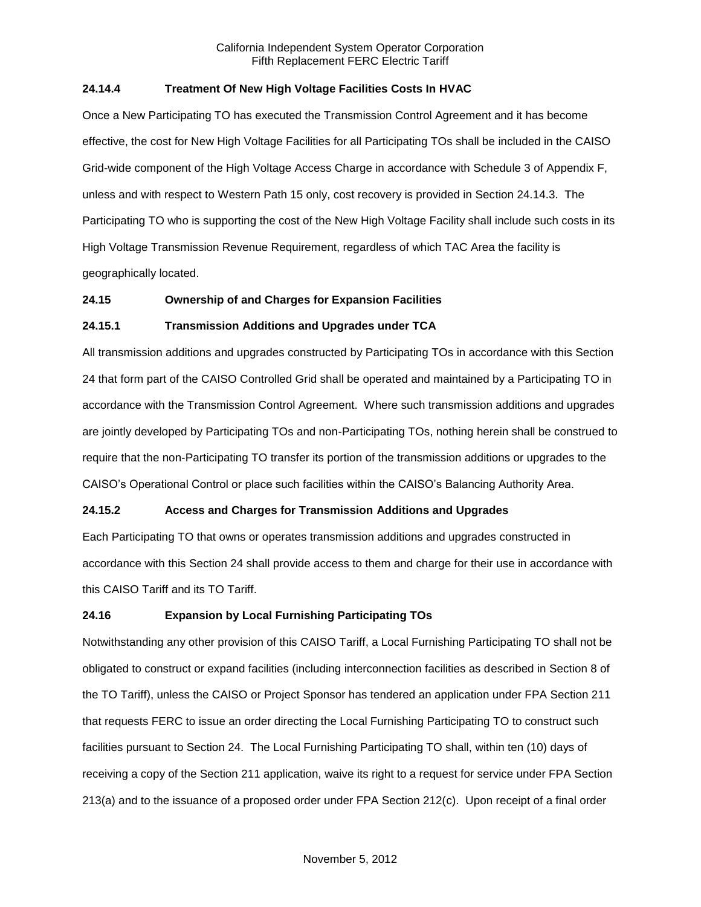### 24.14.4 Treatment Of New High Voltage Facilities Costs In HVAC

Once a New Participating TO has executed the Transmission Control Agreement and it has become effective, the cost for New High Voltage Facilities for all Participating TOs shall be included in the CAISO Grid-wide component of the High Voltage Access Charge in accordance with Schedule 3 of Appendix F, unless and with respect to Western Path 15 only, cost recovery is provided in Section 24.14.3. The Participating TO who is supporting the cost of the New High Voltage Facility shall include such costs in its High Voltage Transmission Revenue Requirement, regardless of which TAC Area the facility is geographically located.

## 24.15 Ownership of and Charges for Expansion Facilities

### 24.15.1 Transmission Additions and Upgrades under TCA

All transmission additions and upgrades constructed by Participating TOs in accordance with this Section 24 that form part of the CAISO Controlled Grid shall be operated and maintained by a Participating TO in accordance with the Transmission Control Agreement. Where such transmission additions and upgrades are jointly developed by Participating TOs and non-Participating TOs, nothing herein shall be construed to require that the non-Participating TO transfer its portion of the transmission additions or upgrades to the CAISO's Operational Control or place such facilities within the CAISO's Balancing Authority Area.

### 24.15.2 Access and Charges for Transmission Additions and Upgrades

Each Participating TO that owns or operates transmission additions and upgrades constructed in accordance with this Section 24 shall provide access to them and charge for their use in accordance with this CAISO Tariff and its TO Tariff.

## 24.16 Expansion by Local Furnishing Participating TOs

Notwithstanding any other provision of this CAISO Tariff, a Local Furnishing Participating TO shall not be obligated to construct or expand facilities (including interconnection facilities as described in Section 8 of the TO Tariff), unless the CAISO or Project Sponsor has tendered an application under FPA Section 211 that requests FERC to issue an order directing the Local Furnishing Participating TO to construct such facilities pursuant to Section 24. The Local Furnishing Participating TO shall, within ten (10) days of receiving a copy of the Section 211 application, waive its right to a request for service under FPA Section 213(a) and to the issuance of a proposed order under FPA Section 212(c). Upon receipt of a final order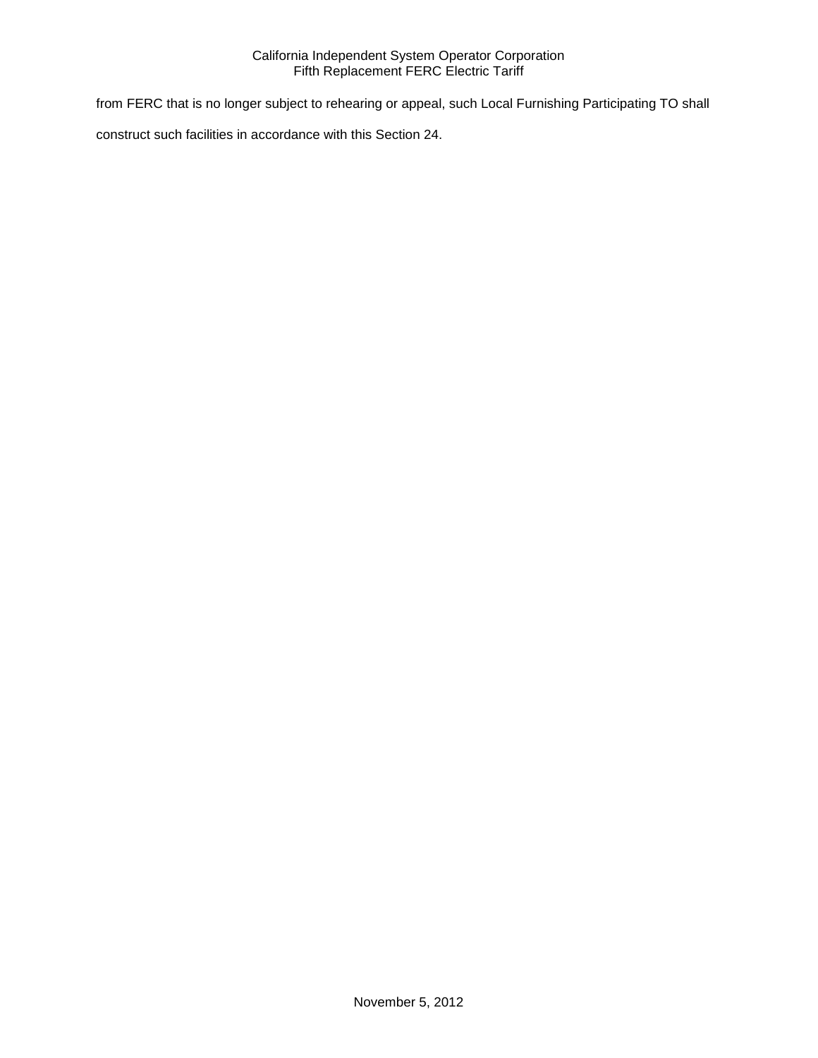from FERC that is no longer subject to rehearing or appeal, such Local Furnishing Participating TO shall construct such facilities in accordance with this Section 24.